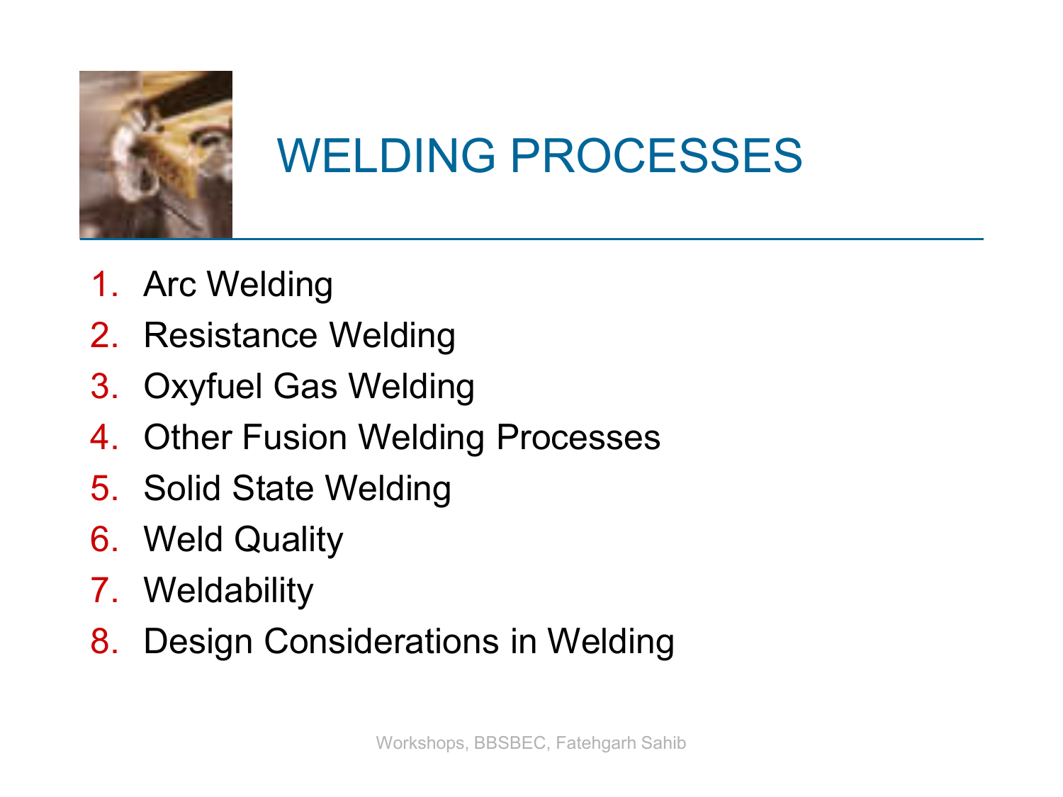# WELDING PROCESSES

1. Arc Welding
2. Resistance Welding
3. Oxyfuel Gas Welding
4. Other Fusion Welding Processes
5. Solid State Welding
6. Weld Quality
7. Weldability
8. Design Considerations in Welding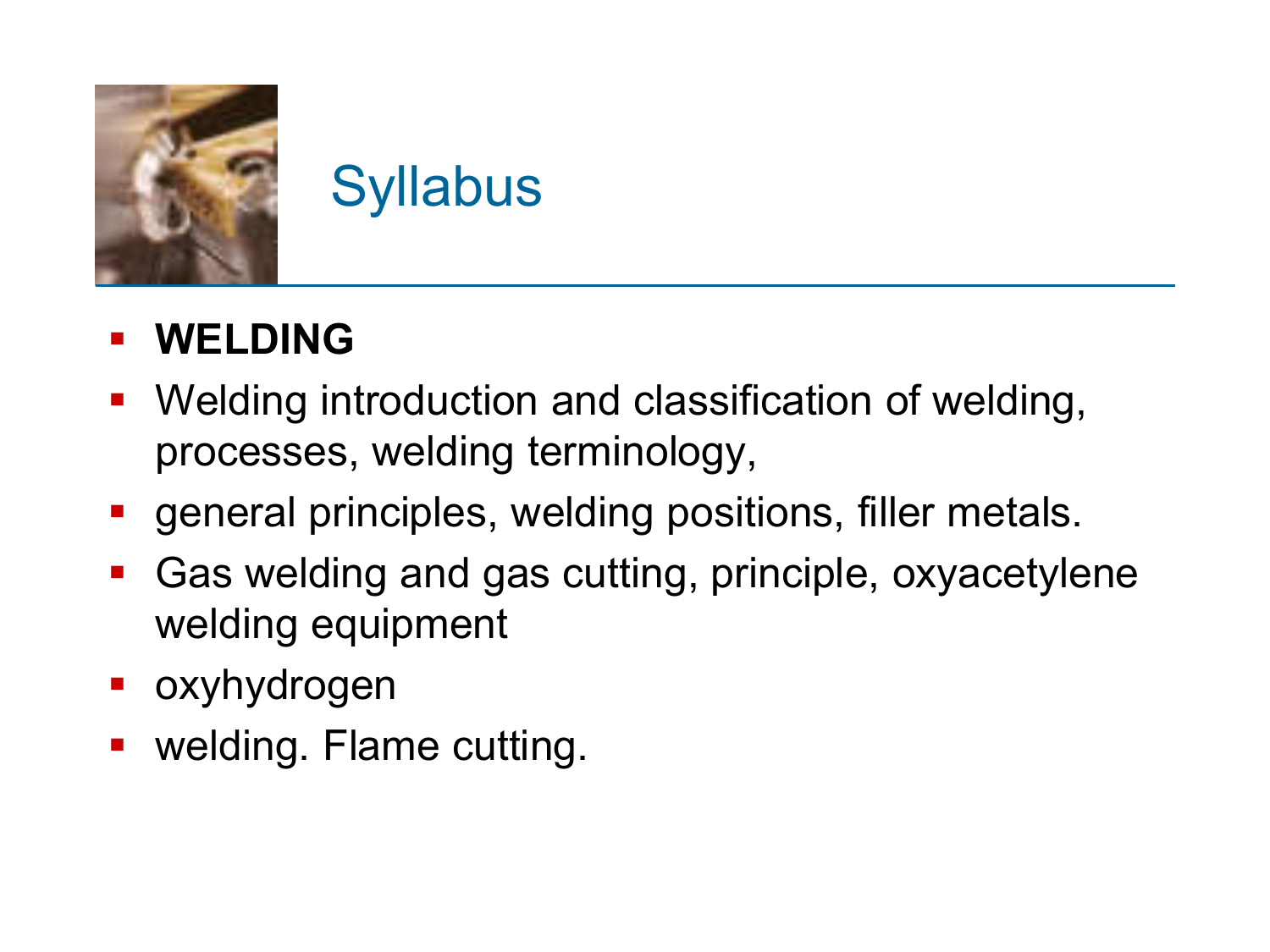# Syllabus

- **WELDING**
- Welding introduction and classification of welding, processes, welding terminology,
- general principles, welding positions, filler metals.
- Gas welding and gas cutting, principle, oxyacetylene welding equipment
- oxyhydrogen
- welding. Flame cutting.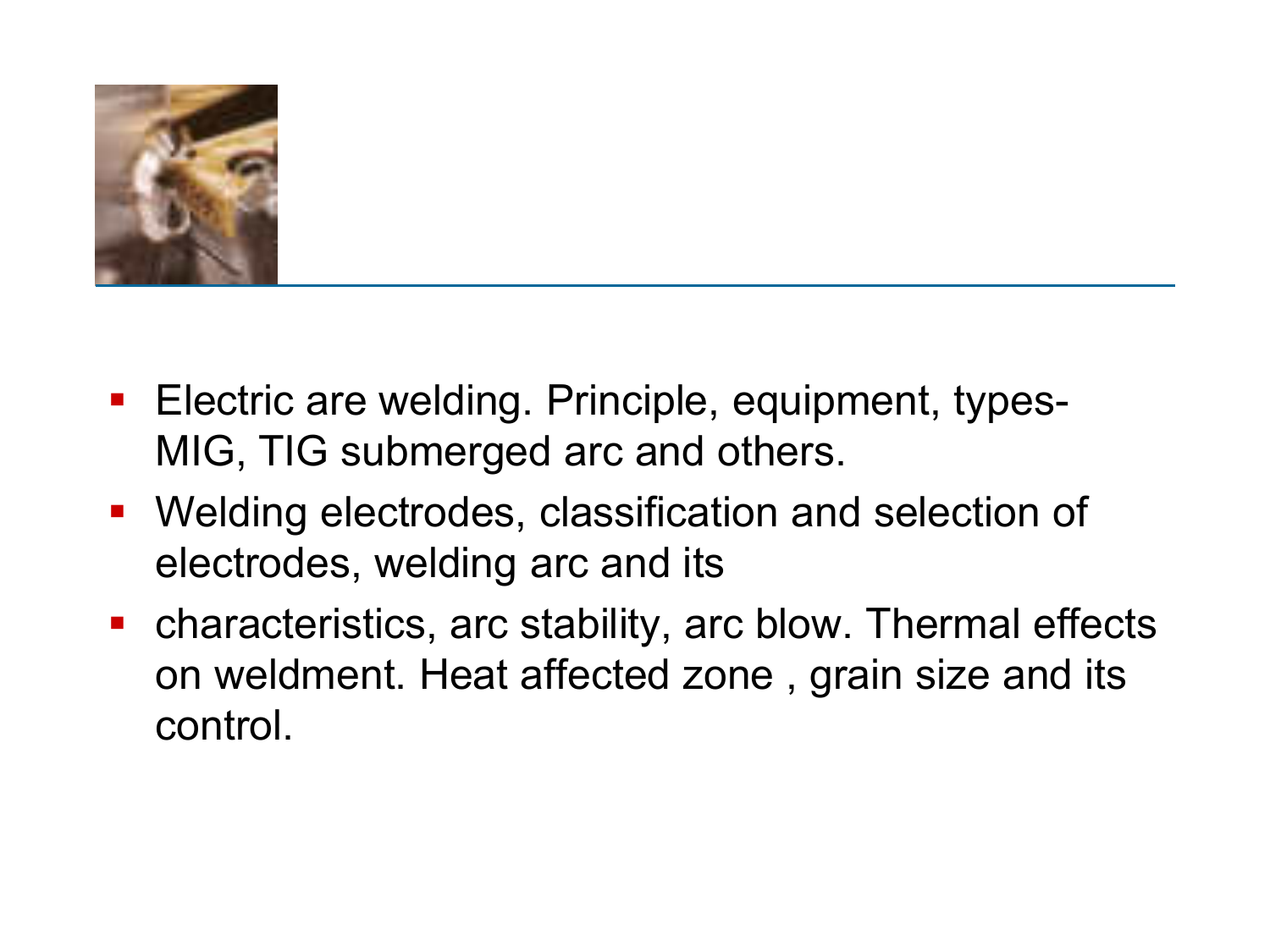- Electric are welding. Principle, equipment, types- MIG, TIG submerged arc and others.
- Welding electrodes, classification and selection of electrodes, welding arc and its
- characteristics, arc stability, arc blow. Thermal effects on weldment. Heat affected zone , grain size and its control.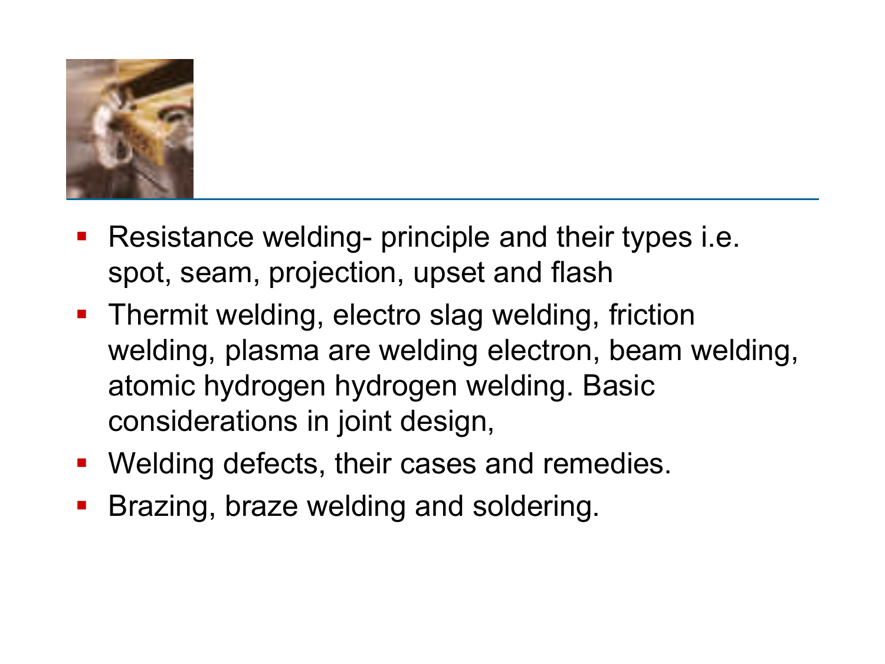- Resistance welding- principle and their types i.e. spot, seam, projection, upset and flash
- Thermit welding, electro slag welding, friction welding, plasma are welding electron, beam welding, atomic hydrogen hydrogen welding. Basic considerations in joint design,
- Welding defects, their cases and remedies.
- Brazing, braze welding and soldering.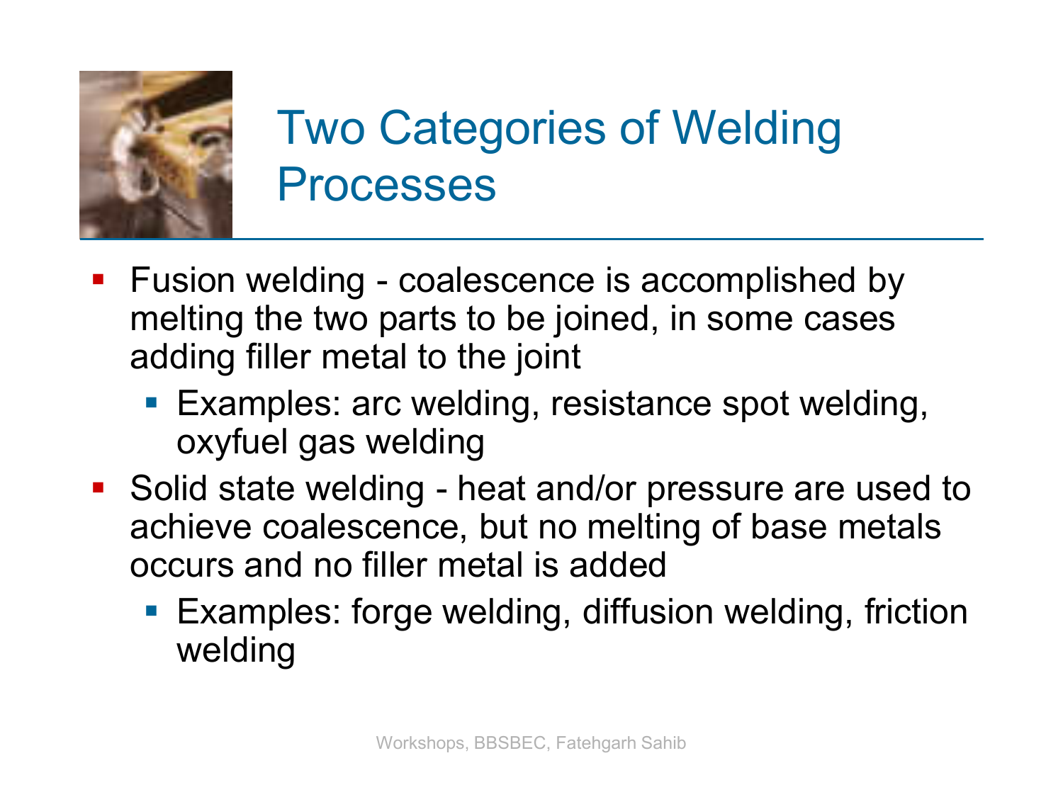# Two Categories of Welding Processes

- Fusion welding - coalescence is accomplished by melting the two parts to be joined, in some cases adding filler metal to the joint
  - Examples: arc welding, resistance spot welding, oxyfuel gas welding
- Solid state welding - heat and/or pressure are used to achieve coalescence, but no melting of base metals occurs and no filler metal is added
  - Examples: forge welding, diffusion welding, friction welding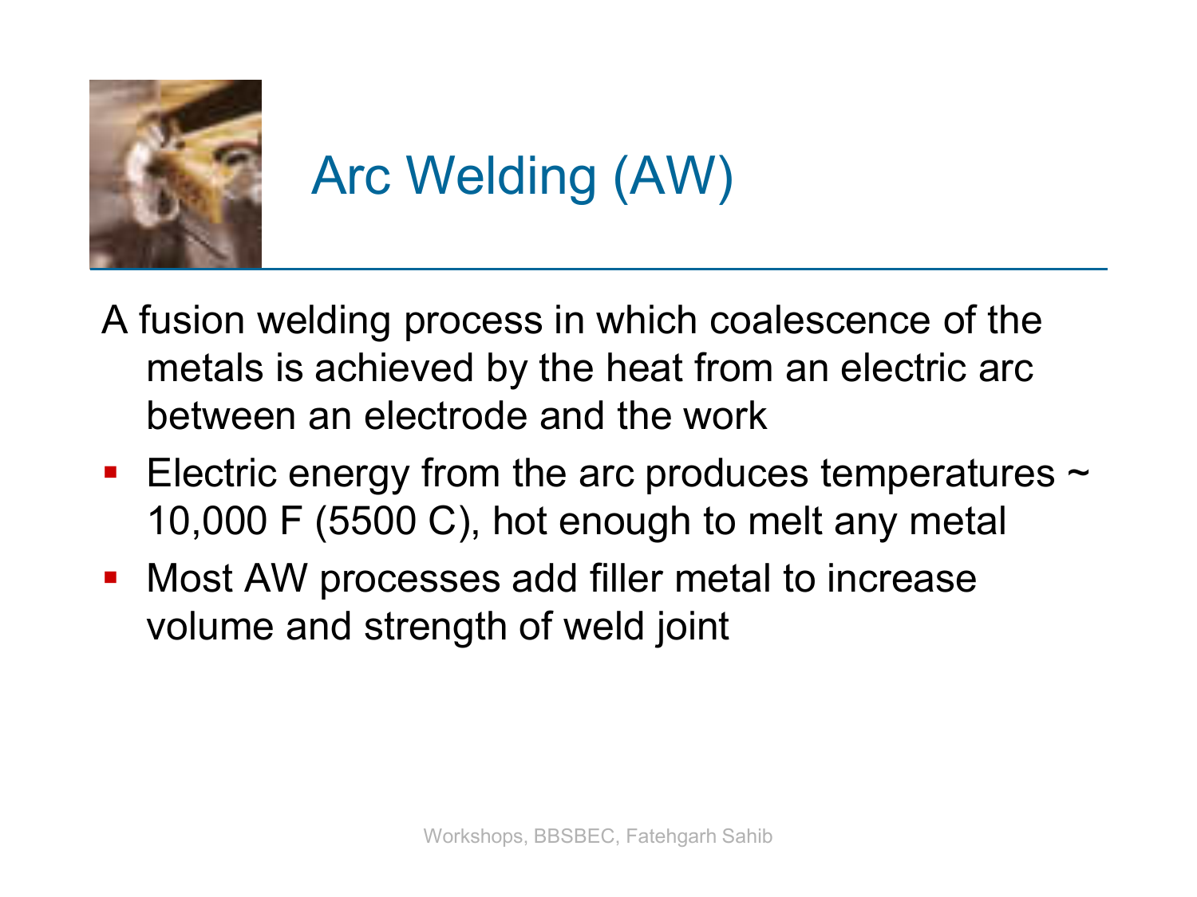# Arc Welding (AW)

A fusion welding process in which coalescence of the metals is achieved by the heat from an electric arc between an electrode and the work

- Electric energy from the arc produces temperatures ~ 10,000 F (5500 C), hot enough to melt any metal
- Most AW processes add filler metal to increase volume and strength of weld joint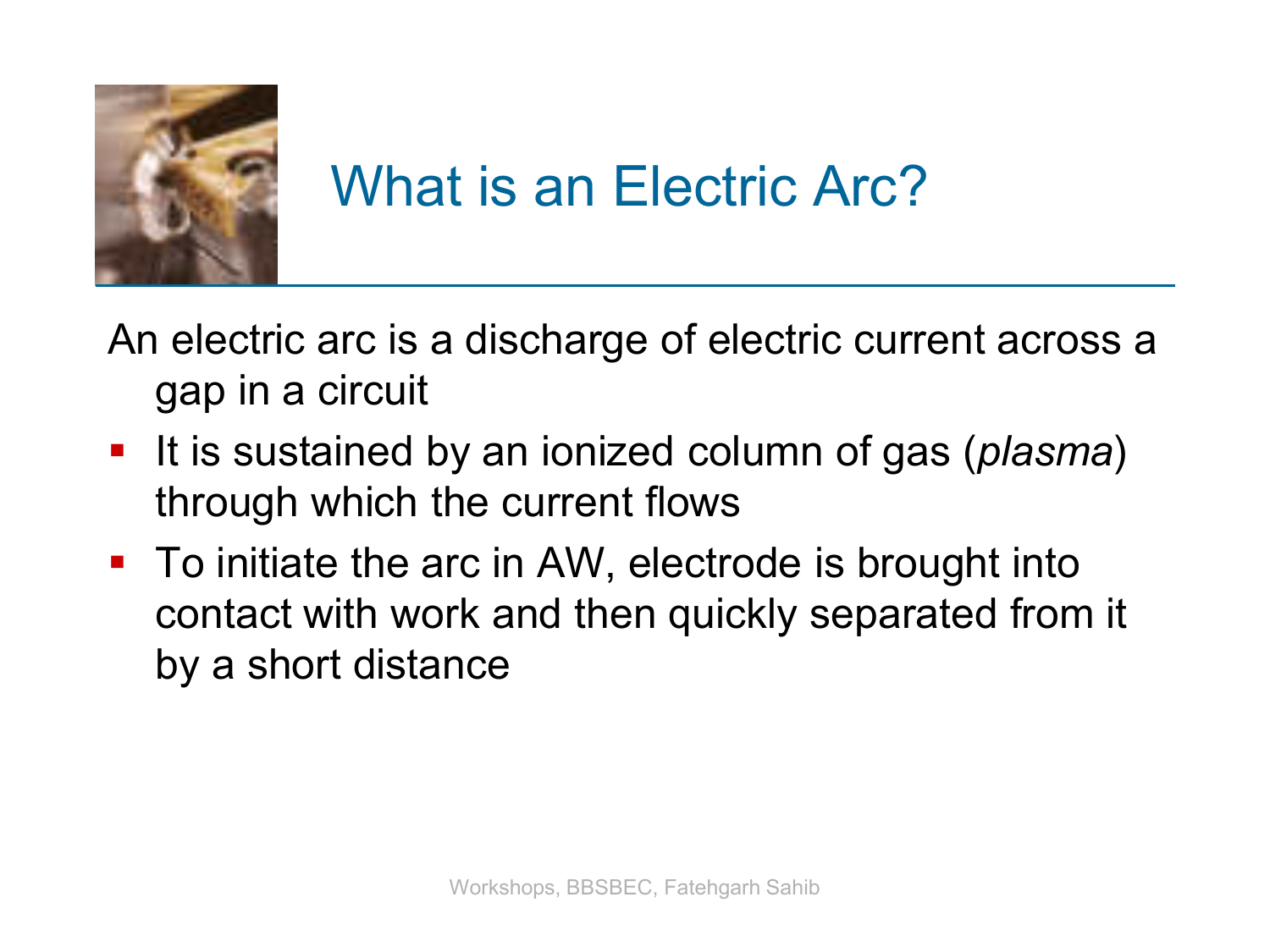# What is an Electric Arc?

An electric arc is a discharge of electric current across a gap in a circuit

- It is sustained by an ionized column of gas (*plasma*) through which the current flows
- To initiate the arc in AW, electrode is brought into contact with work and then quickly separated from it by a short distance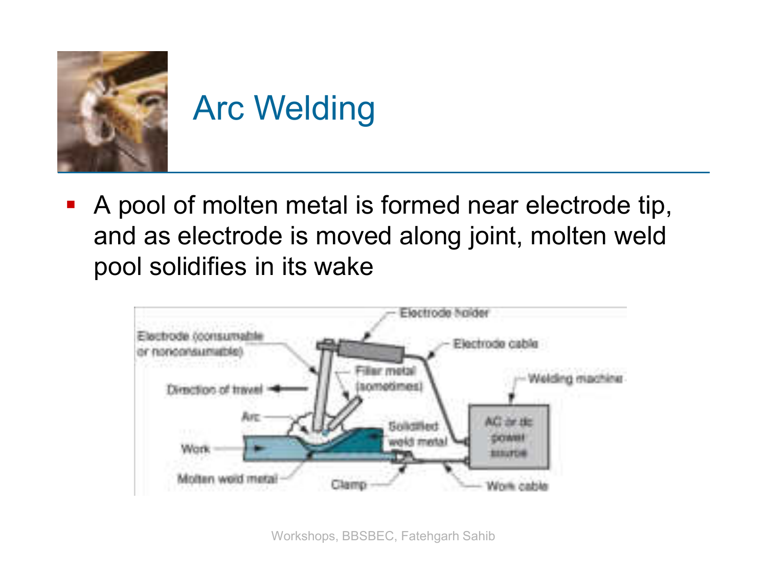# Arc Welding

- A pool of molten metal is formed near electrode tip, and as electrode is moved along joint, molten weld pool solidifies in its wake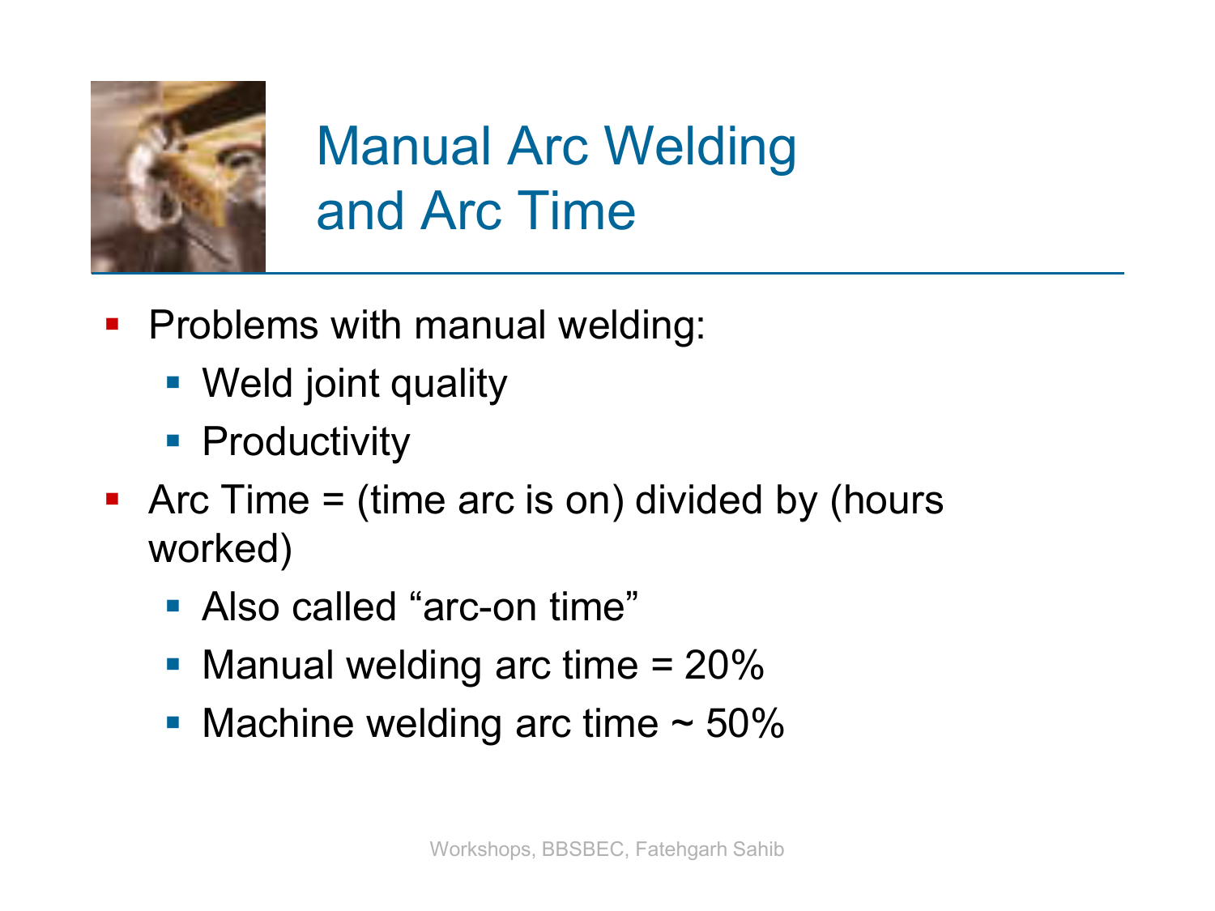# Manual Arc Welding and Arc Time

- Problems with manual welding:
  - Weld joint quality
  - Productivity
- Arc Time = (time arc is on) divided by (hours worked)
  - Also called “arc-on time”
  - Manual welding arc time = 20%
  - Machine welding arc time ~ 50%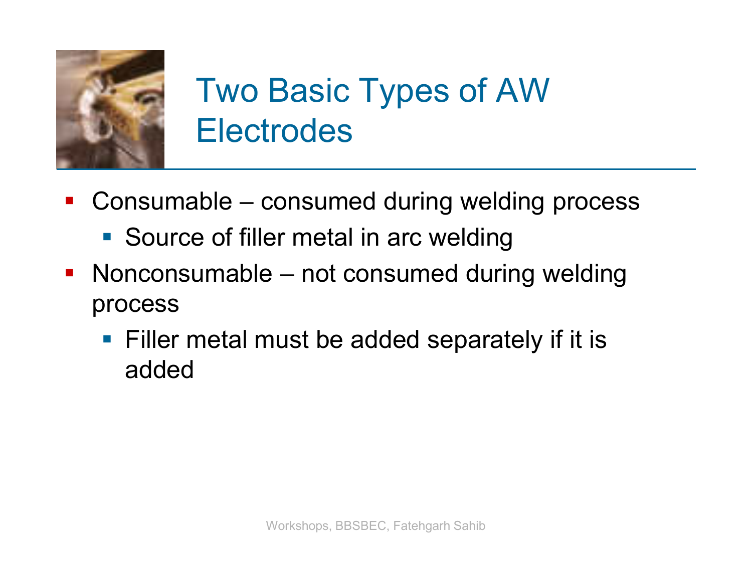# Two Basic Types of AW Electrodes

- Consumable – consumed during welding process
  - Source of filler metal in arc welding
- Nonconsumable – not consumed during welding process
  - Filler metal must be added separately if it is added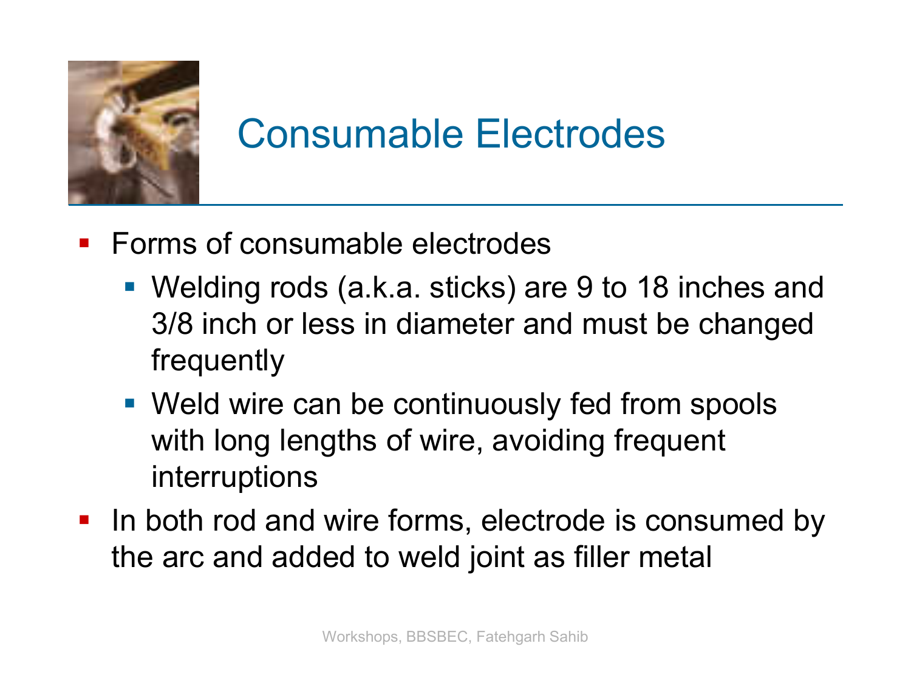# Consumable Electrodes

- Forms of consumable electrodes
  - Welding rods (a.k.a. sticks) are 9 to 18 inches and 3/8 inch or less in diameter and must be changed frequently
  - Weld wire can be continuously fed from spools with long lengths of wire, avoiding frequent interruptions
- In both rod and wire forms, electrode is consumed by the arc and added to weld joint as filler metal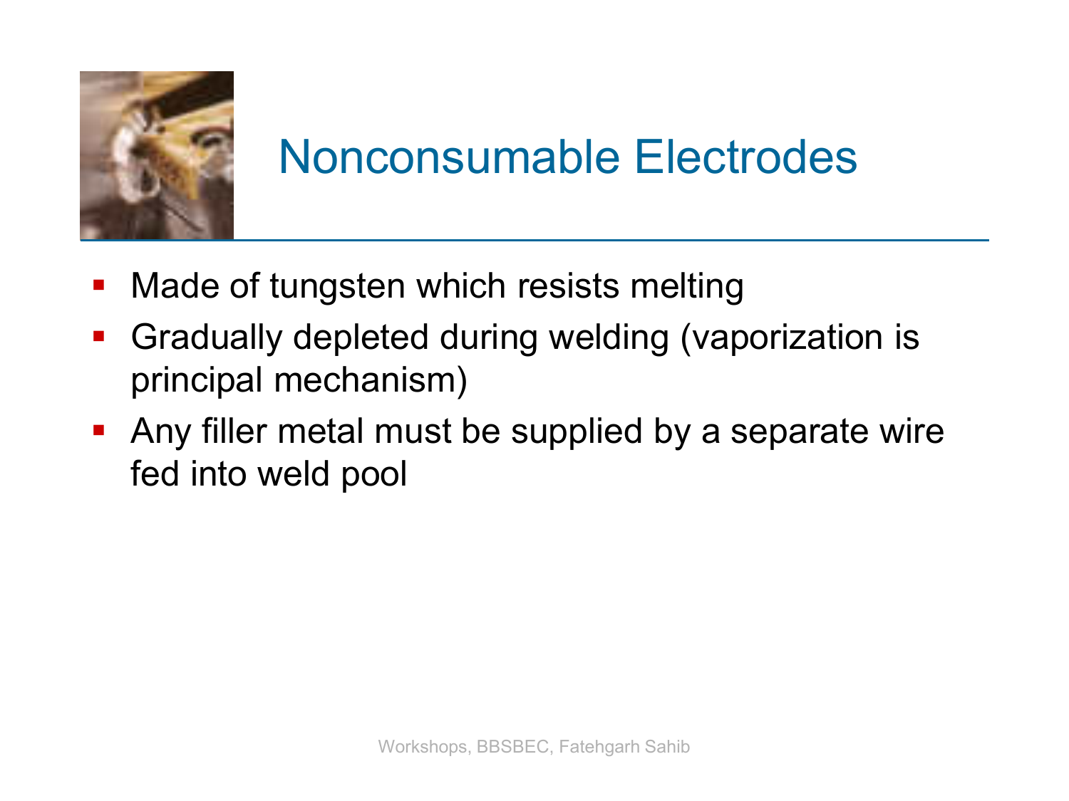# Nonconsumable Electrodes

- Made of tungsten which resists melting
- Gradually depleted during welding (vaporization is principal mechanism)
- Any filler metal must be supplied by a separate wire fed into weld pool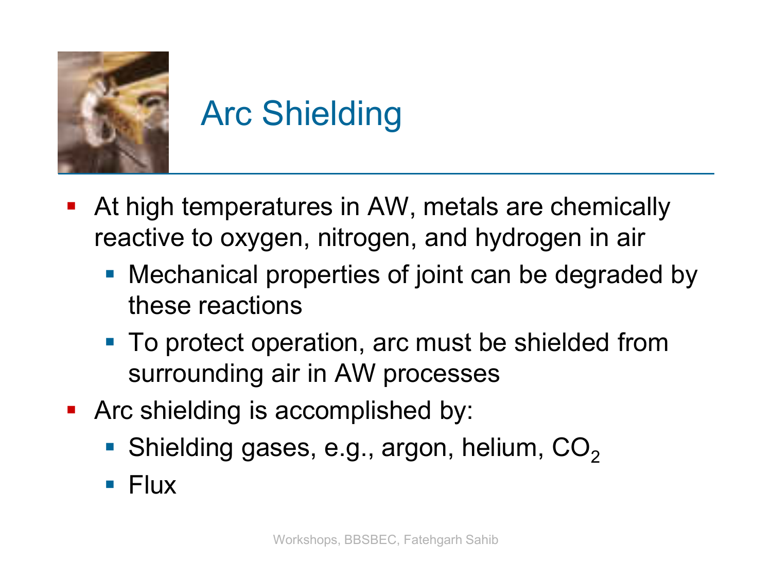# Arc Shielding

- At high temperatures in AW, metals are chemically reactive to oxygen, nitrogen, and hydrogen in air
  - Mechanical properties of joint can be degraded by these reactions
  - To protect operation, arc must be shielded from surrounding air in AW processes
- Arc shielding is accomplished by:
  - Shielding gases, e.g., argon, helium, $CO_2$
  - Flux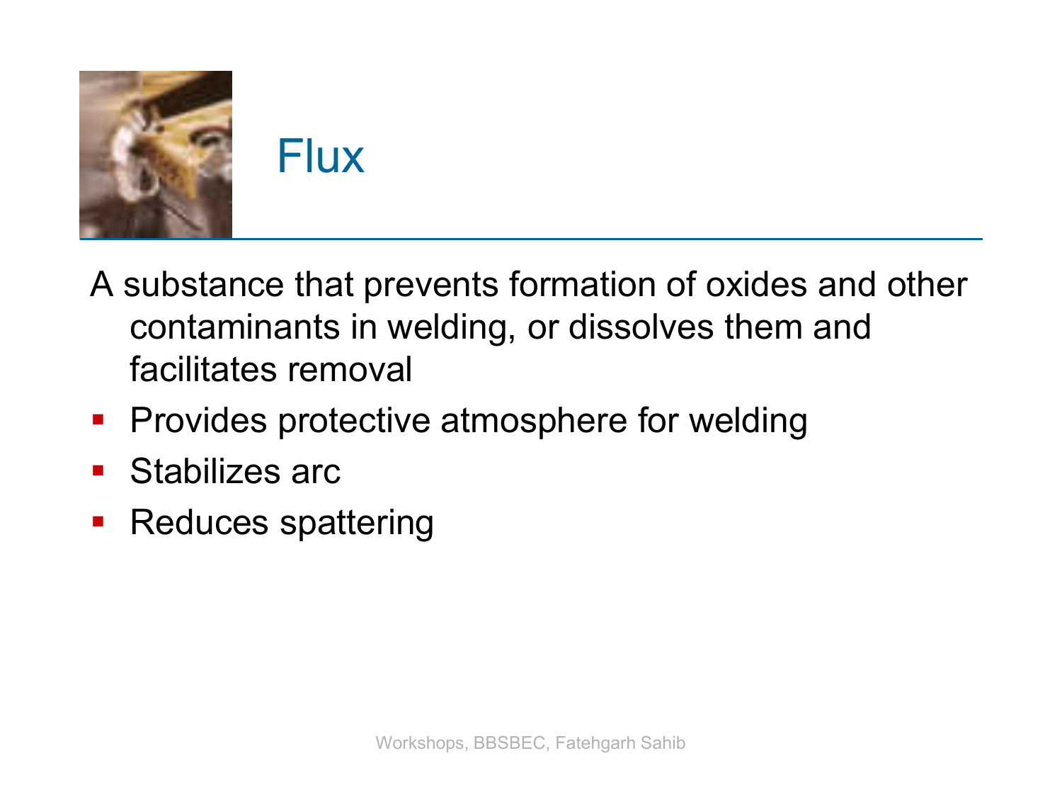# Flux

A substance that prevents formation of oxides and other contaminants in welding, or dissolves them and facilitates removal

- Provides protective atmosphere for welding
- Stabilizes arc
- Reduces spattering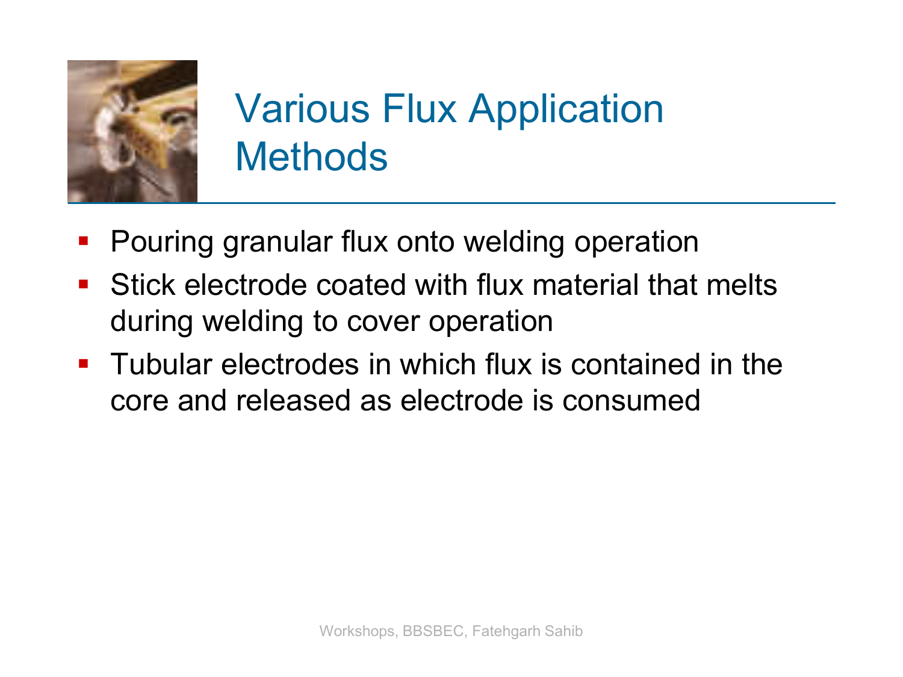# Various Flux Application Methods

- Pouring granular flux onto welding operation
- Stick electrode coated with flux material that melts during welding to cover operation
- Tubular electrodes in which flux is contained in the core and released as electrode is consumed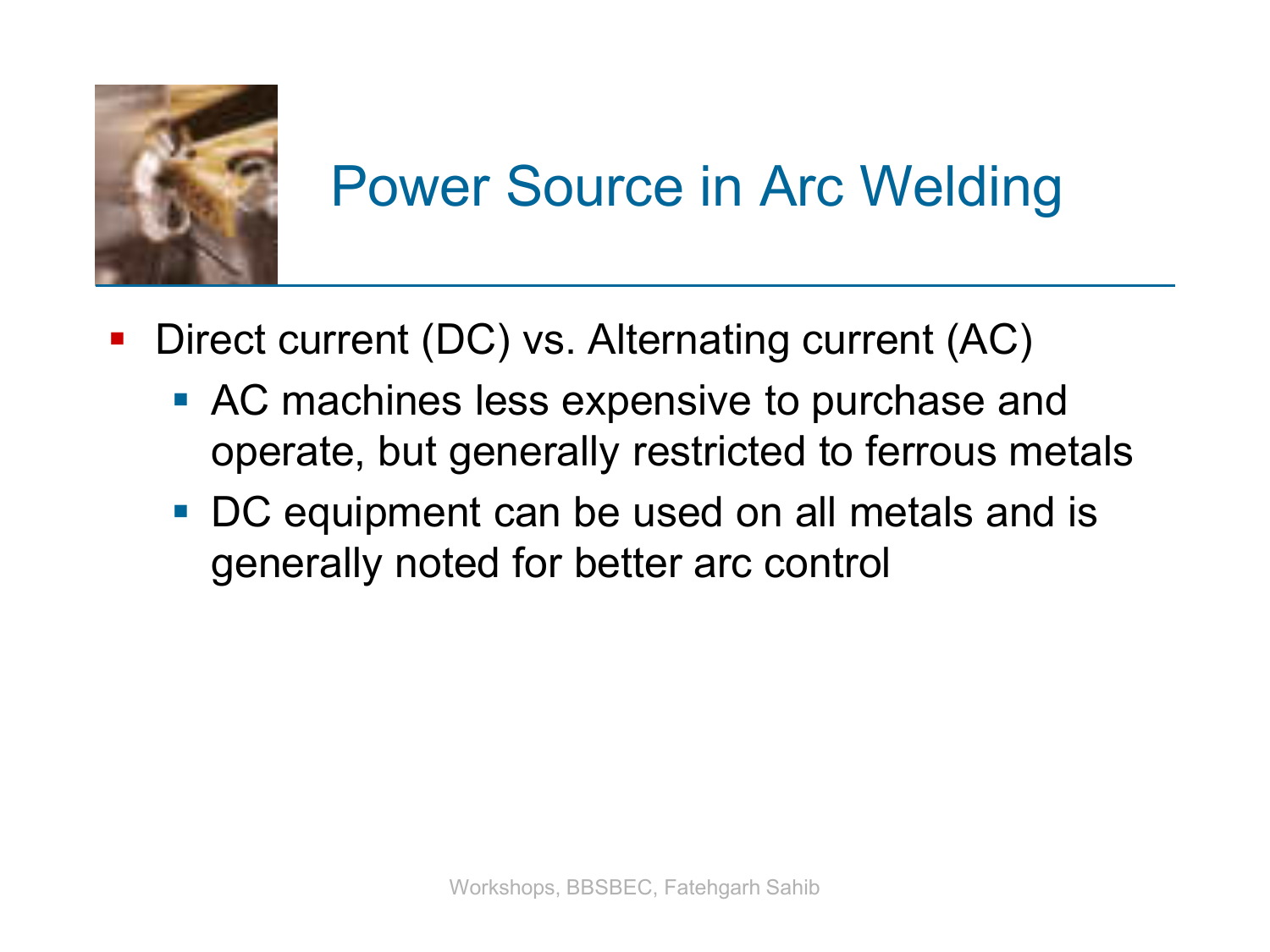# Power Source in Arc Welding

- Direct current (DC) vs. Alternating current (AC)
  - AC machines less expensive to purchase and operate, but generally restricted to ferrous metals
  - DC equipment can be used on all metals and is generally noted for better arc control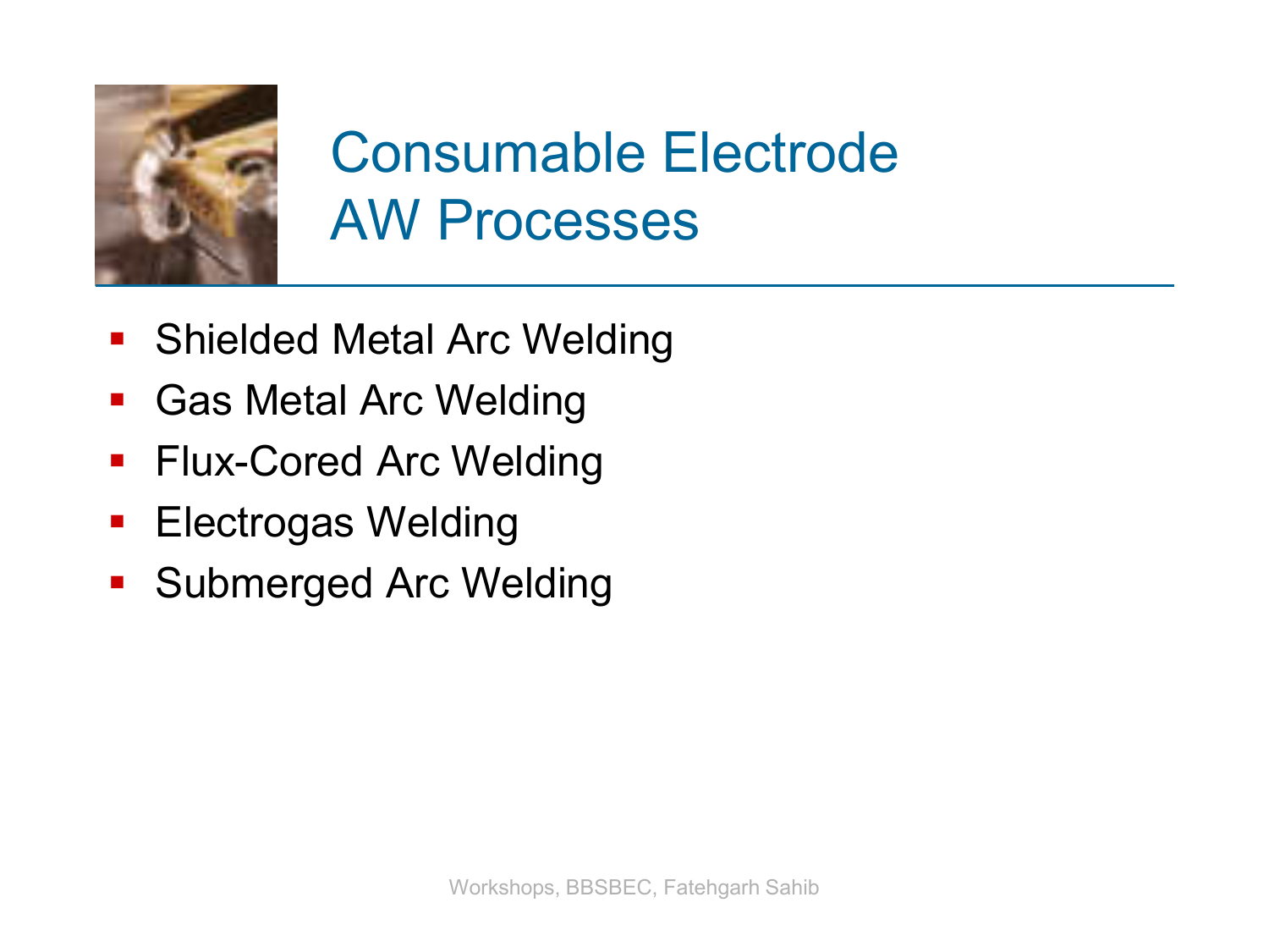# Consumable Electrode AW Processes

- Shielded Metal Arc Welding
- Gas Metal Arc Welding
- Flux-Cored Arc Welding
- Electrogas Welding
- Submerged Arc Welding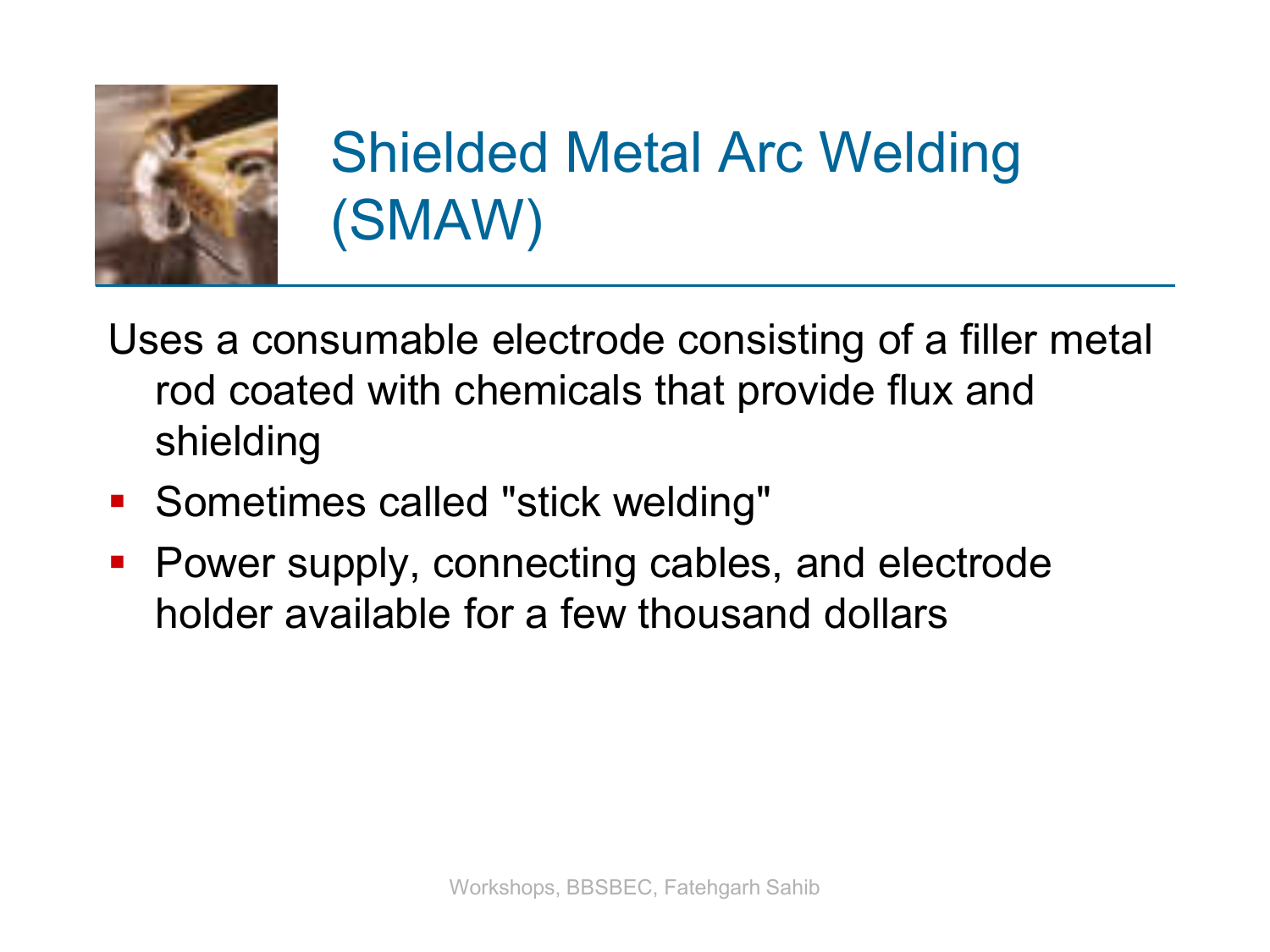# Shielded Metal Arc Welding (SMAW)

Uses a consumable electrode consisting of a filler metal rod coated with chemicals that provide flux and shielding

- Sometimes called "stick welding"
- Power supply, connecting cables, and electrode holder available for a few thousand dollars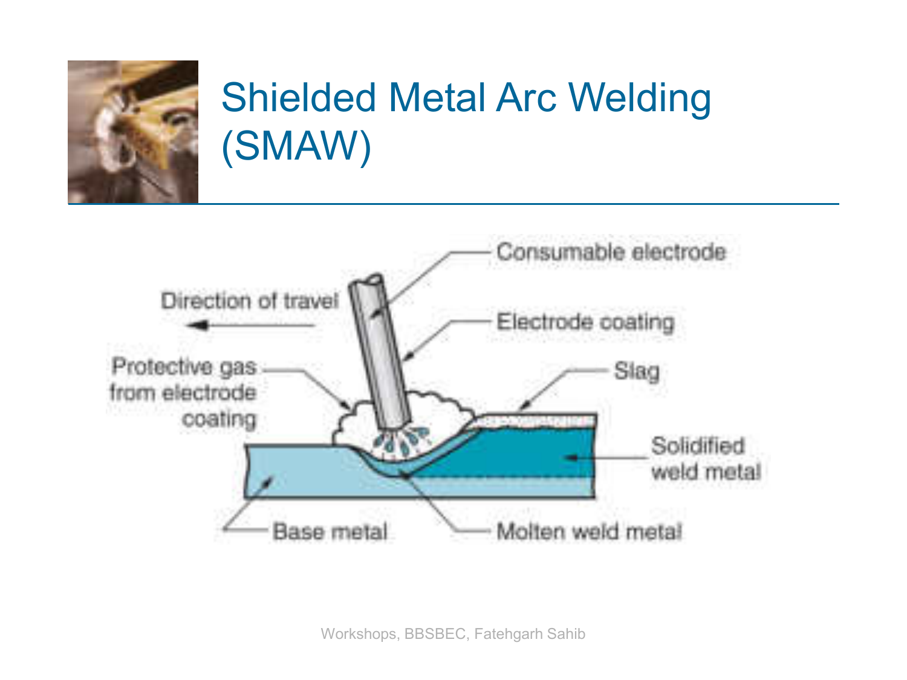# Shielded Metal Arc Welding (SMAW)

Consumable electrode

Direction of travel

Electrode coating

Protective gas from electrode coating

Slag

Solidified weld metal

Base metal

Molten weld metal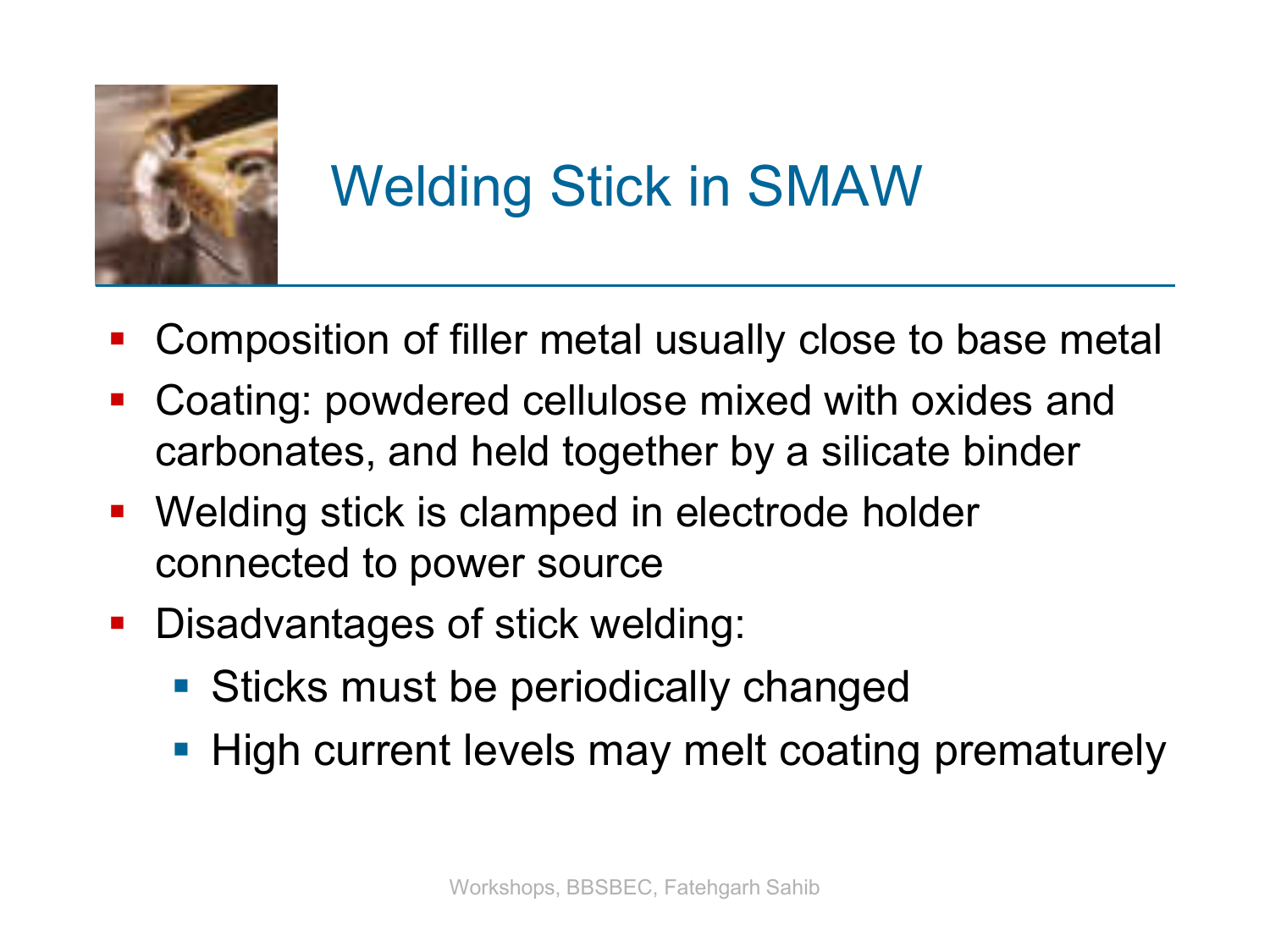# Welding Stick in SMAW

- Composition of filler metal usually close to base metal
- Coating: powdered cellulose mixed with oxides and carbonates, and held together by a silicate binder
- Welding stick is clamped in electrode holder connected to power source
- Disadvantages of stick welding:
  - Sticks must be periodically changed
  - High current levels may melt coating prematurely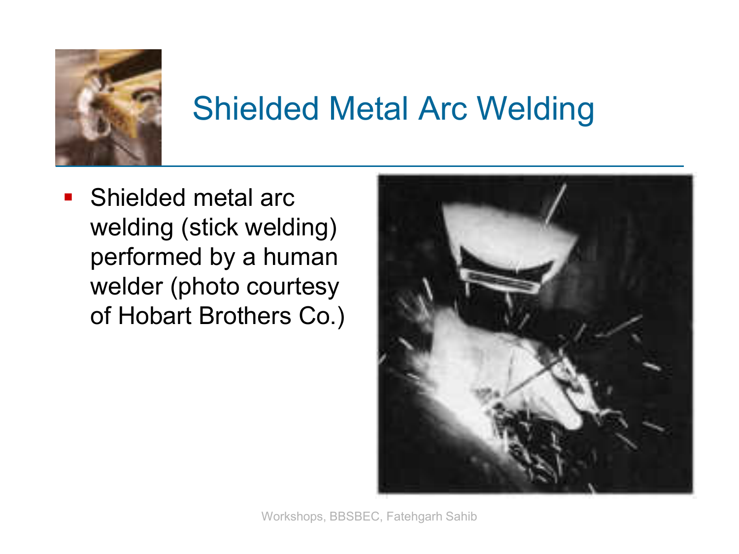# Shielded Metal Arc Welding

- Shielded metal arc welding (stick welding) performed by a human welder (photo courtesy of Hobart Brothers Co.)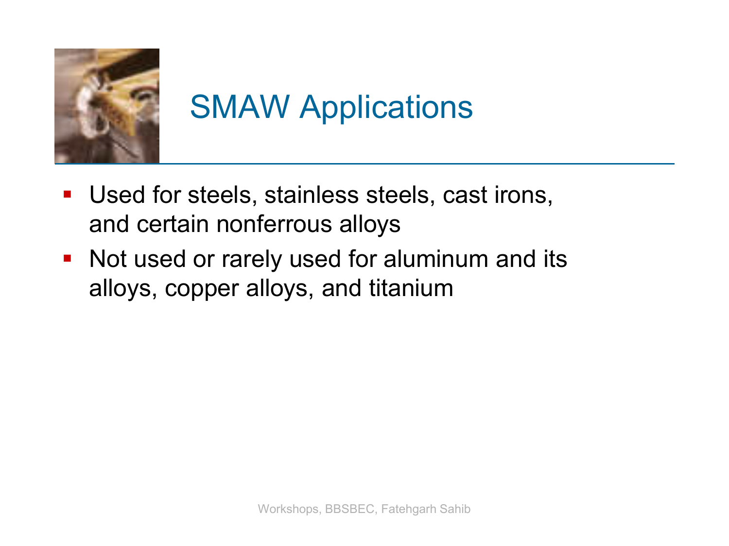# SMAW Applications

- Used for steels, stainless steels, cast irons, and certain nonferrous alloys
- Not used or rarely used for aluminum and its alloys, copper alloys, and titanium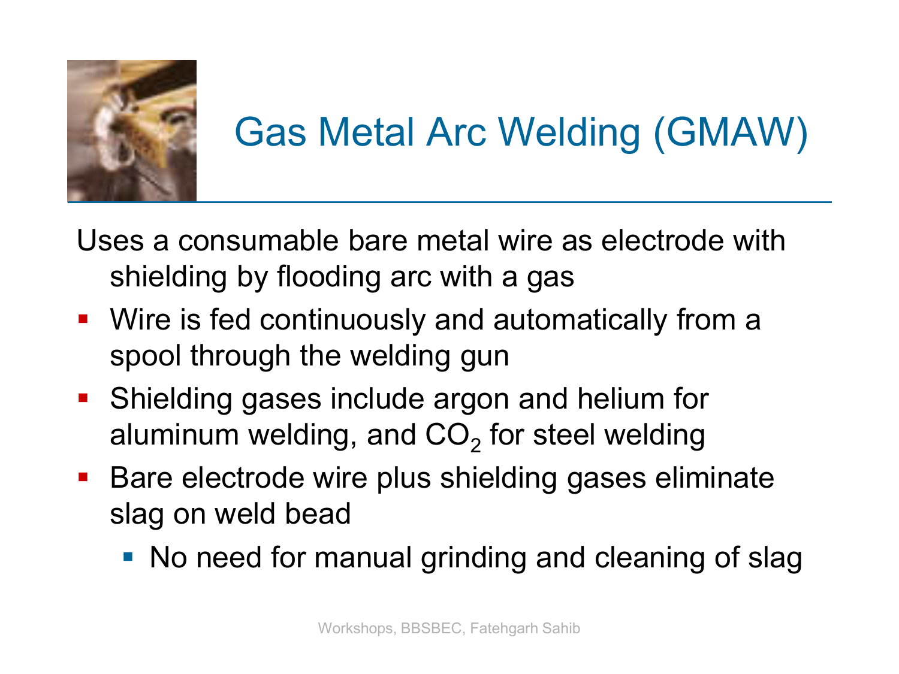# Gas Metal Arc Welding (GMAW)

Uses a consumable bare metal wire as electrode with shielding by flooding arc with a gas

- Wire is fed continuously and automatically from a spool through the welding gun
- Shielding gases include argon and helium for aluminum welding, and $CO_2$ for steel welding
- Bare electrode wire plus shielding gases eliminate slag on weld bead
  - No need for manual grinding and cleaning of slag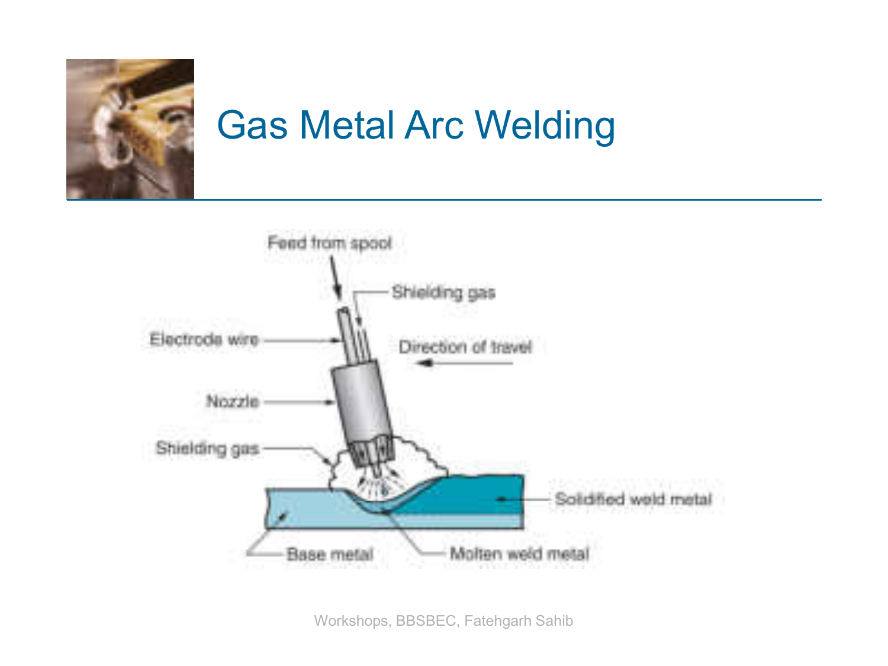# Gas Metal Arc Welding

Feed from spool

Shielding gas

Electrode wire

Direction of travel

Nozzle

Shielding gas

Solidified weld metal

Base metal

Molten weld metal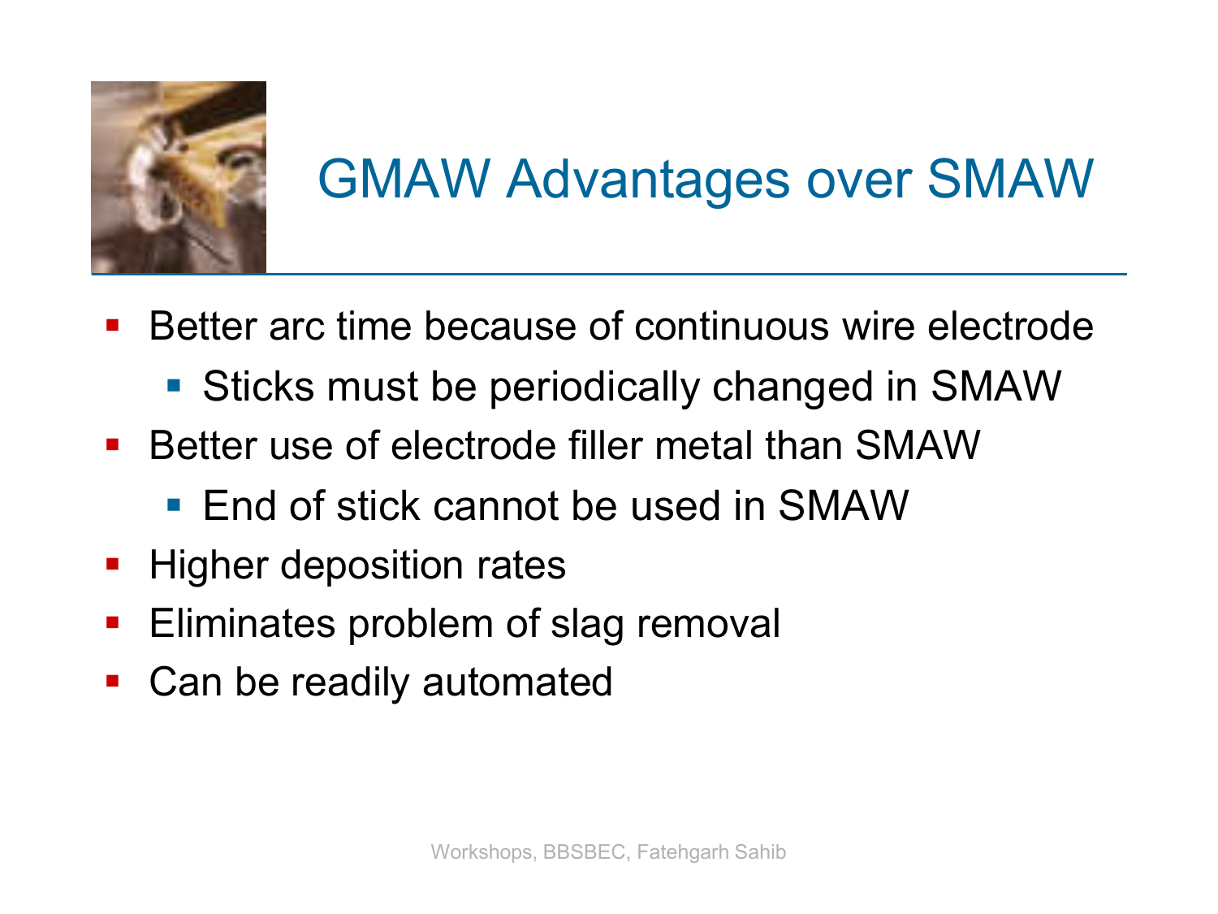# GMAW Advantages over SMAW

- Better arc time because of continuous wire electrode
  - Sticks must be periodically changed in SMAW
- Better use of electrode filler metal than SMAW
  - End of stick cannot be used in SMAW
- Higher deposition rates
- Eliminates problem of slag removal
- Can be readily automated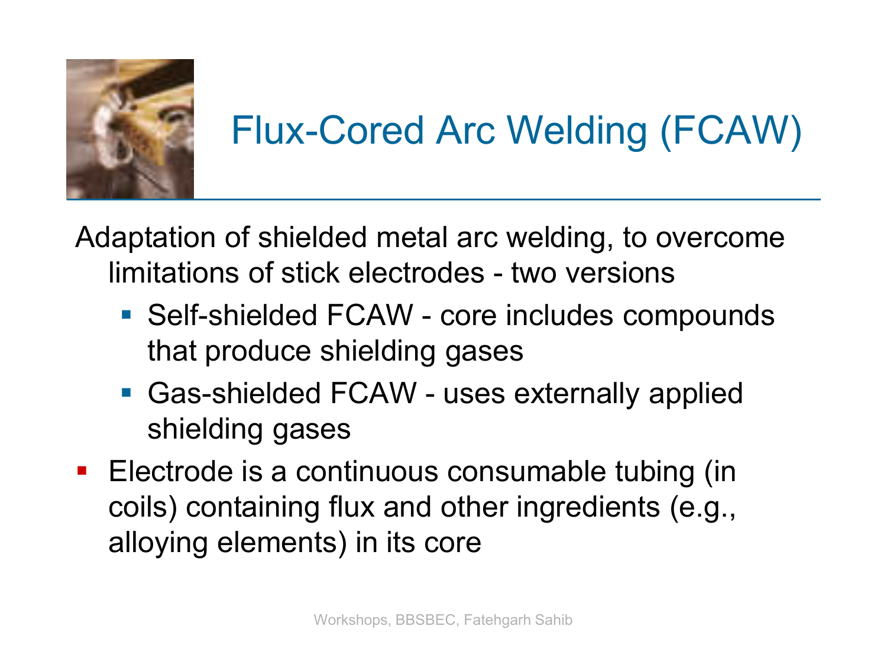# Flux-Cored Arc Welding (FCAW)

Adaptation of shielded metal arc welding, to overcome limitations of stick electrodes - two versions

- Self-shielded FCAW - core includes compounds that produce shielding gases
- Gas-shielded FCAW - uses externally applied shielding gases

- Electrode is a continuous consumable tubing (in coils) containing flux and other ingredients (e.g., alloying elements) in its core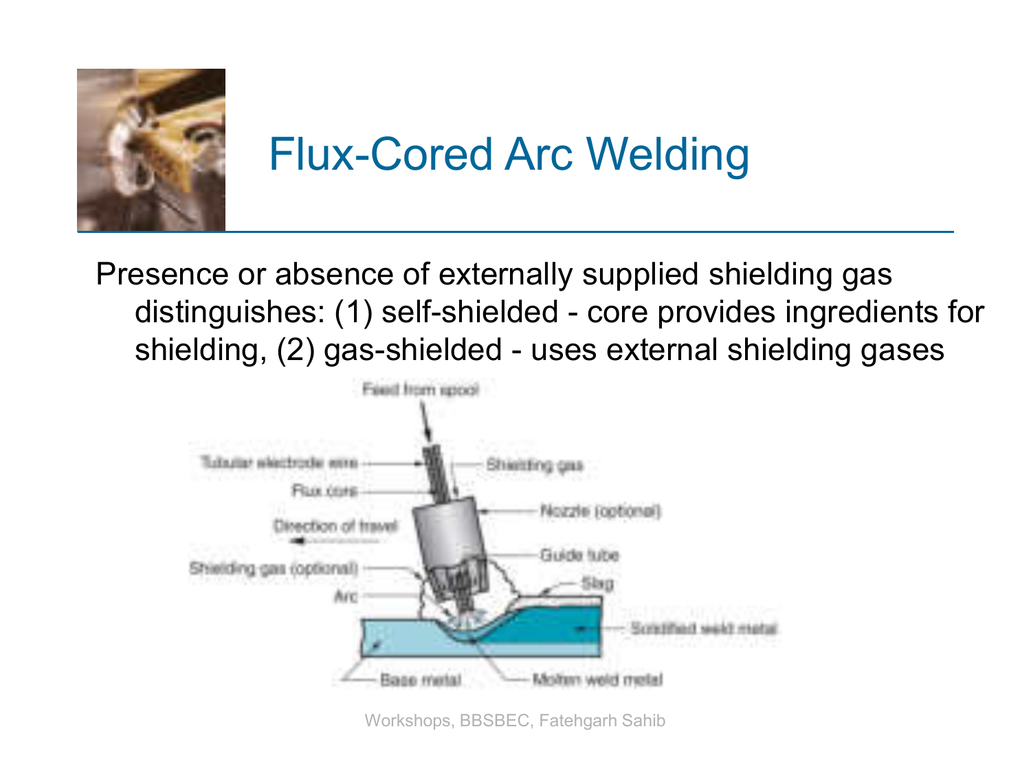# Flux-Cored Arc Welding

Presence or absence of externally supplied shielding gas distinguishes: (1) self-shielded - core provides ingredients for shielding, (2) gas-shielded - uses external shielding gases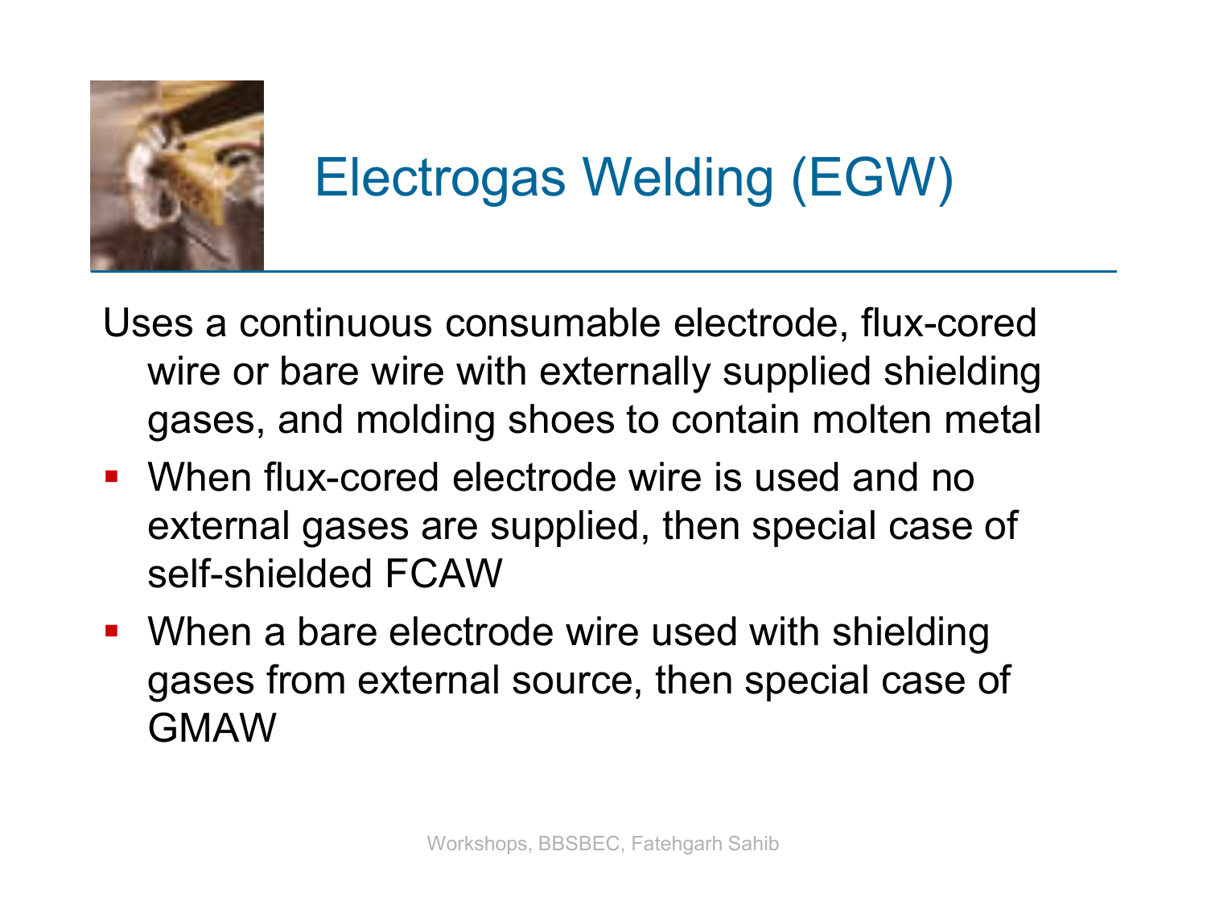# Electrogas Welding (EGW)

Uses a continuous consumable electrode, flux-cored wire or bare wire with externally supplied shielding gases, and molding shoes to contain molten metal

- When flux-cored electrode wire is used and no external gases are supplied, then special case of self-shielded FCAW
- When a bare electrode wire used with shielding gases from external source, then special case of GMAW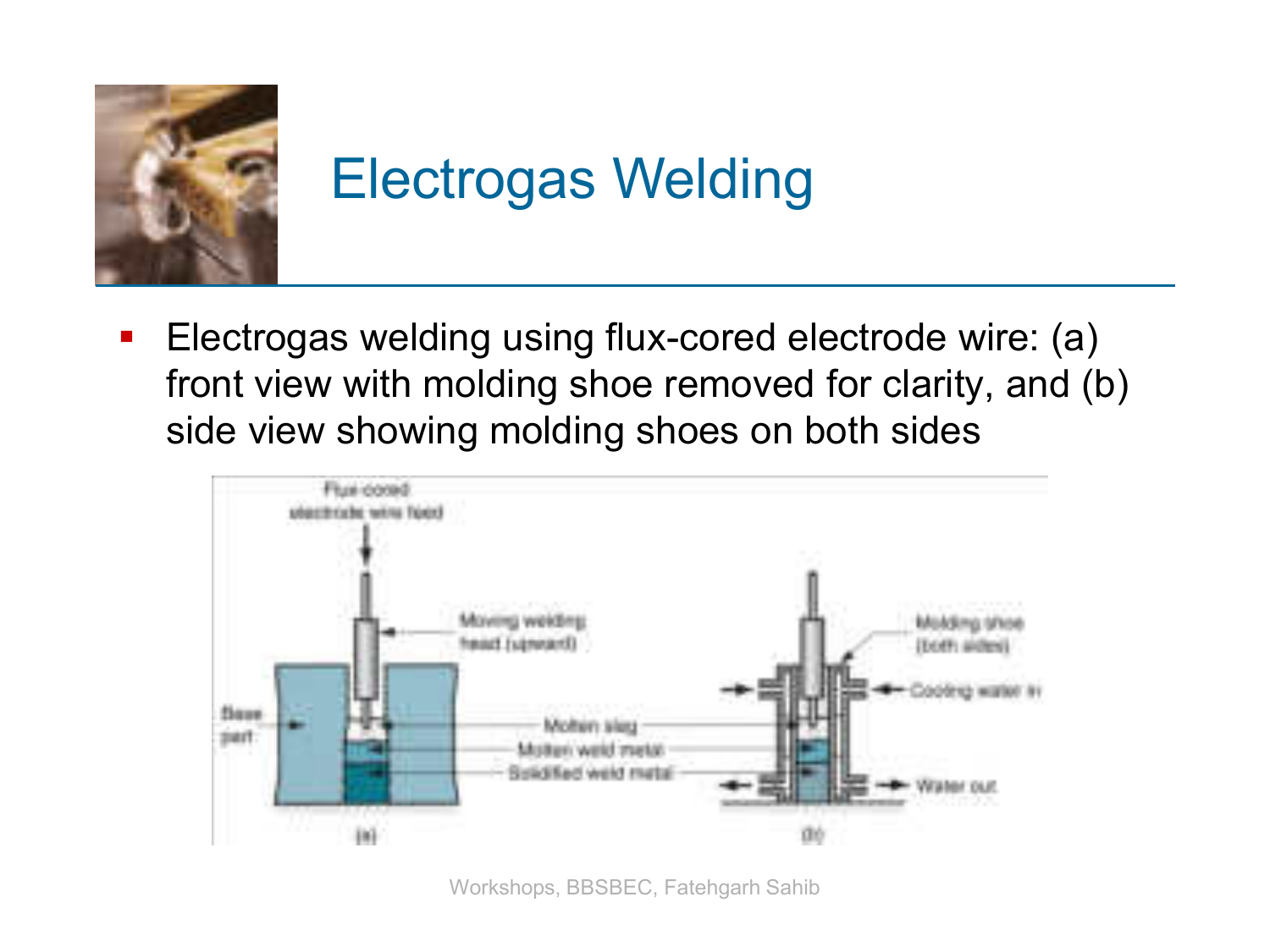# Electrogas Welding

- Electrogas welding using flux-cored electrode wire: (a) front view with molding shoe removed for clarity, and (b) side view showing molding shoes on both sides

Flux-cored electrode wire feed

Moving welding head (upward)

Molding shoe (both sides)

Cooling water in

Base part

Molten slag

Molten weld metal

Solidified weld metal

Water out

(a)

(b)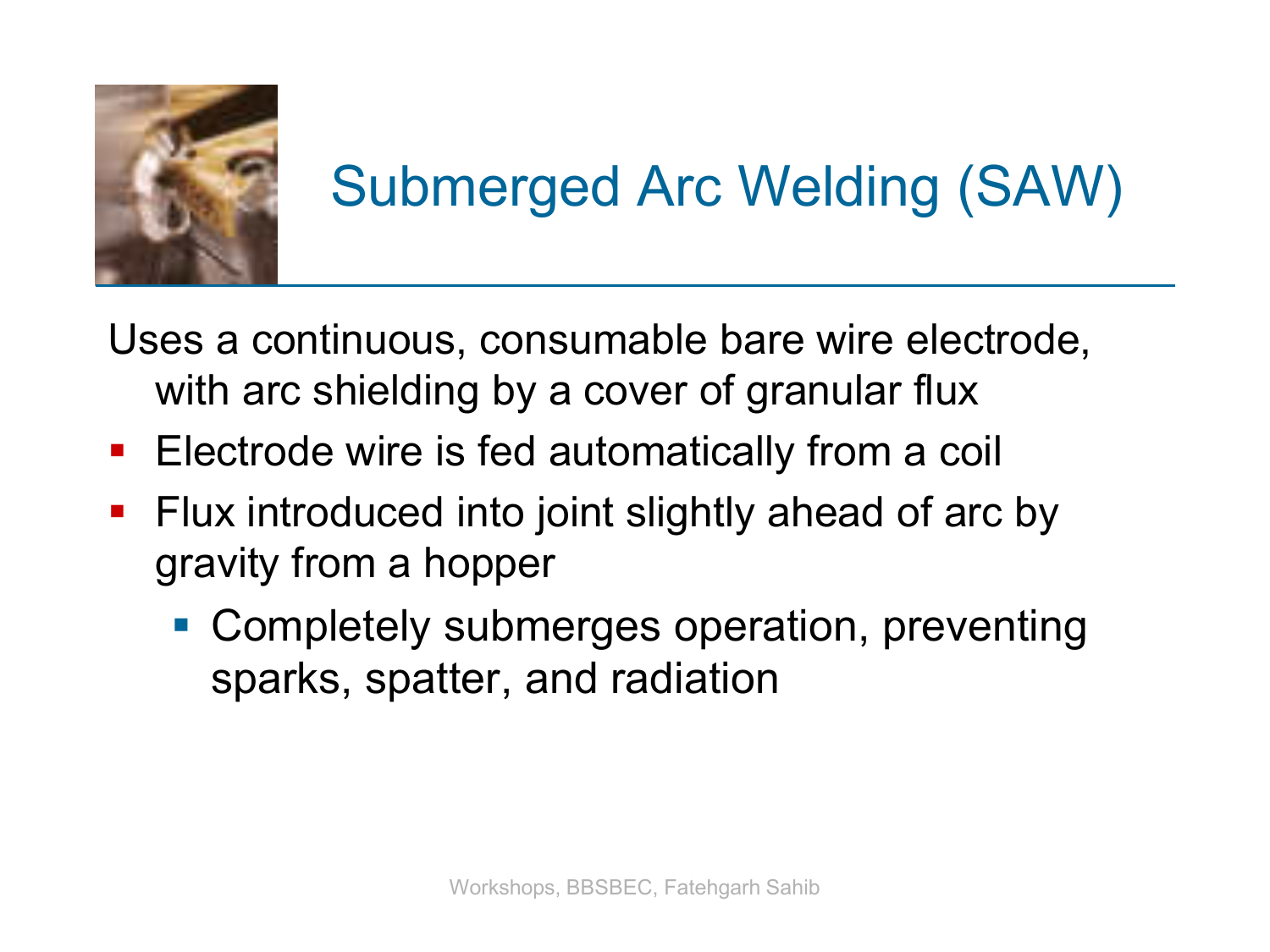# Submerged Arc Welding (SAW)

Uses a continuous, consumable bare wire electrode, with arc shielding by a cover of granular flux

- Electrode wire is fed automatically from a coil
- Flux introduced into joint slightly ahead of arc by gravity from a hopper
  - Completely submerges operation, preventing sparks, spatter, and radiation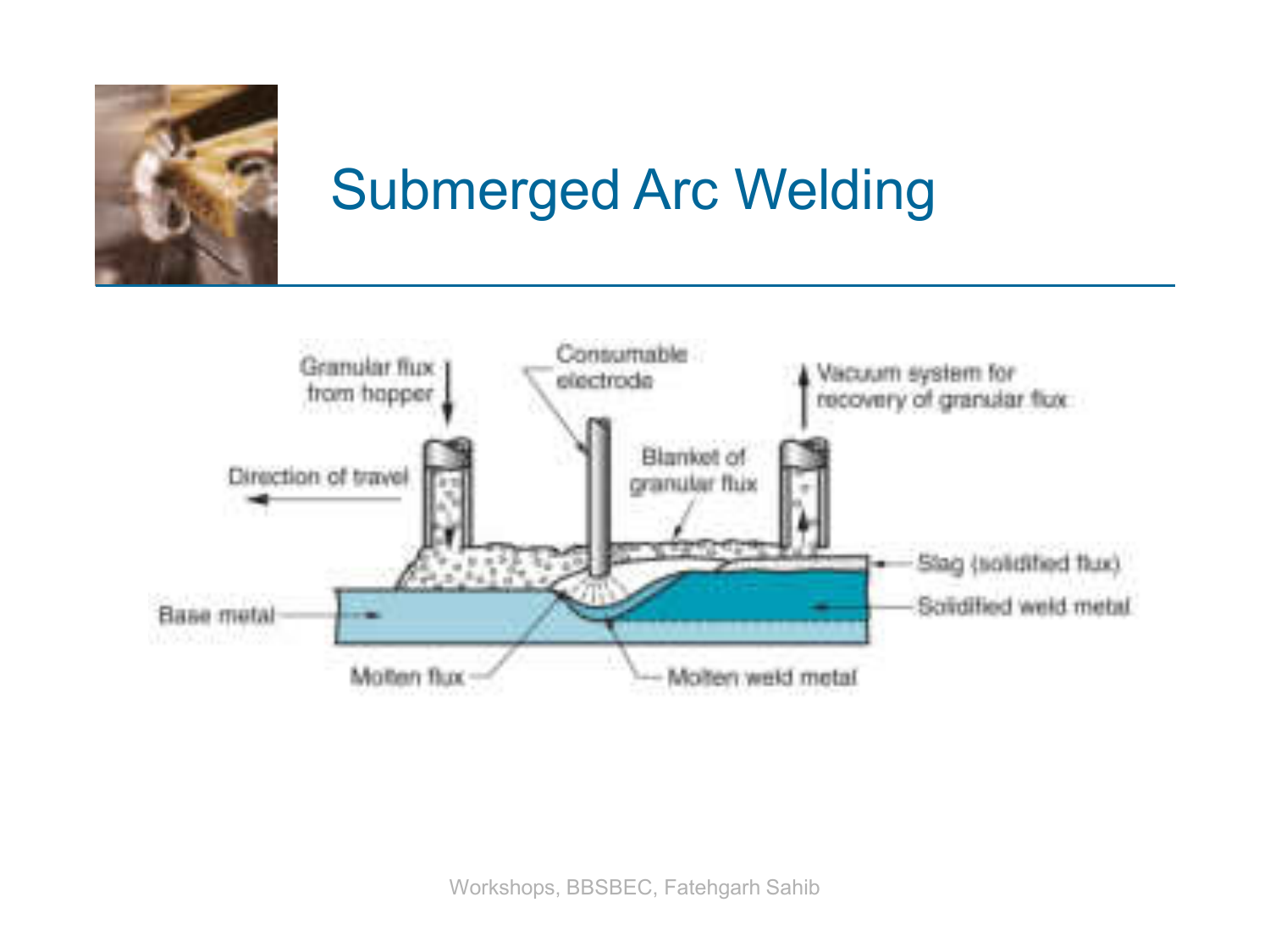# Submerged Arc Welding

Granular flux from hopper

Consumable electrode

Vacuum system for recovery of granular flux

Direction of travel

Blanket of granular flux

Slag (solidified flux)

Base metal

Solidified weld metal

Molten flux

Molten weld metal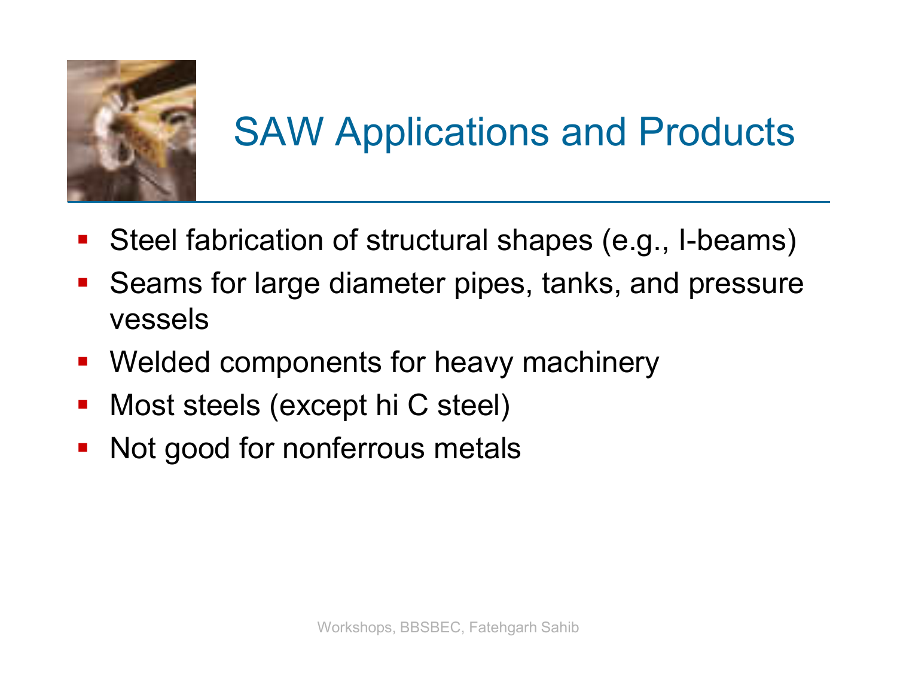# SAW Applications and Products

- Steel fabrication of structural shapes (e.g., I-beams)
- Seams for large diameter pipes, tanks, and pressure vessels
- Welded components for heavy machinery
- Most steels (except hi C steel)
- Not good for nonferrous metals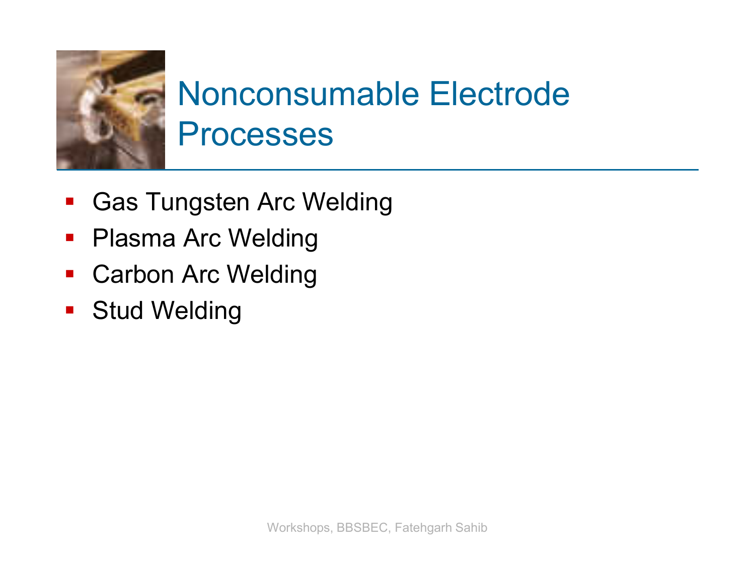# Nonconsumable Electrode Processes

- Gas Tungsten Arc Welding
- Plasma Arc Welding
- Carbon Arc Welding
- Stud Welding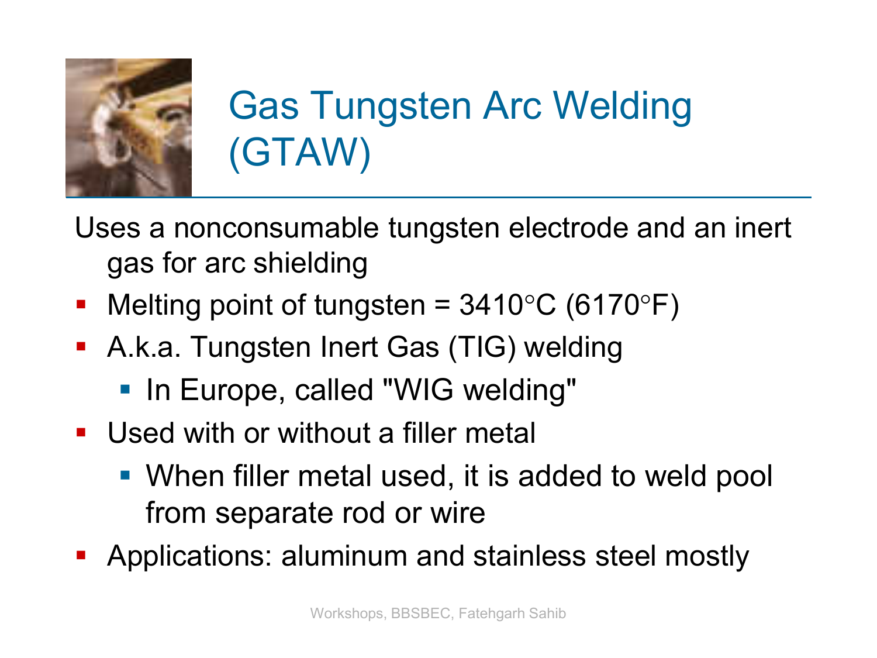# Gas Tungsten Arc Welding (GTAW)

Uses a nonconsumable tungsten electrode and an inert gas for arc shielding

- Melting point of tungsten = 3410°C (6170°F)
- A.k.a. Tungsten Inert Gas (TIG) welding
  - In Europe, called "WIG welding"
- Used with or without a filler metal
  - When filler metal used, it is added to weld pool from separate rod or wire
- Applications: aluminum and stainless steel mostly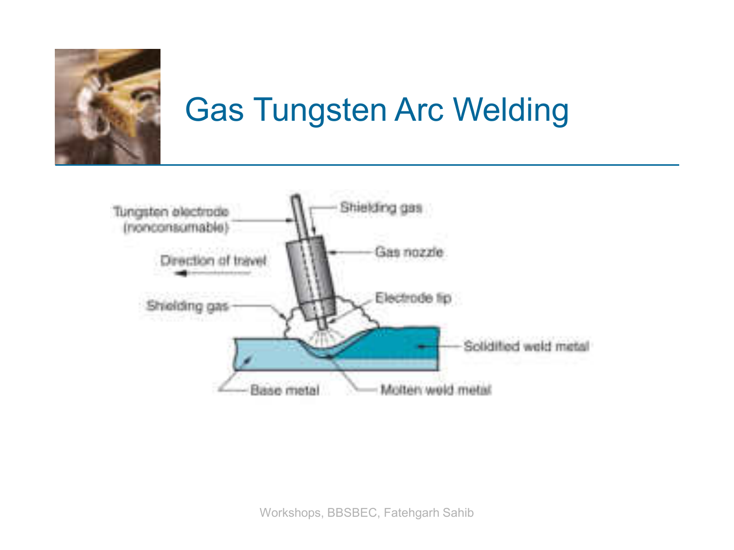# Gas Tungsten Arc Welding

Tungsten electrode (nonconsumable)

Shielding gas

Gas nozzle

Direction of travel

Shielding gas

Electrode tip

Solidified weld metal

Base metal

Molten weld metal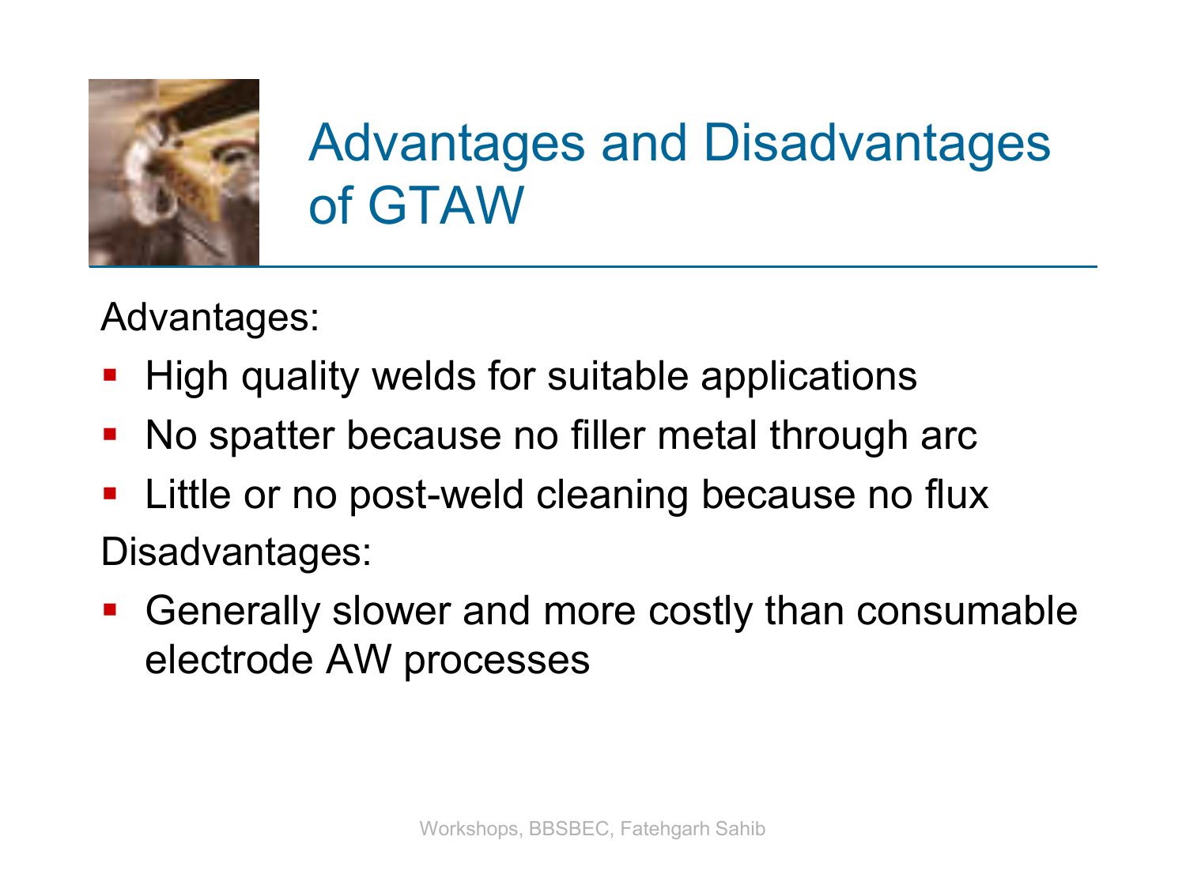# Advantages and Disadvantages of GTAW

Advantages:

- High quality welds for suitable applications
- No spatter because no filler metal through arc
- Little or no post-weld cleaning because no flux

Disadvantages:

- Generally slower and more costly than consumable electrode AW processes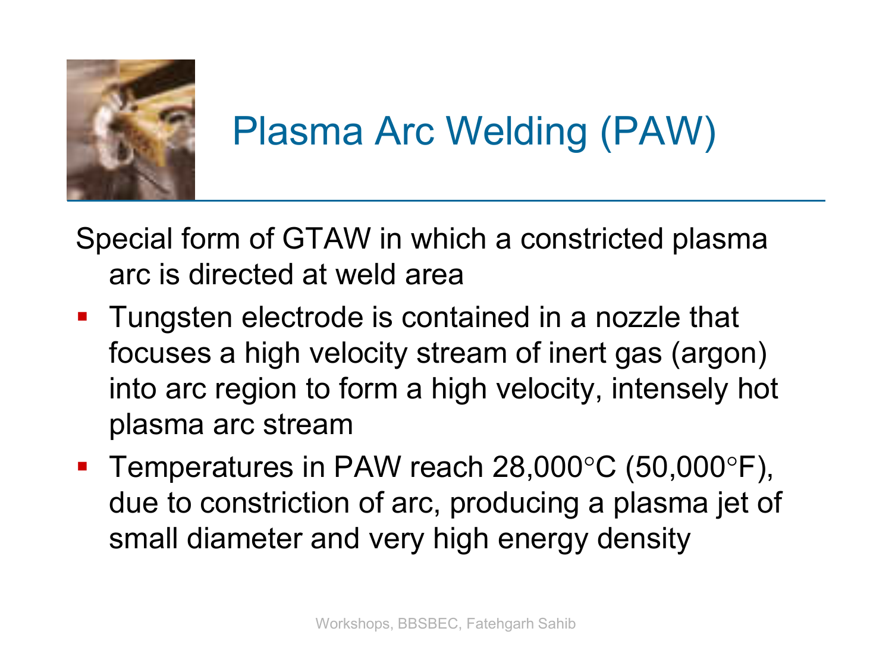# Plasma Arc Welding (PAW)

Special form of GTAW in which a constricted plasma arc is directed at weld area

- Tungsten electrode is contained in a nozzle that focuses a high velocity stream of inert gas (argon) into arc region to form a high velocity, intensely hot plasma arc stream
- Temperatures in PAW reach 28,000°C (50,000°F), due to constriction of arc, producing a plasma jet of small diameter and very high energy density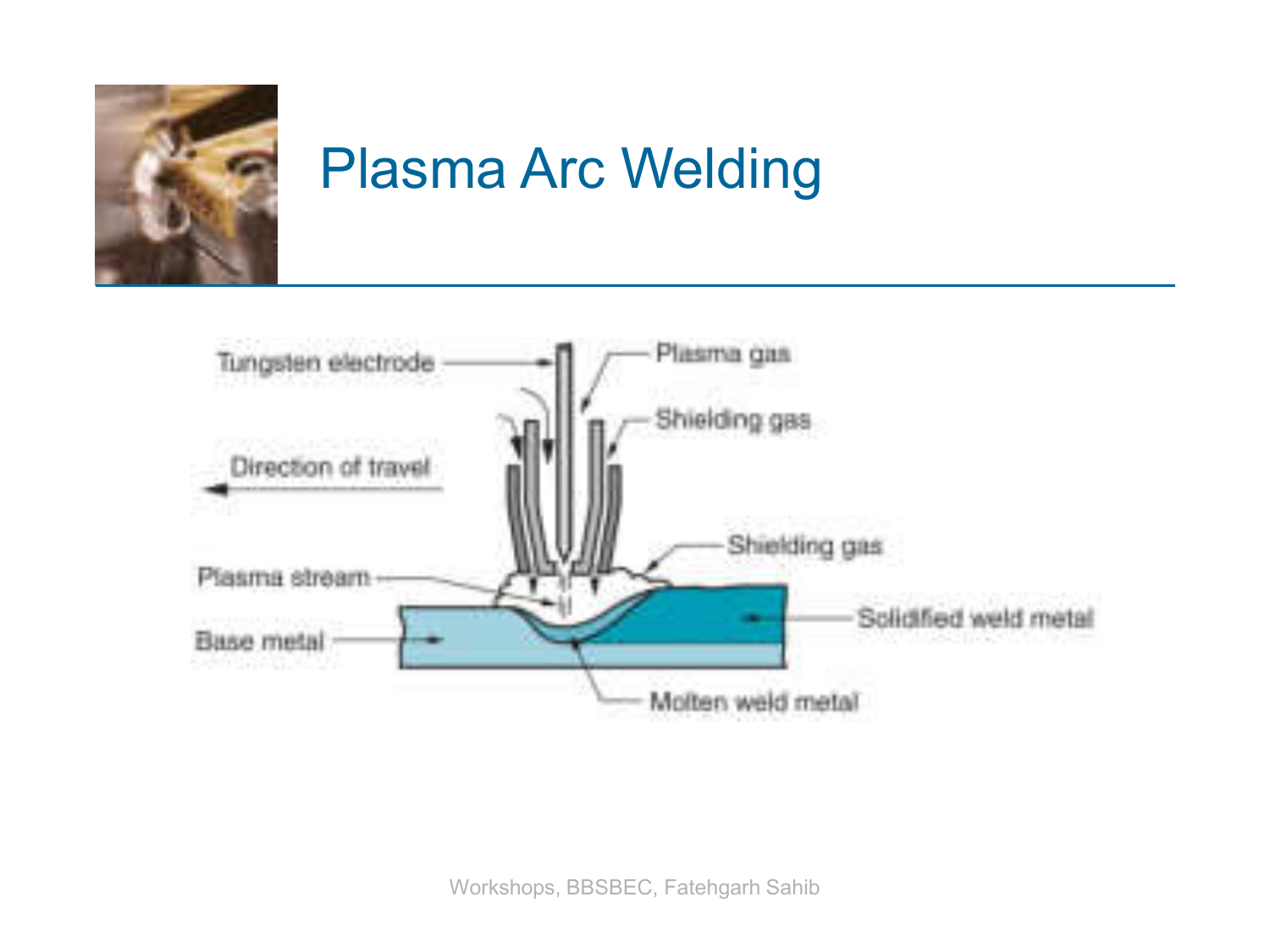# Plasma Arc Welding

Tungsten electrode

Plasma gas

Shielding gas

Direction of travel

Shielding gas

Plasma stream

Solidified weld metal

Base metal

Molten weld metal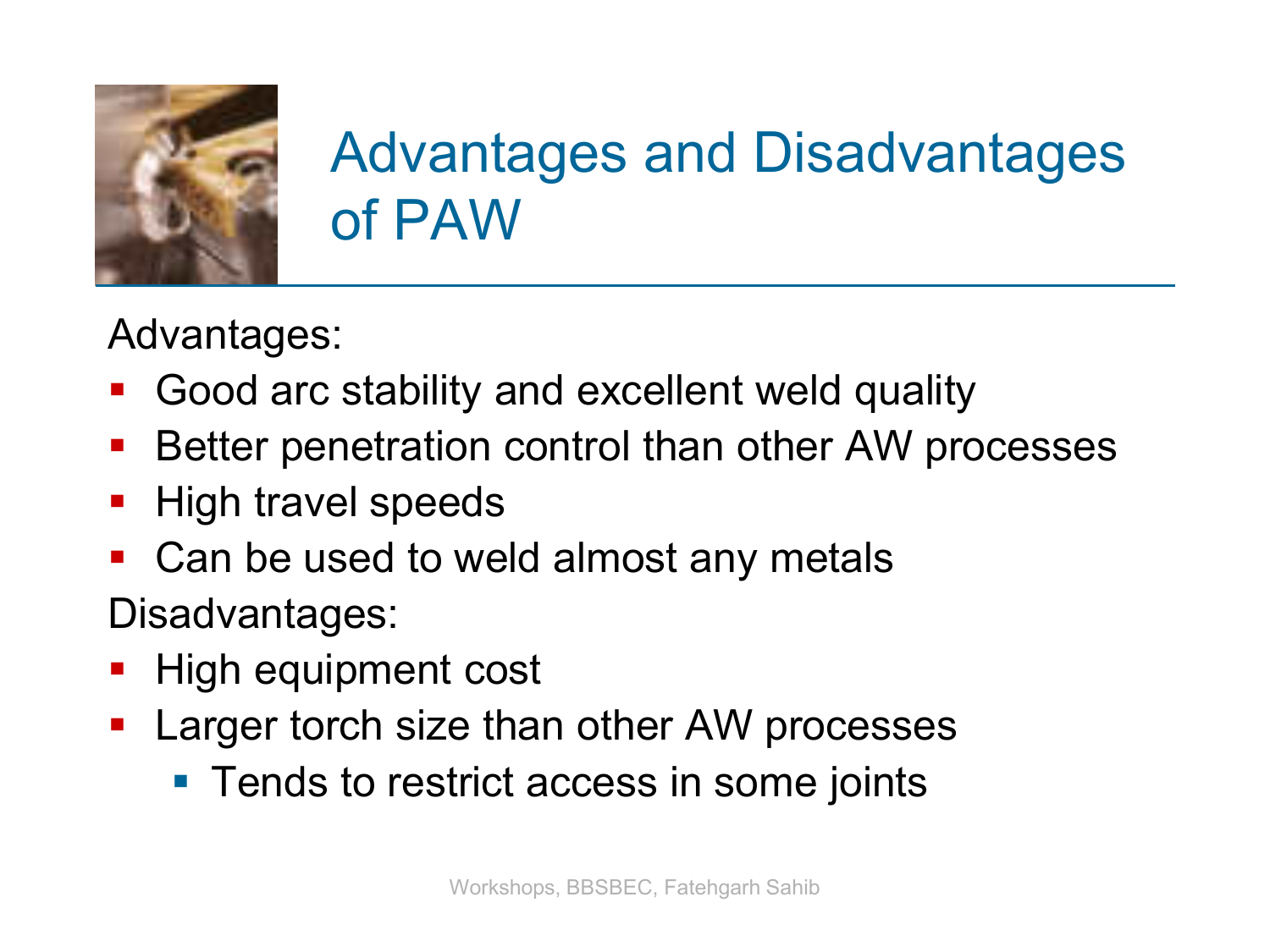# Advantages and Disadvantages of PAW

Advantages:

- Good arc stability and excellent weld quality
- Better penetration control than other AW processes
- High travel speeds
- Can be used to weld almost any metals

Disadvantages:

- High equipment cost
- Larger torch size than other AW processes
  - Tends to restrict access in some joints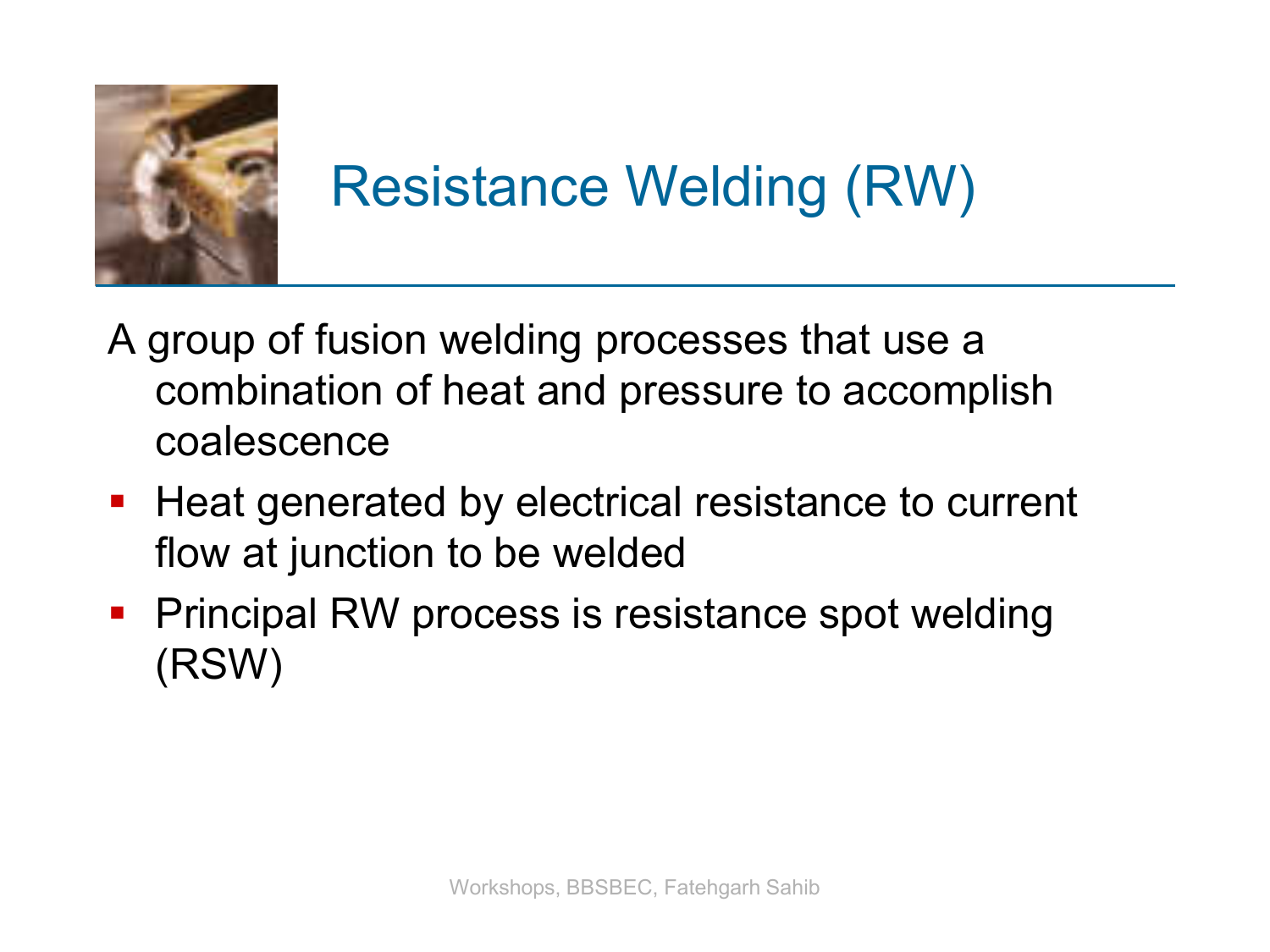# Resistance Welding (RW)

A group of fusion welding processes that use a combination of heat and pressure to accomplish coalescence

- Heat generated by electrical resistance to current flow at junction to be welded
- Principal RW process is resistance spot welding (RSW)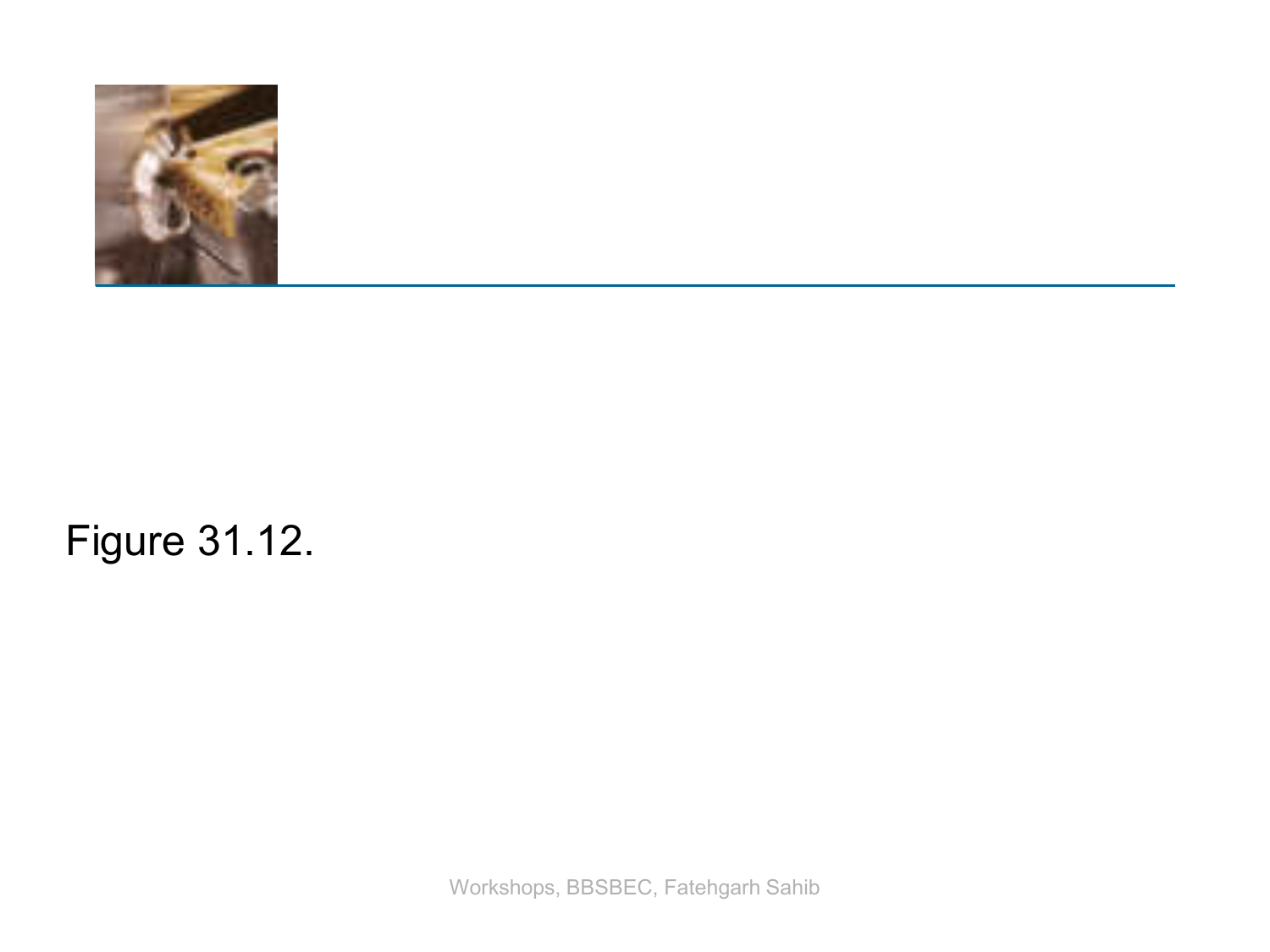Figure 31.12.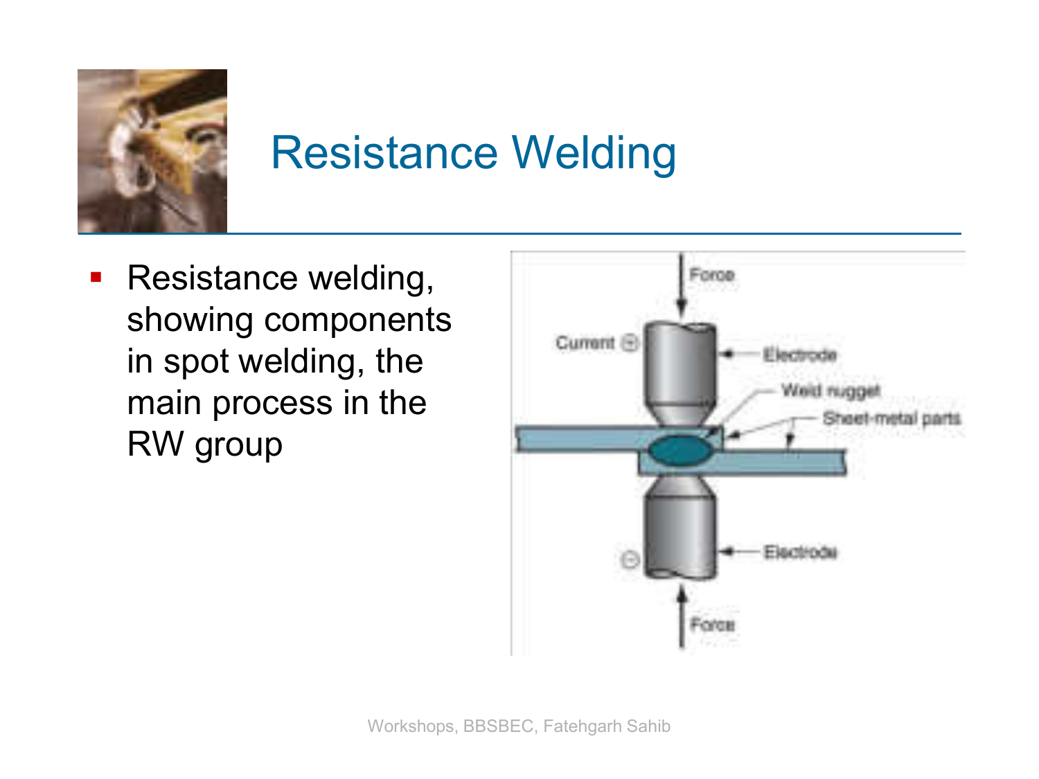# Resistance Welding

- Resistance welding, showing components in spot welding, the main process in the RW group

Force

Current ⊕

Electrode

Weld nugget

Sheet-metal parts

Electrode

⊖

Force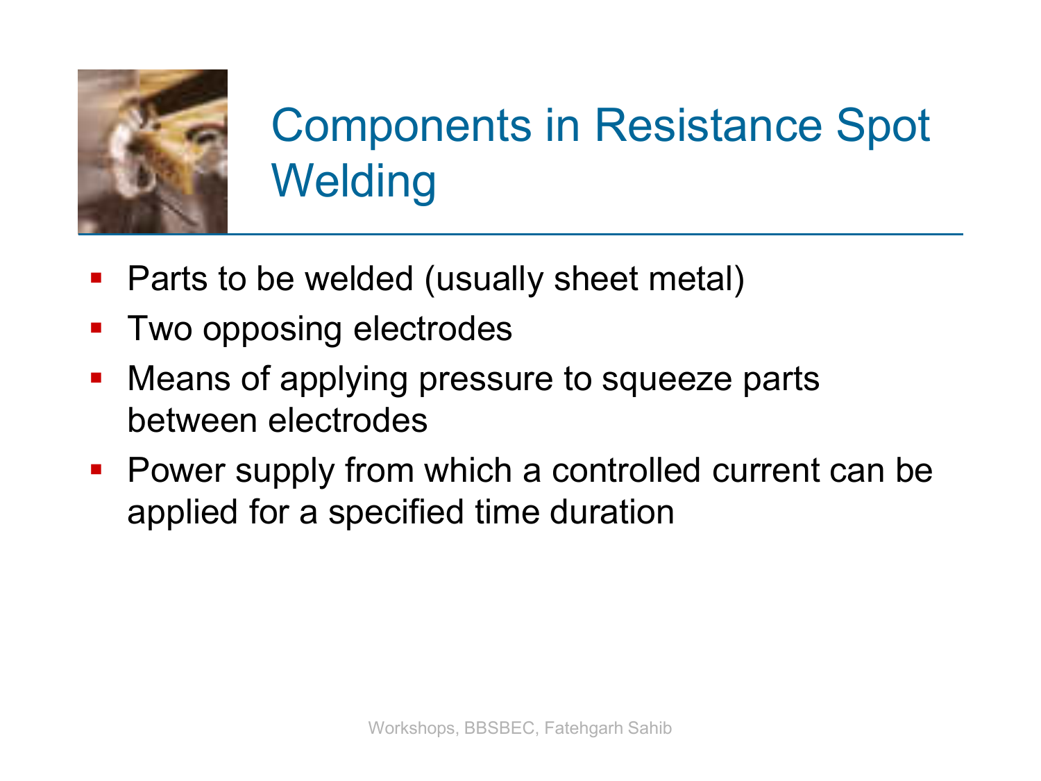# Components in Resistance Spot Welding

- Parts to be welded (usually sheet metal)
- Two opposing electrodes
- Means of applying pressure to squeeze parts between electrodes
- Power supply from which a controlled current can be applied for a specified time duration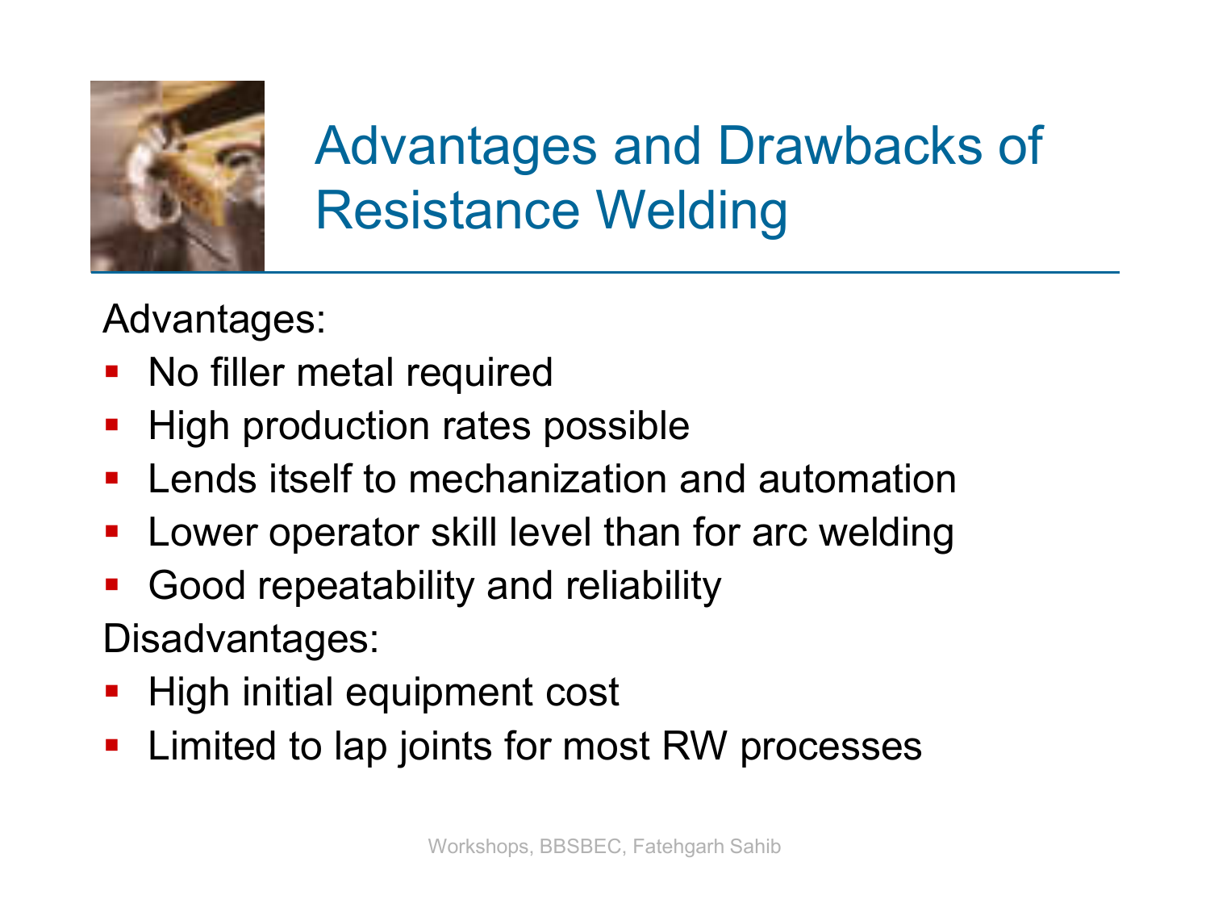# Advantages and Drawbacks of Resistance Welding

Advantages:

- No filler metal required
- High production rates possible
- Lends itself to mechanization and automation
- Lower operator skill level than for arc welding
- Good repeatability and reliability

Disadvantages:

- High initial equipment cost
- Limited to lap joints for most RW processes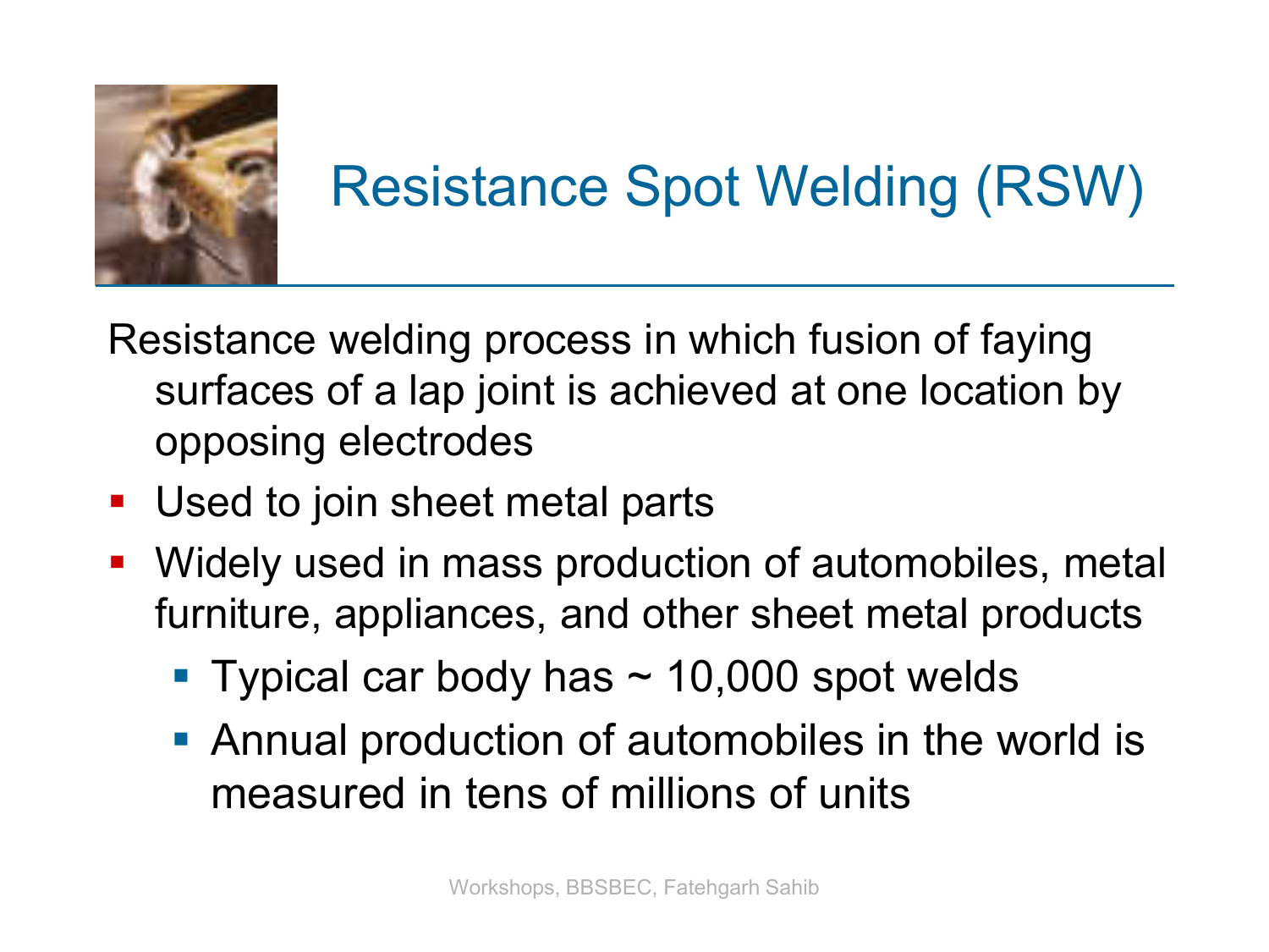# Resistance Spot Welding (RSW)

Resistance welding process in which fusion of faying surfaces of a lap joint is achieved at one location by opposing electrodes

- Used to join sheet metal parts
- Widely used in mass production of automobiles, metal furniture, appliances, and other sheet metal products
  - Typical car body has ~ 10,000 spot welds
  - Annual production of automobiles in the world is measured in tens of millions of units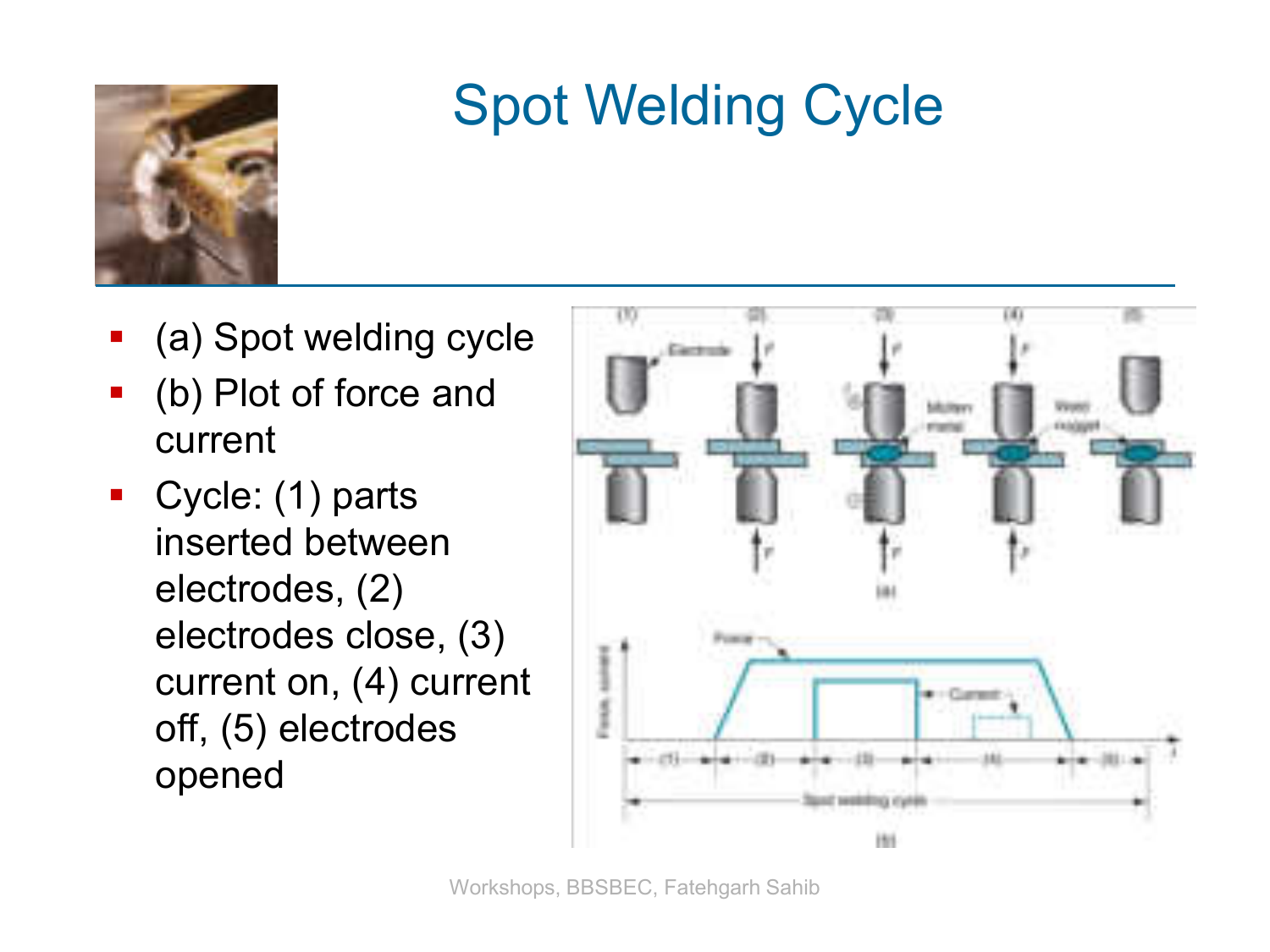# Spot Welding Cycle

- (a) Spot welding cycle
- (b) Plot of force and current
- Cycle: (1) parts inserted between electrodes, (2) electrodes close, (3) current on, (4) current off, (5) electrodes opened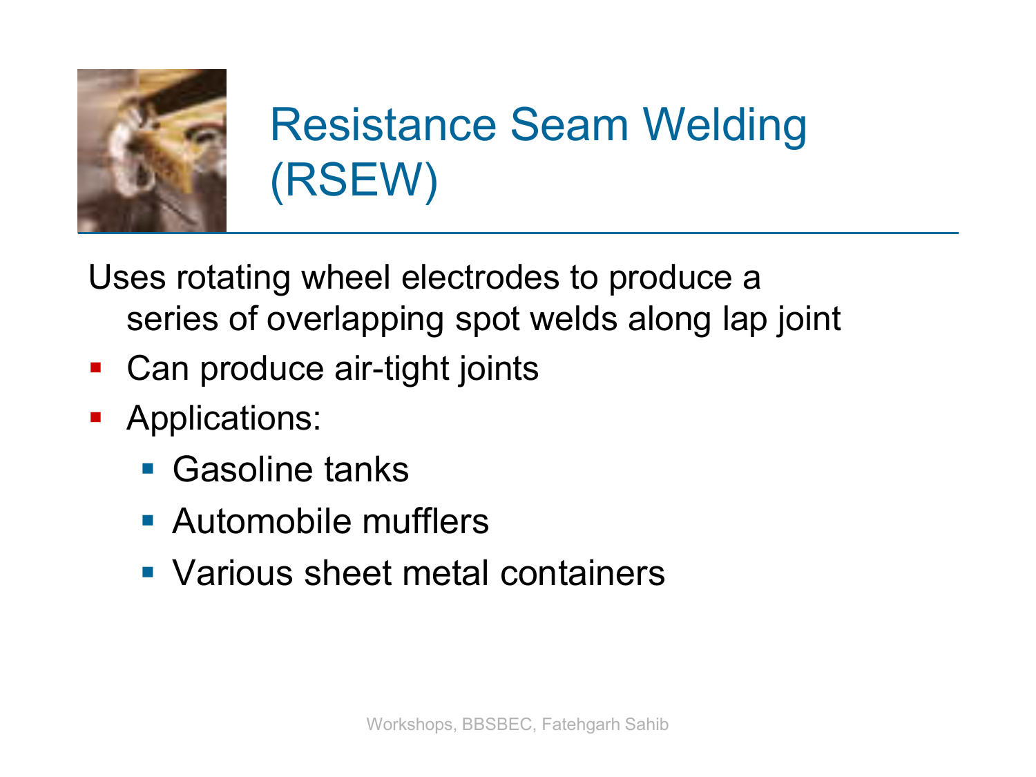# Resistance Seam Welding (RSEW)

Uses rotating wheel electrodes to produce a series of overlapping spot welds along lap joint

- Can produce air-tight joints
- Applications:
  - Gasoline tanks
  - Automobile mufflers
  - Various sheet metal containers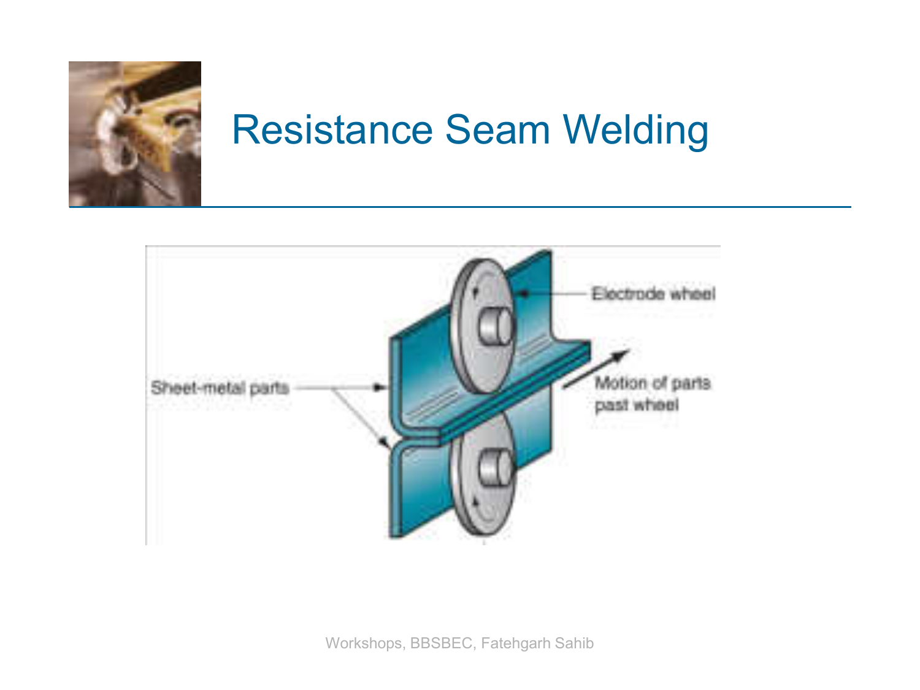# Resistance Seam Welding

Electrode wheel

Sheet-metal parts

Motion of parts past wheel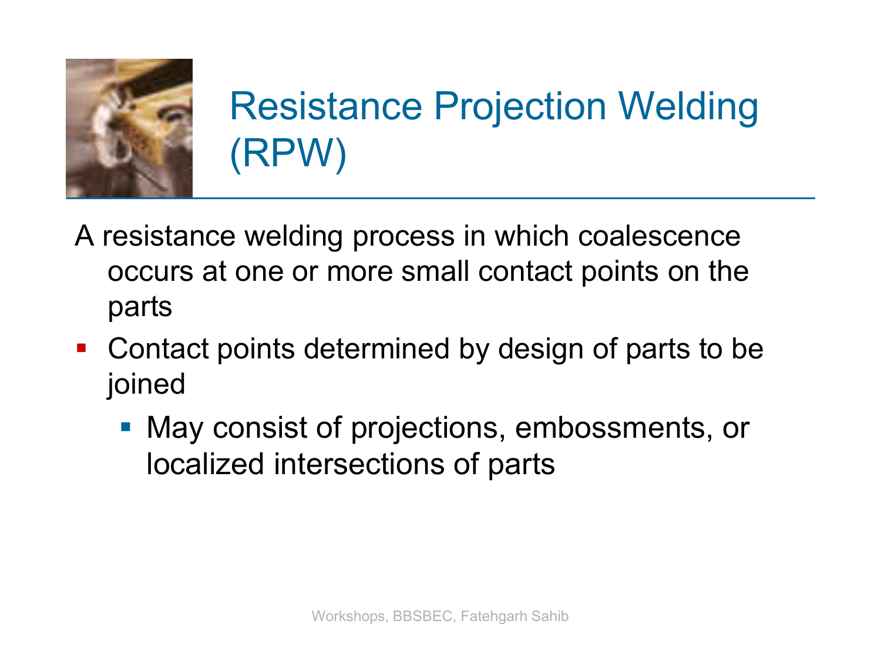# Resistance Projection Welding (RPW)

A resistance welding process in which coalescence occurs at one or more small contact points on the parts

- Contact points determined by design of parts to be joined
  - May consist of projections, embossments, or localized intersections of parts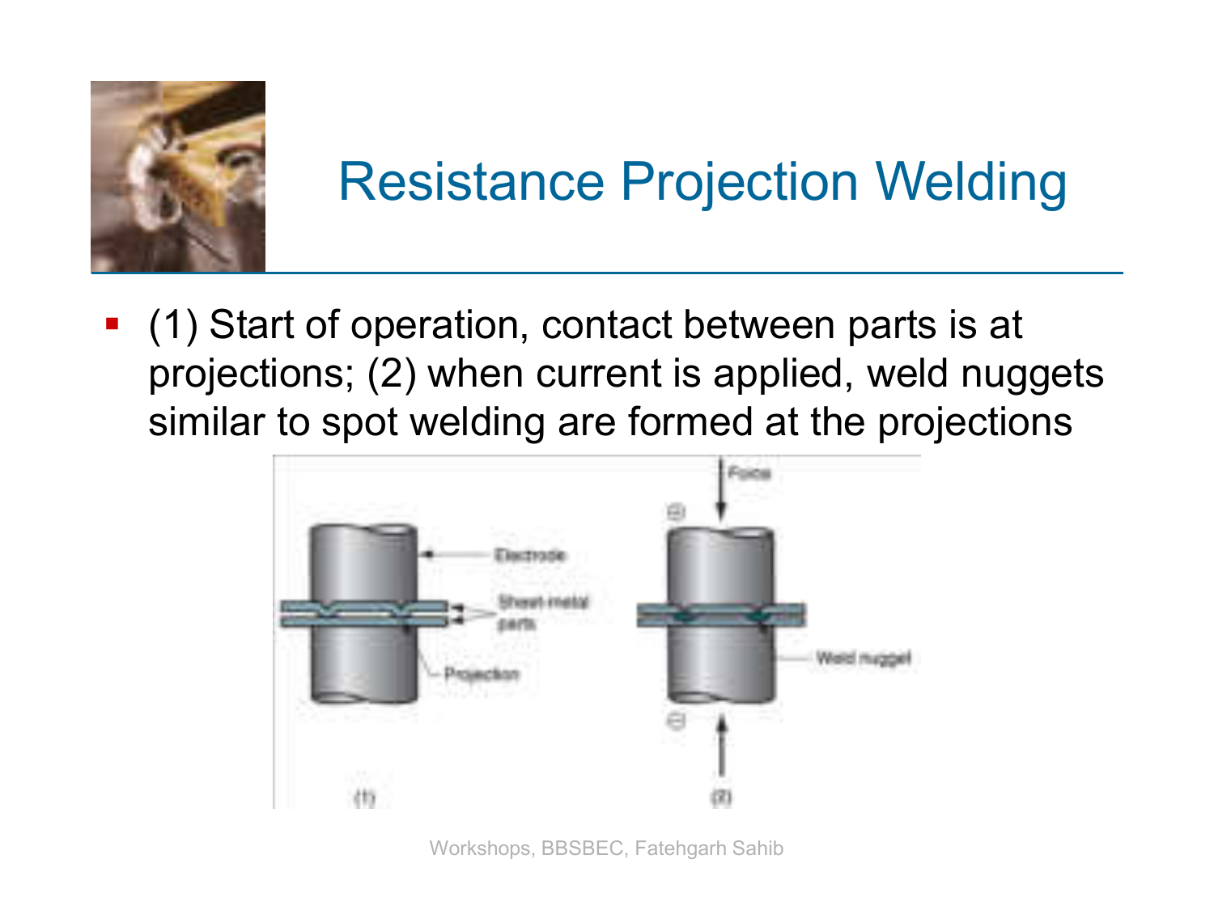# Resistance Projection Welding

- (1) Start of operation, contact between parts is at projections; (2) when current is applied, weld nuggets similar to spot welding are formed at the projections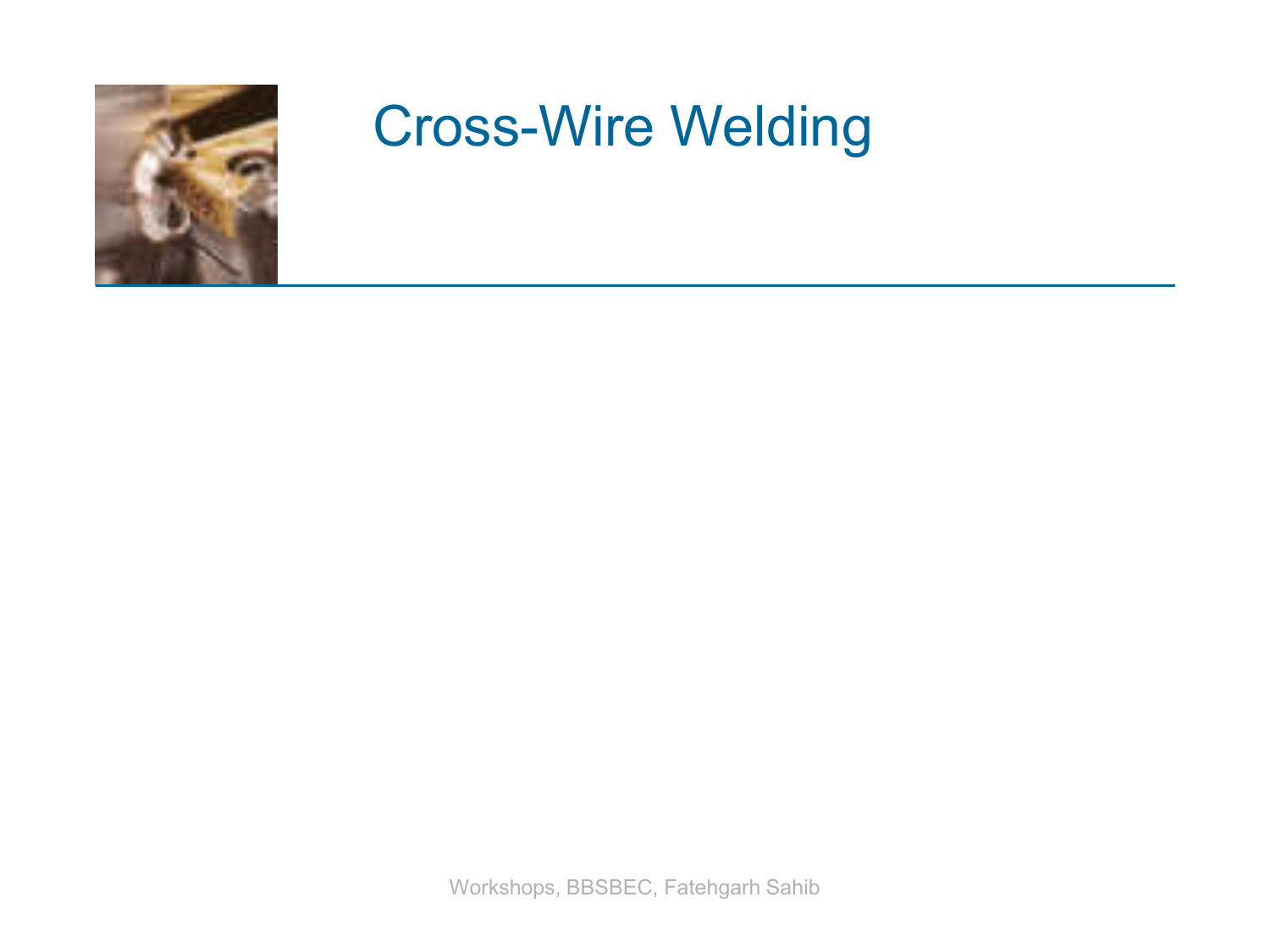# Cross-Wire Welding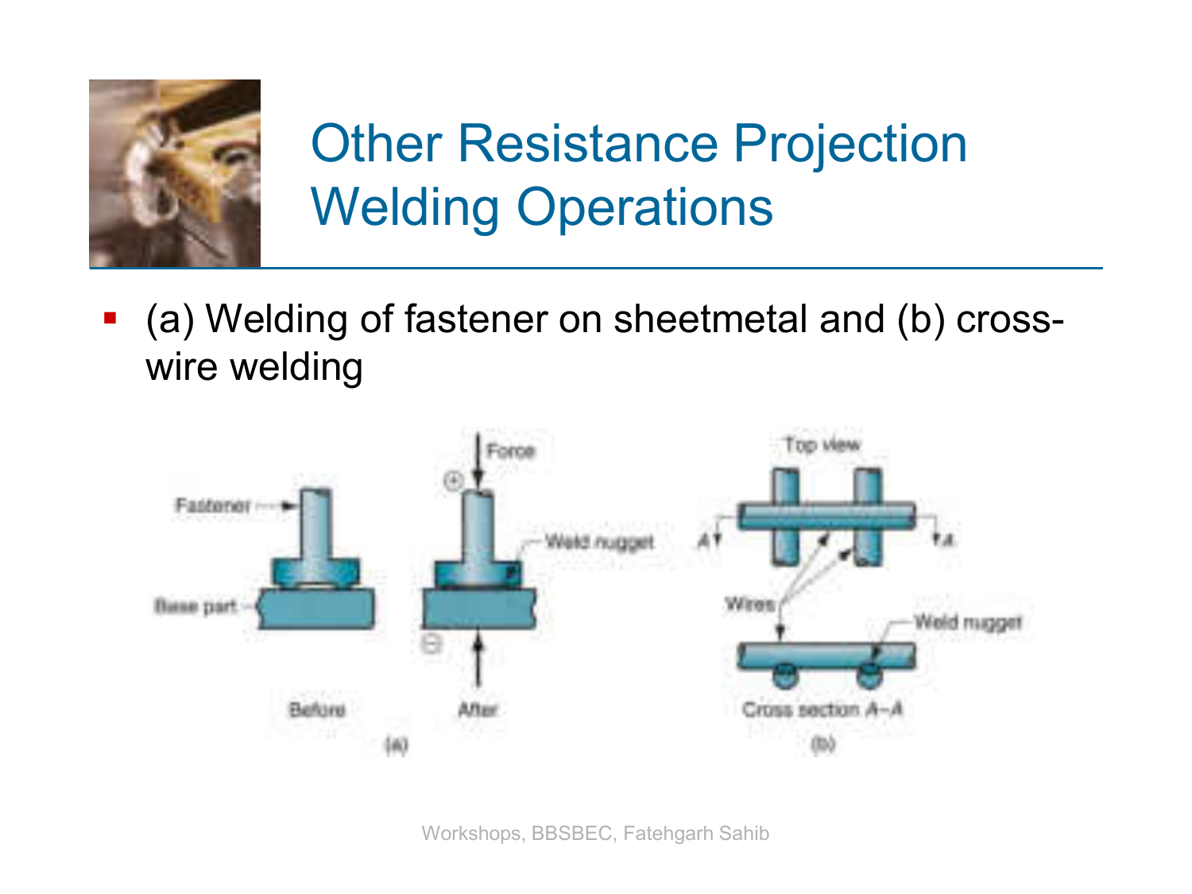# Other Resistance Projection Welding Operations

- (a) Welding of fastener on sheetmetal and (b) cross-wire welding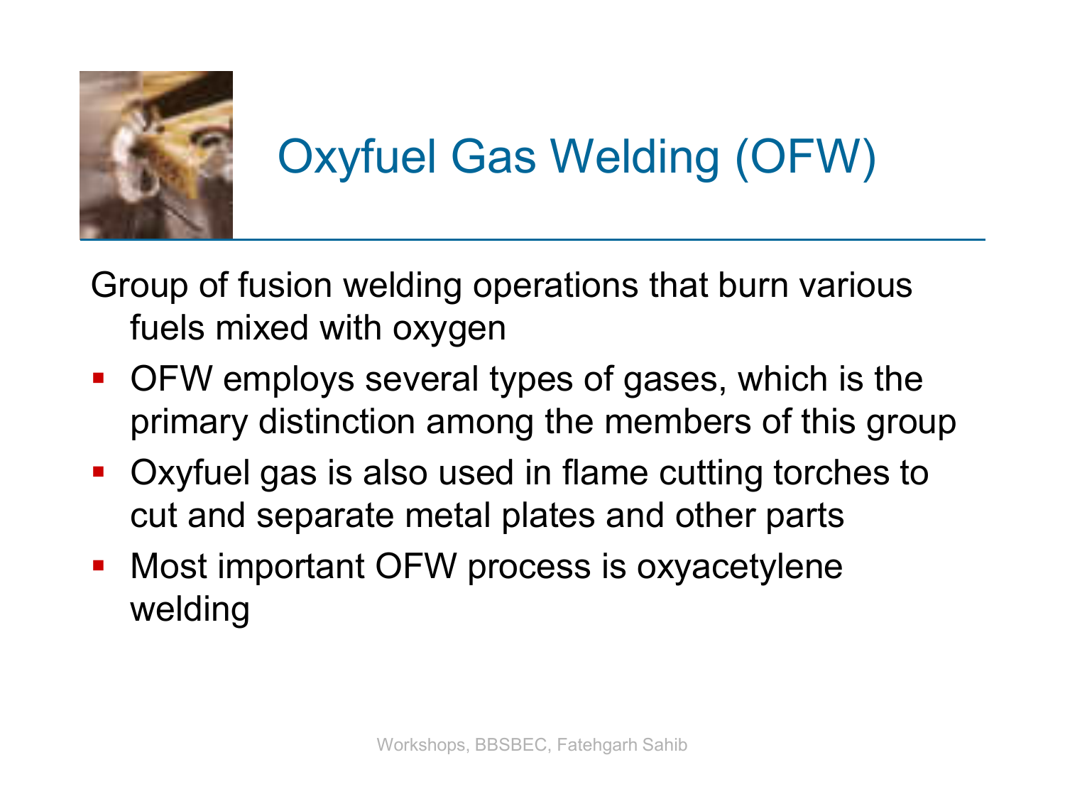# Oxyfuel Gas Welding (OFW)

Group of fusion welding operations that burn various fuels mixed with oxygen

- OFW employs several types of gases, which is the primary distinction among the members of this group
- Oxyfuel gas is also used in flame cutting torches to cut and separate metal plates and other parts
- Most important OFW process is oxyacetylene welding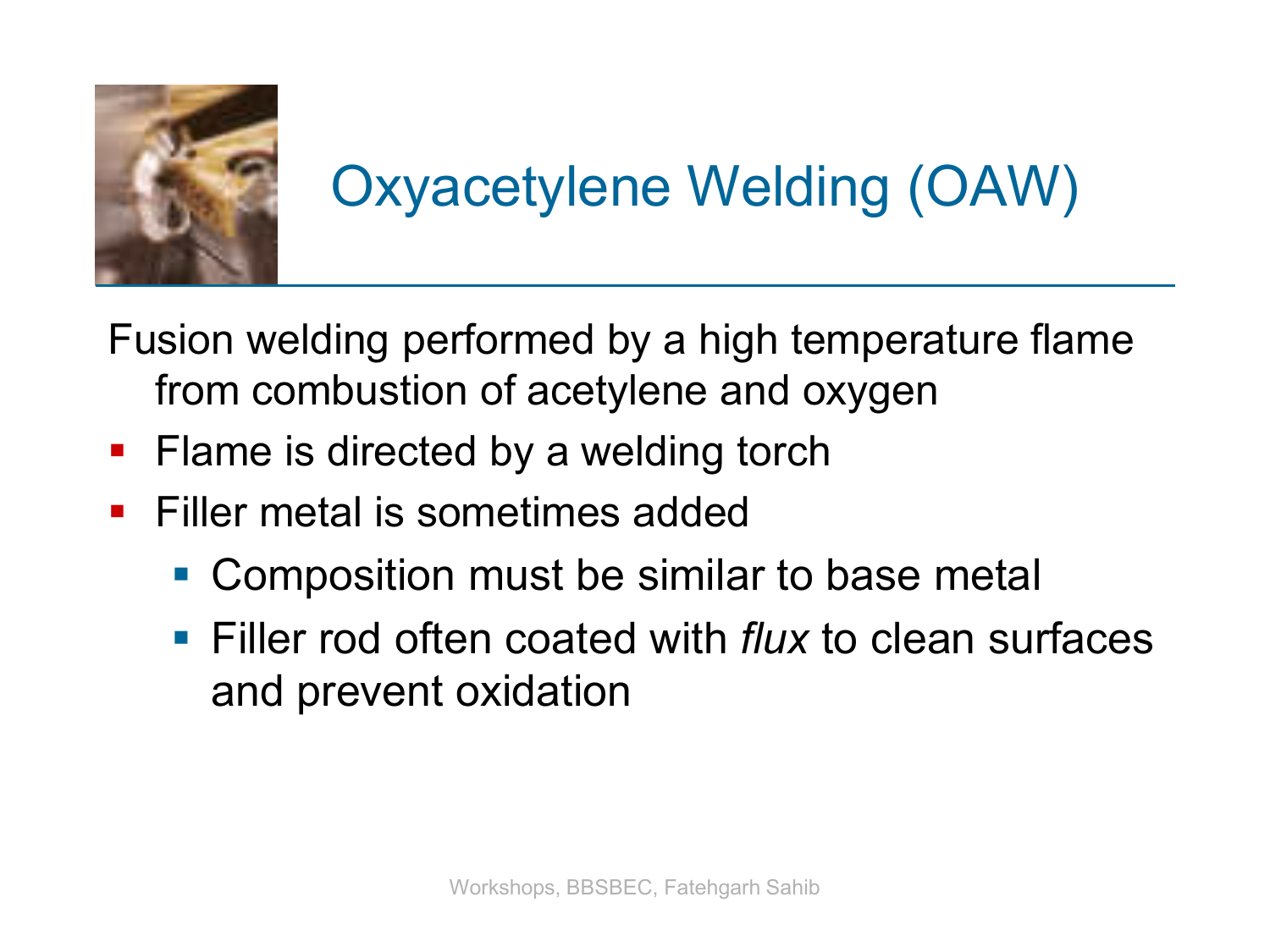# Oxyacetylene Welding (OAW)

Fusion welding performed by a high temperature flame from combustion of acetylene and oxygen

- Flame is directed by a welding torch
- Filler metal is sometimes added
  - Composition must be similar to base metal
  - Filler rod often coated with *flux* to clean surfaces and prevent oxidation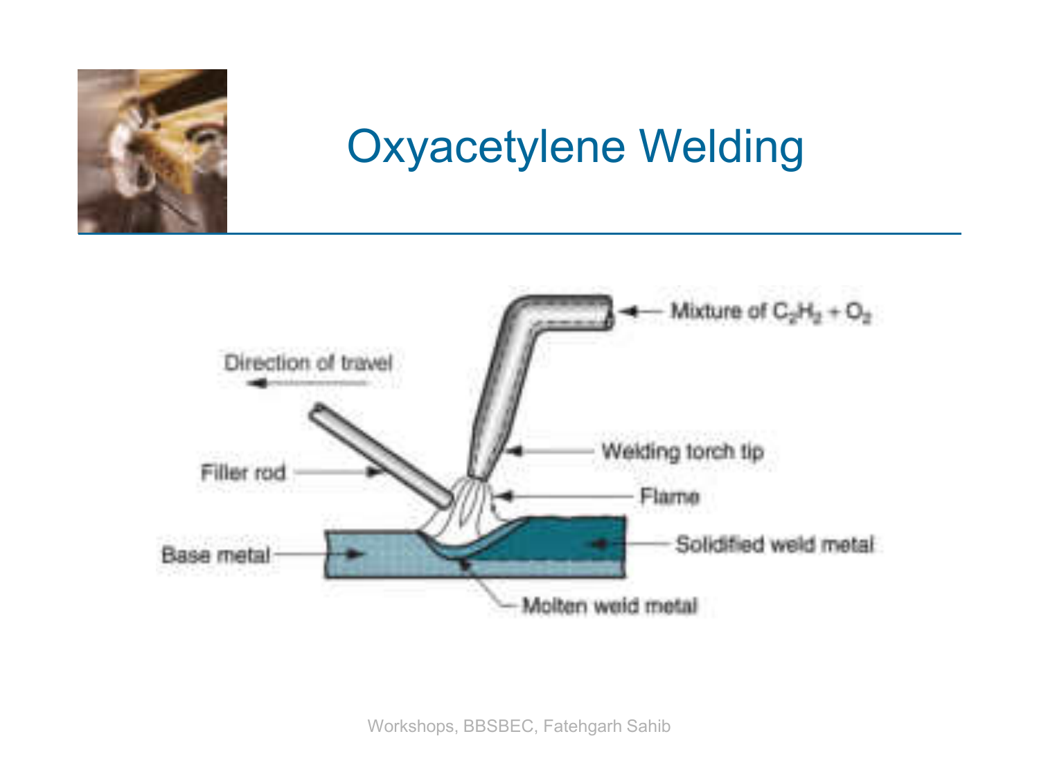# Oxyacetylene Welding

Mixture of $C_2H_2 + O_2$

Direction of travel

Welding torch tip

Filler rod

Flame

Base metal

Solidified weld metal

Molten weld metal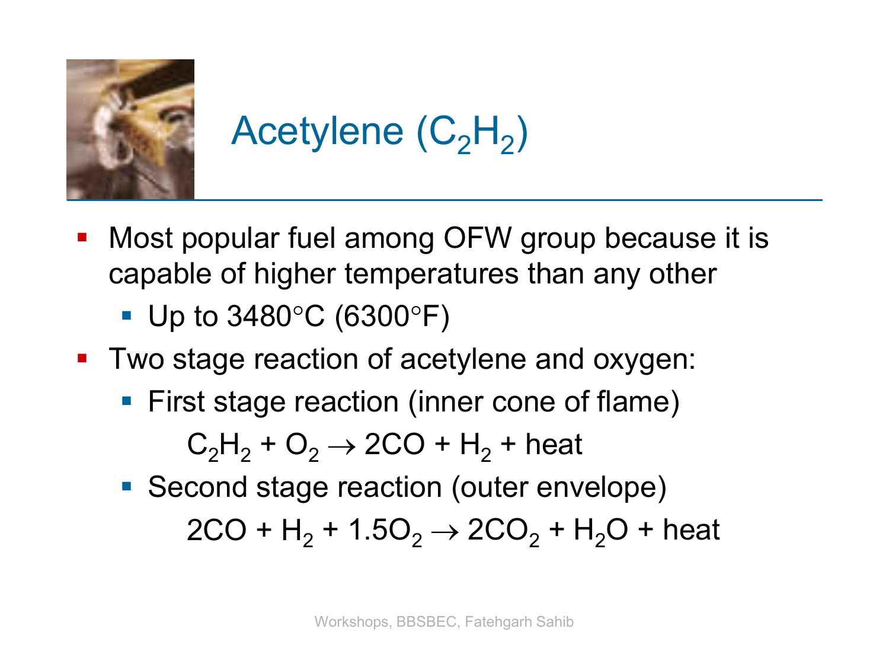# Acetylene ($C_2H_2$)

- Most popular fuel among OFW group because it is capable of higher temperatures than any other
  - Up to 3480°C (6300°F)
- Two stage reaction of acetylene and oxygen:
  - First stage reaction (inner cone of flame)

    $$C_2H_2 + O_2 \rightarrow 2CO + H_2 + \text{heat}$$

  - Second stage reaction (outer envelope)

    $$2CO + H_2 + 1.5O_2 \rightarrow 2CO_2 + H_2O + \text{heat}$$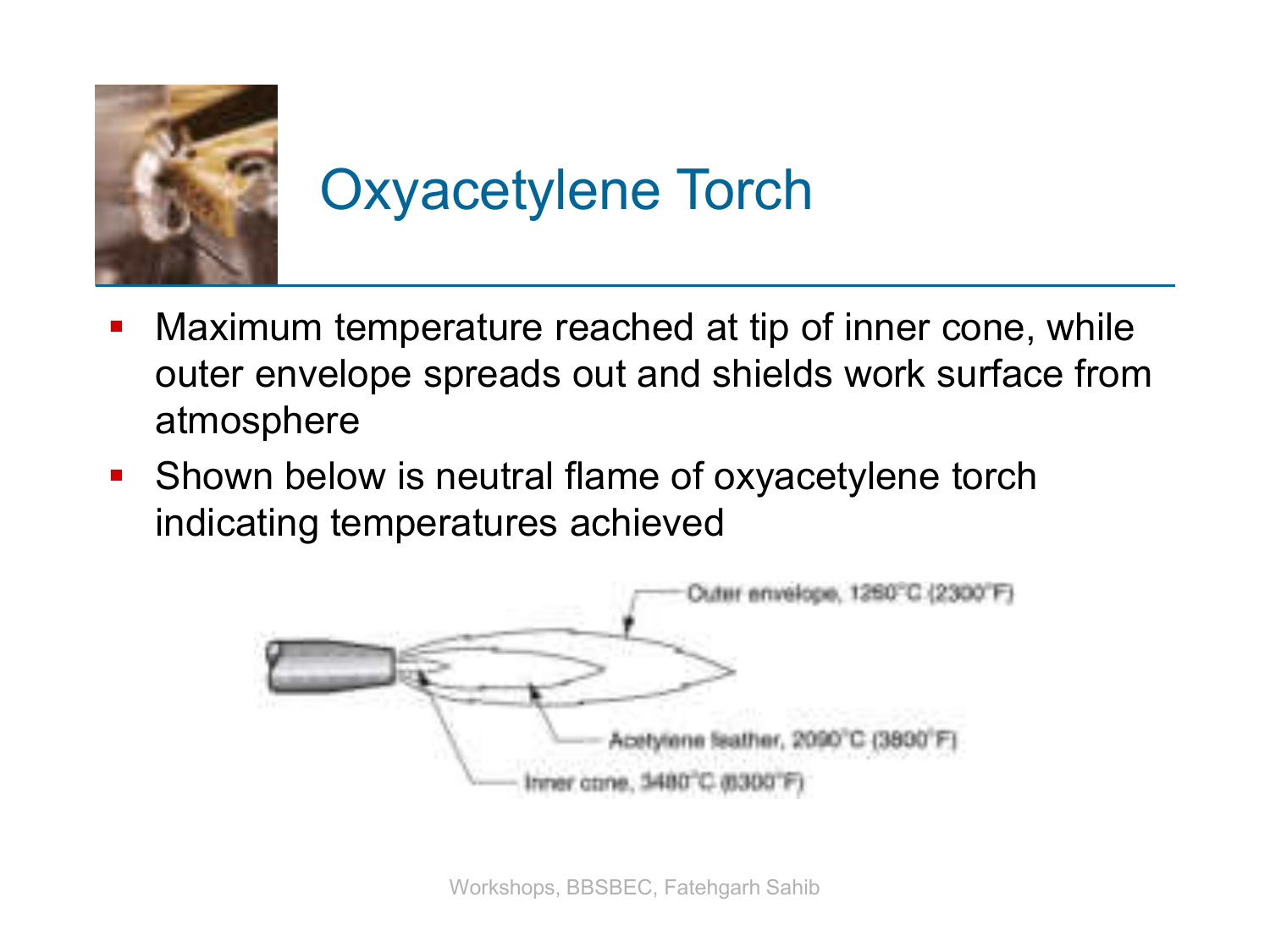# Oxyacetylene Torch

- Maximum temperature reached at tip of inner cone, while outer envelope spreads out and shields work surface from atmosphere
- Shown below is neutral flame of oxyacetylene torch indicating temperatures achieved

Outer envelope, 1260°C (2300°F)

Acetylene feather, 2090°C (3800°F)

Inner cone, 3480°C (6300°F)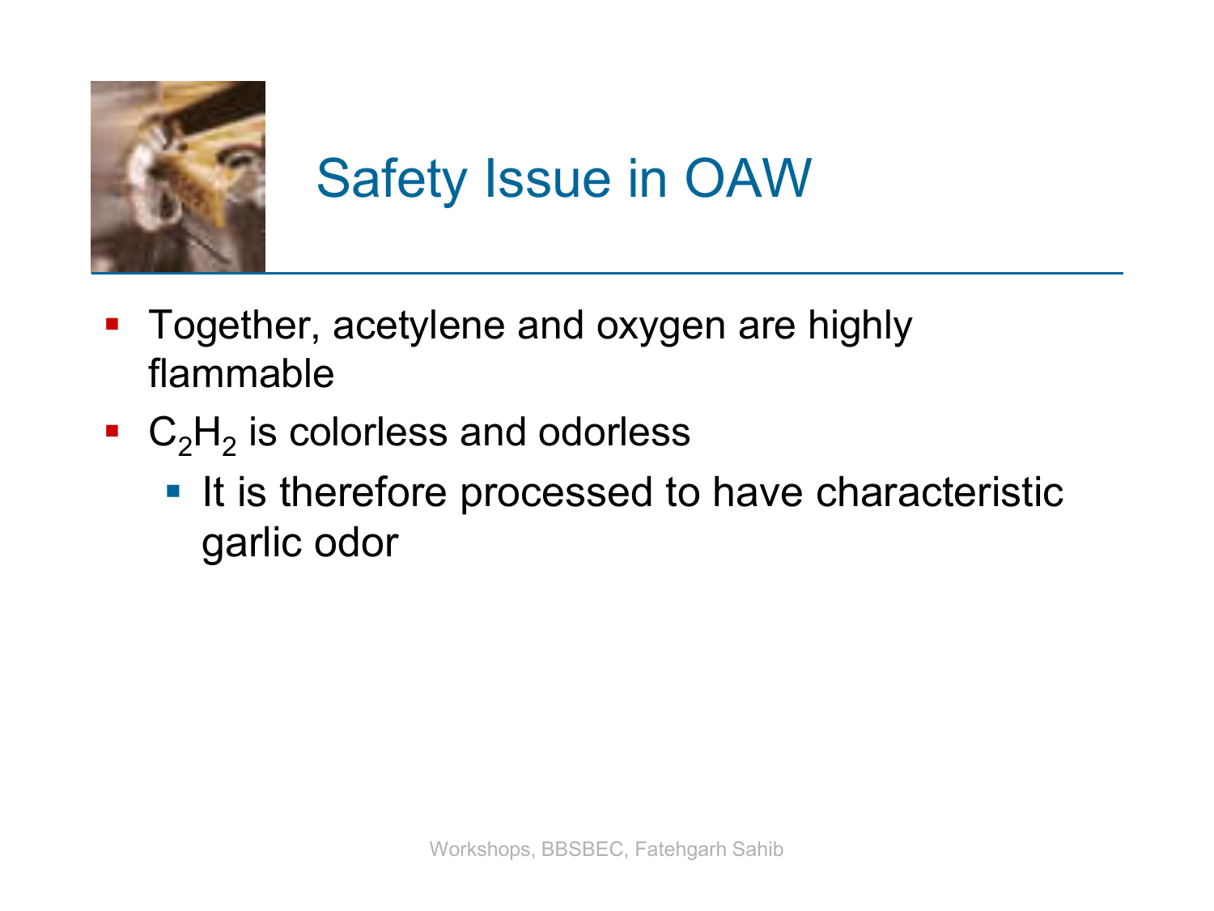# Safety Issue in OAW

- Together, acetylene and oxygen are highly flammable
- $C_2H_2$ is colorless and odorless
  - It is therefore processed to have characteristic garlic odor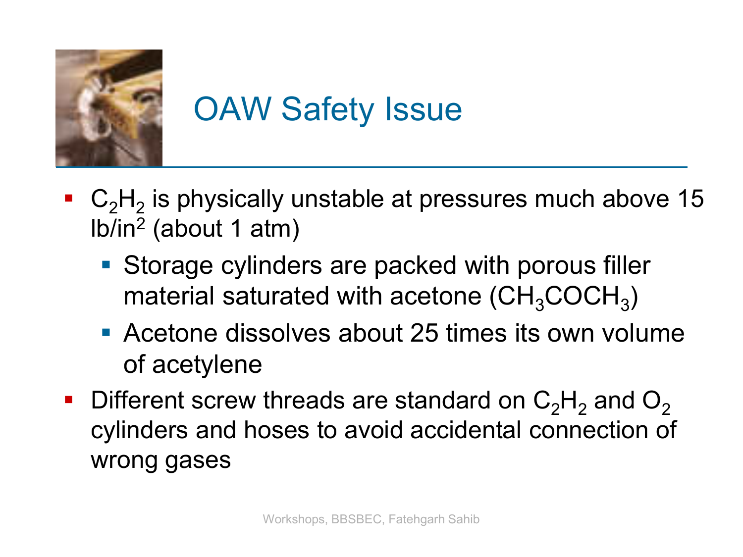# OAW Safety Issue

- $C_2H_2$ is physically unstable at pressures much above 15 lb/in$^2$ (about 1 atm)
  - Storage cylinders are packed with porous filler material saturated with acetone ($CH_3COCH_3$)
  - Acetone dissolves about 25 times its own volume of acetylene
- Different screw threads are standard on $C_2H_2$ and $O_2$ cylinders and hoses to avoid accidental connection of wrong gases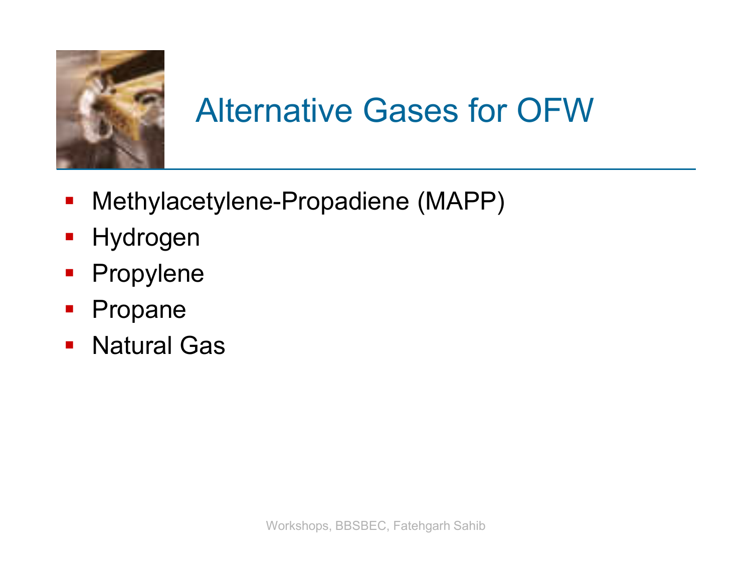# Alternative Gases for OFW

- Methylacetylene-Propadiene (MAPP)
- Hydrogen
- Propylene
- Propane
- Natural Gas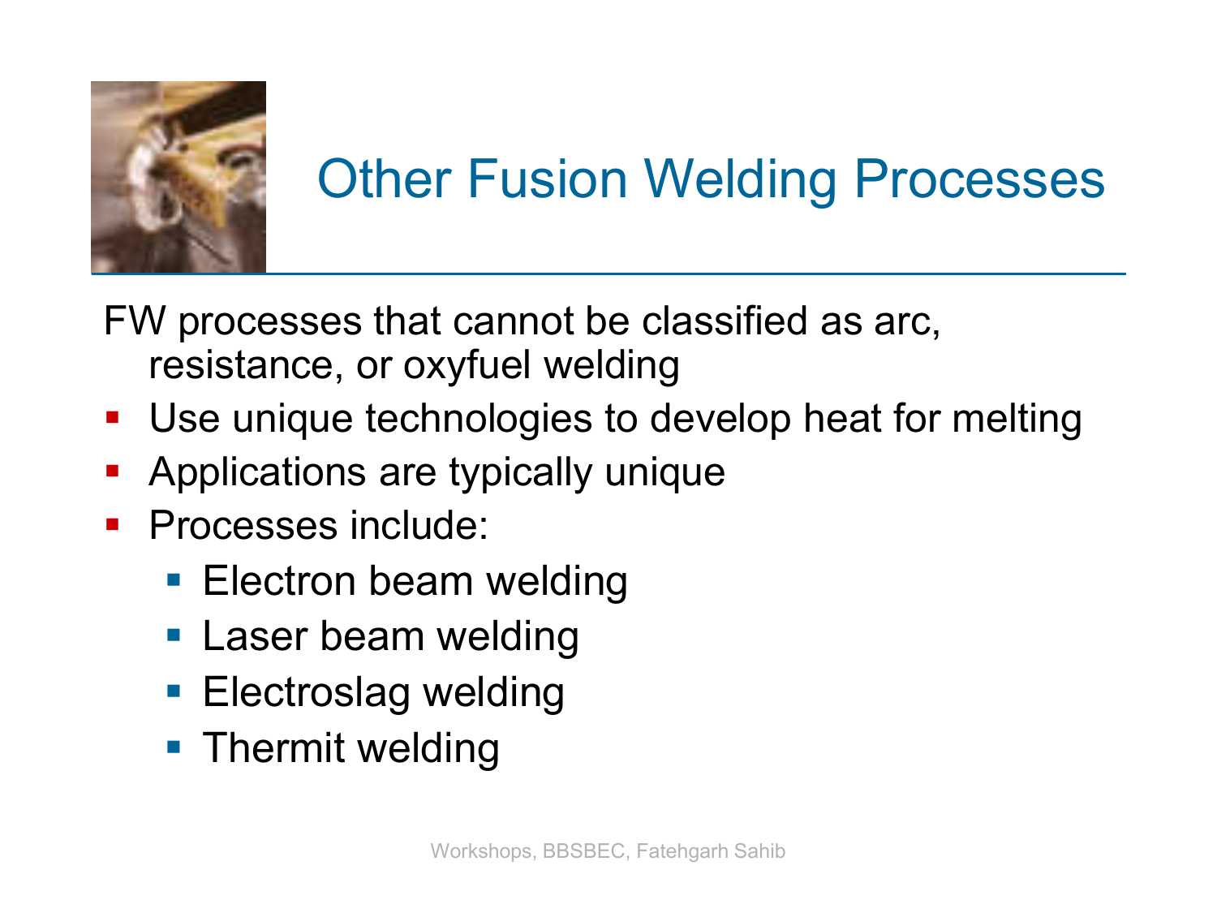# Other Fusion Welding Processes

FW processes that cannot be classified as arc, resistance, or oxyfuel welding

- Use unique technologies to develop heat for melting
- Applications are typically unique
- Processes include:
  - Electron beam welding
  - Laser beam welding
  - Electroslag welding
  - Thermit welding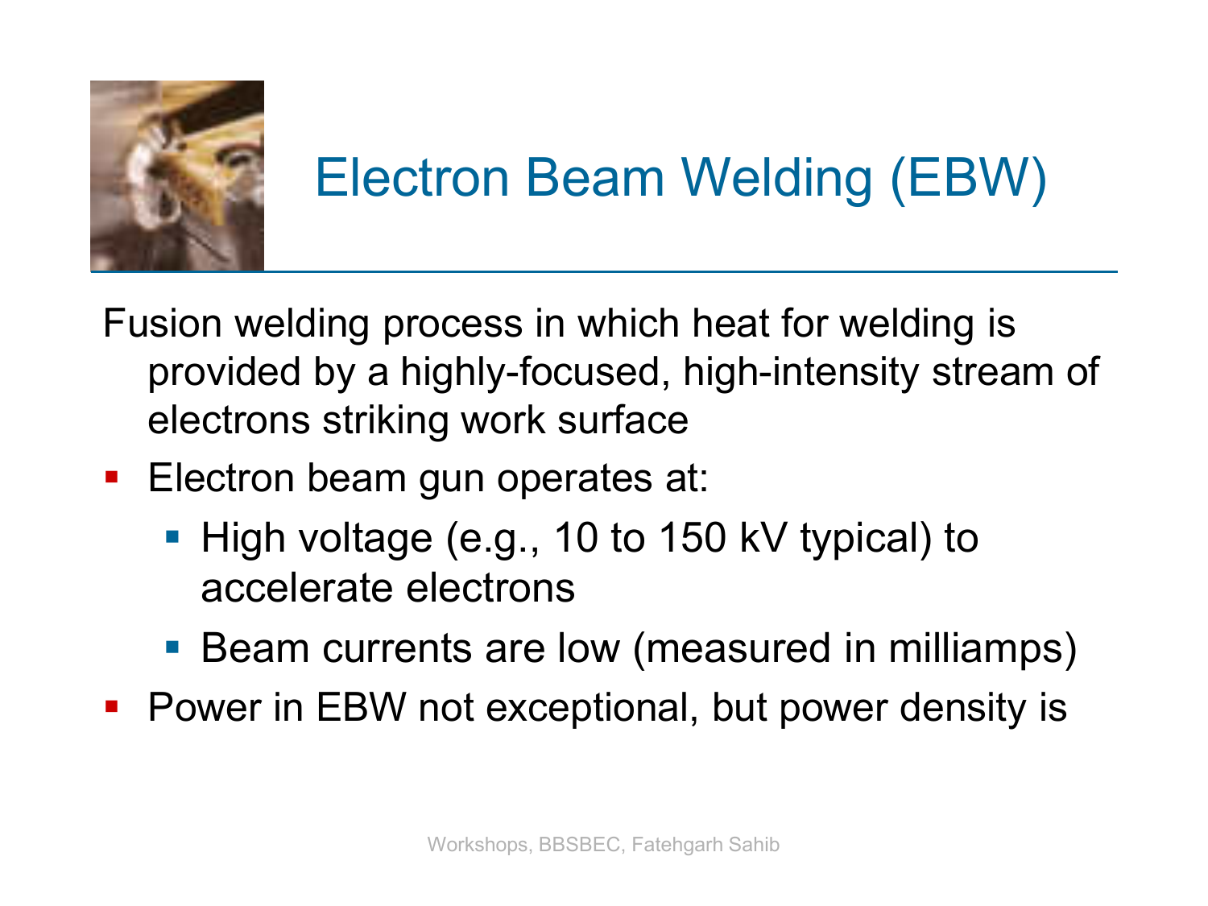# Electron Beam Welding (EBW)

Fusion welding process in which heat for welding is provided by a highly-focused, high-intensity stream of electrons striking work surface

- Electron beam gun operates at:
  - High voltage (e.g., 10 to 150 kV typical) to accelerate electrons
  - Beam currents are low (measured in milliamps)
- Power in EBW not exceptional, but power density is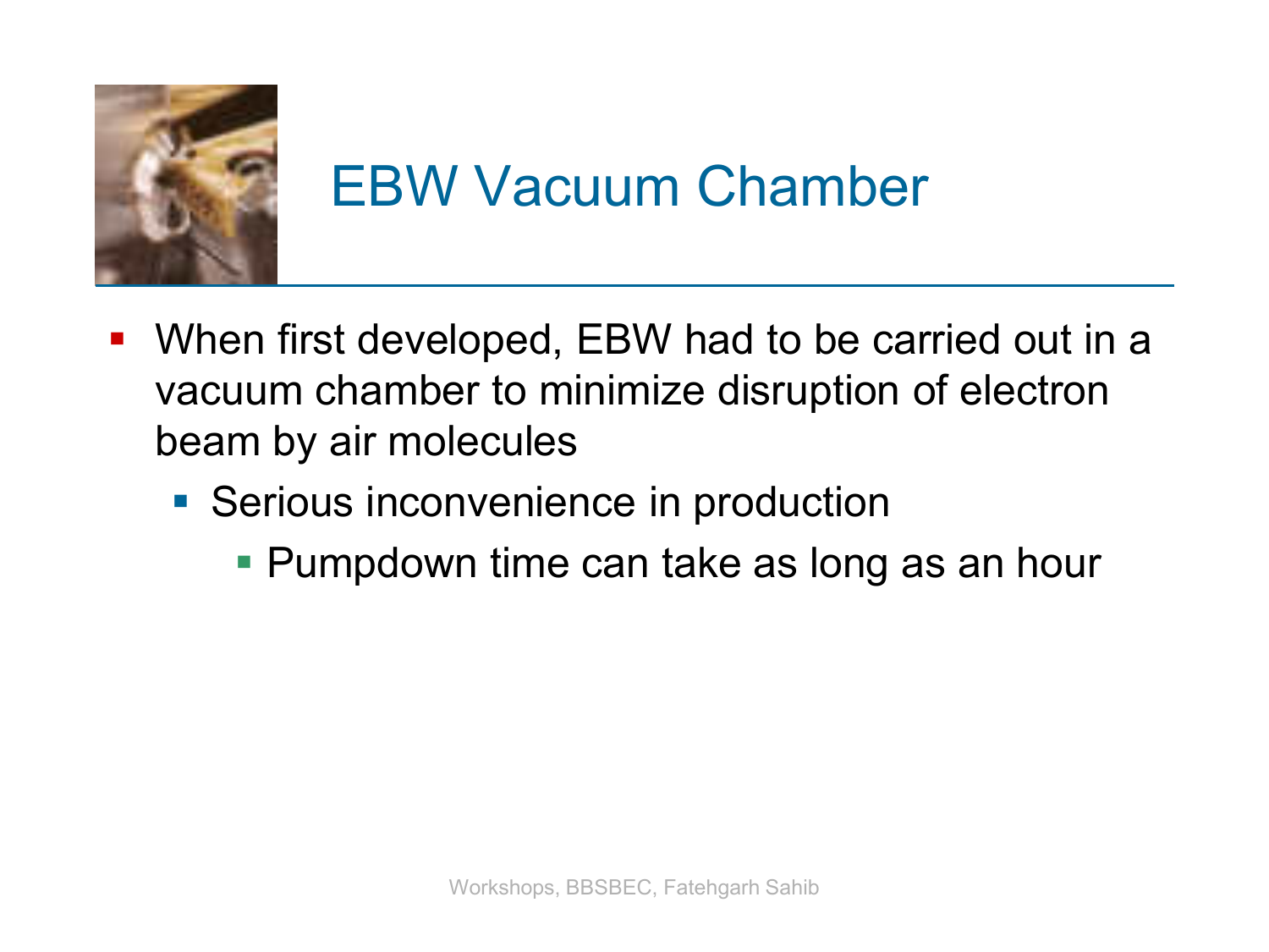# EBW Vacuum Chamber

- When first developed, EBW had to be carried out in a vacuum chamber to minimize disruption of electron beam by air molecules
  - Serious inconvenience in production
    - Pumpdown time can take as long as an hour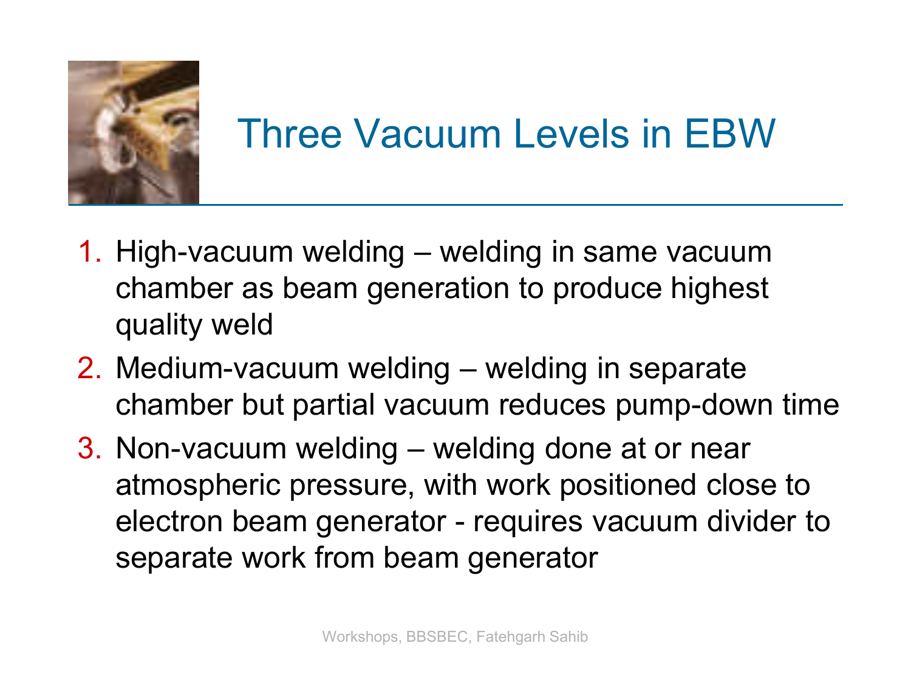# Three Vacuum Levels in EBW

1. High-vacuum welding – welding in same vacuum chamber as beam generation to produce highest quality weld
2. Medium-vacuum welding – welding in separate chamber but partial vacuum reduces pump-down time
3. Non-vacuum welding – welding done at or near atmospheric pressure, with work positioned close to electron beam generator - requires vacuum divider to separate work from beam generator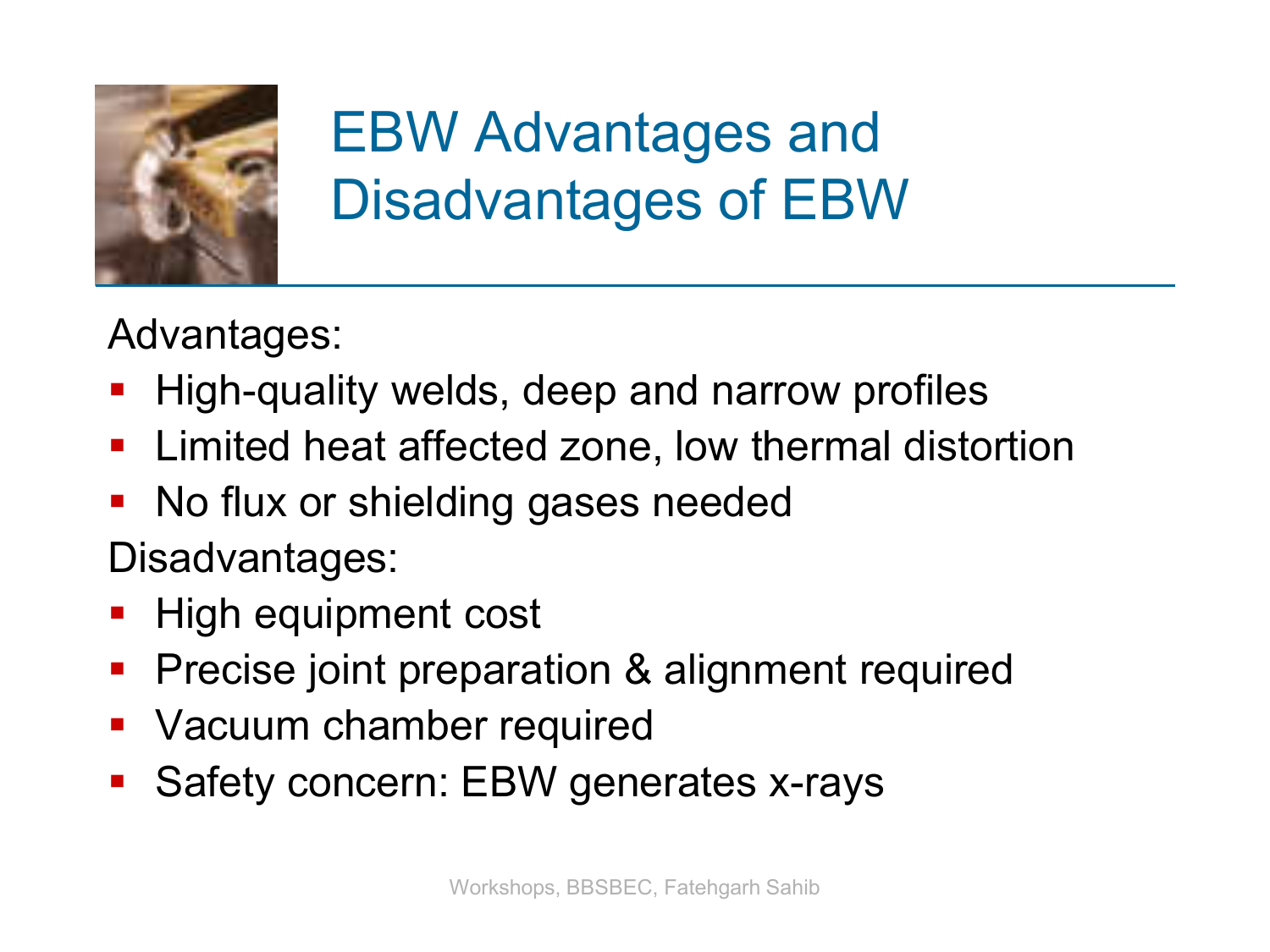# EBW Advantages and Disadvantages of EBW

Advantages:

- High-quality welds, deep and narrow profiles
- Limited heat affected zone, low thermal distortion
- No flux or shielding gases needed

Disadvantages:

- High equipment cost
- Precise joint preparation & alignment required
- Vacuum chamber required
- Safety concern: EBW generates x-rays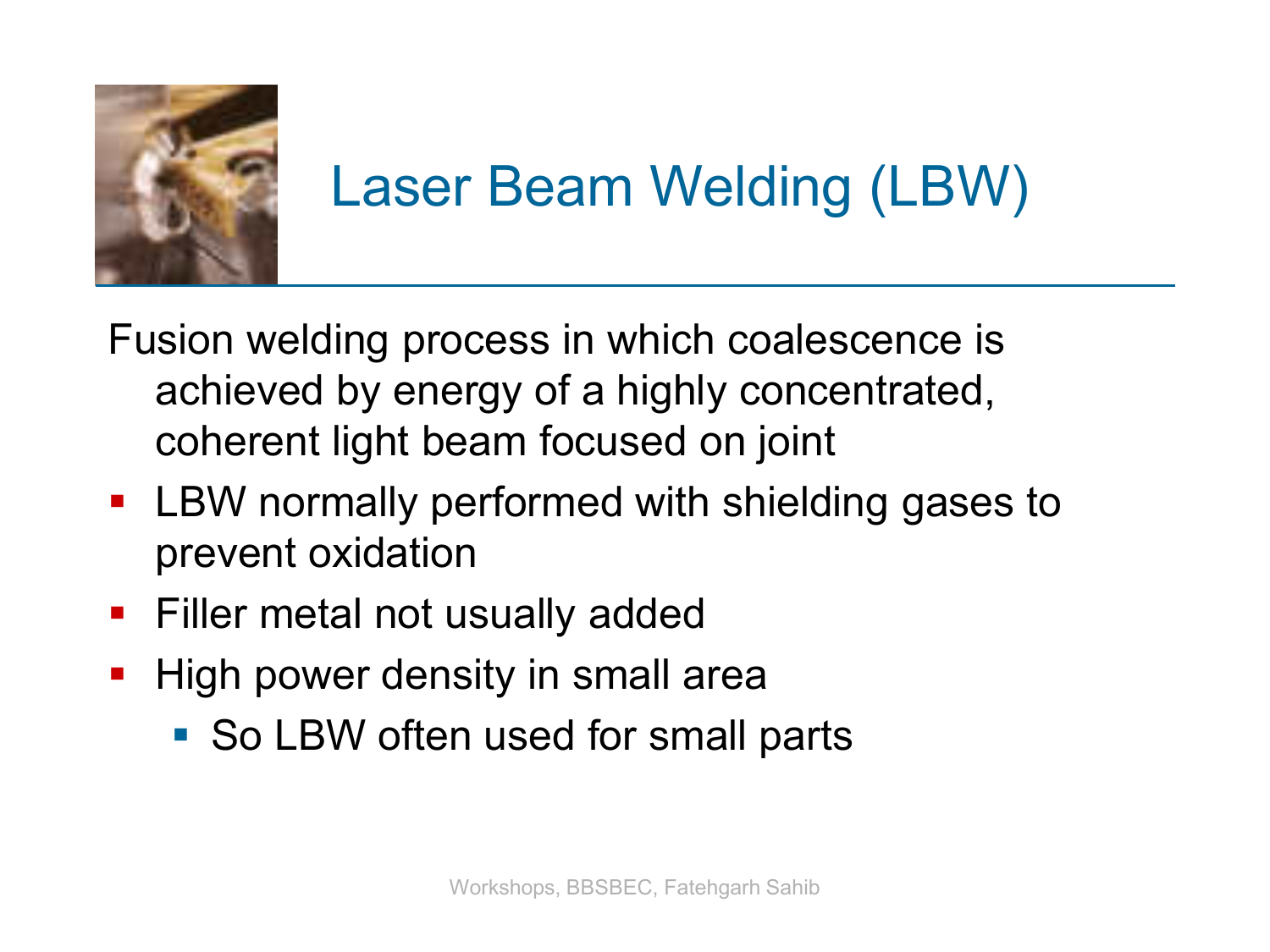# Laser Beam Welding (LBW)

Fusion welding process in which coalescence is achieved by energy of a highly concentrated, coherent light beam focused on joint

- LBW normally performed with shielding gases to prevent oxidation
- Filler metal not usually added
- High power density in small area
  - So LBW often used for small parts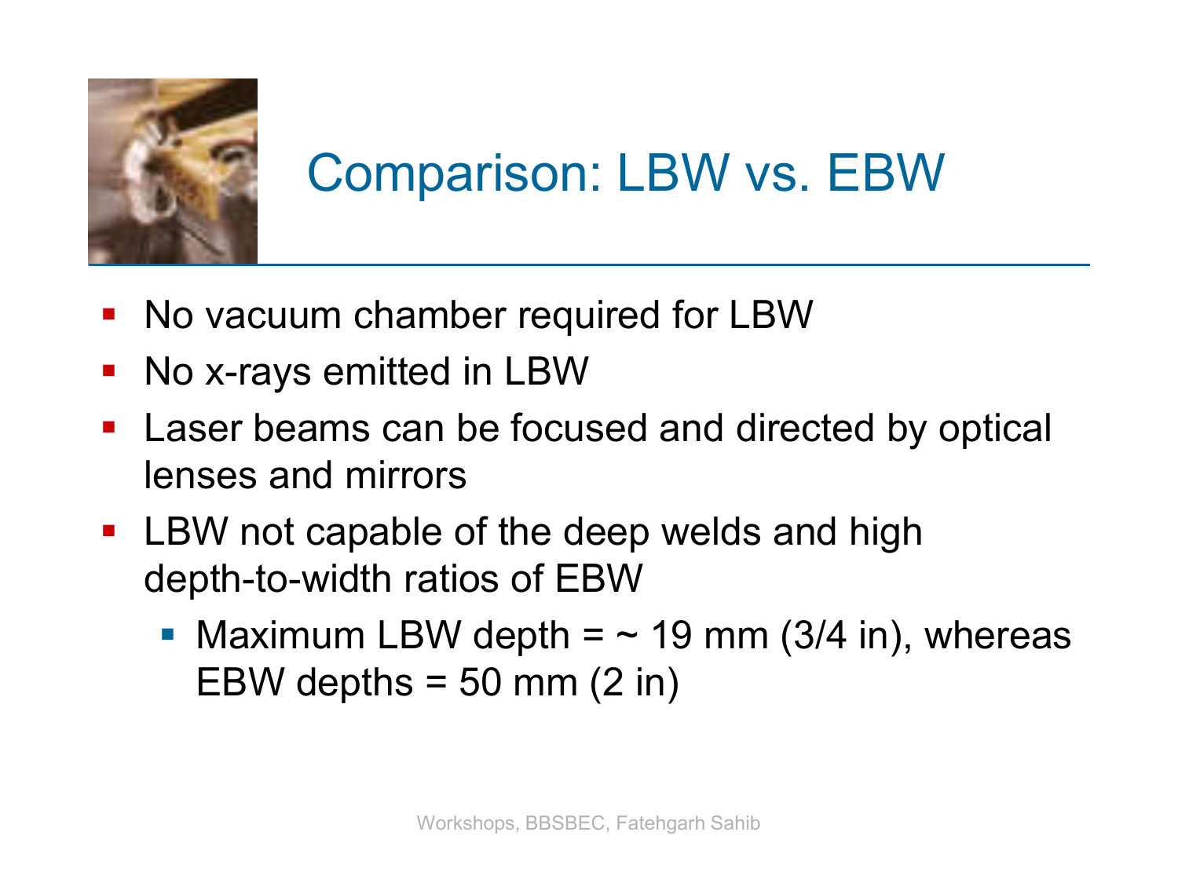# Comparison: LBW vs. EBW

- No vacuum chamber required for LBW
- No x-rays emitted in LBW
- Laser beams can be focused and directed by optical lenses and mirrors
- LBW not capable of the deep welds and high depth-to-width ratios of EBW
  - Maximum LBW depth = ~ 19 mm (3/4 in), whereas EBW depths = 50 mm (2 in)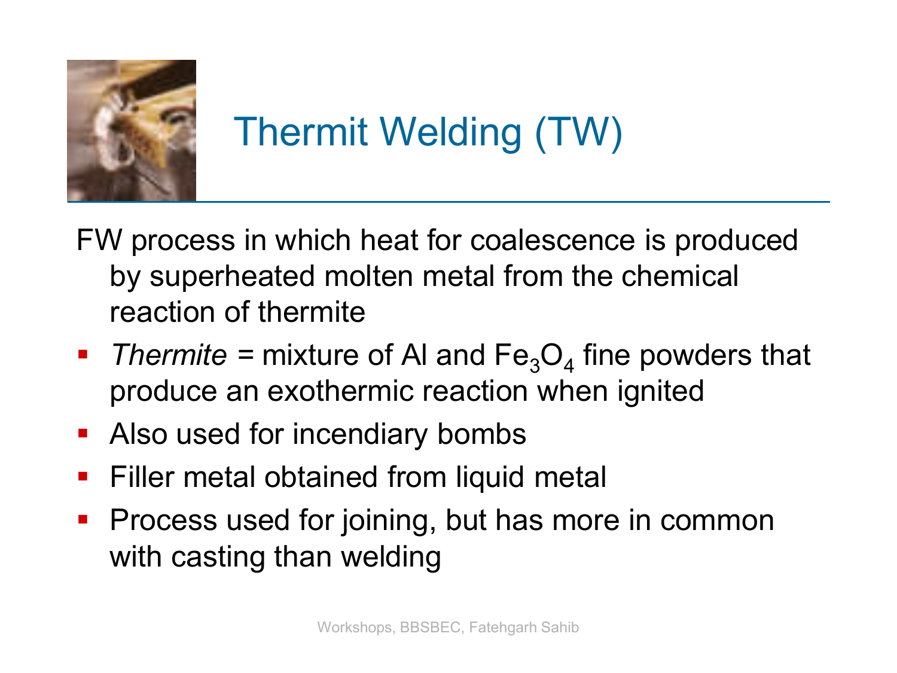# Thermit Welding (TW)

FW process in which heat for coalescence is produced by superheated molten metal from the chemical reaction of thermite

- *Thermite* = mixture of Al and $Fe_3O_4$ fine powders that produce an exothermic reaction when ignited
- Also used for incendiary bombs
- Filler metal obtained from liquid metal
- Process used for joining, but has more in common with casting than welding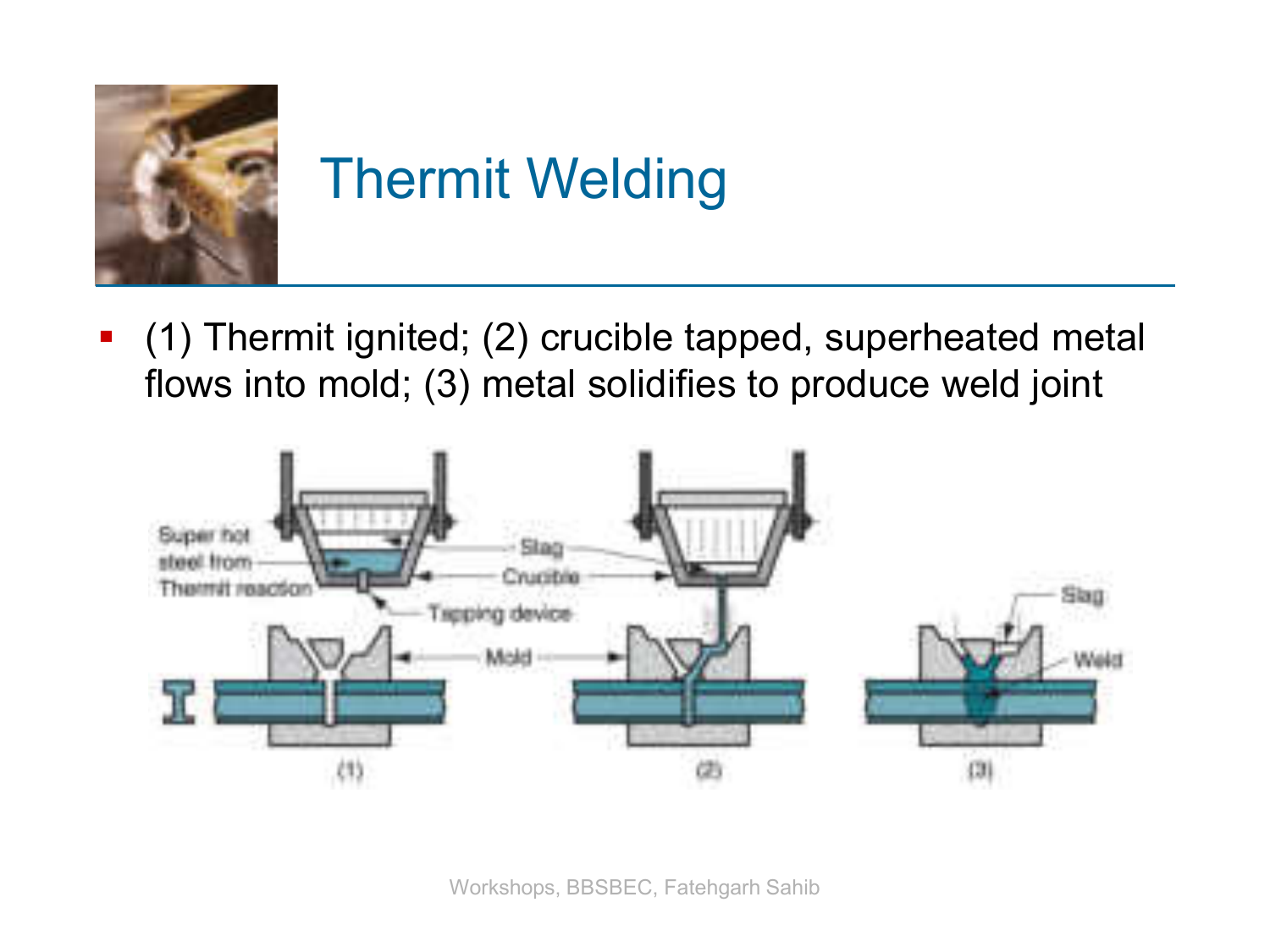# Thermit Welding

- (1) Thermit ignited; (2) crucible tapped, superheated metal flows into mold; (3) metal solidifies to produce weld joint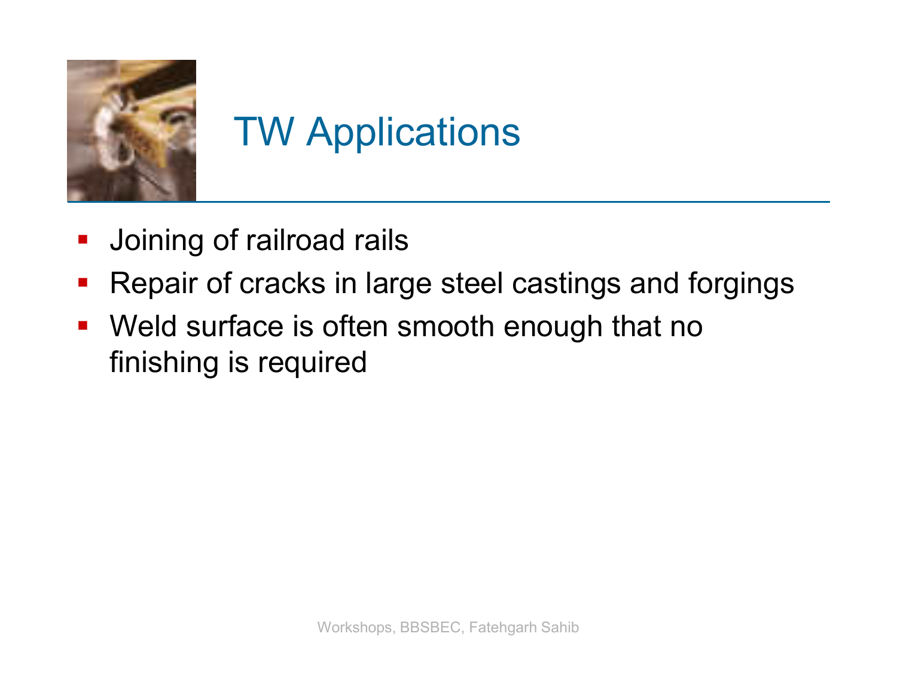# TW Applications

- Joining of railroad rails
- Repair of cracks in large steel castings and forgings
- Weld surface is often smooth enough that no finishing is required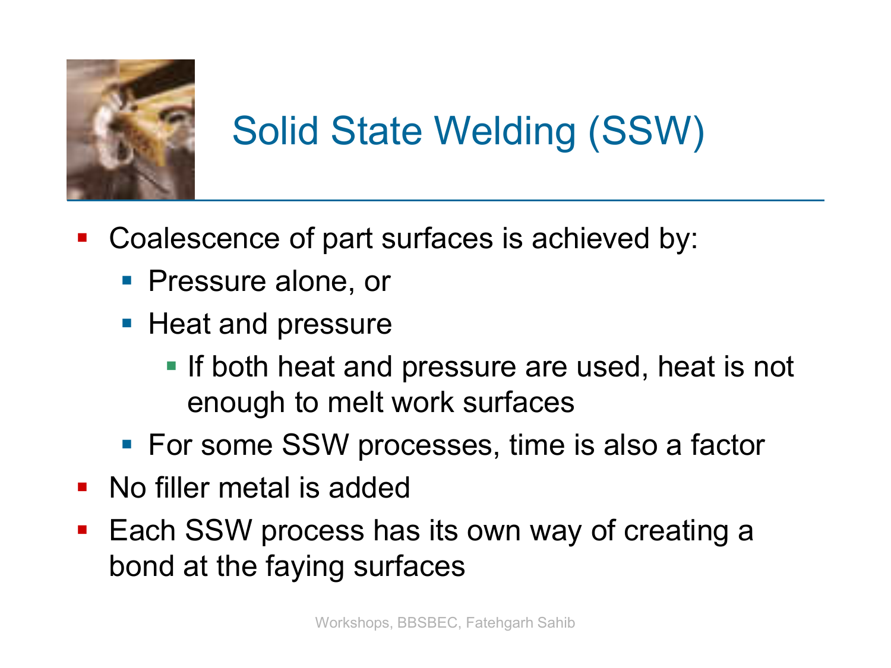# Solid State Welding (SSW)

- Coalescence of part surfaces is achieved by:
  - Pressure alone, or
  - Heat and pressure
    - If both heat and pressure are used, heat is not enough to melt work surfaces
  - For some SSW processes, time is also a factor
- No filler metal is added
- Each SSW process has its own way of creating a bond at the faying surfaces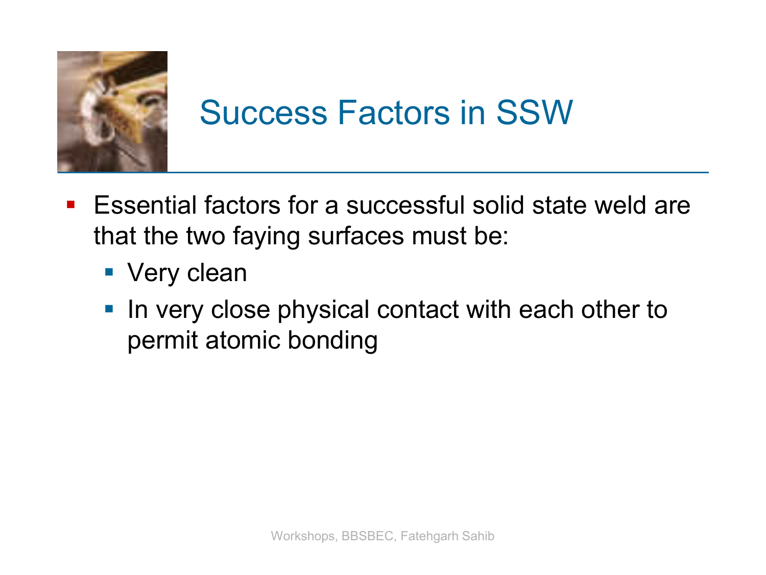# Success Factors in SSW

- Essential factors for a successful solid state weld are that the two faying surfaces must be:
  - Very clean
  - In very close physical contact with each other to permit atomic bonding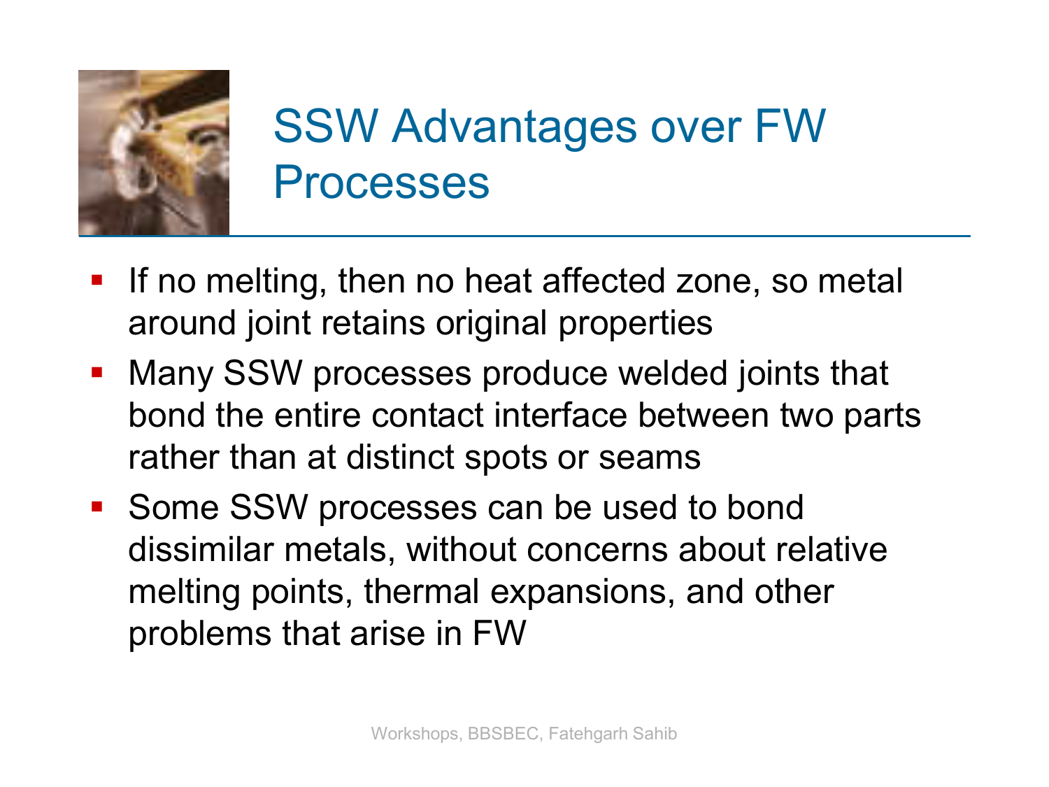# SSW Advantages over FW Processes

- If no melting, then no heat affected zone, so metal around joint retains original properties
- Many SSW processes produce welded joints that bond the entire contact interface between two parts rather than at distinct spots or seams
- Some SSW processes can be used to bond dissimilar metals, without concerns about relative melting points, thermal expansions, and other problems that arise in FW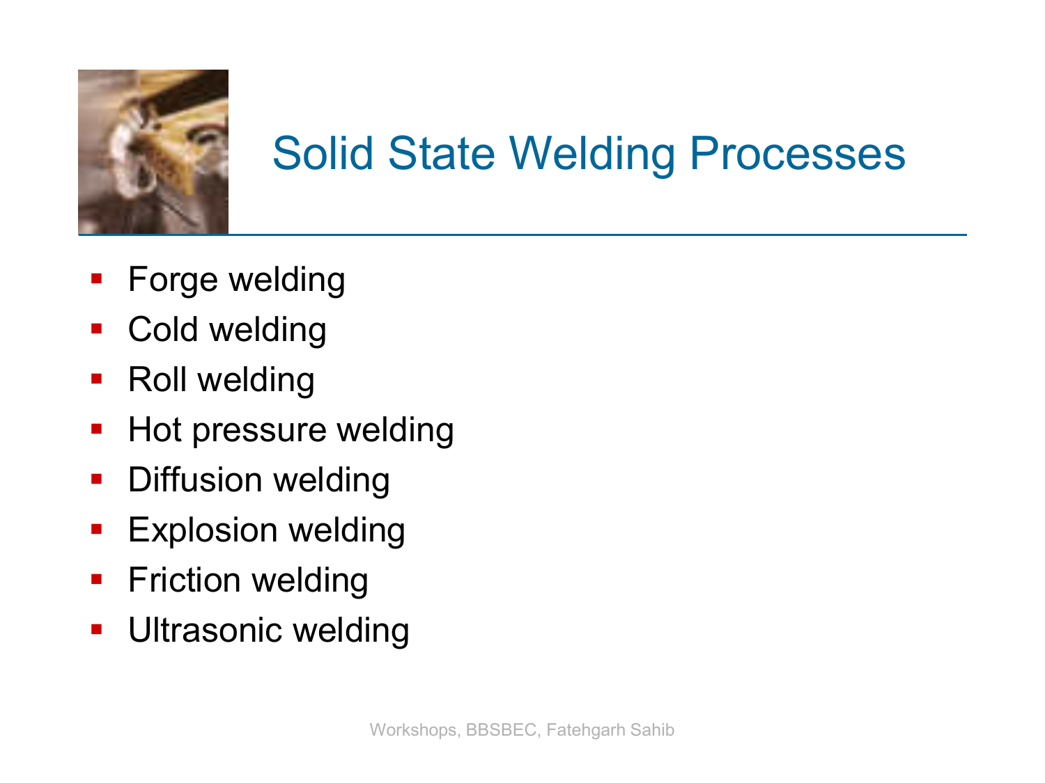# Solid State Welding Processes

- Forge welding
- Cold welding
- Roll welding
- Hot pressure welding
- Diffusion welding
- Explosion welding
- Friction welding
- Ultrasonic welding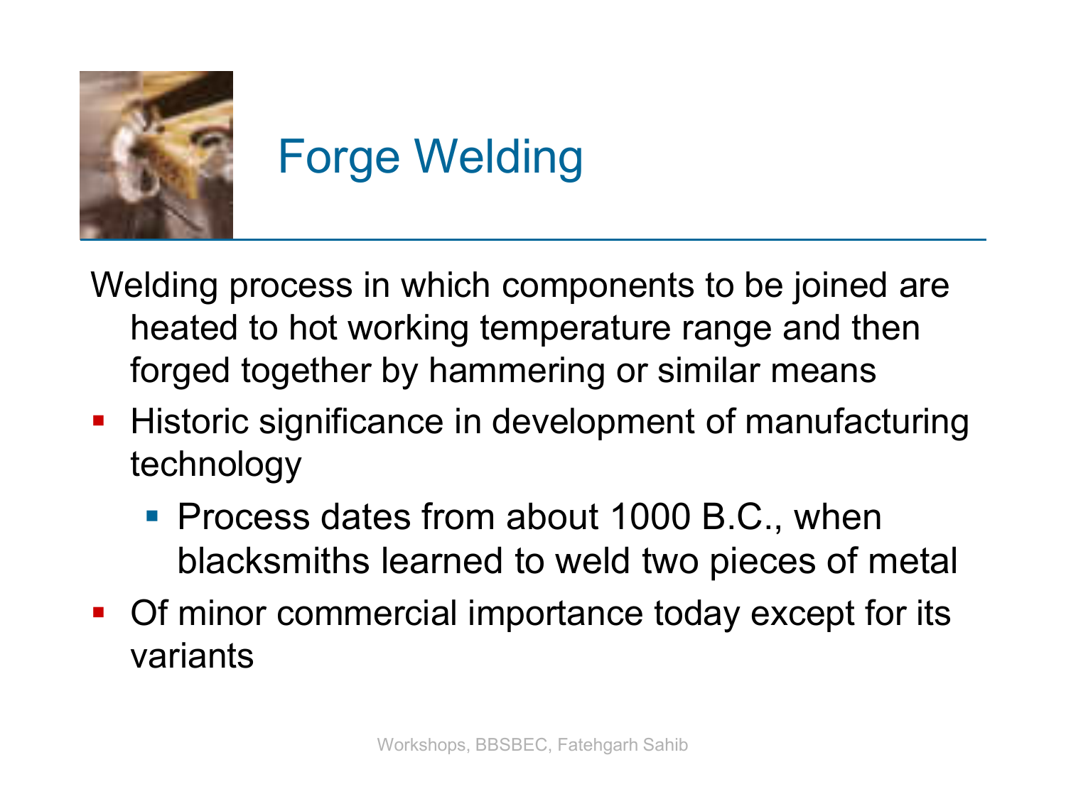# Forge Welding

Welding process in which components to be joined are heated to hot working temperature range and then forged together by hammering or similar means

- Historic significance in development of manufacturing technology
  - Process dates from about 1000 B.C., when blacksmiths learned to weld two pieces of metal
- Of minor commercial importance today except for its variants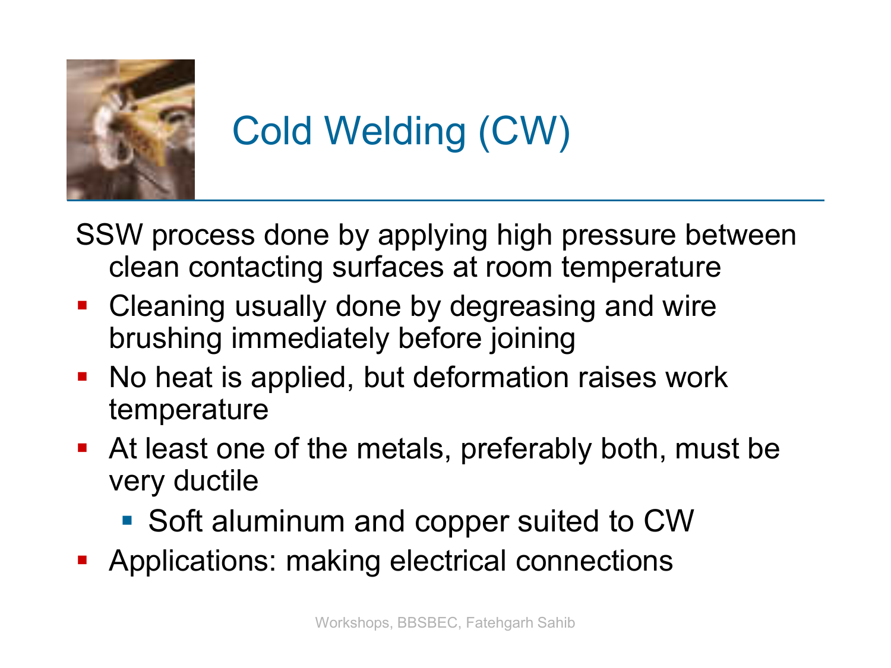# Cold Welding (CW)

SSW process done by applying high pressure between clean contacting surfaces at room temperature

- Cleaning usually done by degreasing and wire brushing immediately before joining
- No heat is applied, but deformation raises work temperature
- At least one of the metals, preferably both, must be very ductile
  - Soft aluminum and copper suited to CW
- Applications: making electrical connections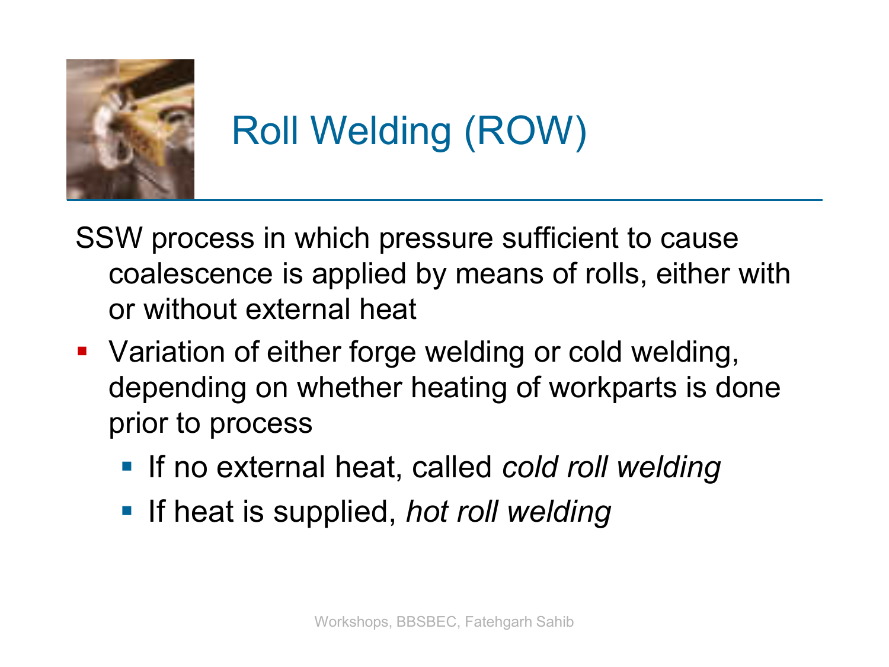# Roll Welding (ROW)

SSW process in which pressure sufficient to cause coalescence is applied by means of rolls, either with or without external heat

- Variation of either forge welding or cold welding, depending on whether heating of workparts is done prior to process
  - If no external heat, called *cold roll welding*
  - If heat is supplied, *hot roll welding*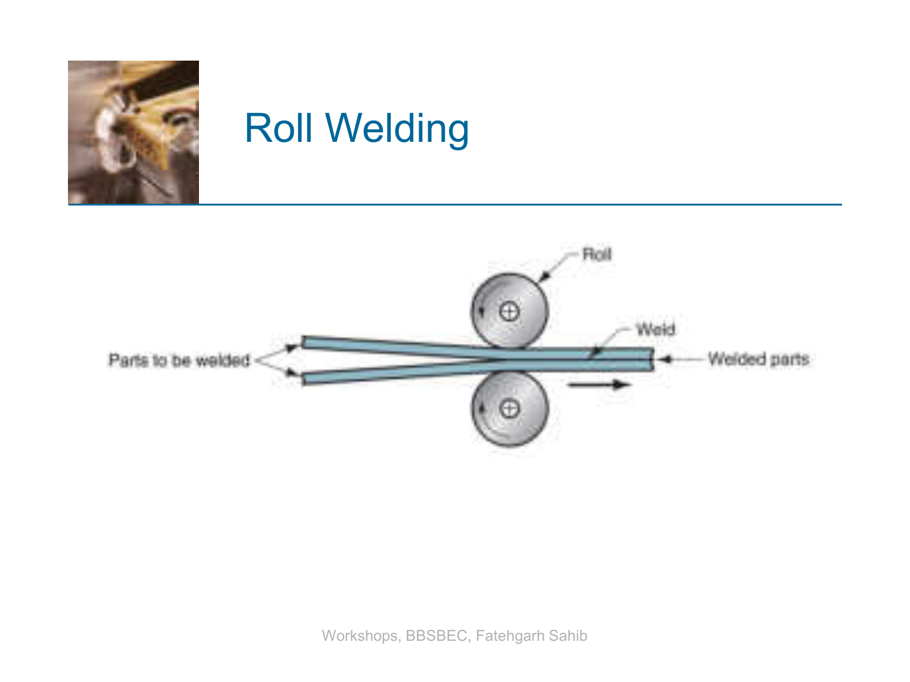# Roll Welding

Roll

Weld

Parts to be welded

Welded parts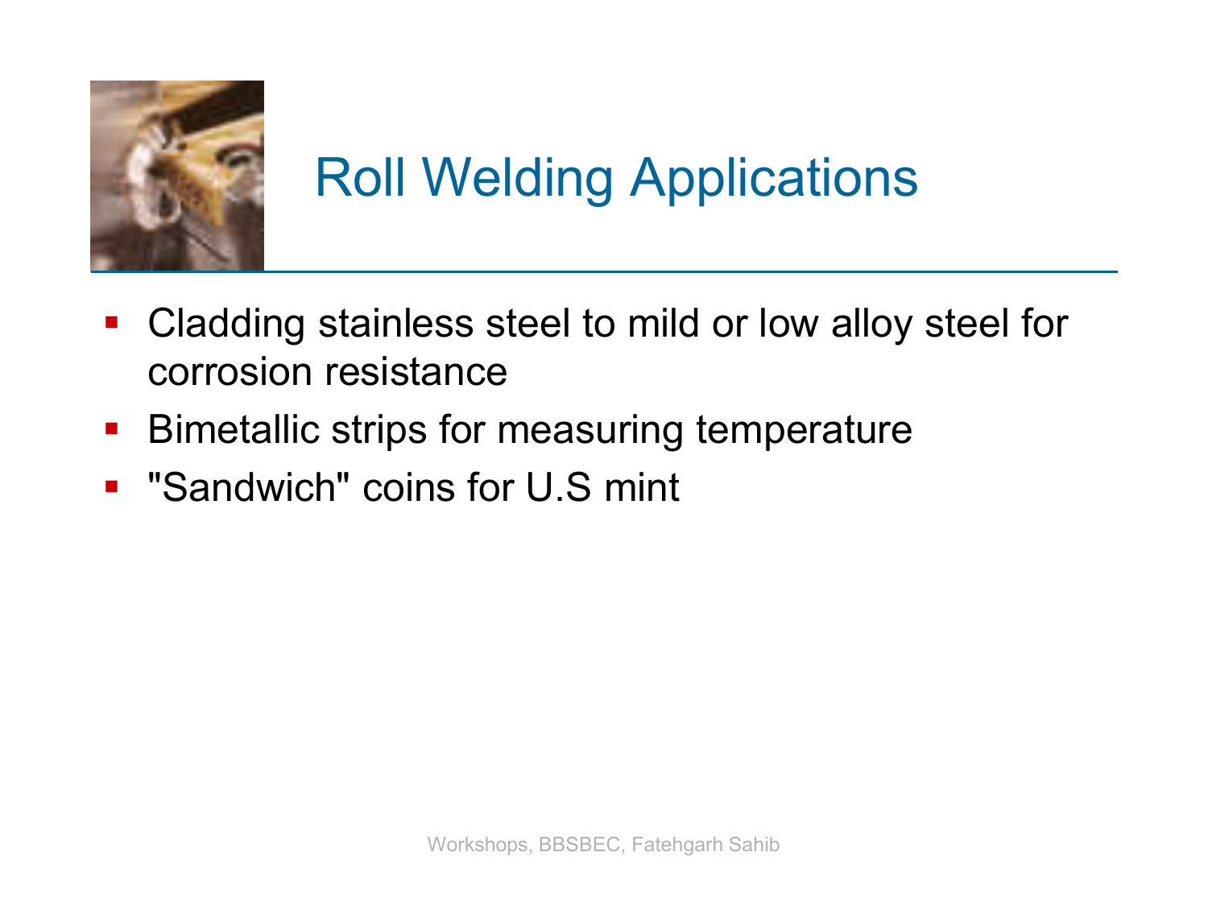# Roll Welding Applications

- Cladding stainless steel to mild or low alloy steel for corrosion resistance
- Bimetallic strips for measuring temperature
- "Sandwich" coins for U.S mint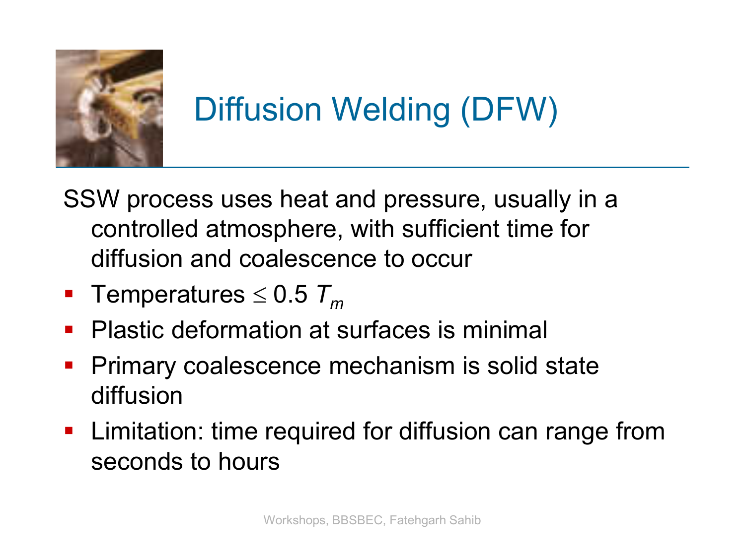# Diffusion Welding (DFW)

SSW process uses heat and pressure, usually in a controlled atmosphere, with sufficient time for diffusion and coalescence to occur

- Temperatures $\leq 0.5\ T_m$
- Plastic deformation at surfaces is minimal
- Primary coalescence mechanism is solid state diffusion
- Limitation: time required for diffusion can range from seconds to hours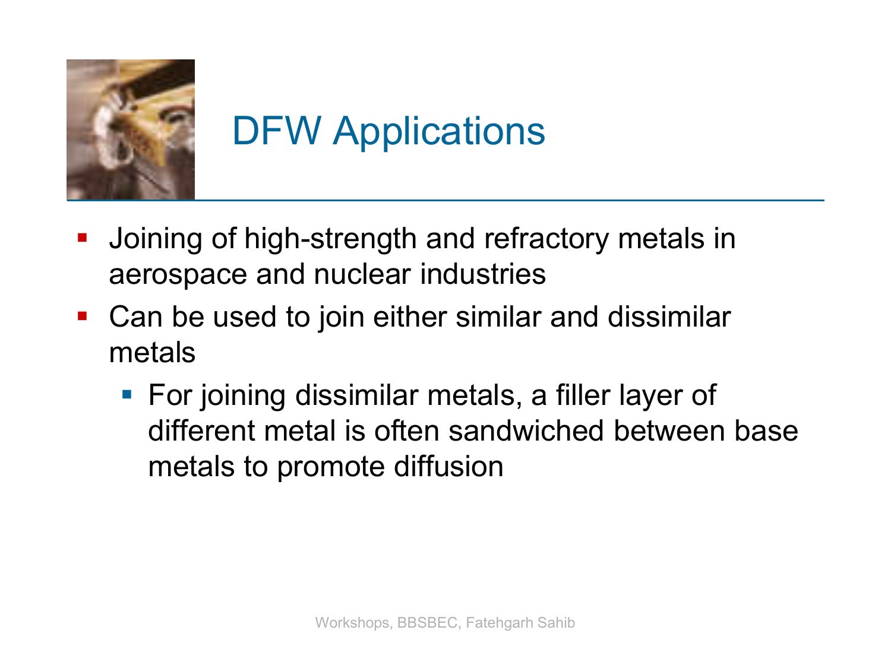# DFW Applications

- Joining of high-strength and refractory metals in aerospace and nuclear industries
- Can be used to join either similar and dissimilar metals
  - For joining dissimilar metals, a filler layer of different metal is often sandwiched between base metals to promote diffusion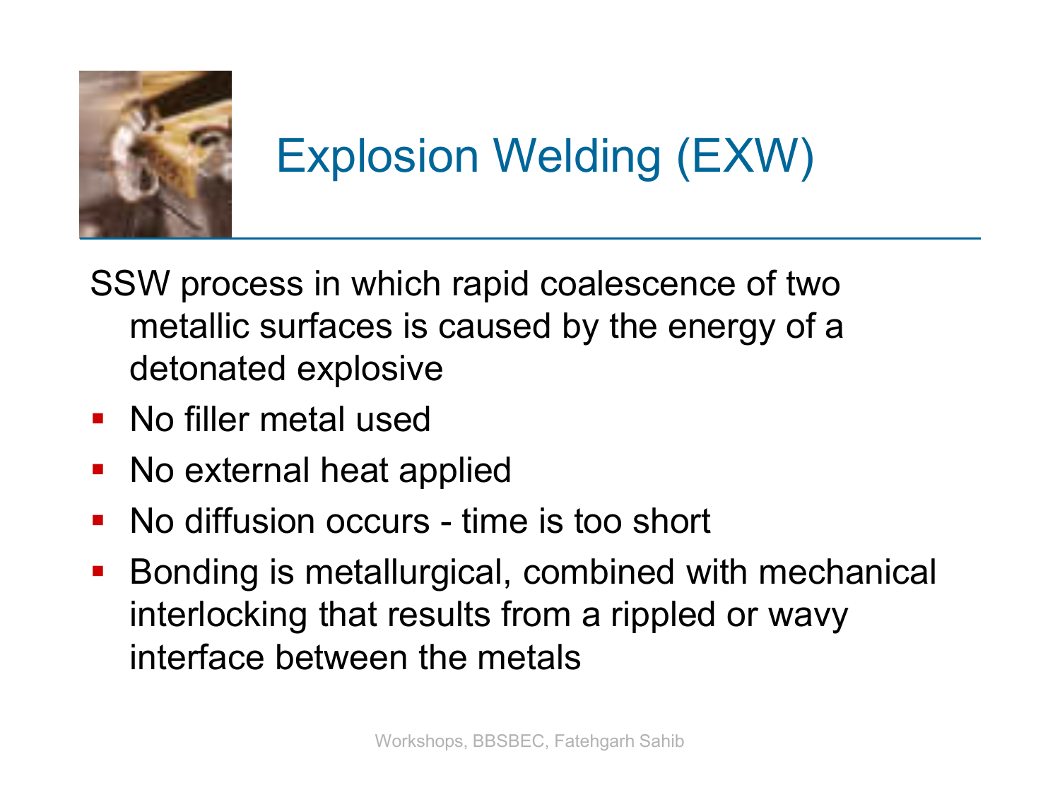# Explosion Welding (EXW)

SSW process in which rapid coalescence of two metallic surfaces is caused by the energy of a detonated explosive

- No filler metal used
- No external heat applied
- No diffusion occurs - time is too short
- Bonding is metallurgical, combined with mechanical interlocking that results from a rippled or wavy interface between the metals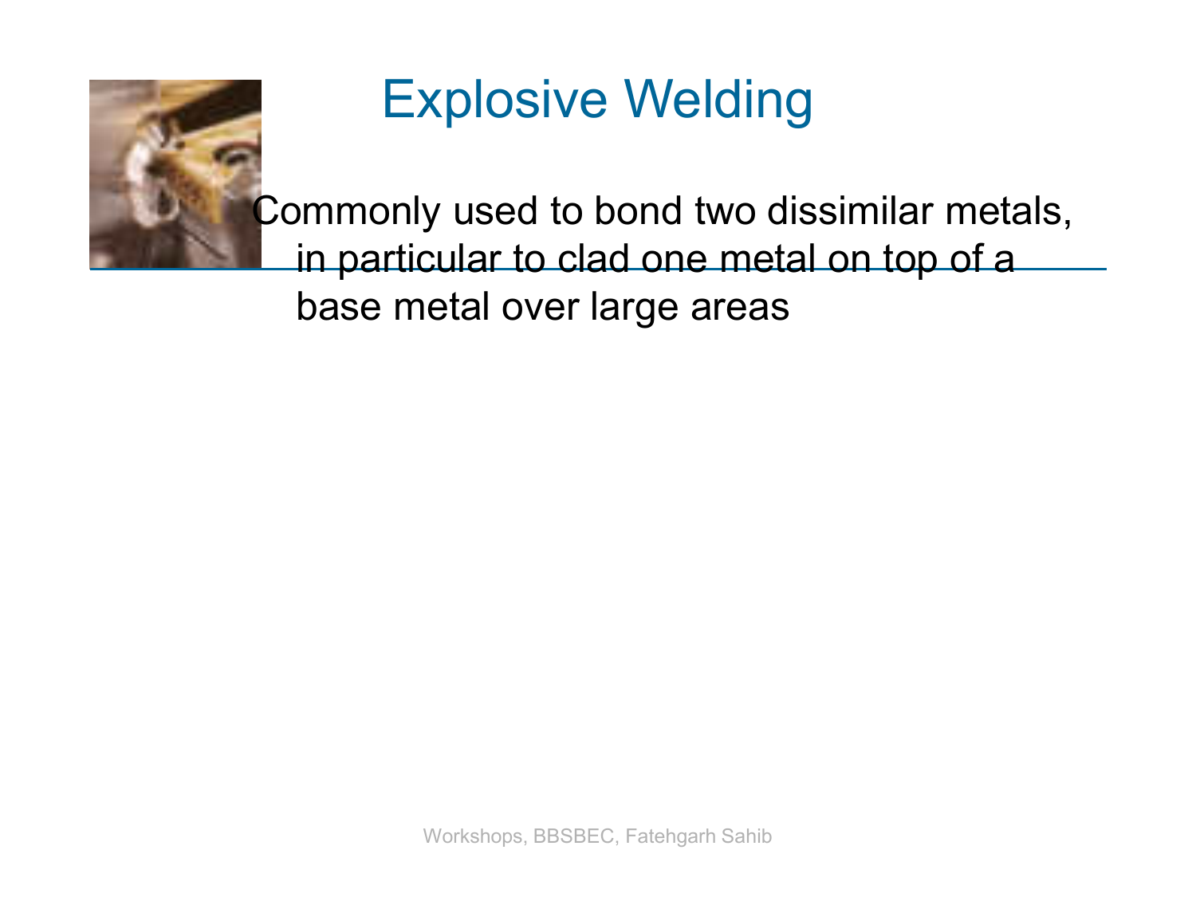# Explosive Welding

Commonly used to bond two dissimilar metals, in particular to clad one metal on top of a base metal over large areas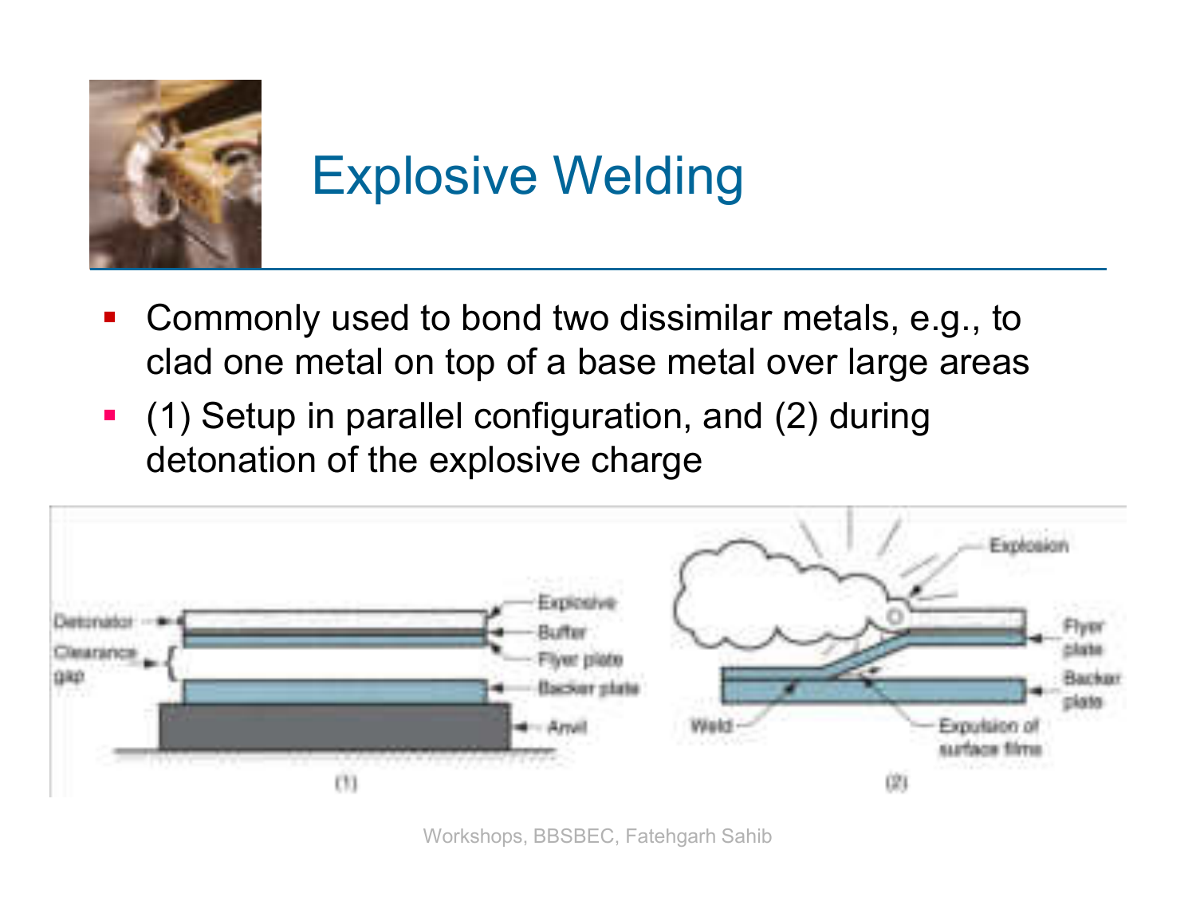# Explosive Welding

- Commonly used to bond two dissimilar metals, e.g., to clad one metal on top of a base metal over large areas
- (1) Setup in parallel configuration, and (2) during detonation of the explosive charge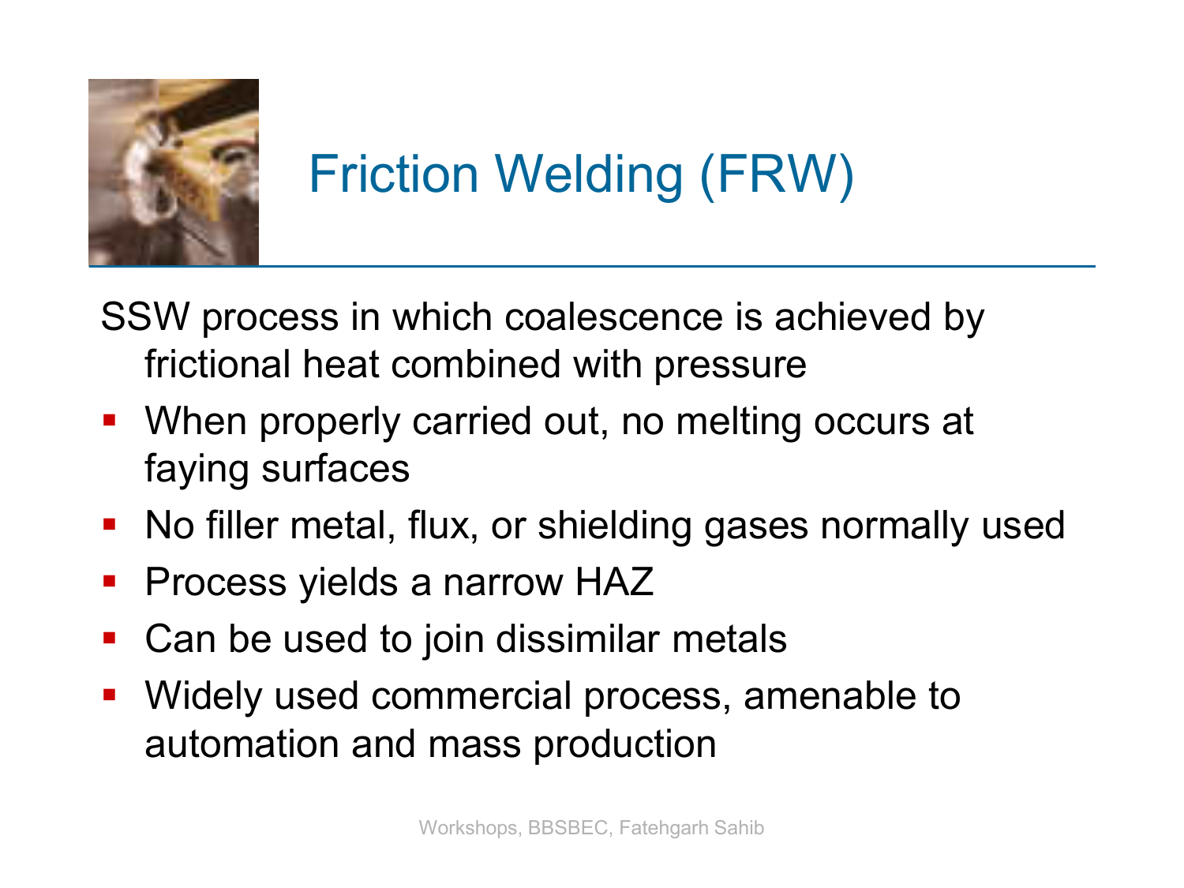# Friction Welding (FRW)

SSW process in which coalescence is achieved by frictional heat combined with pressure

- When properly carried out, no melting occurs at faying surfaces
- No filler metal, flux, or shielding gases normally used
- Process yields a narrow HAZ
- Can be used to join dissimilar metals
- Widely used commercial process, amenable to automation and mass production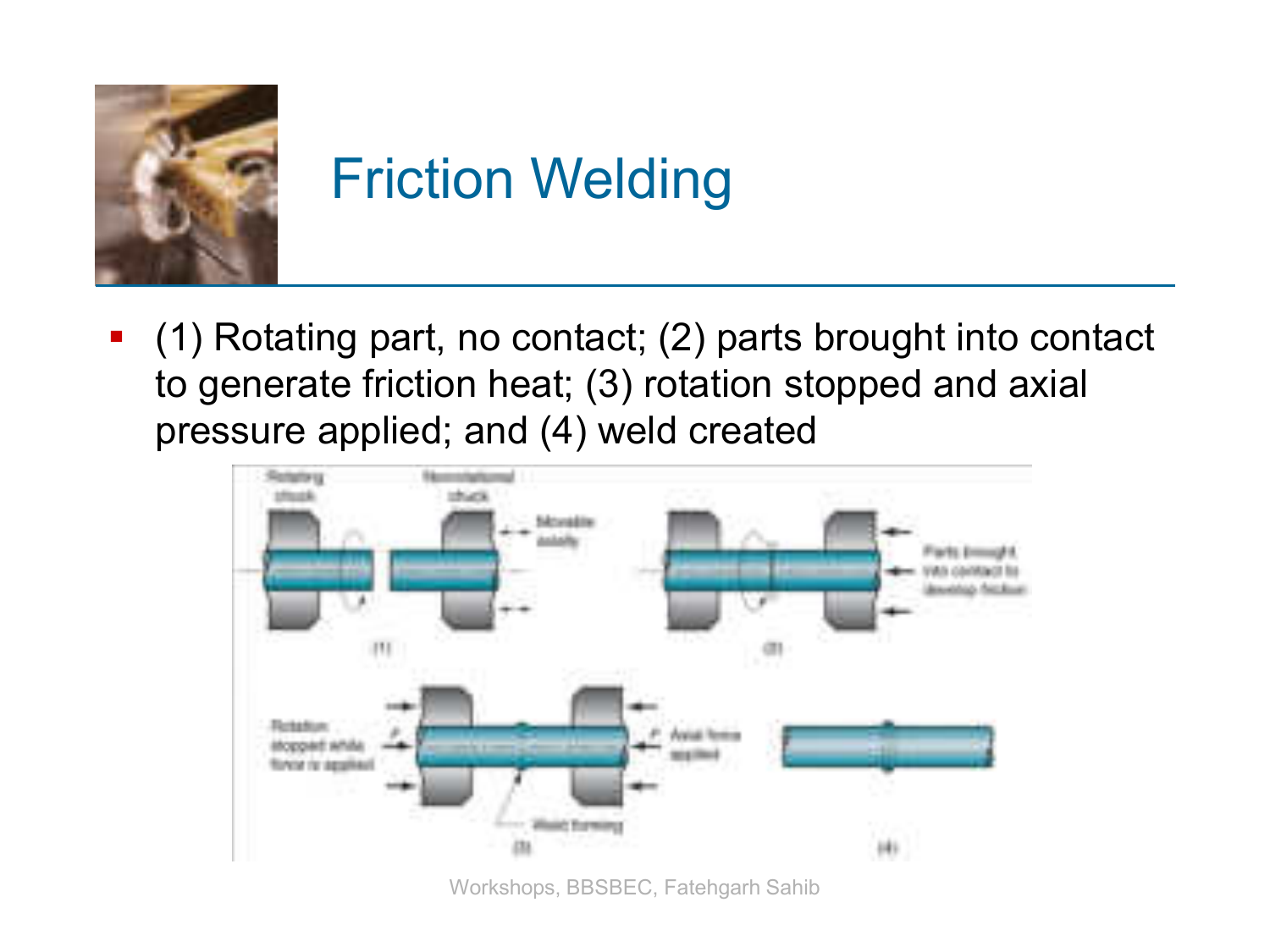# Friction Welding

- (1) Rotating part, no contact; (2) parts brought into contact to generate friction heat; (3) rotation stopped and axial pressure applied; and (4) weld created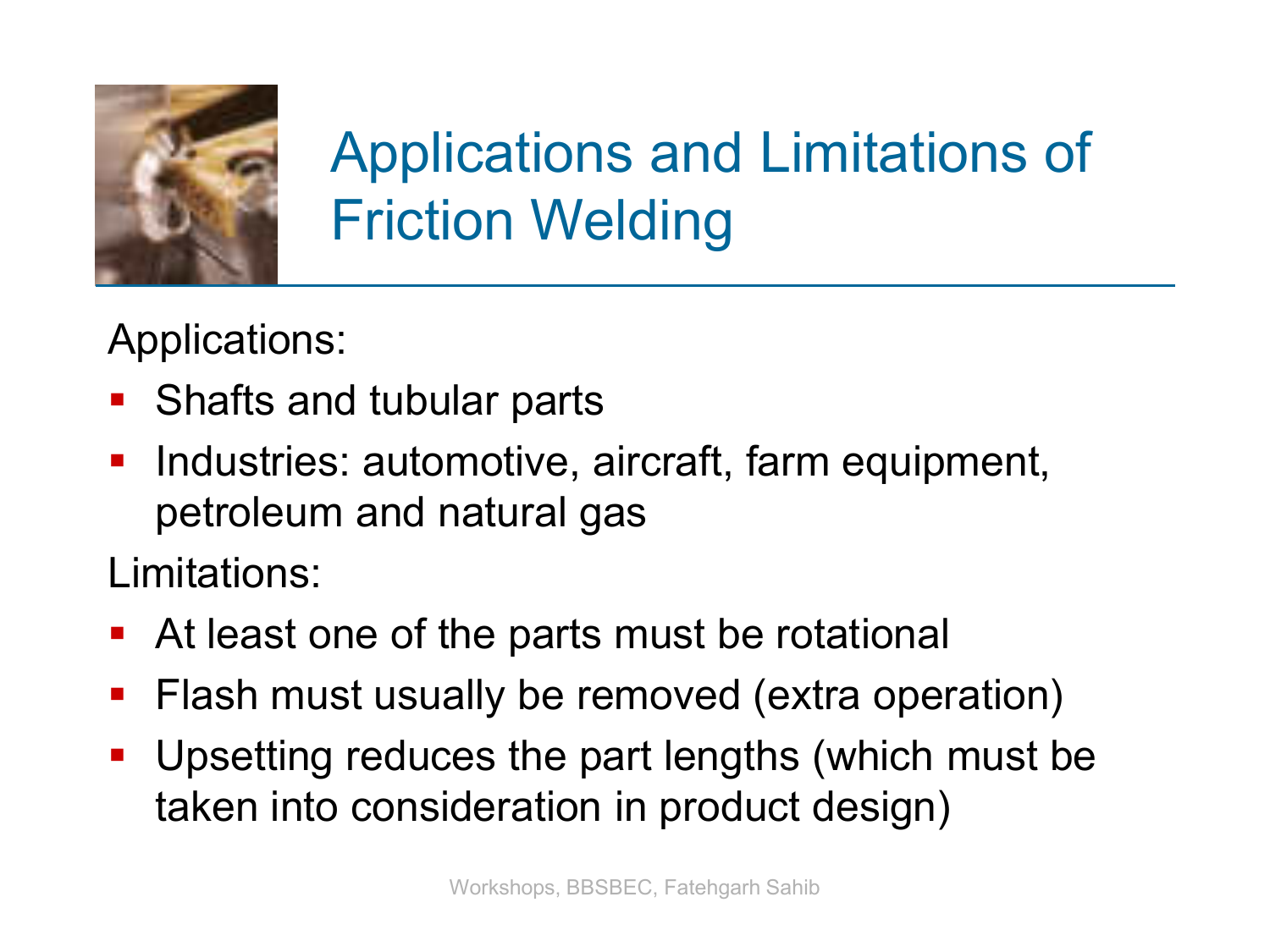# Applications and Limitations of Friction Welding

Applications:

- Shafts and tubular parts
- Industries: automotive, aircraft, farm equipment, petroleum and natural gas

Limitations:

- At least one of the parts must be rotational
- Flash must usually be removed (extra operation)
- Upsetting reduces the part lengths (which must be taken into consideration in product design)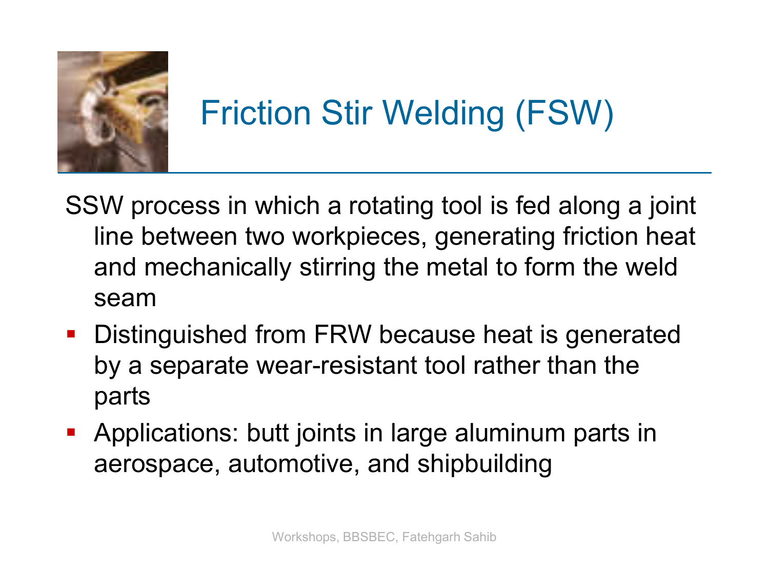# Friction Stir Welding (FSW)

SSW process in which a rotating tool is fed along a joint line between two workpieces, generating friction heat and mechanically stirring the metal to form the weld seam

- Distinguished from FRW because heat is generated by a separate wear-resistant tool rather than the parts
- Applications: butt joints in large aluminum parts in aerospace, automotive, and shipbuilding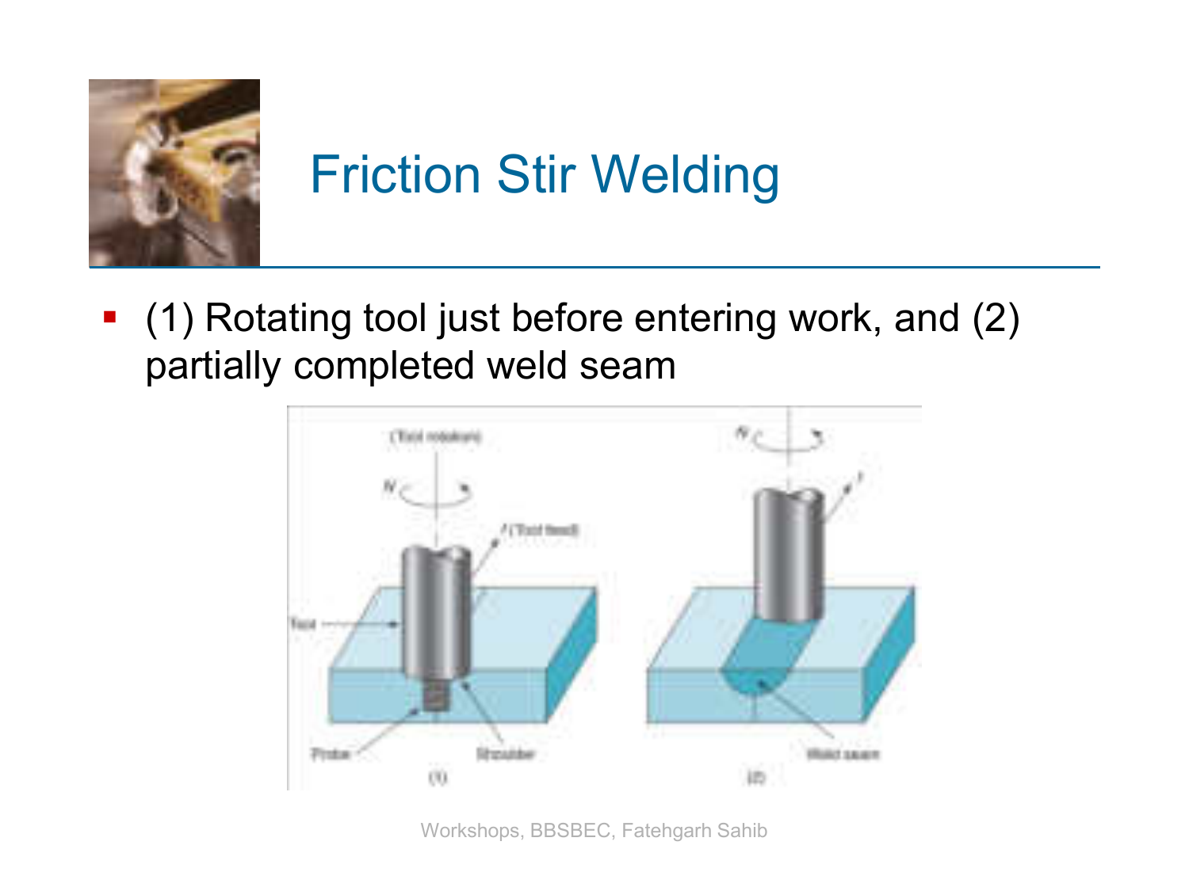# Friction Stir Welding

- (1) Rotating tool just before entering work, and (2) partially completed weld seam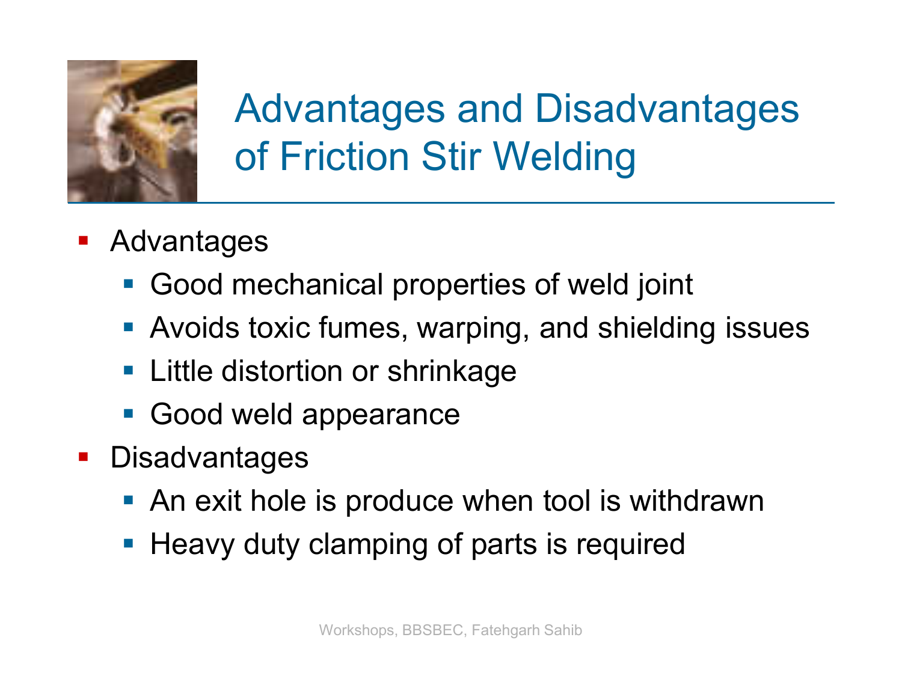# Advantages and Disadvantages of Friction Stir Welding

- Advantages
  - Good mechanical properties of weld joint
  - Avoids toxic fumes, warping, and shielding issues
  - Little distortion or shrinkage
  - Good weld appearance
- Disadvantages
  - An exit hole is produce when tool is withdrawn
  - Heavy duty clamping of parts is required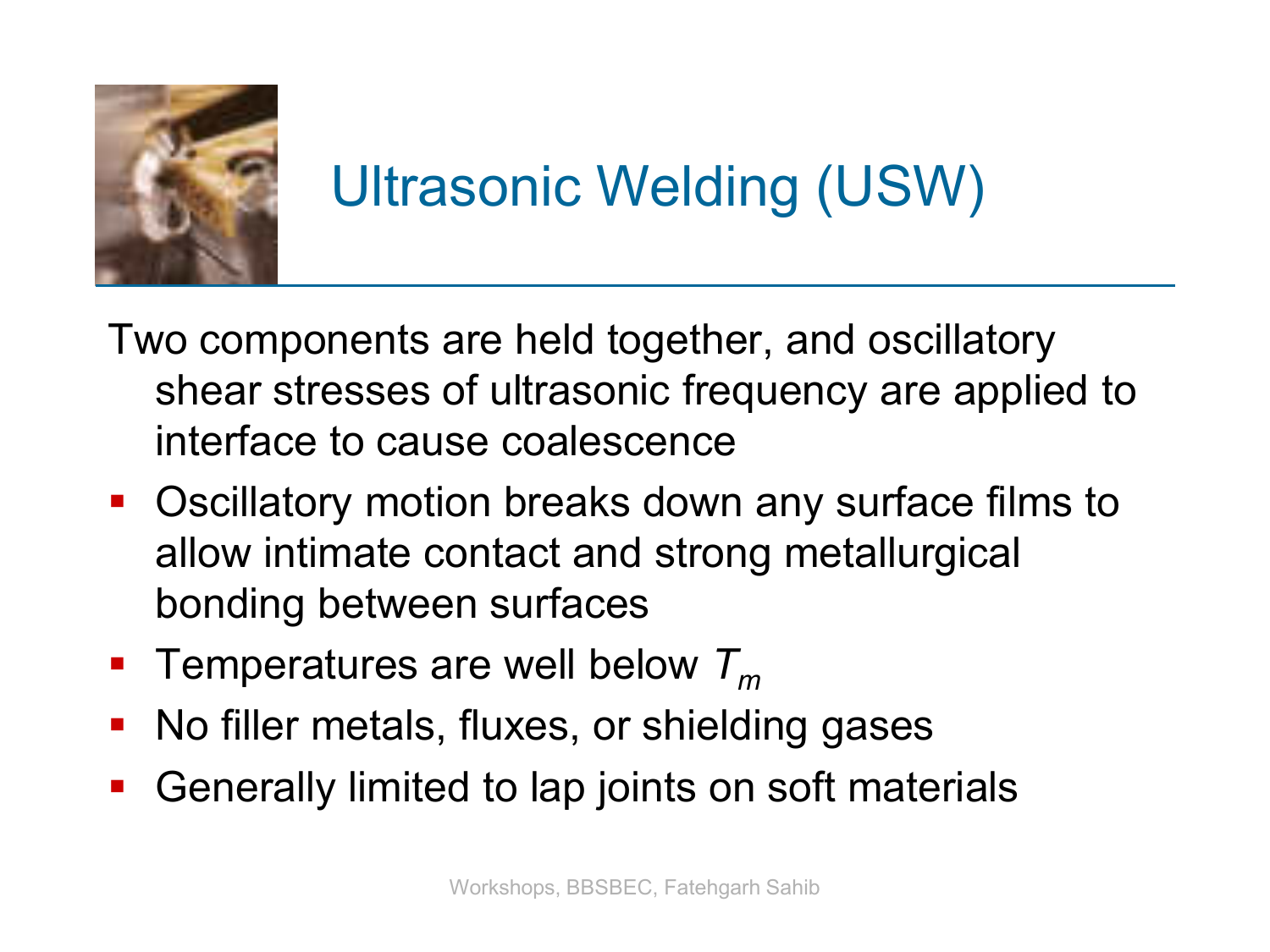# Ultrasonic Welding (USW)

Two components are held together, and oscillatory shear stresses of ultrasonic frequency are applied to interface to cause coalescence

- Oscillatory motion breaks down any surface films to allow intimate contact and strong metallurgical bonding between surfaces
- Temperatures are well below $T_m$
- No filler metals, fluxes, or shielding gases
- Generally limited to lap joints on soft materials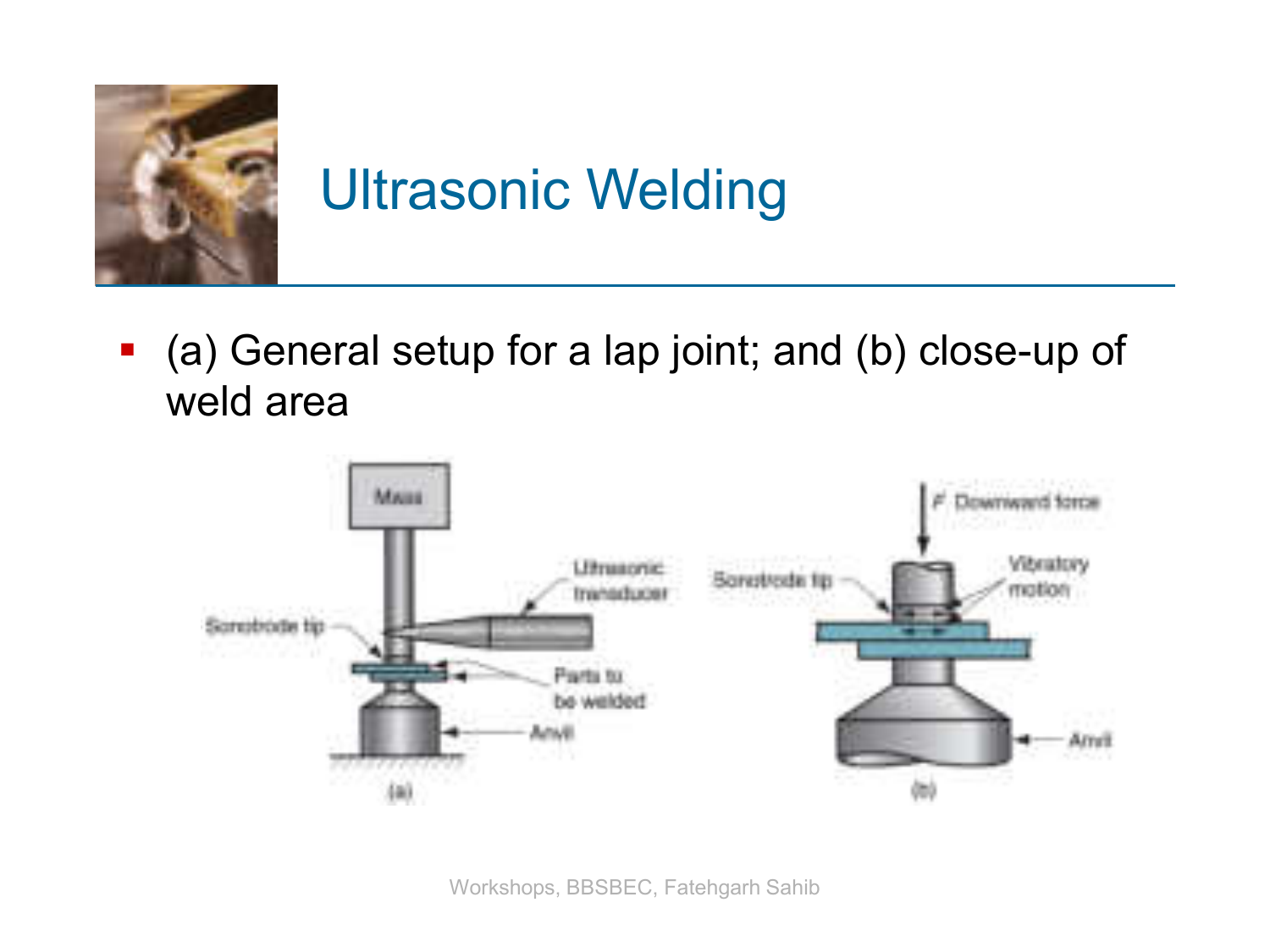# Ultrasonic Welding

- (a) General setup for a lap joint; and (b) close-up of weld area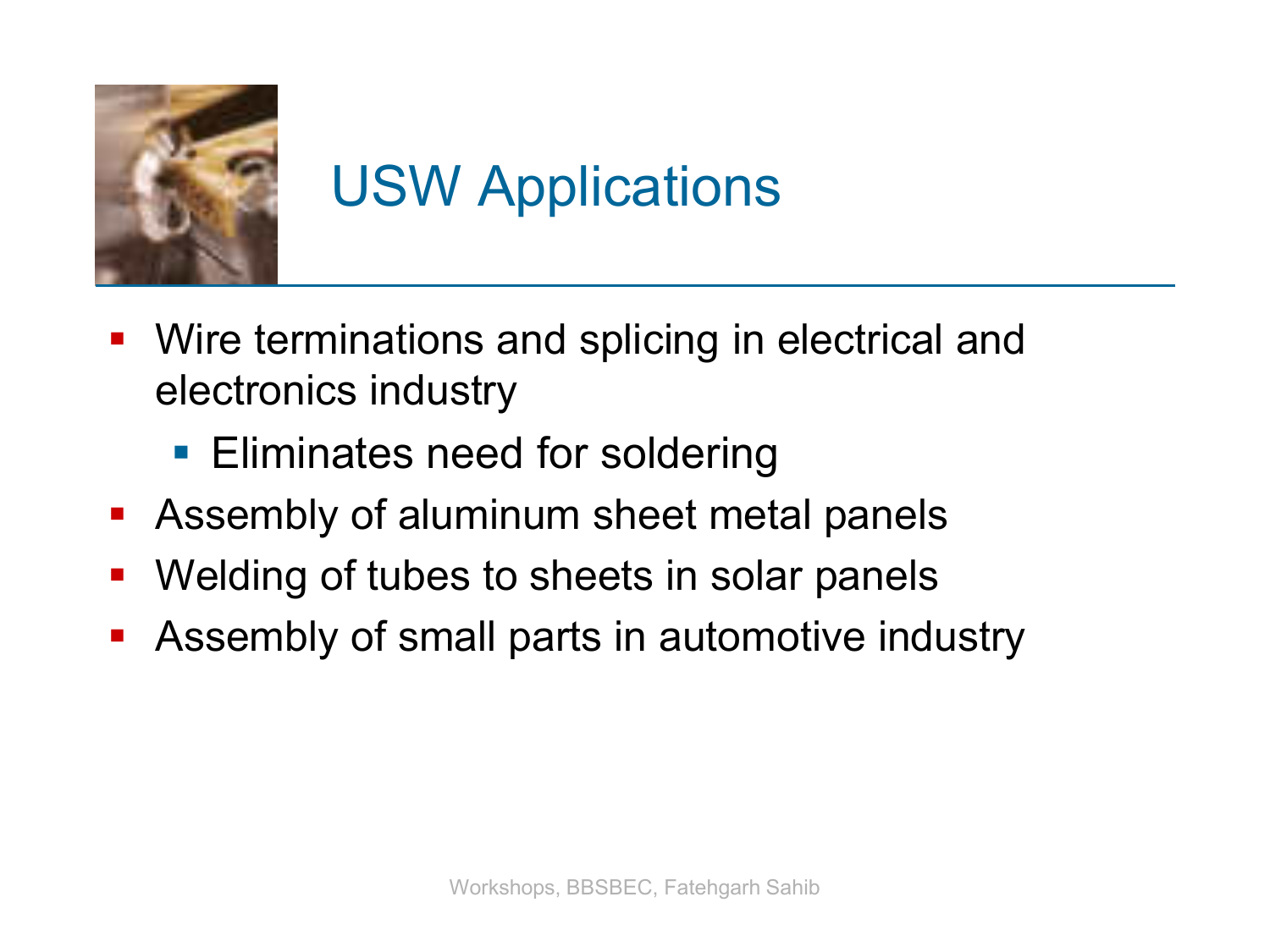# USW Applications

- Wire terminations and splicing in electrical and electronics industry
  - Eliminates need for soldering
- Assembly of aluminum sheet metal panels
- Welding of tubes to sheets in solar panels
- Assembly of small parts in automotive industry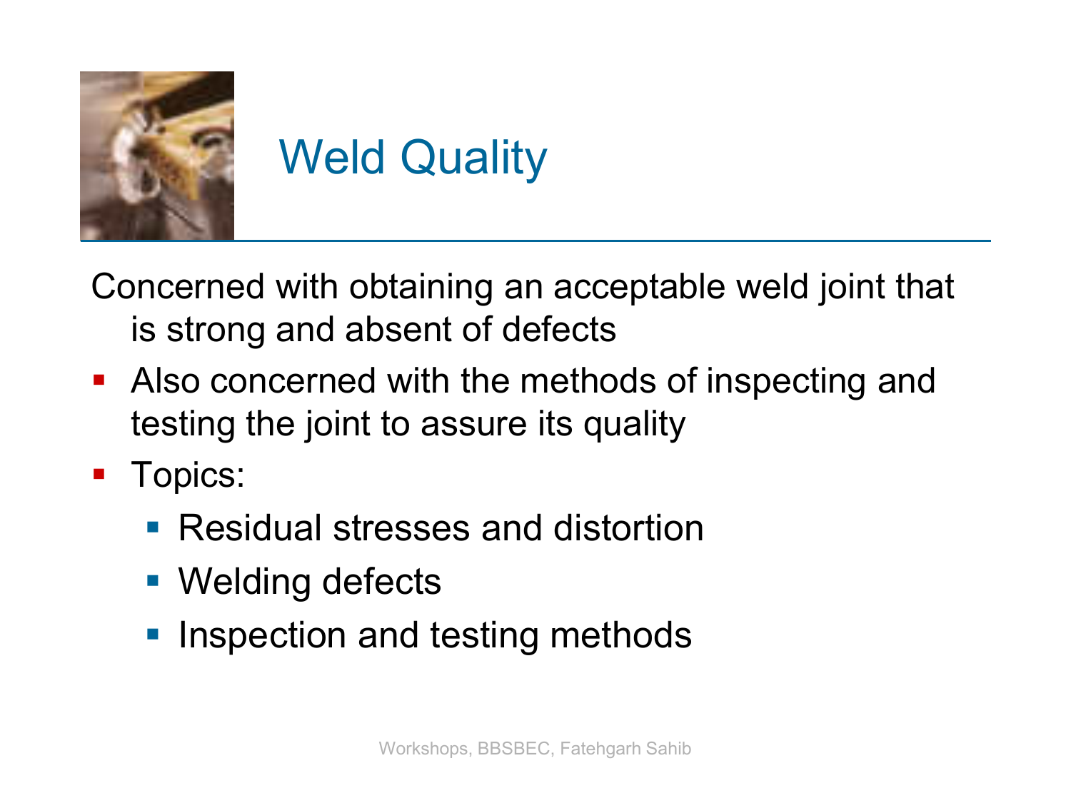# Weld Quality

Concerned with obtaining an acceptable weld joint that is strong and absent of defects

- Also concerned with the methods of inspecting and testing the joint to assure its quality
- Topics:
  - Residual stresses and distortion
  - Welding defects
  - Inspection and testing methods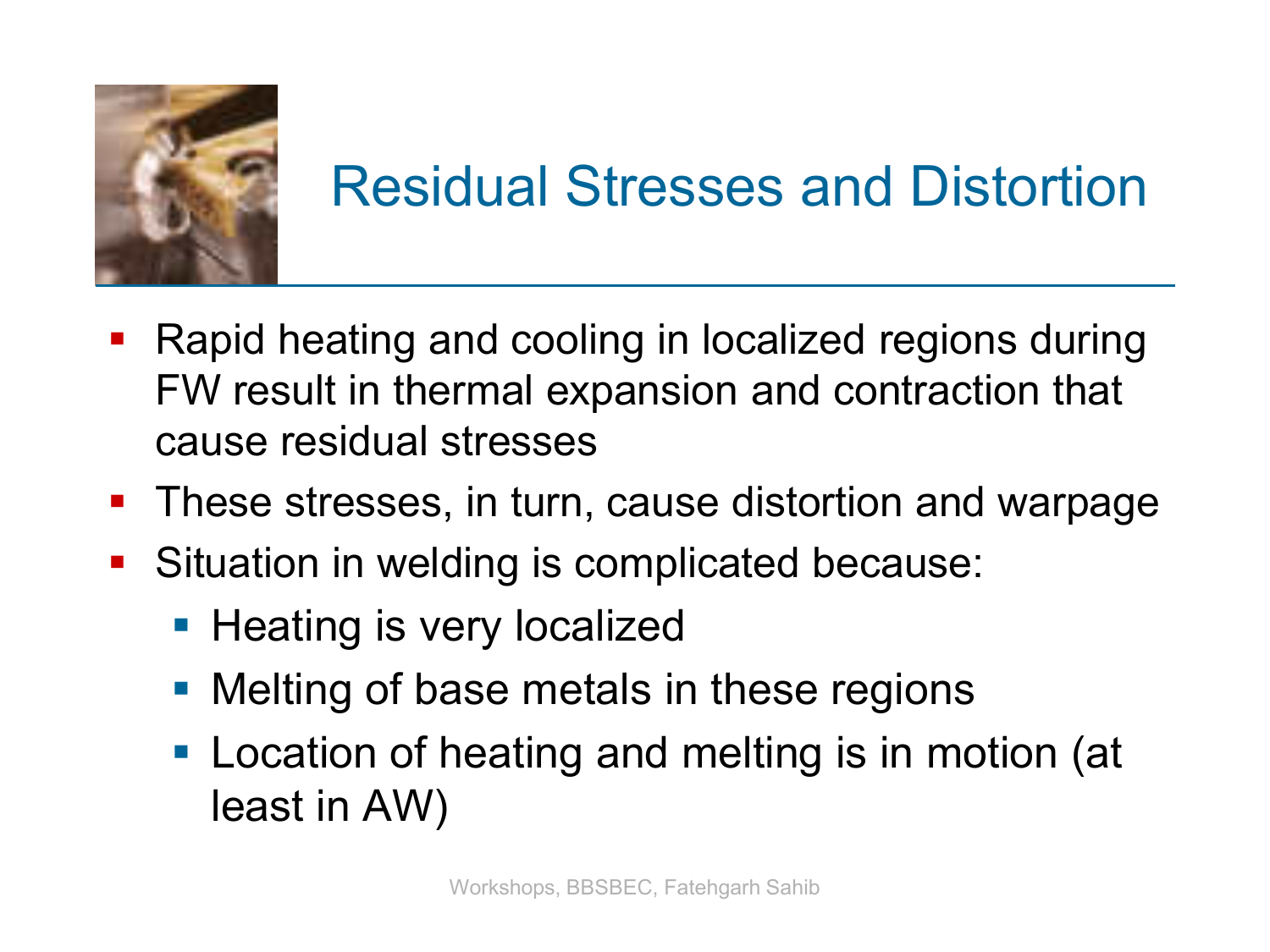# Residual Stresses and Distortion

- Rapid heating and cooling in localized regions during FW result in thermal expansion and contraction that cause residual stresses
- These stresses, in turn, cause distortion and warpage
- Situation in welding is complicated because:
  - Heating is very localized
  - Melting of base metals in these regions
  - Location of heating and melting is in motion (at least in AW)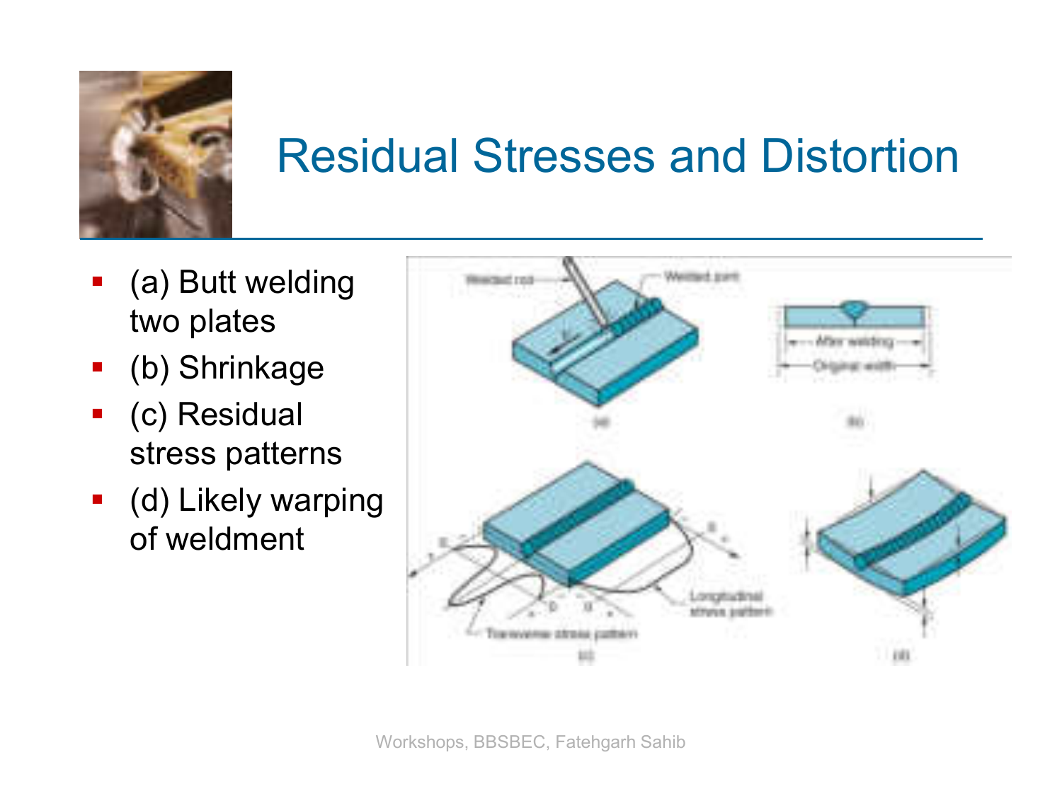# Residual Stresses and Distortion

- (a) Butt welding two plates
- (b) Shrinkage
- (c) Residual stress patterns
- (d) Likely warping of weldment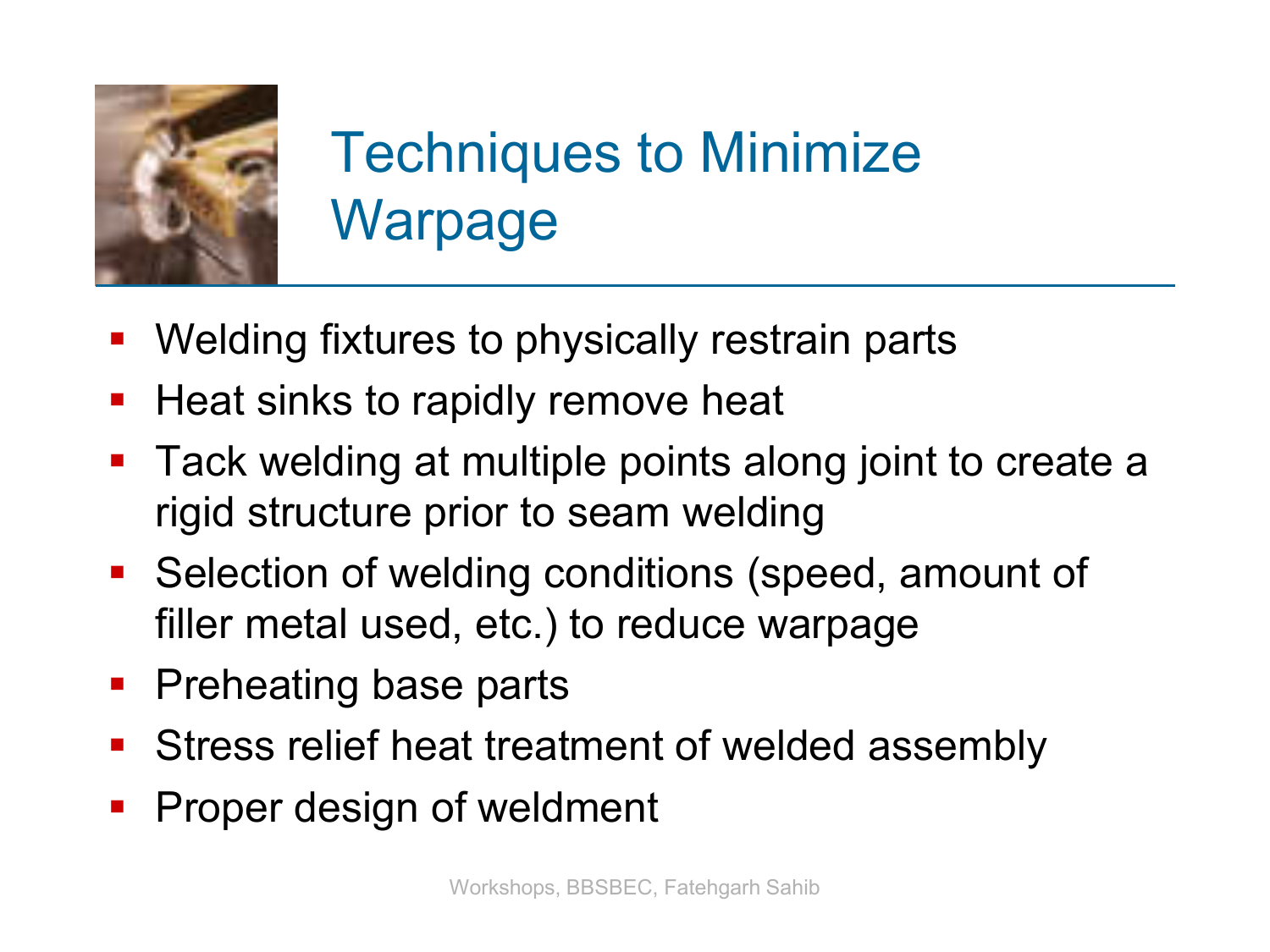# Techniques to Minimize Warpage

- Welding fixtures to physically restrain parts
- Heat sinks to rapidly remove heat
- Tack welding at multiple points along joint to create a rigid structure prior to seam welding
- Selection of welding conditions (speed, amount of filler metal used, etc.) to reduce warpage
- Preheating base parts
- Stress relief heat treatment of welded assembly
- Proper design of weldment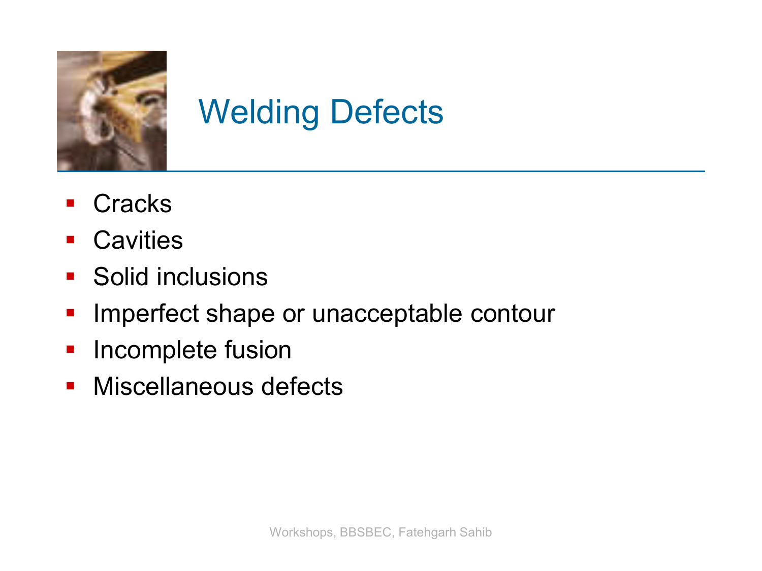# Welding Defects

- Cracks
- Cavities
- Solid inclusions
- Imperfect shape or unacceptable contour
- Incomplete fusion
- Miscellaneous defects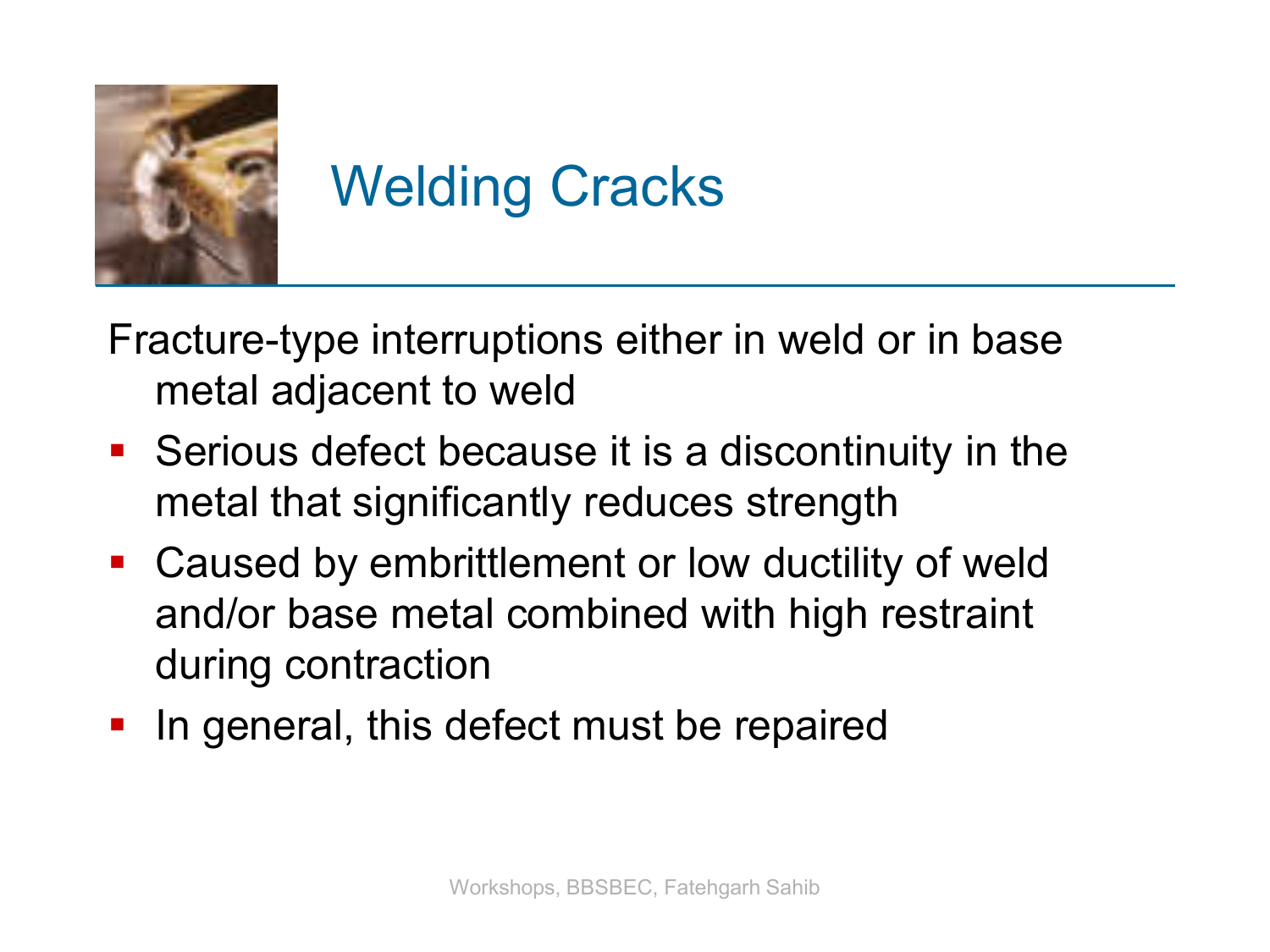# Welding Cracks

Fracture-type interruptions either in weld or in base metal adjacent to weld

- Serious defect because it is a discontinuity in the metal that significantly reduces strength
- Caused by embrittlement or low ductility of weld and/or base metal combined with high restraint during contraction
- In general, this defect must be repaired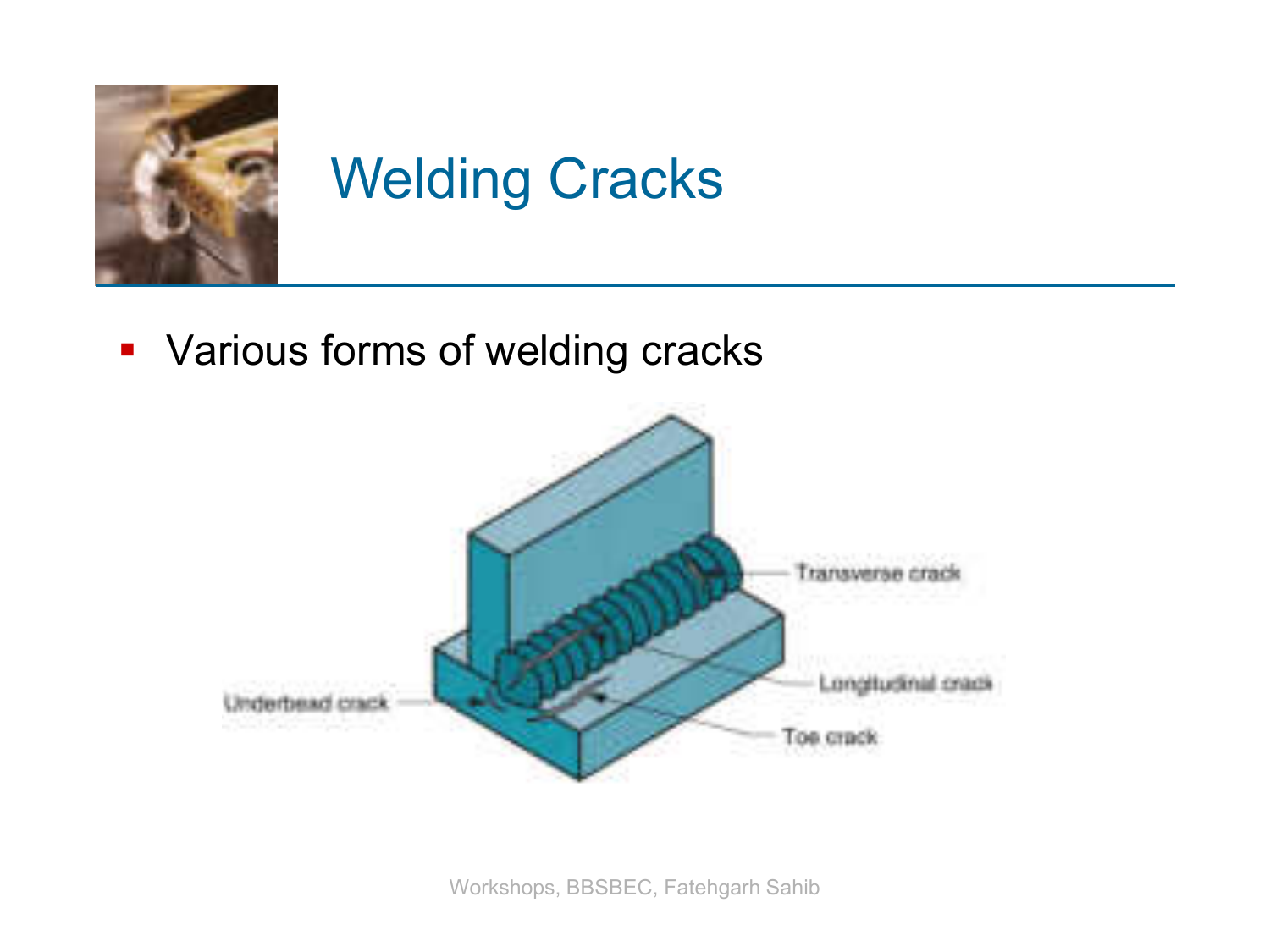# Welding Cracks

- Various forms of welding cracks

Transverse crack

Longitudinal crack

Underbead crack

Toe crack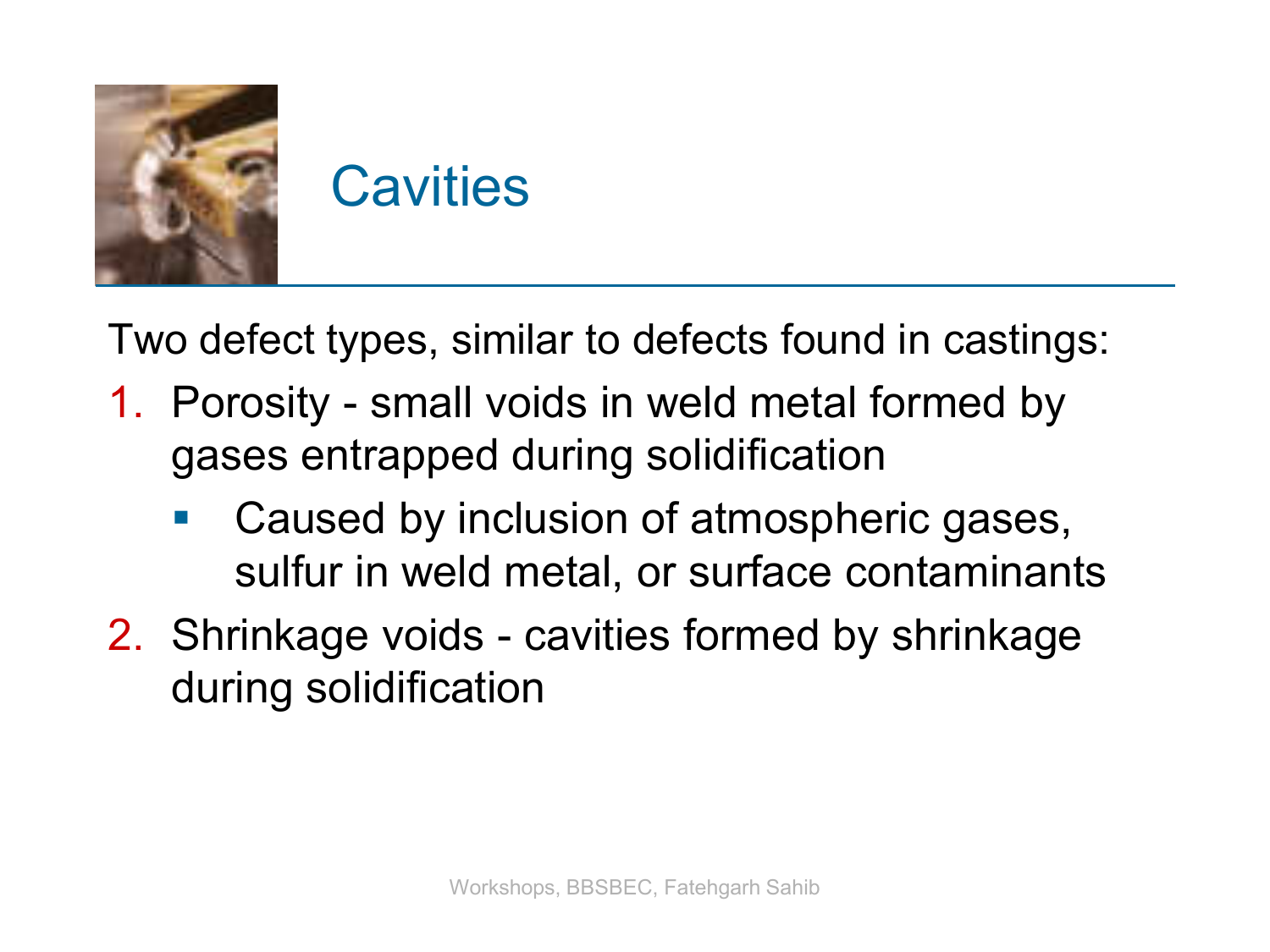# Cavities

Two defect types, similar to defects found in castings:

1. Porosity - small voids in weld metal formed by gases entrapped during solidification
   - Caused by inclusion of atmospheric gases, sulfur in weld metal, or surface contaminants
2. Shrinkage voids - cavities formed by shrinkage during solidification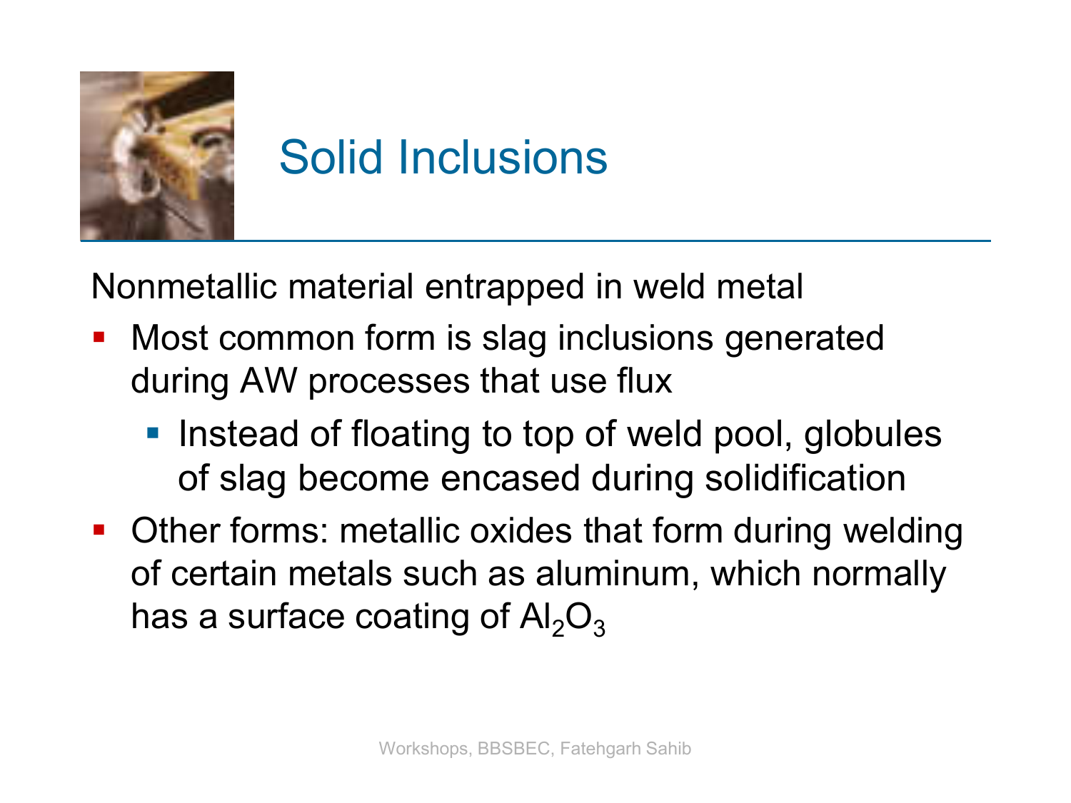# Solid Inclusions

Nonmetallic material entrapped in weld metal

- Most common form is slag inclusions generated during AW processes that use flux
  - Instead of floating to top of weld pool, globules of slag become encased during solidification
- Other forms: metallic oxides that form during welding of certain metals such as aluminum, which normally has a surface coating of $Al_2O_3$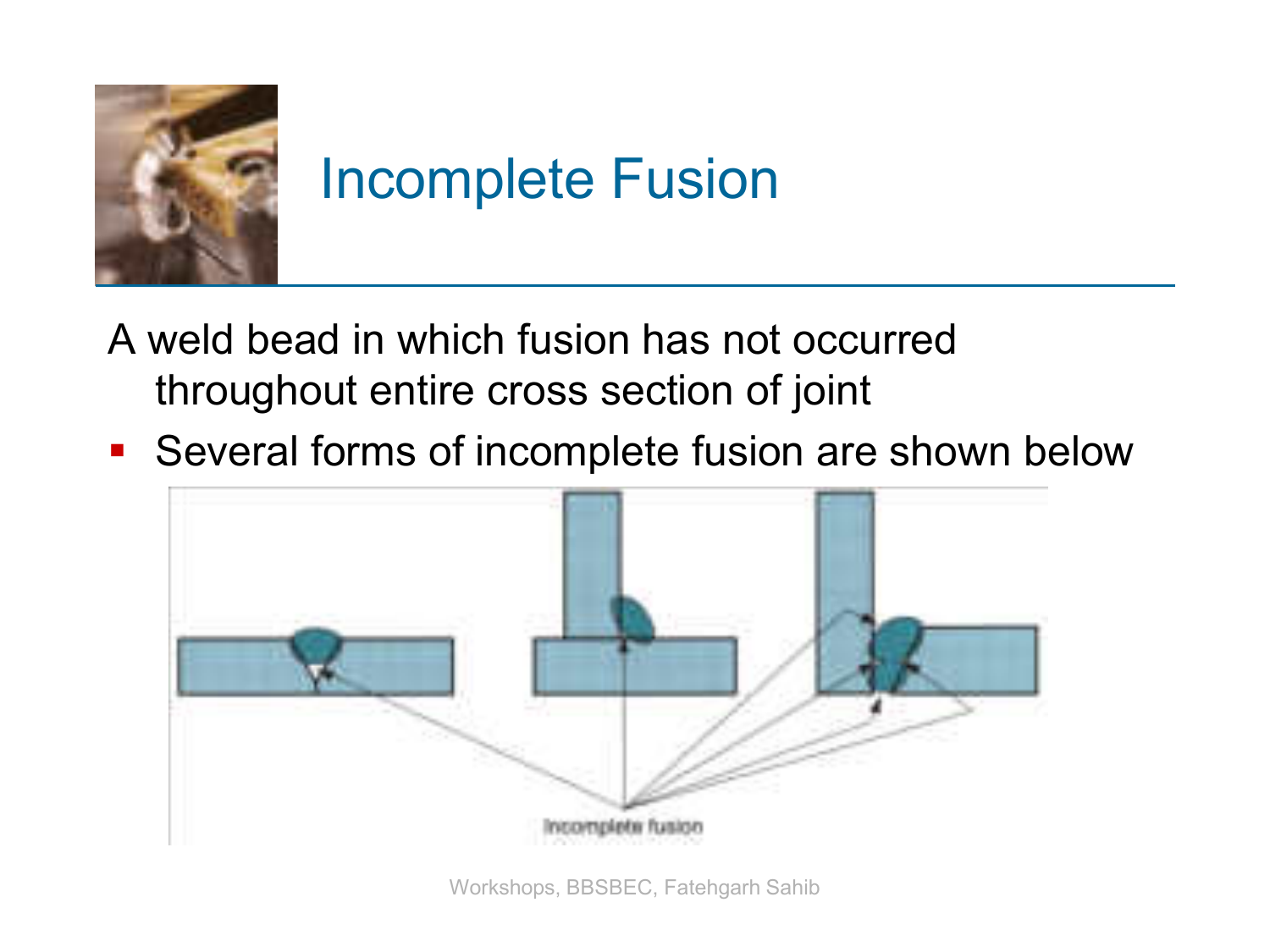# Incomplete Fusion

A weld bead in which fusion has not occurred throughout entire cross section of joint

- Several forms of incomplete fusion are shown below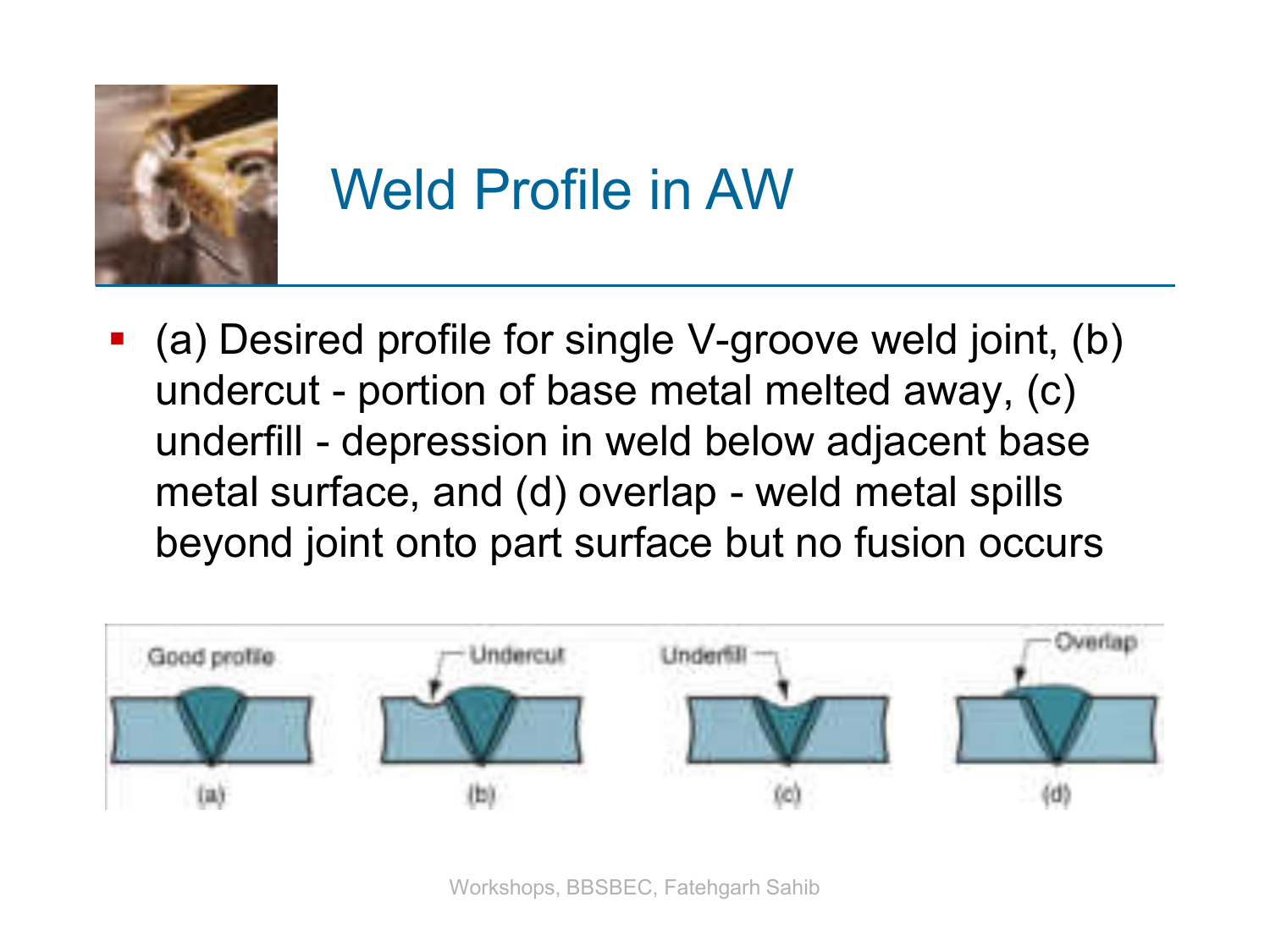# Weld Profile in AW

- (a) Desired profile for single V-groove weld joint, (b) undercut - portion of base metal melted away, (c) underfill - depression in weld below adjacent base metal surface, and (d) overlap - weld metal spills beyond joint onto part surface but no fusion occurs

Good profile — (a)

Undercut — (b)

Underfill — (c)

Overlap — (d)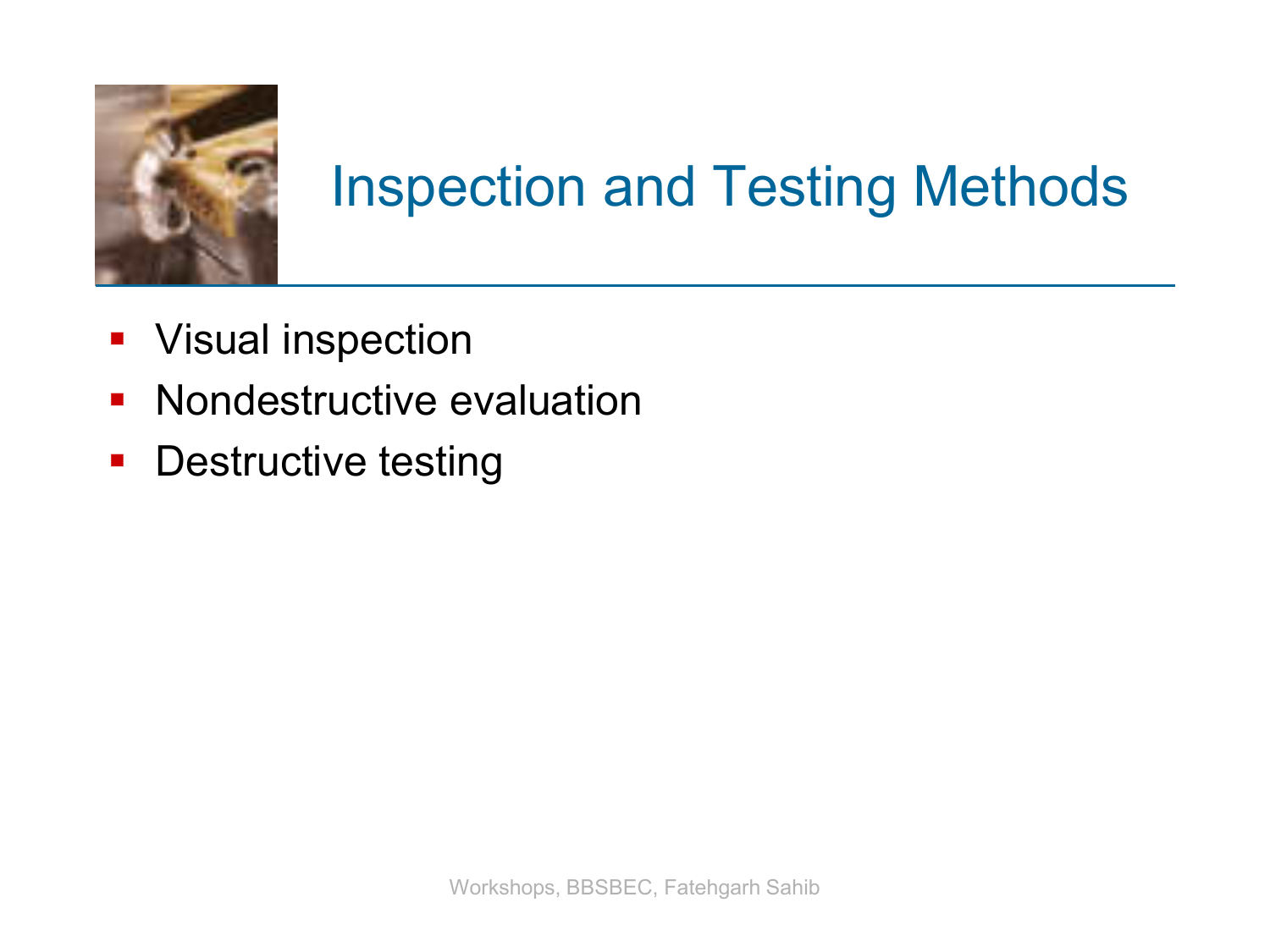# Inspection and Testing Methods

- Visual inspection
- Nondestructive evaluation
- Destructive testing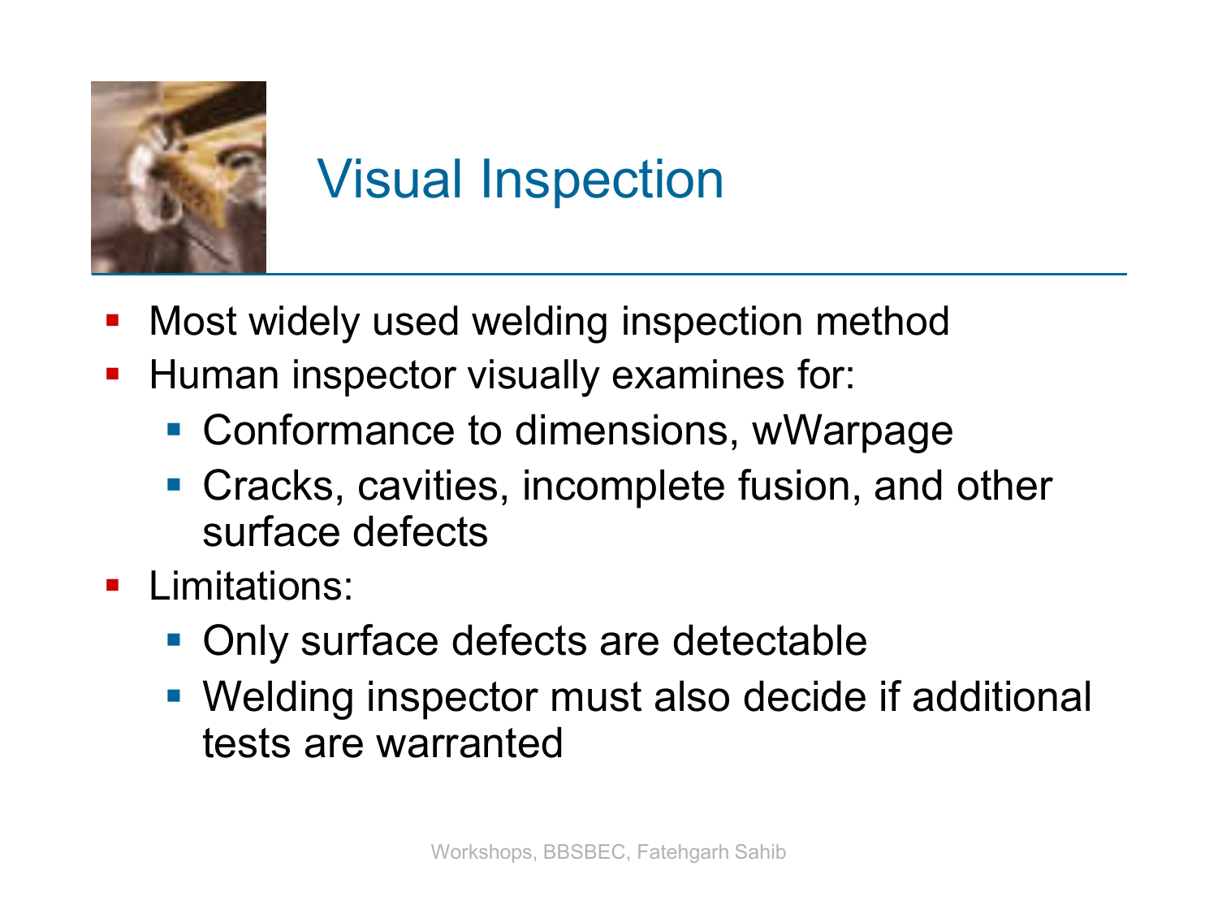# Visual Inspection

- Most widely used welding inspection method
- Human inspector visually examines for:
  - Conformance to dimensions, wWarpage
  - Cracks, cavities, incomplete fusion, and other surface defects
- Limitations:
  - Only surface defects are detectable
  - Welding inspector must also decide if additional tests are warranted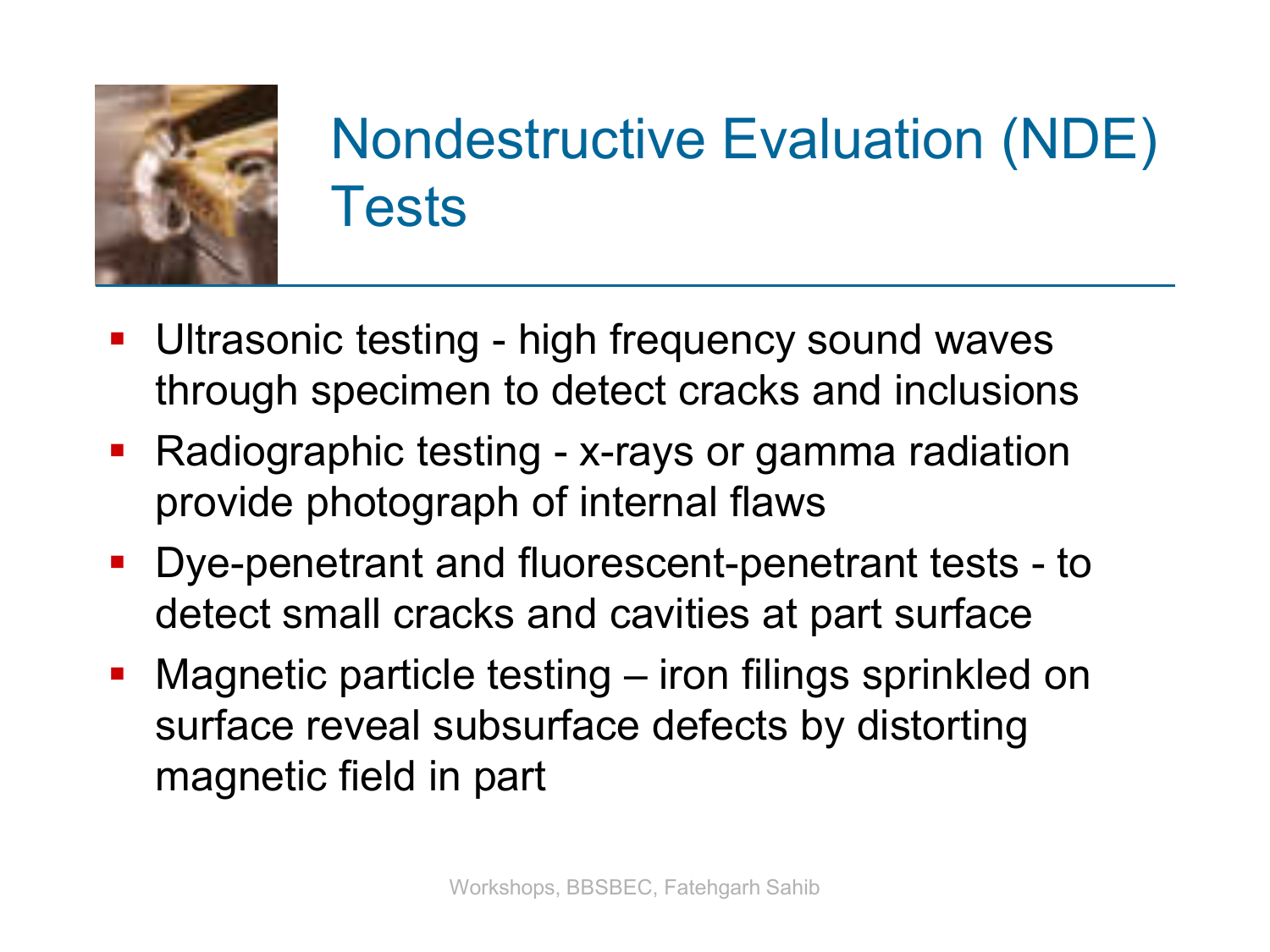# Nondestructive Evaluation (NDE) Tests

- Ultrasonic testing - high frequency sound waves through specimen to detect cracks and inclusions
- Radiographic testing - x-rays or gamma radiation provide photograph of internal flaws
- Dye-penetrant and fluorescent-penetrant tests - to detect small cracks and cavities at part surface
- Magnetic particle testing – iron filings sprinkled on surface reveal subsurface defects by distorting magnetic field in part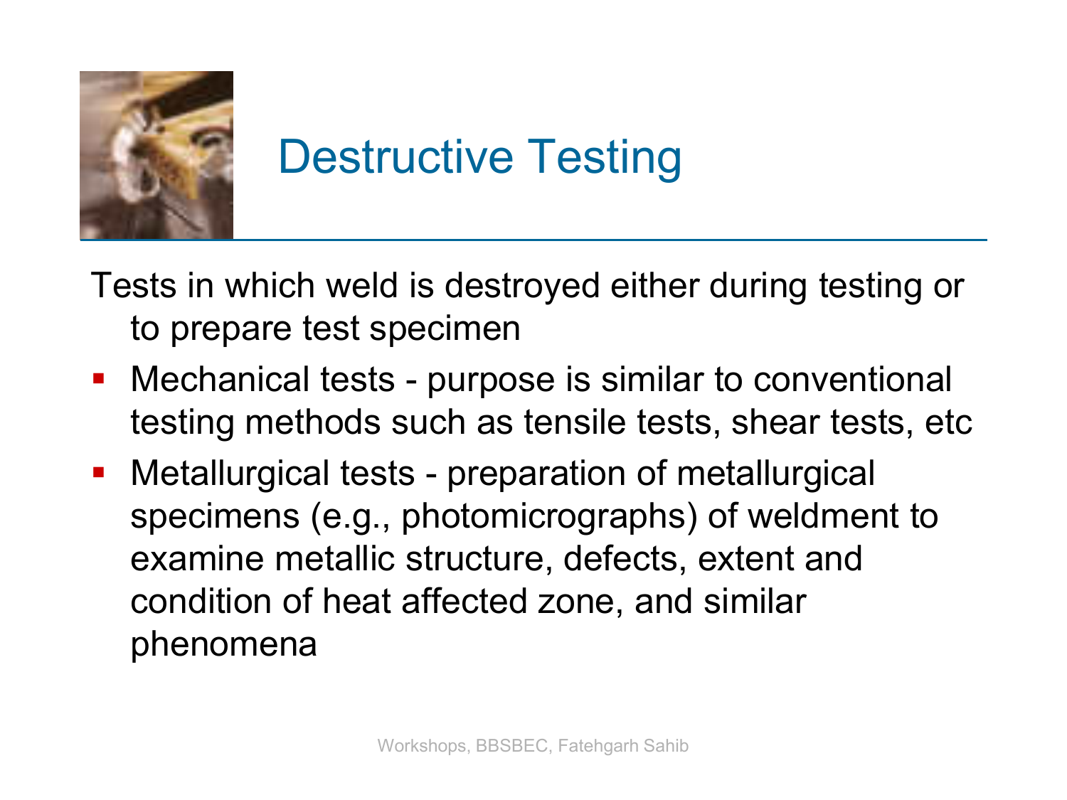# Destructive Testing

Tests in which weld is destroyed either during testing or to prepare test specimen

- Mechanical tests - purpose is similar to conventional testing methods such as tensile tests, shear tests, etc
- Metallurgical tests - preparation of metallurgical specimens (e.g., photomicrographs) of weldment to examine metallic structure, defects, extent and condition of heat affected zone, and similar phenomena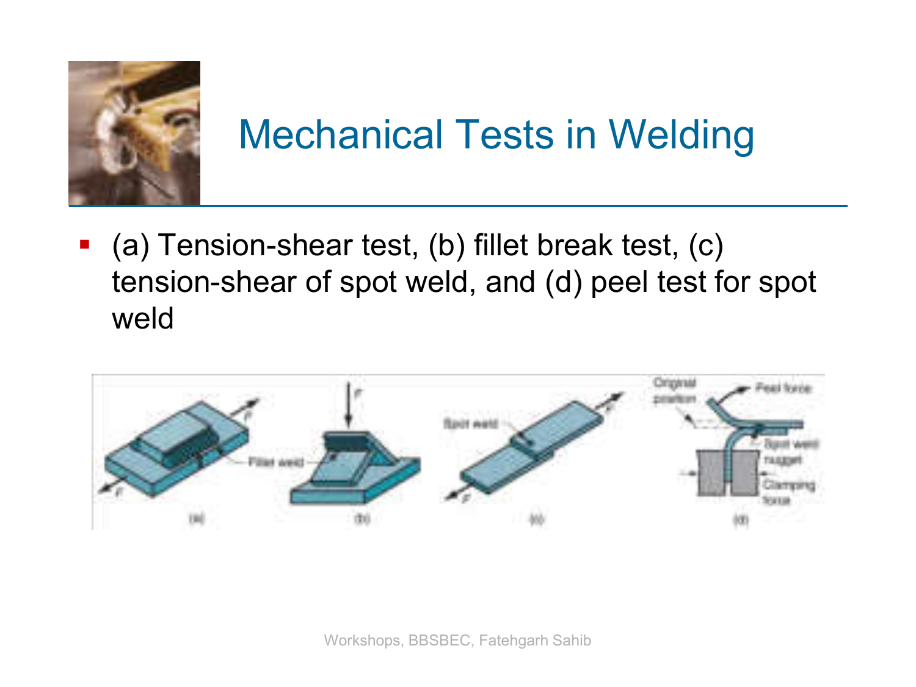# Mechanical Tests in Welding

- (a) Tension-shear test, (b) fillet break test, (c) tension-shear of spot weld, and (d) peel test for spot weld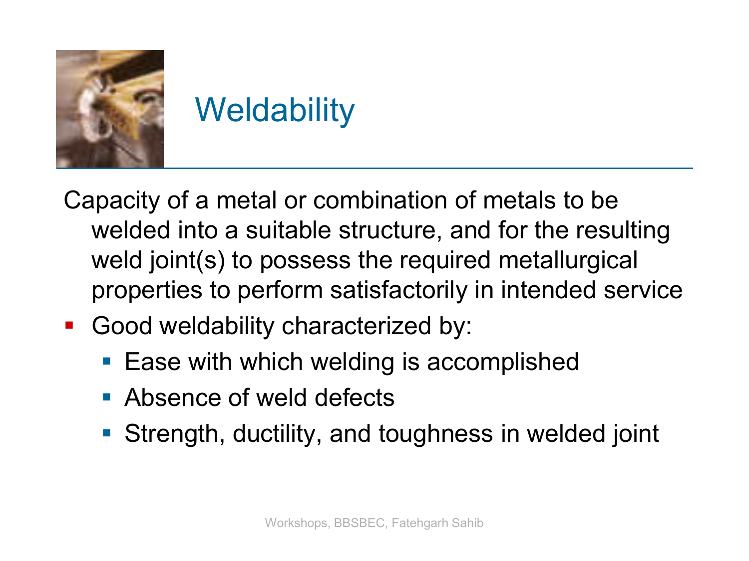# Weldability

Capacity of a metal or combination of metals to be welded into a suitable structure, and for the resulting weld joint(s) to possess the required metallurgical properties to perform satisfactorily in intended service

- Good weldability characterized by:
  - Ease with which welding is accomplished
  - Absence of weld defects
  - Strength, ductility, and toughness in welded joint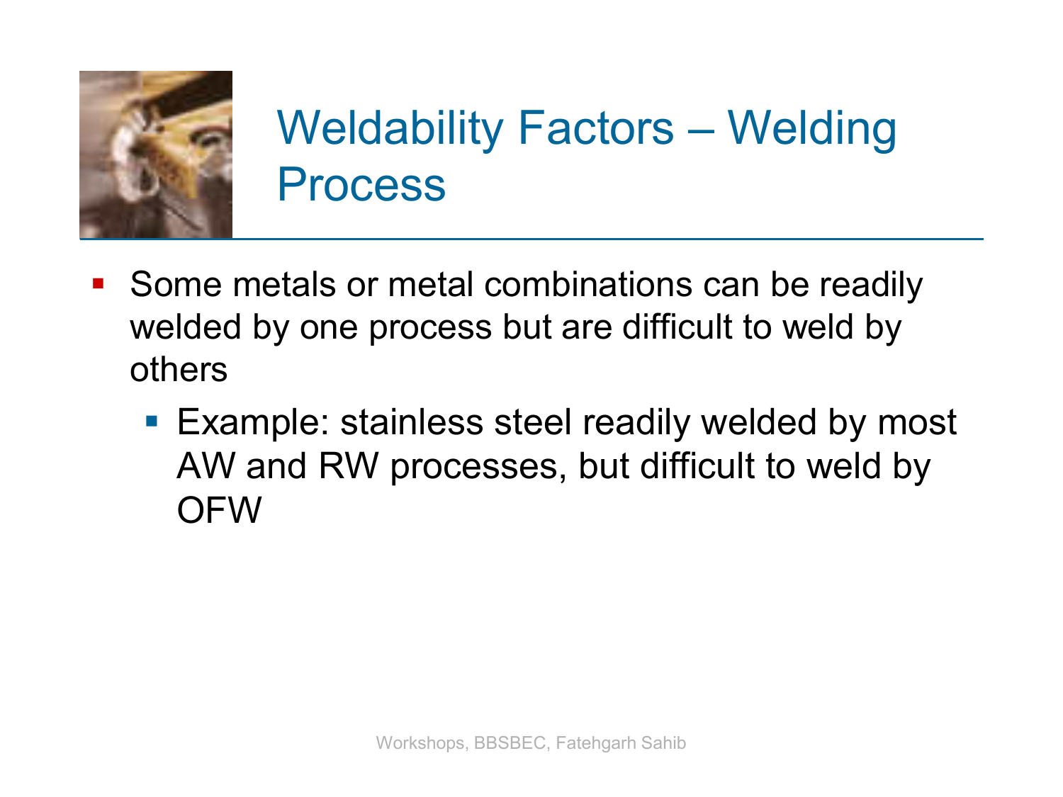# Weldability Factors – Welding Process

- Some metals or metal combinations can be readily welded by one process but are difficult to weld by others
  - Example: stainless steel readily welded by most AW and RW processes, but difficult to weld by OFW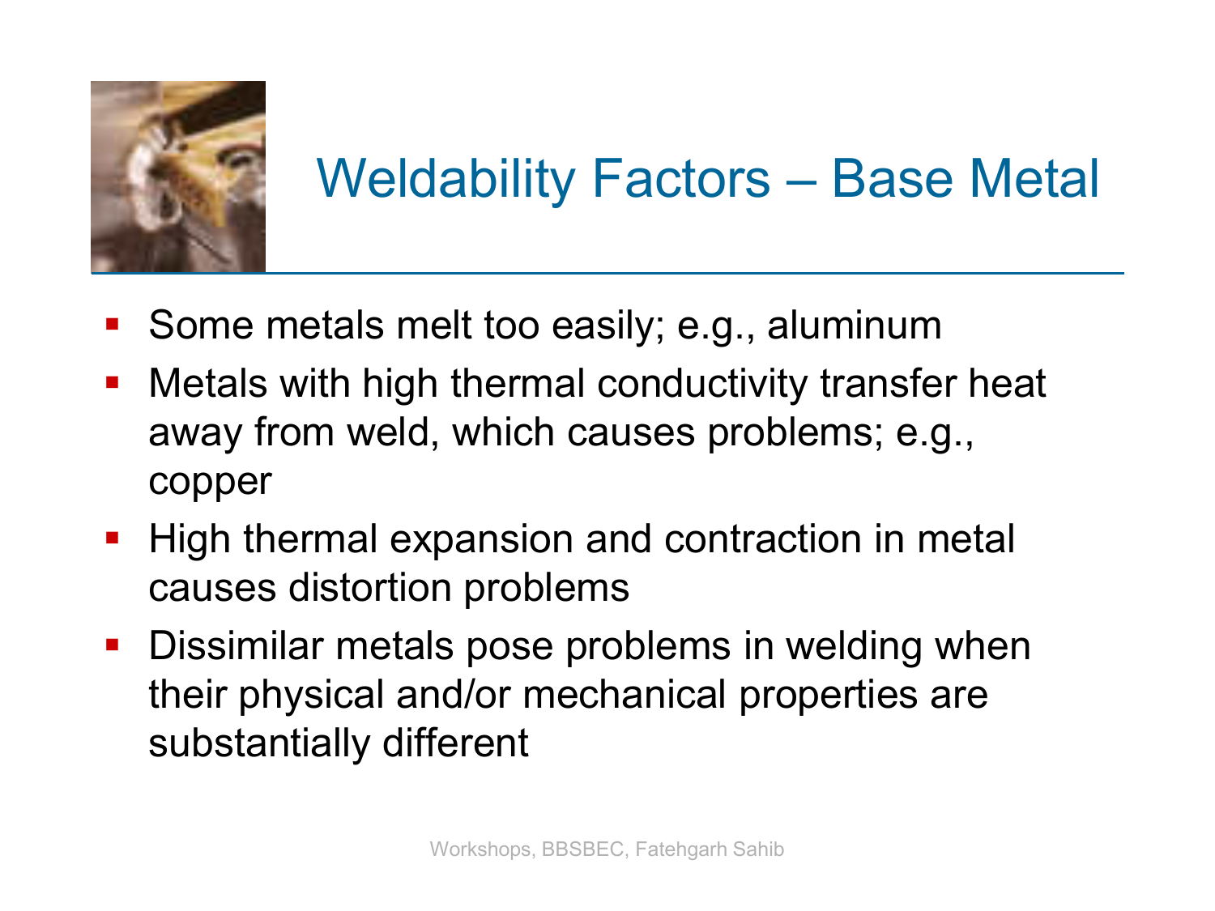# Weldability Factors – Base Metal

- Some metals melt too easily; e.g., aluminum
- Metals with high thermal conductivity transfer heat away from weld, which causes problems; e.g., copper
- High thermal expansion and contraction in metal causes distortion problems
- Dissimilar metals pose problems in welding when their physical and/or mechanical properties are substantially different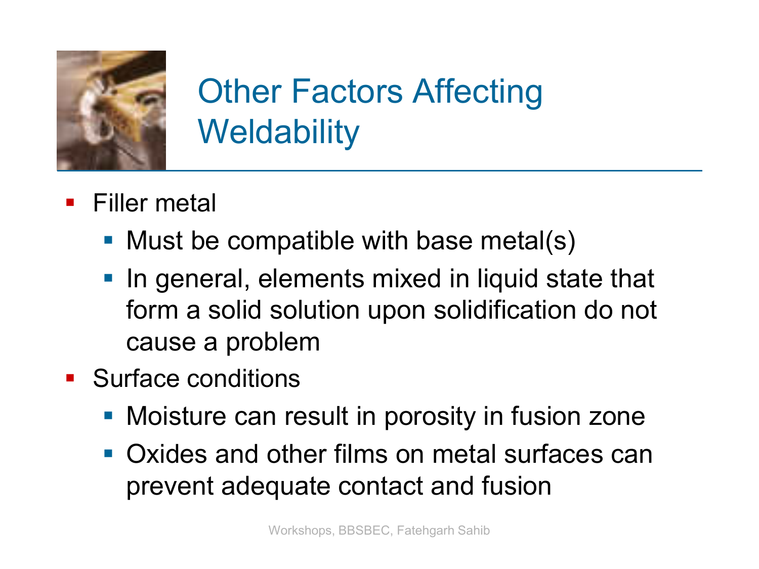# Other Factors Affecting Weldability

- Filler metal
  - Must be compatible with base metal(s)
  - In general, elements mixed in liquid state that form a solid solution upon solidification do not cause a problem
- Surface conditions
  - Moisture can result in porosity in fusion zone
  - Oxides and other films on metal surfaces can prevent adequate contact and fusion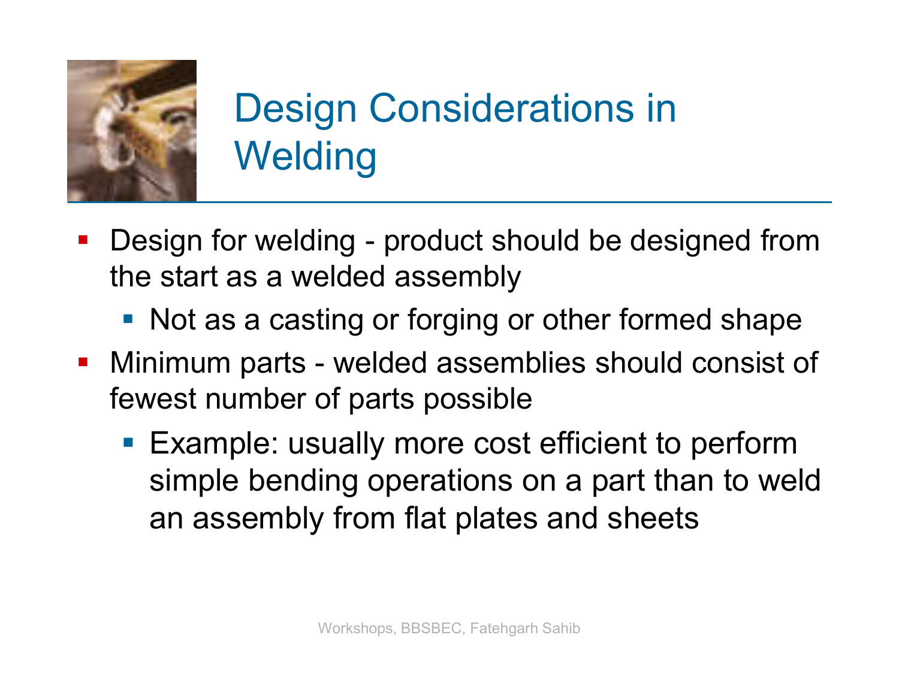# Design Considerations in Welding

- Design for welding - product should be designed from the start as a welded assembly
  - Not as a casting or forging or other formed shape
- Minimum parts - welded assemblies should consist of fewest number of parts possible
  - Example: usually more cost efficient to perform simple bending operations on a part than to weld an assembly from flat plates and sheets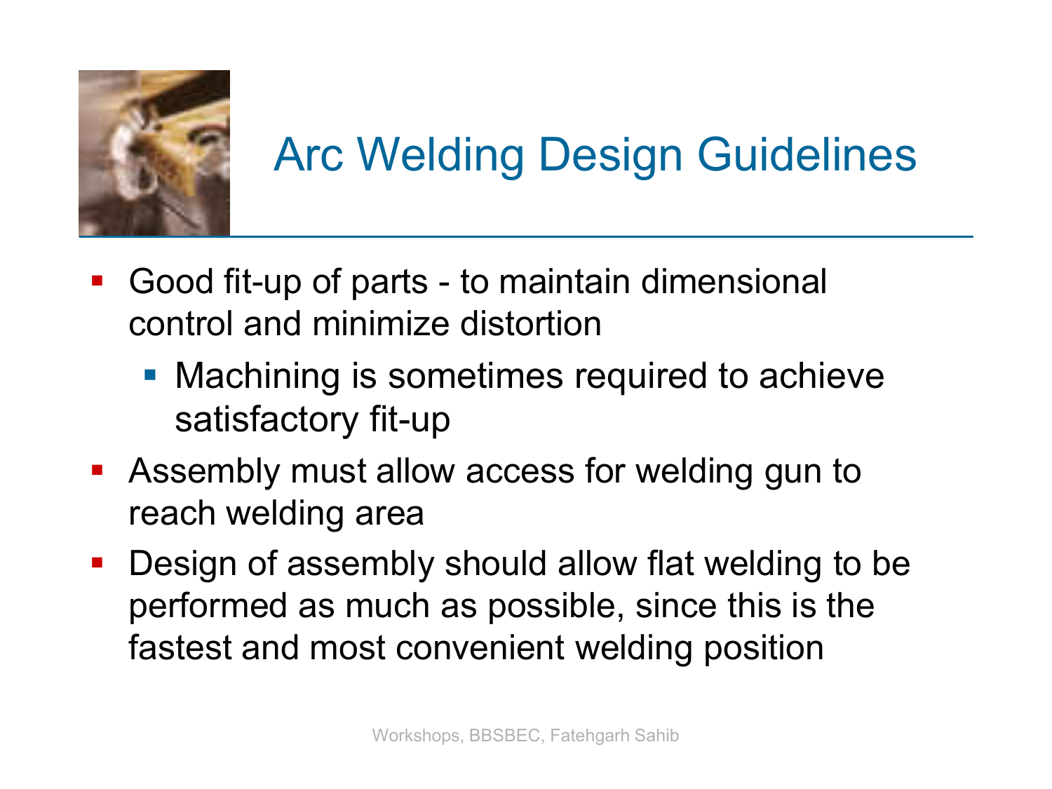# Arc Welding Design Guidelines

- Good fit-up of parts - to maintain dimensional control and minimize distortion
  - Machining is sometimes required to achieve satisfactory fit-up
- Assembly must allow access for welding gun to reach welding area
- Design of assembly should allow flat welding to be performed as much as possible, since this is the fastest and most convenient welding position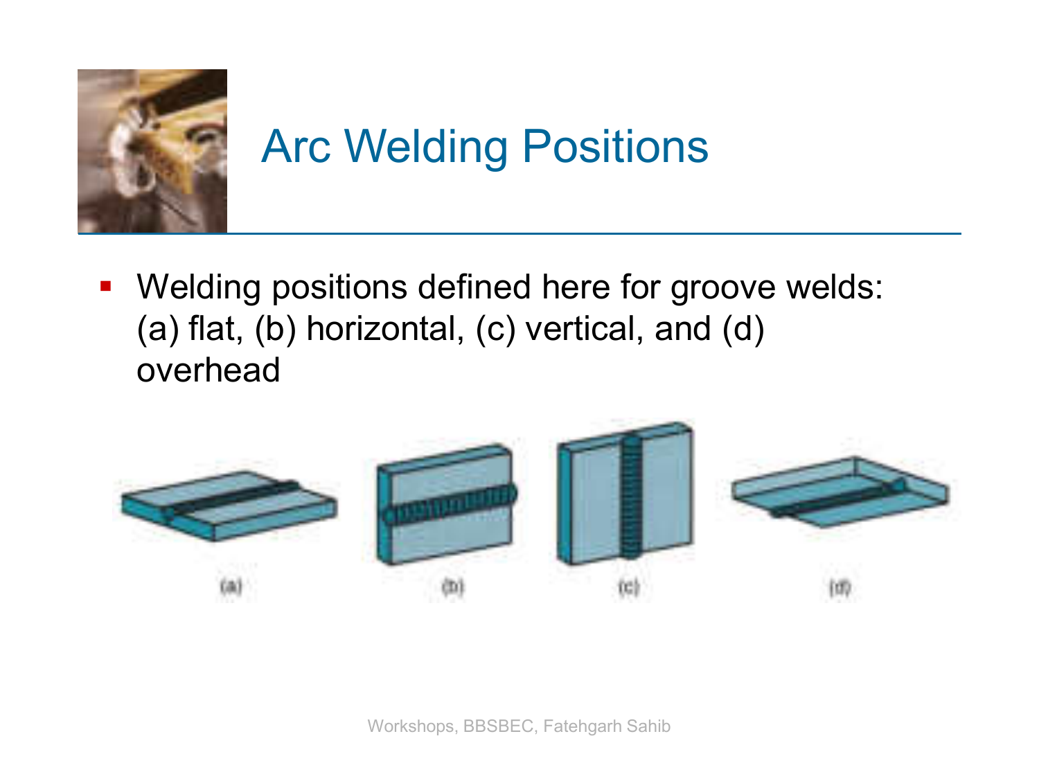# Arc Welding Positions

- Welding positions defined here for groove welds: (a) flat, (b) horizontal, (c) vertical, and (d) overhead

(a) (b) (c) (d)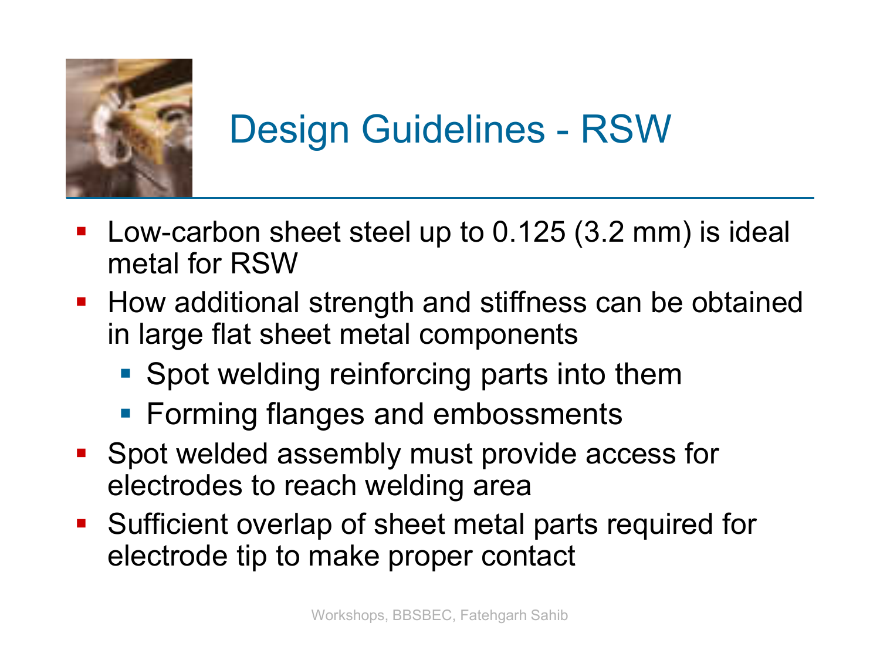# Design Guidelines - RSW

- Low-carbon sheet steel up to 0.125 (3.2 mm) is ideal metal for RSW
- How additional strength and stiffness can be obtained in large flat sheet metal components
  - Spot welding reinforcing parts into them
  - Forming flanges and embossments
- Spot welded assembly must provide access for electrodes to reach welding area
- Sufficient overlap of sheet metal parts required for electrode tip to make proper contact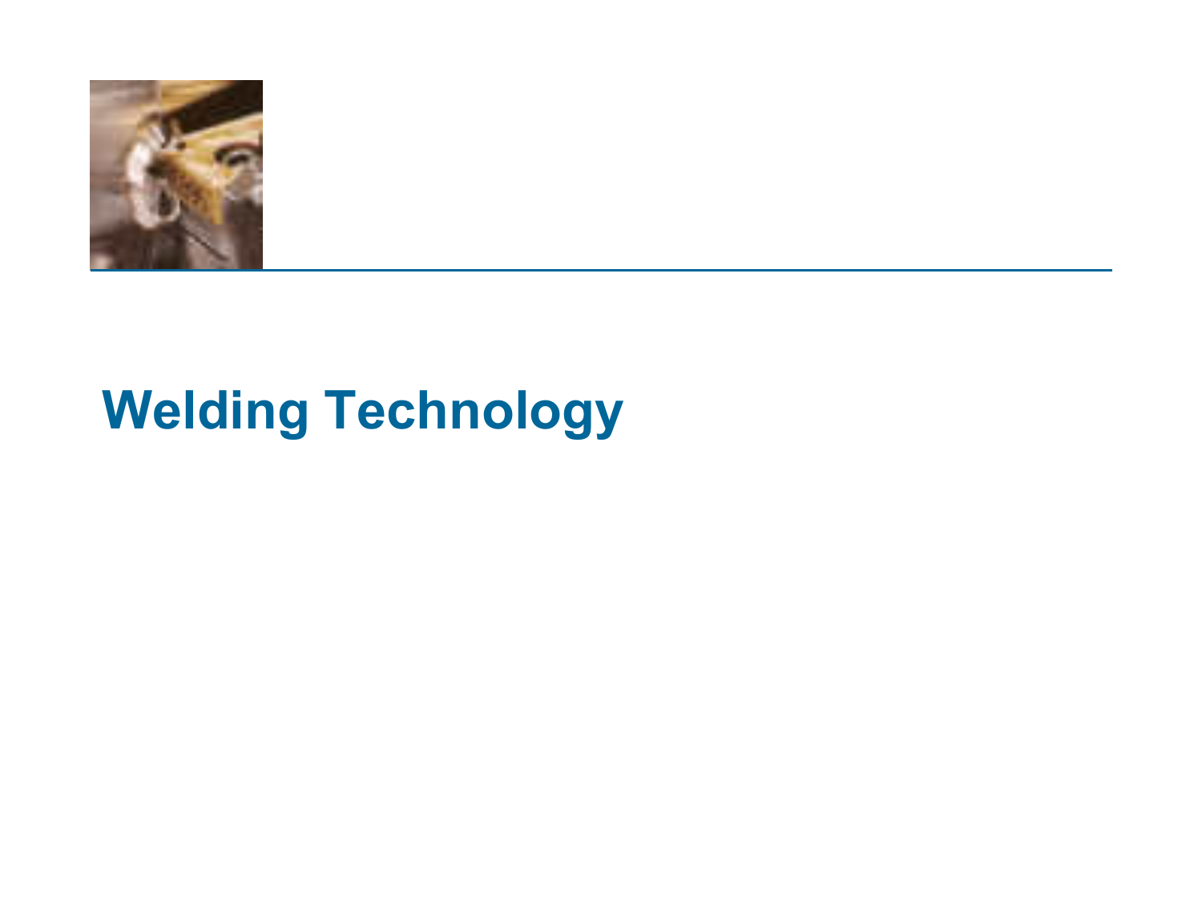# Welding Technology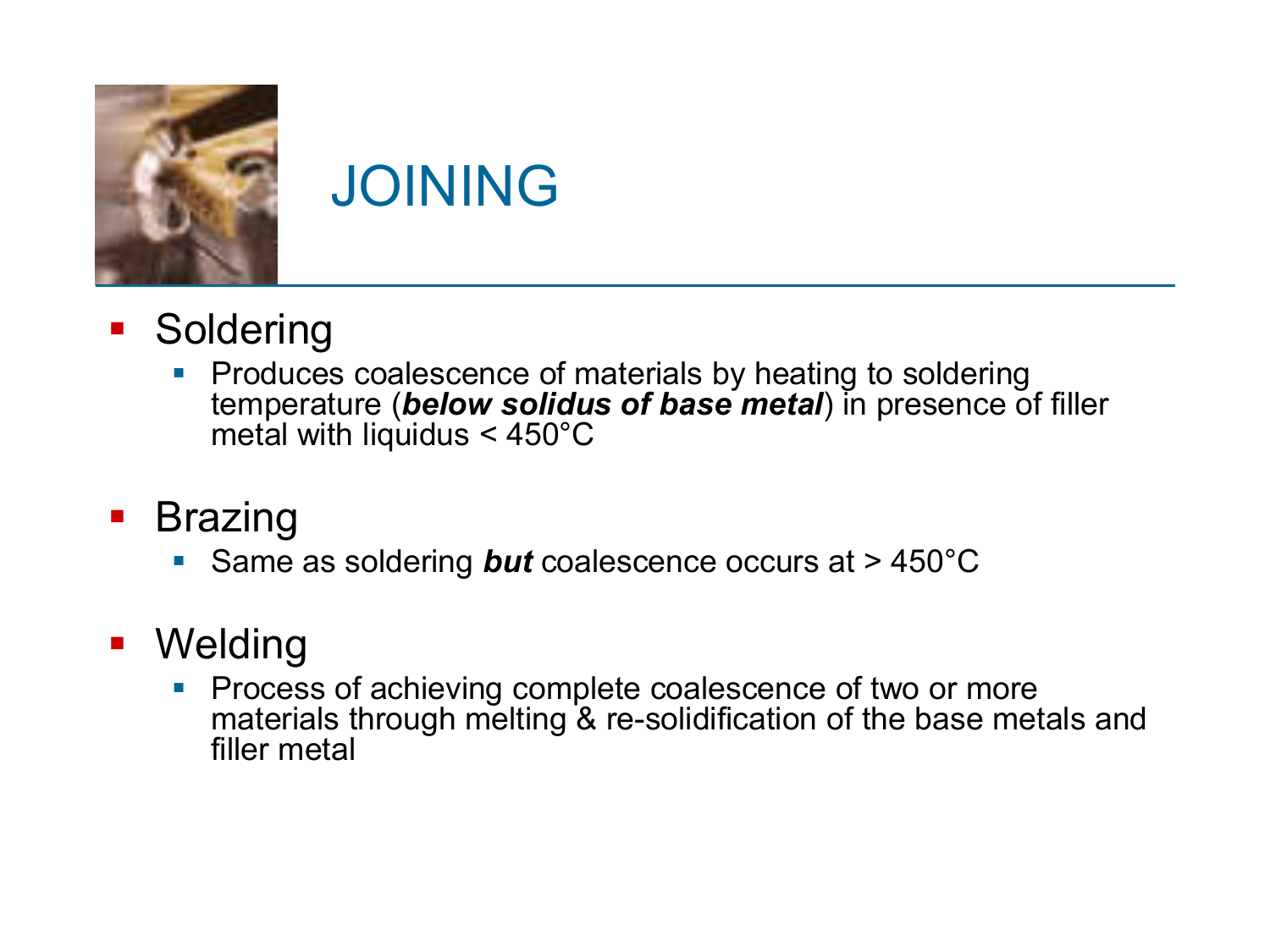# JOINING

- Soldering
  - Produces coalescence of materials by heating to soldering temperature (***below solidus of base metal***) in presence of filler metal with liquidus < 450°C

- Brazing
  - Same as soldering ***but*** coalescence occurs at > 450°C

- Welding
  - Process of achieving complete coalescence of two or more materials through melting & re-solidification of the base metals and filler metal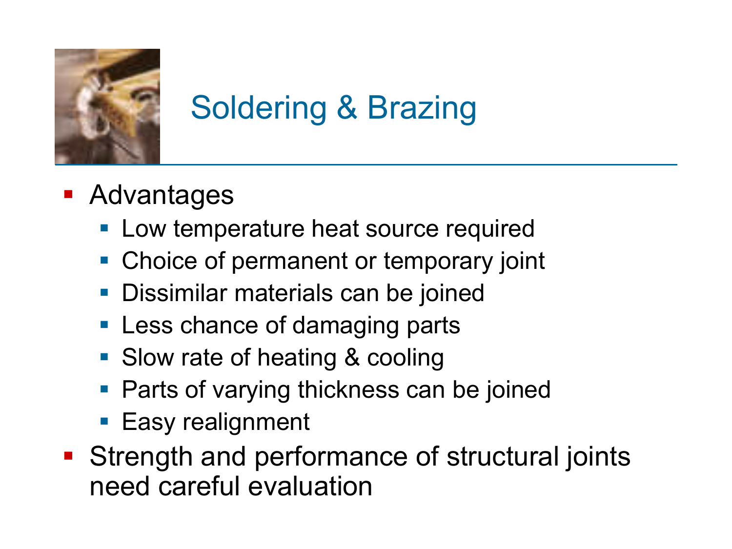# Soldering & Brazing

- Advantages
  - Low temperature heat source required
  - Choice of permanent or temporary joint
  - Dissimilar materials can be joined
  - Less chance of damaging parts
  - Slow rate of heating & cooling
  - Parts of varying thickness can be joined
  - Easy realignment
- Strength and performance of structural joints need careful evaluation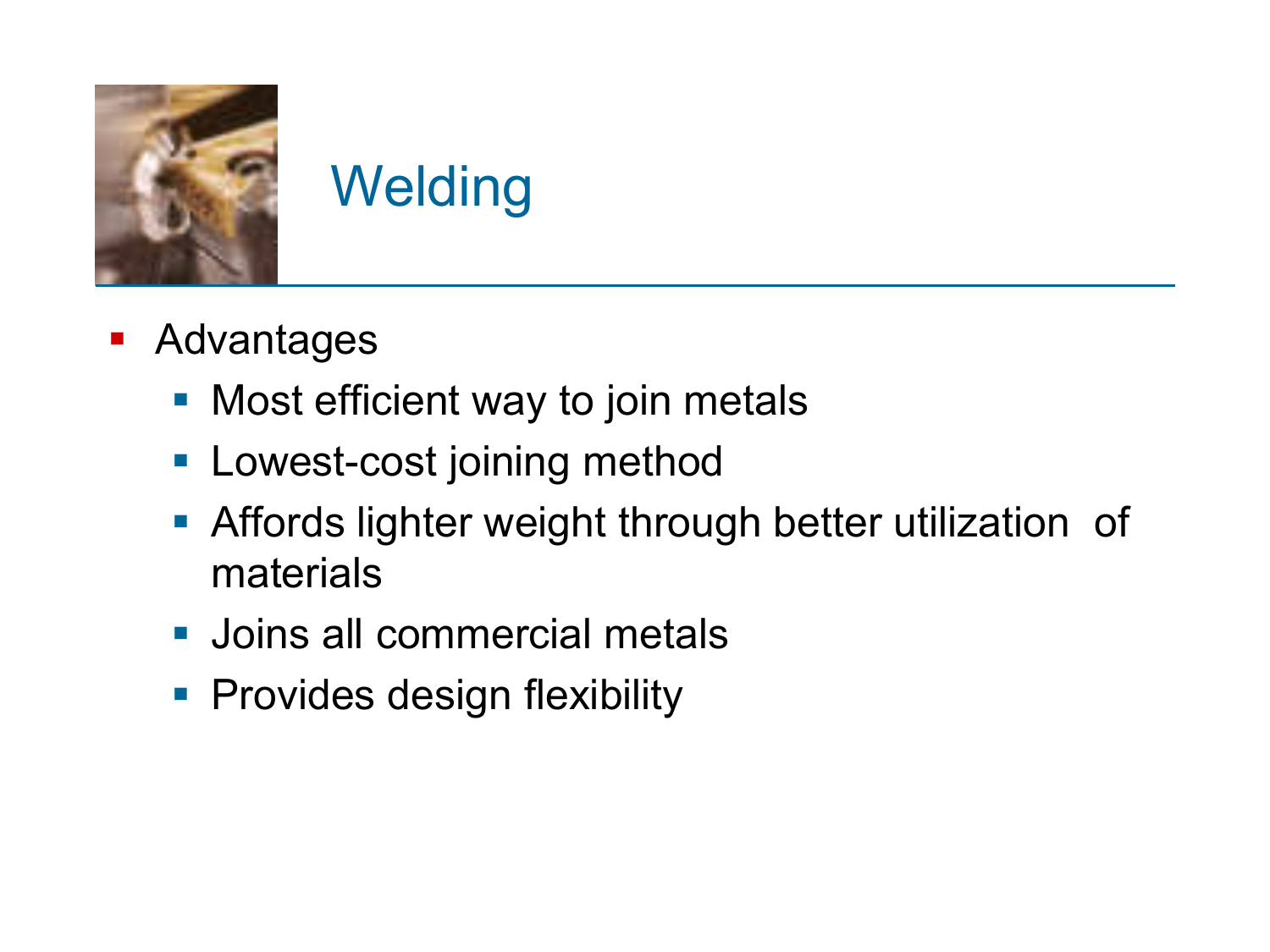# Welding

- Advantages
  - Most efficient way to join metals
  - Lowest-cost joining method
  - Affords lighter weight through better utilization of materials
  - Joins all commercial metals
  - Provides design flexibility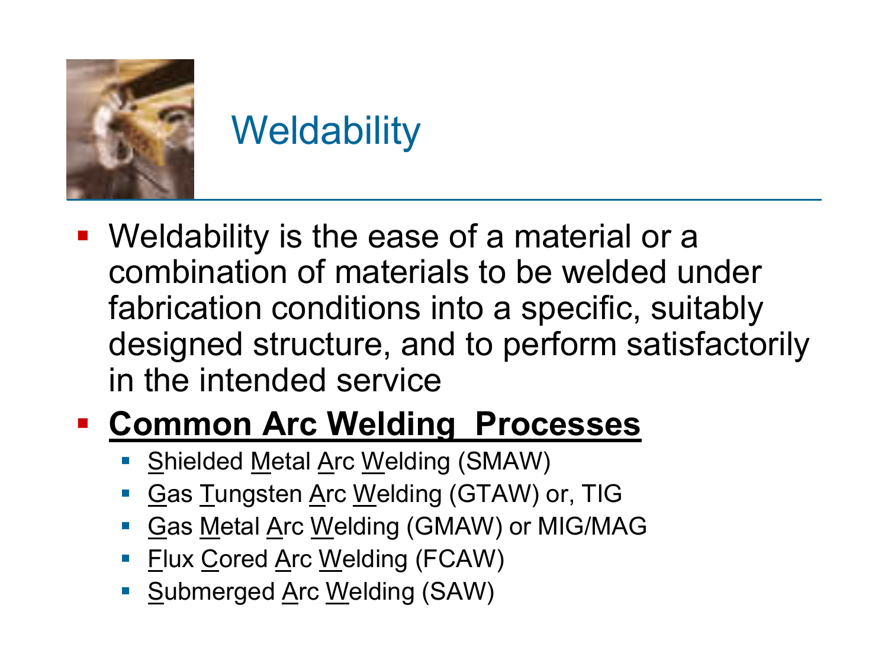# Weldability

- Weldability is the ease of a material or a combination of materials to be welded under fabrication conditions into a specific, suitably designed structure, and to perform satisfactorily in the intended service
- **Common Arc Welding Processes**
  - Shielded Metal Arc Welding (SMAW)
  - Gas Tungsten Arc Welding (GTAW) or, TIG
  - Gas Metal Arc Welding (GMAW) or MIG/MAG
  - Flux Cored Arc Welding (FCAW)
  - Submerged Arc Welding (SAW)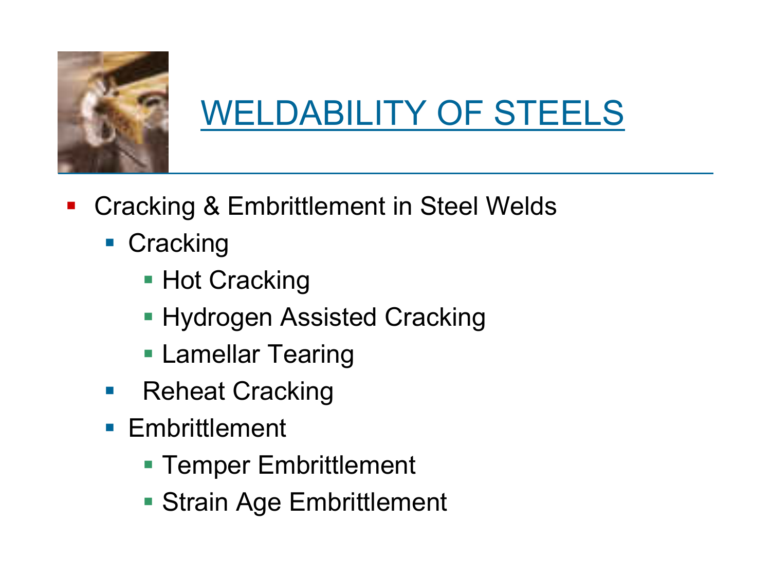# WELDABILITY OF STEELS

- Cracking & Embrittlement in Steel Welds
  - Cracking
    - Hot Cracking
    - Hydrogen Assisted Cracking
    - Lamellar Tearing
  - Reheat Cracking
  - Embrittlement
    - Temper Embrittlement
    - Strain Age Embrittlement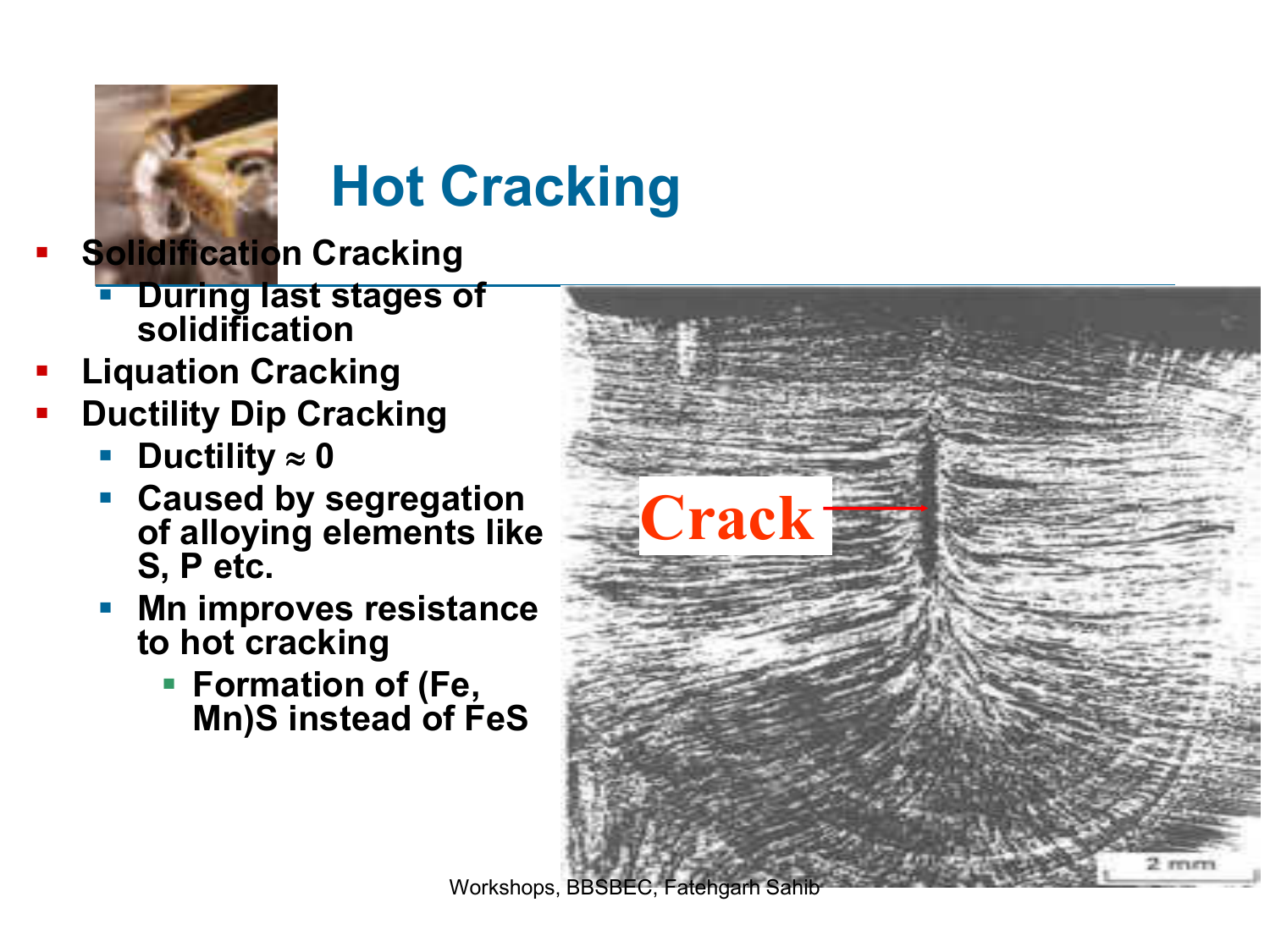# Hot Cracking

- Solidification Cracking
  - During last stages of solidification
- Liquation Cracking
- Ductility Dip Cracking
  - Ductility ≈ 0
  - Caused by segregation of alloying elements like S, P etc.
  - Mn improves resistance to hot cracking
    - Formation of (Fe, Mn)S instead of FeS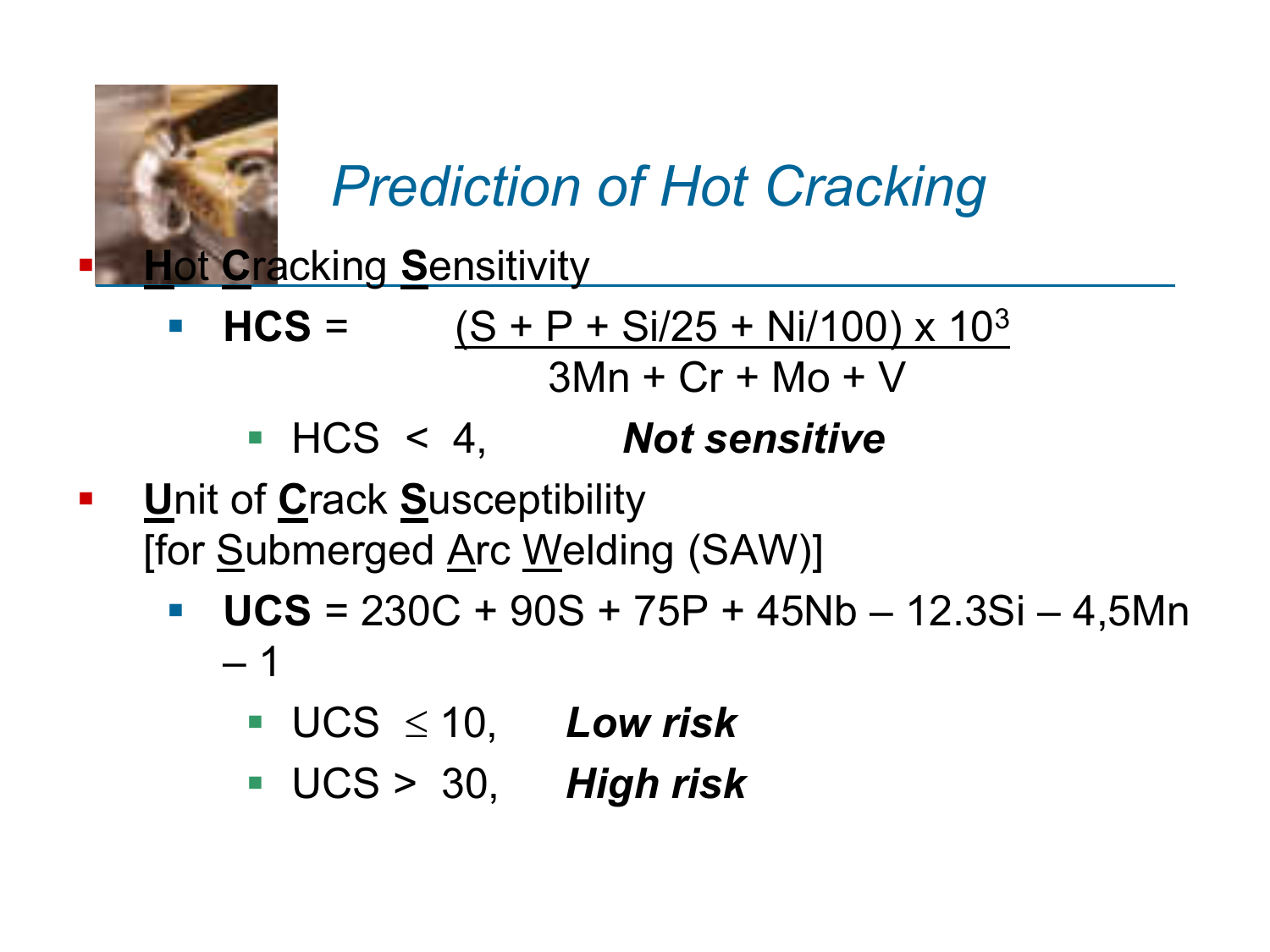# Prediction of Hot Cracking

- **H**ot **C**racking **S**ensitivity
  - **HCS** = $\dfrac{(S + P + Si/25 + Ni/100) \times 10^3}{3Mn + Cr + Mo + V}$
    - HCS < 4, ***Not sensitive***
- **U**nit of **C**rack **S**usceptibility [for Submerged Arc Welding (SAW)]
  - **UCS** = $230C + 90S + 75P + 45Nb – 12.3Si – 4{,}5Mn – 1$
    - UCS $\leq$ 10, ***Low risk***
    - UCS > 30, ***High risk***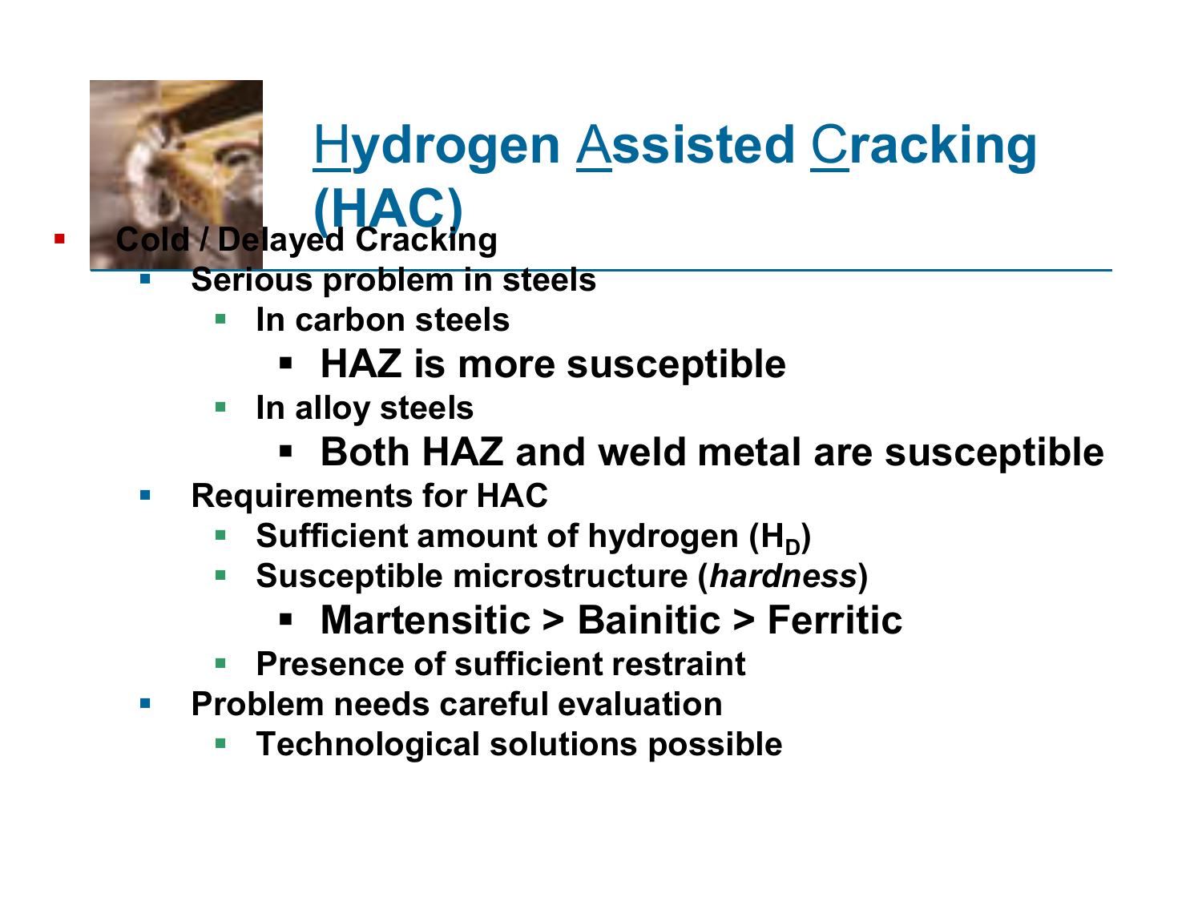# Hydrogen Assisted Cracking (HAC)

- **Cold / Delayed Cracking**
  - **Serious problem in steels**
    - **In carbon steels**
      - **HAZ is more susceptible**
    - **In alloy steels**
      - **Both HAZ and weld metal are susceptible**
  - **Requirements for HAC**
    - **Sufficient amount of hydrogen ($H_D$)**
    - **Susceptible microstructure (*hardness*)**
      - **Martensitic > Bainitic > Ferritic**
    - **Presence of sufficient restraint**
  - **Problem needs careful evaluation**
    - **Technological solutions possible**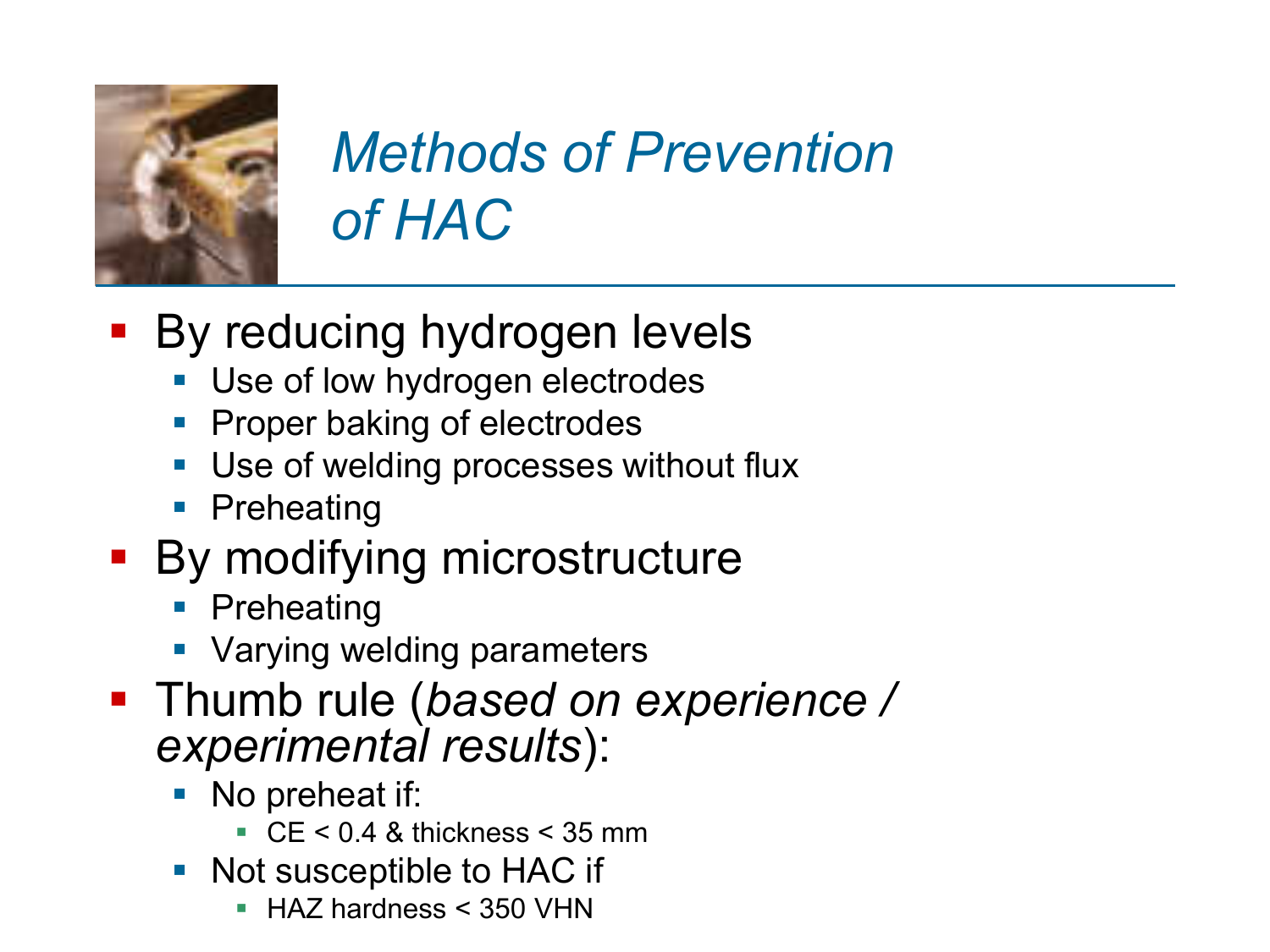# *Methods of Prevention of HAC*

- By reducing hydrogen levels
  - Use of low hydrogen electrodes
  - Proper baking of electrodes
  - Use of welding processes without flux
  - Preheating
- By modifying microstructure
  - Preheating
  - Varying welding parameters
- Thumb rule (*based on experience / experimental results*):
  - No preheat if:
    - CE < 0.4 & thickness < 35 mm
  - Not susceptible to HAC if
    - HAZ hardness < 350 VHN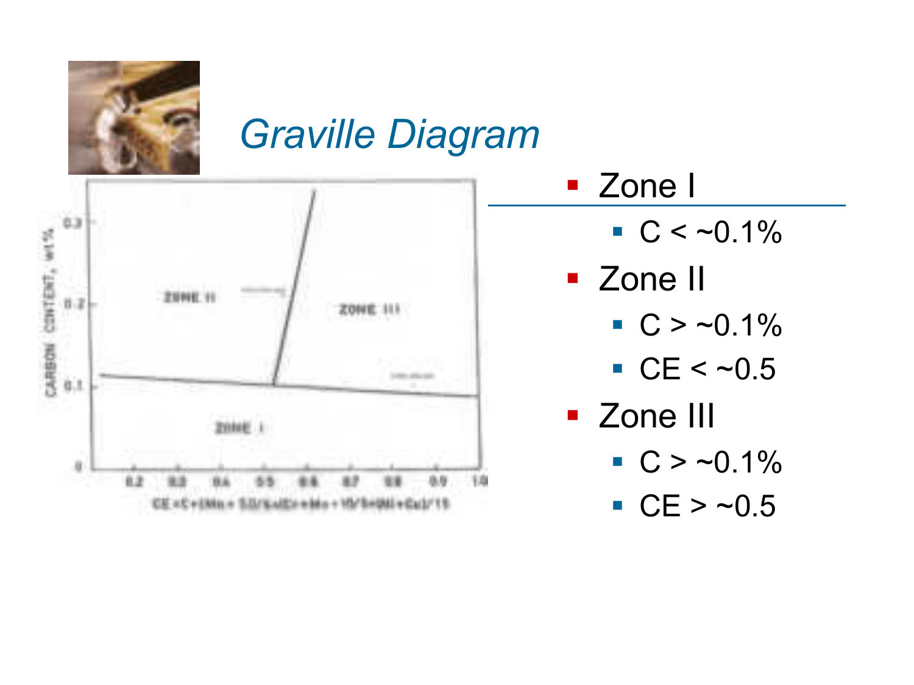# *Graville Diagram*

- Zone I
  - C < ~0.1%
- Zone II
  - C > ~0.1%
  - CE < ~0.5
- Zone III
  - C > ~0.1%
  - CE > ~0.5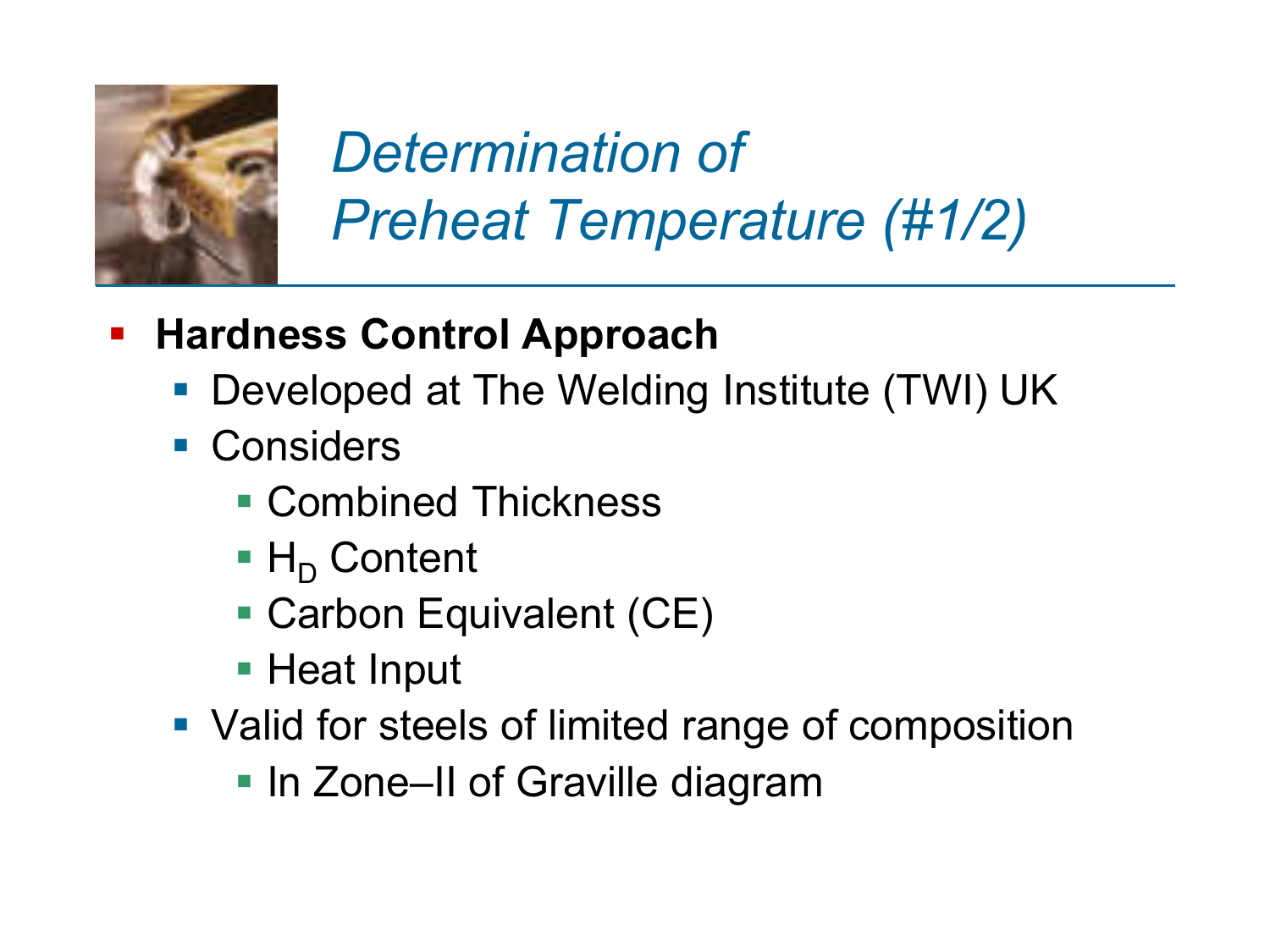# Determination of Preheat Temperature (#1/2)

- **Hardness Control Approach**
  - Developed at The Welding Institute (TWI) UK
  - Considers
    - Combined Thickness
    - $H_D$ Content
    - Carbon Equivalent (CE)
    - Heat Input
  - Valid for steels of limited range of composition
    - In Zone–II of Graville diagram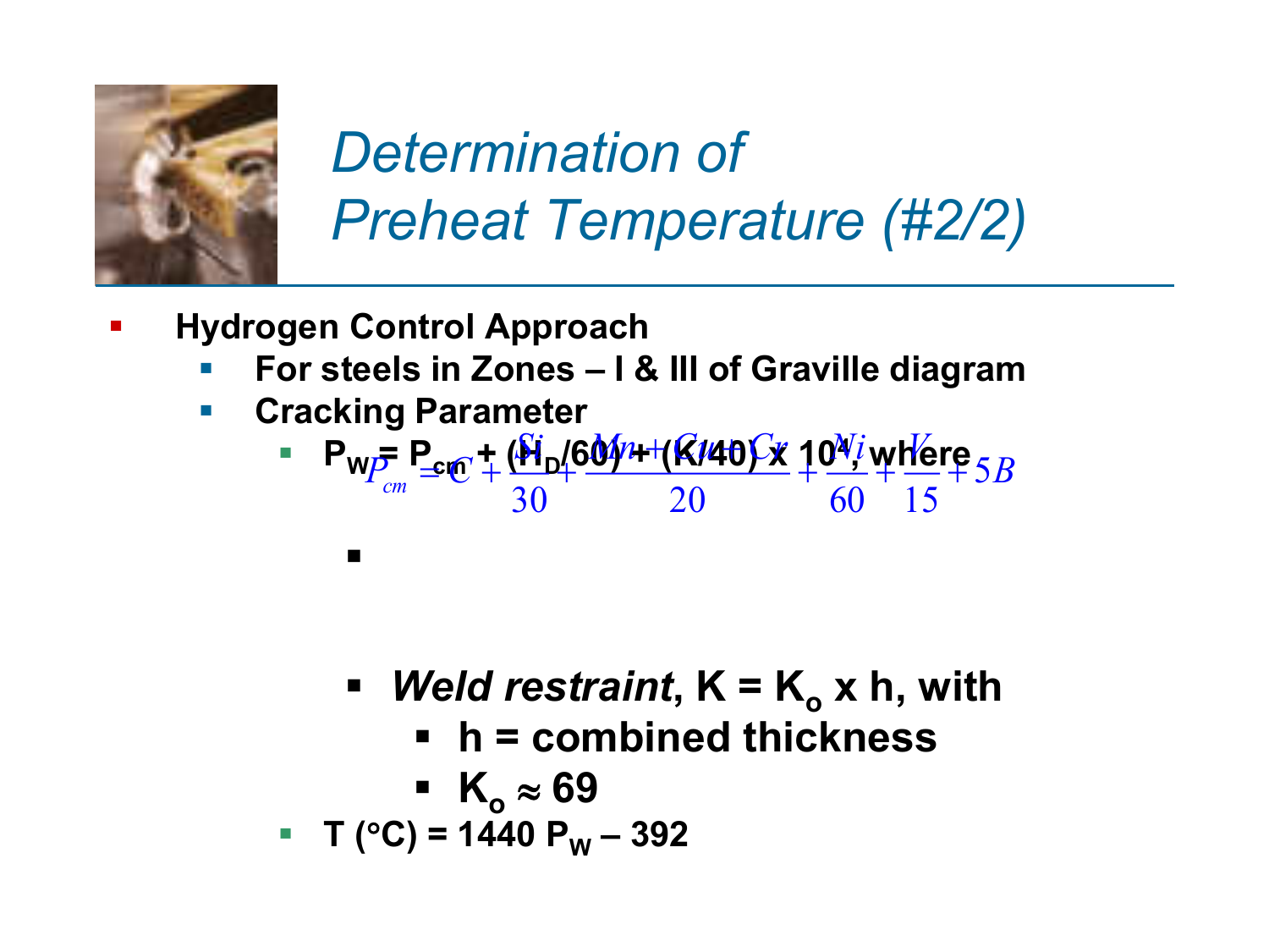# Determination of Preheat Temperature (#2/2)

- **Hydrogen Control Approach**
  - **For steels in Zones – I & III of Graville diagram**
  - **Cracking Parameter**
    - **$P_W = P_{cm} + (H_D/60) + (K/40) \times 10^4$, where**

      $$P_{cm} = C + \frac{Si}{30} + \frac{Mn + Cu + Cr}{20} + \frac{Ni}{60} + \frac{V}{15} + 5B$$

    - ***Weld restraint*, $K = K_o \times h$, with**
      - **$h$ = combined thickness**
      - **$K_o \approx 69$**
    - **$T\ (°C) = 1440\ P_W – 392$**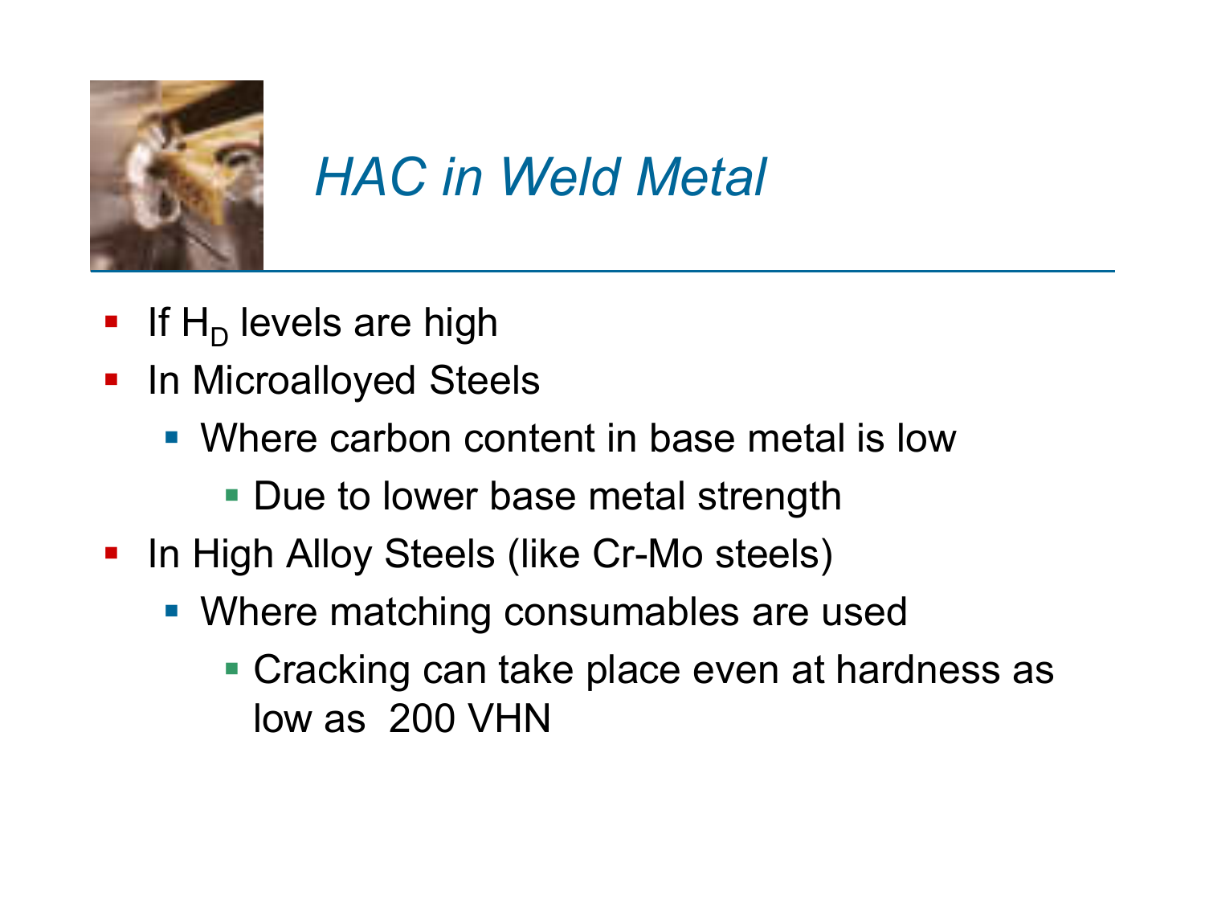# *HAC in Weld Metal*

- If $H_D$ levels are high
- In Microalloyed Steels
  - Where carbon content in base metal is low
    - Due to lower base metal strength
- In High Alloy Steels (like Cr-Mo steels)
  - Where matching consumables are used
    - Cracking can take place even at hardness as low as 200 VHN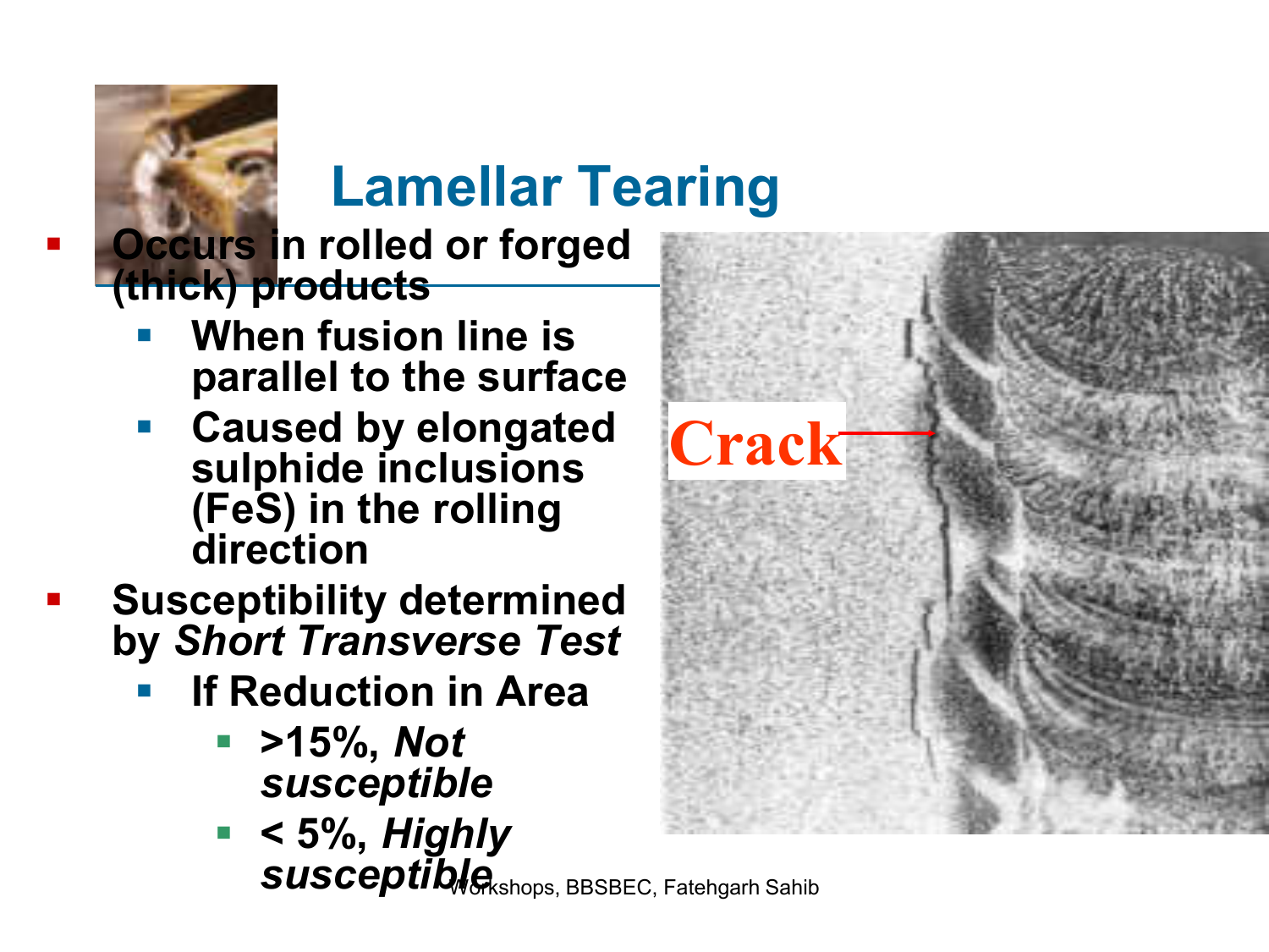# Lamellar Tearing

- Occurs in rolled or forged (thick) products
  - When fusion line is parallel to the surface
  - Caused by elongated sulphide inclusions (FeS) in the rolling direction
- Susceptibility determined by *Short Transverse Test*
  - If Reduction in Area
    - >15%, *Not susceptible*
    - < 5%, *Highly susceptible*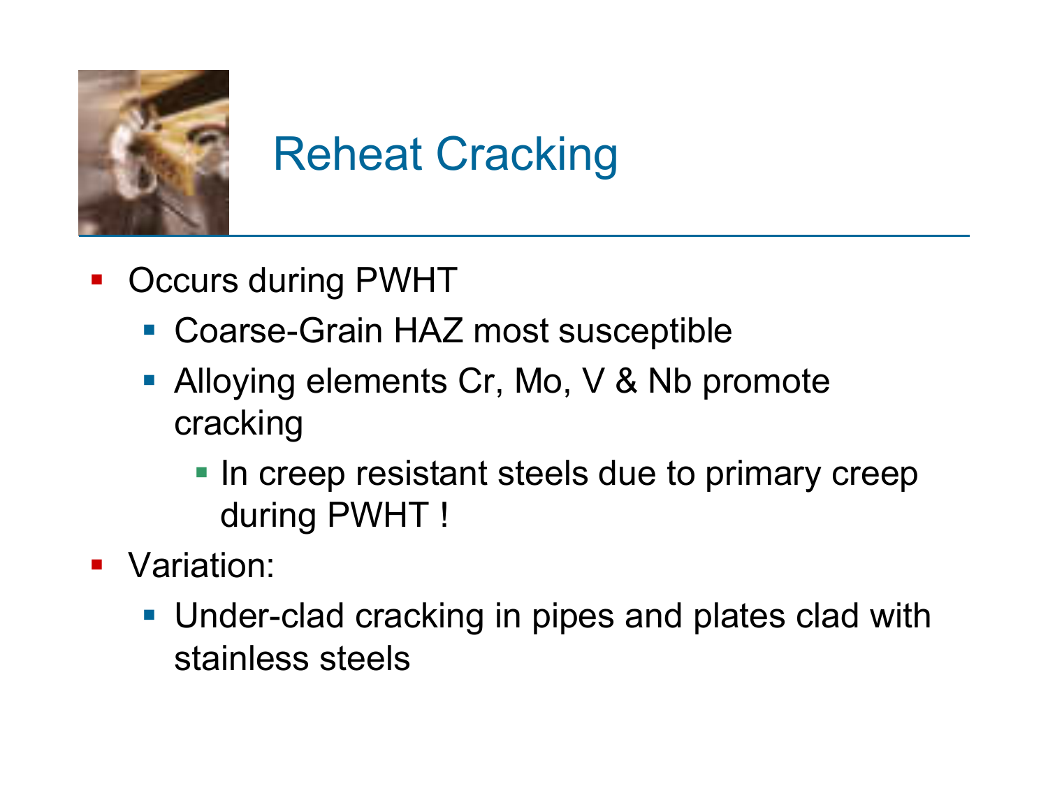# Reheat Cracking

- Occurs during PWHT
  - Coarse-Grain HAZ most susceptible
  - Alloying elements Cr, Mo, V & Nb promote cracking
    - In creep resistant steels due to primary creep during PWHT !
- Variation:
  - Under-clad cracking in pipes and plates clad with stainless steels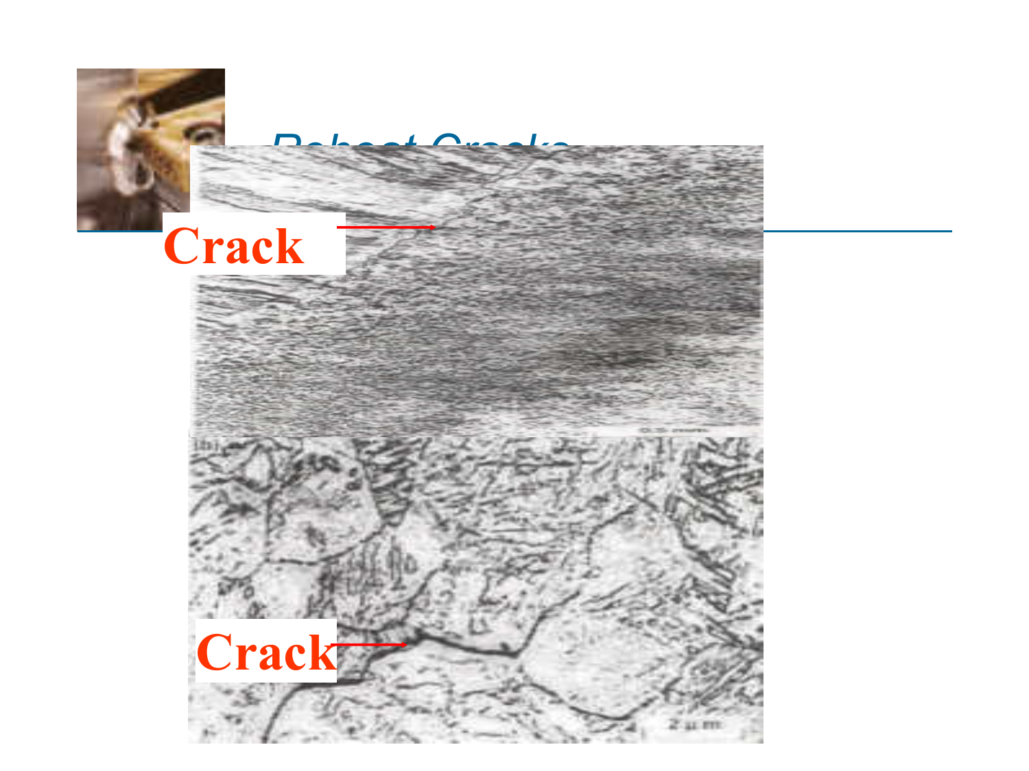# Reheat Cracks

Crack

Crack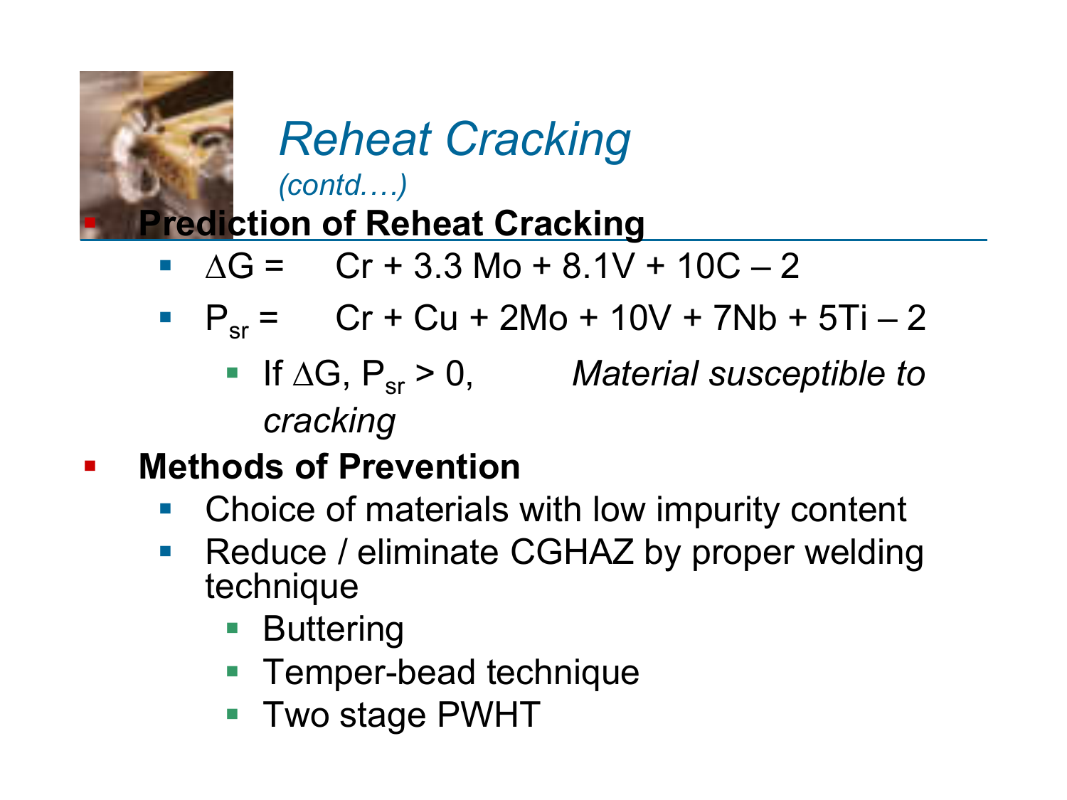# *Reheat Cracking*

*(contd.…)*

- **Prediction of Reheat Cracking**
  - $\Delta G =$ Cr + 3.3 Mo + 8.1V + 10C – 2
  - $P_{sr} =$ Cr + Cu + 2Mo + 10V + 7Nb + 5Ti – 2
    - If $\Delta G$, $P_{sr} > 0$, *Material susceptible to cracking*
- **Methods of Prevention**
  - Choice of materials with low impurity content
  - Reduce / eliminate CGHAZ by proper welding technique
    - Buttering
    - Temper-bead technique
    - Two stage PWHT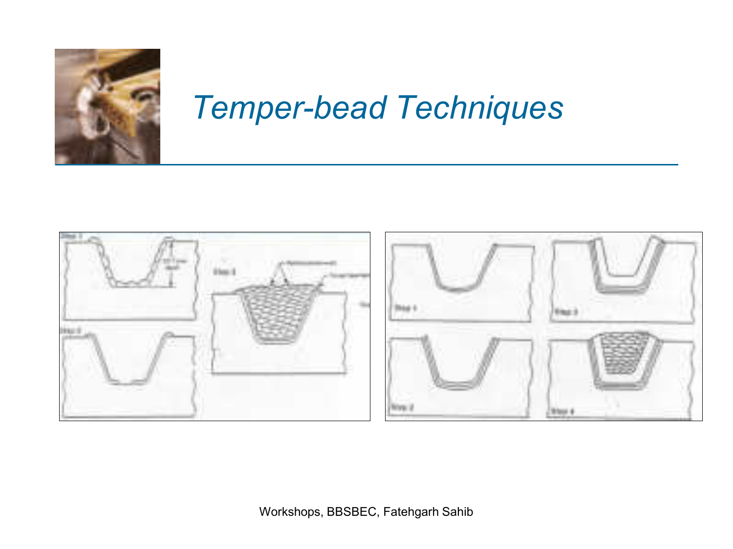# Temper-bead Techniques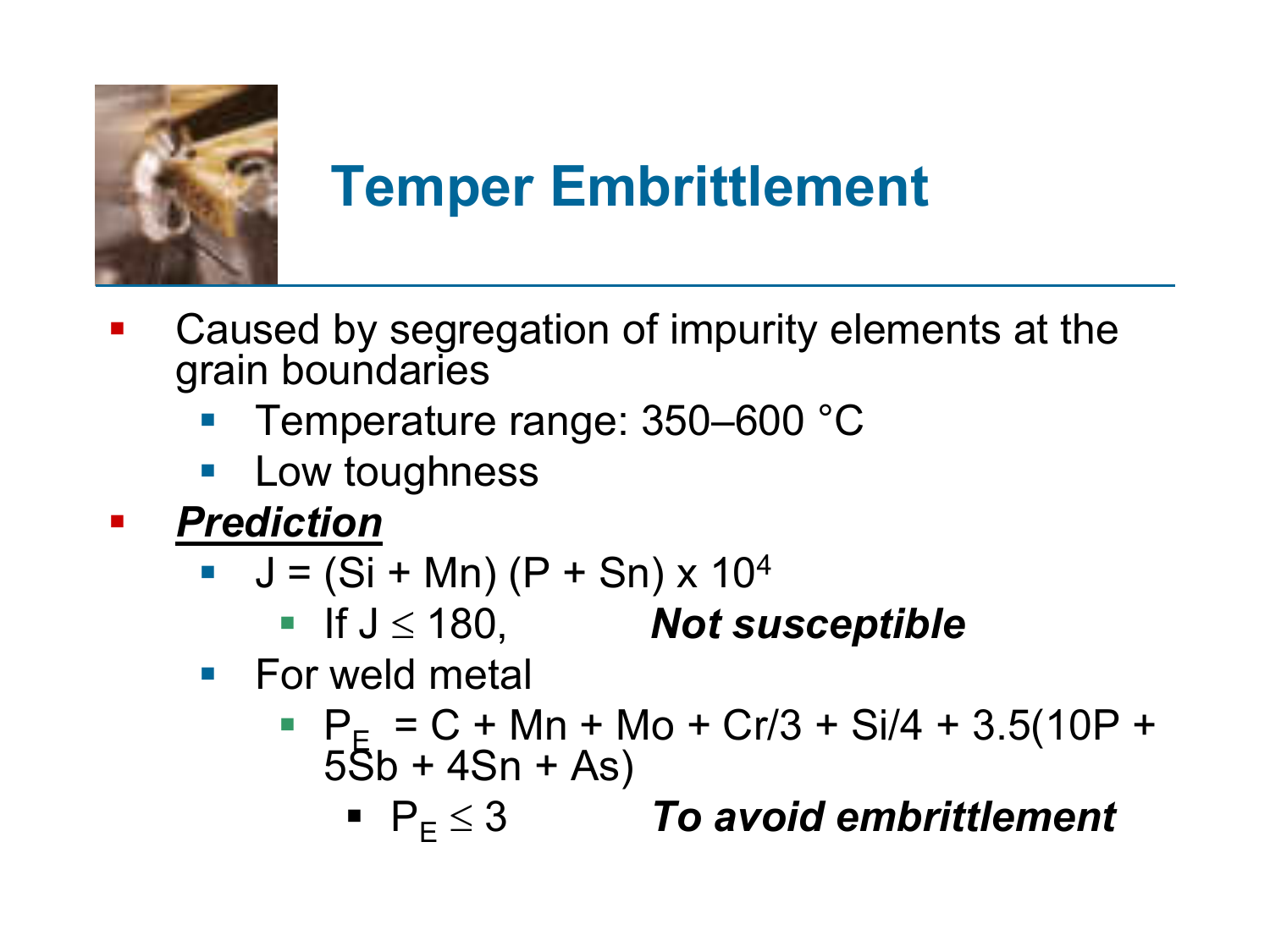# Temper Embrittlement

- Caused by segregation of impurity elements at the grain boundaries
  - Temperature range: 350–600 °C
  - Low toughness
- ***Prediction***
  - $J = (Si + Mn)(P + Sn) \times 10^4$
    - If $J \leq 180$, ***Not susceptible***
  - For weld metal
    - $P_E = C + Mn + Mo + Cr/3 + Si/4 + 3.5(10P + 5Sb + 4Sn + As)$
      - $P_E \leq 3$ ***To avoid embrittlement***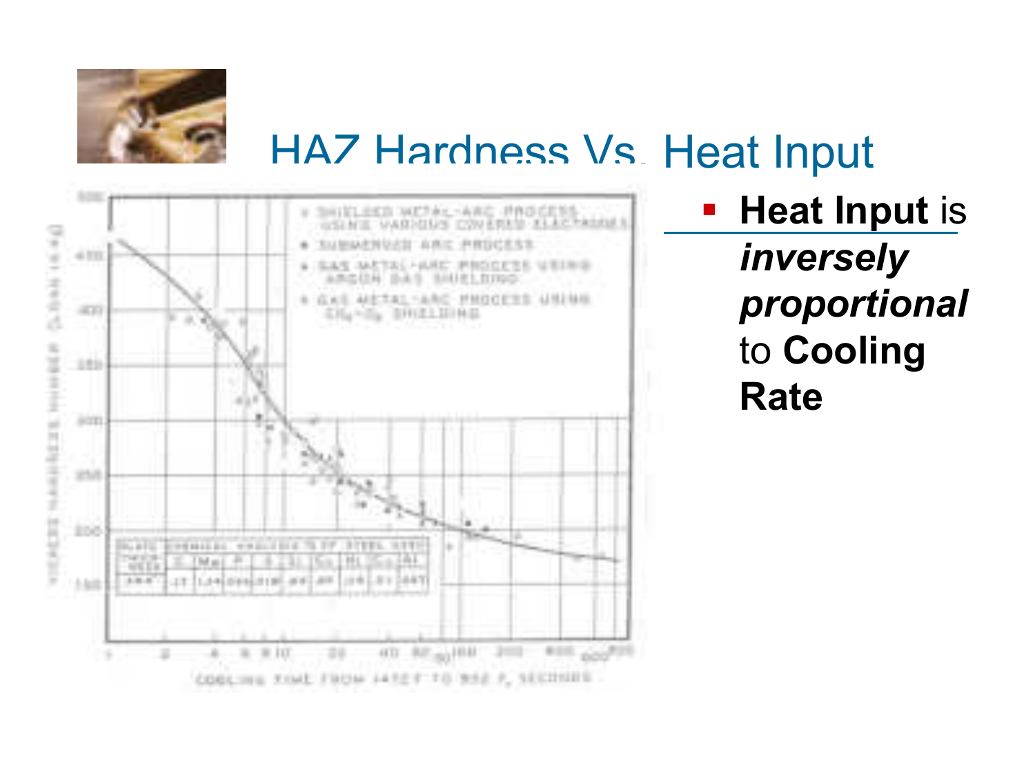# HAZ Hardness Vs. Heat Input

- **Heat Input** is ***inversely proportional*** to **Cooling Rate**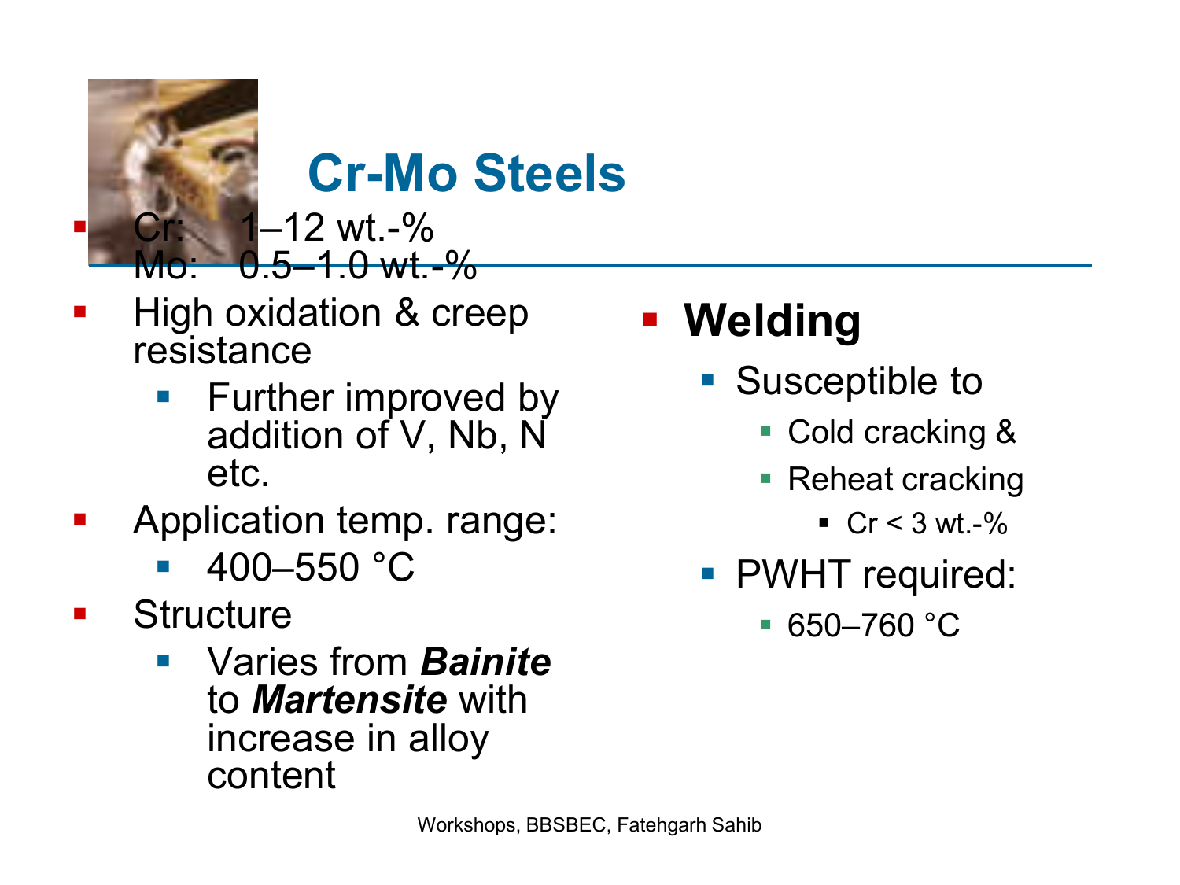# Cr-Mo Steels

- Cr: 1–12 wt.-%
  Mo: 0.5–1.0 wt.-%
- High oxidation & creep resistance
  - Further improved by addition of V, Nb, N etc.
- Application temp. range:
  - 400–550 °C
- Structure
  - Varies from ***Bainite*** to ***Martensite*** with increase in alloy content

- **Welding**
  - Susceptible to
    - Cold cracking &
    - Reheat cracking
      - Cr < 3 wt.-%
  - PWHT required:
    - 650–760 °C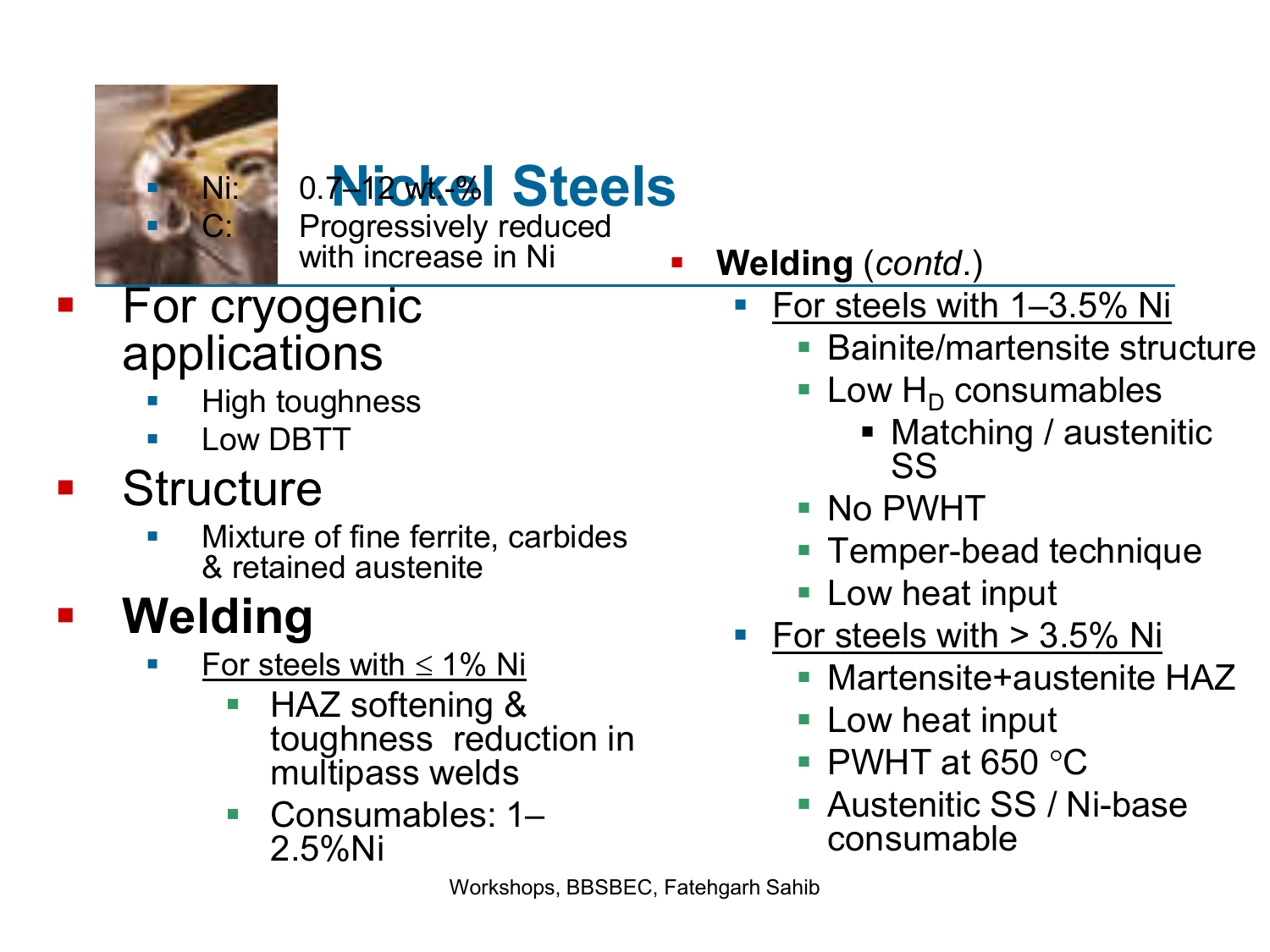# Nickel Steels

- Ni: 0.7–12 wt.-%
- C: Progressively reduced with increase in Ni

- For cryogenic applications
  - High toughness
  - Low DBTT
- Structure
  - Mixture of fine ferrite, carbides & retained austenite
- **Welding**
  - For steels with ≤ 1% Ni
    - HAZ softening & toughness reduction in multipass welds
    - Consumables: 1–2.5%Ni

- **Welding** (*contd*.)
  - For steels with 1–3.5% Ni
    - Bainite/martensite structure
    - Low $H_D$ consumables
      - Matching / austenitic SS
    - No PWHT
    - Temper-bead technique
    - Low heat input
  - For steels with > 3.5% Ni
    - Martensite+austenite HAZ
    - Low heat input
    - PWHT at 650 °C
    - Austenitic SS / Ni-base consumable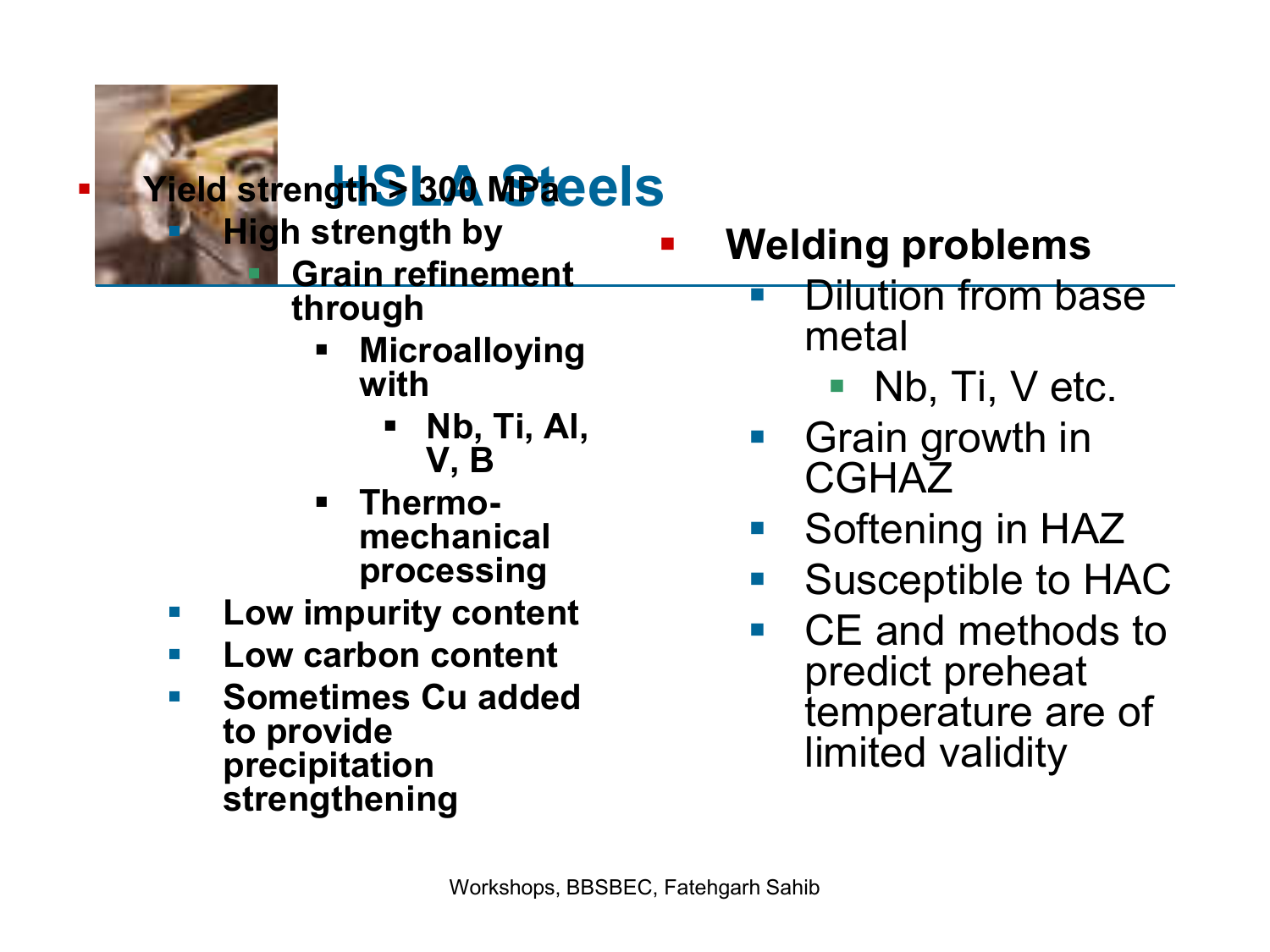# HSLA Steels

- **Yield strength > 300 MPa**
  - **High strength by**
    - **Grain refinement through**
      - **Microalloying with**
        - **Nb, Ti, Al, V, B**
      - **Thermo-mechanical processing**
  - **Low impurity content**
  - **Low carbon content**
  - **Sometimes Cu added to provide precipitation strengthening**

- **Welding problems**
  - Dilution from base metal
    - Nb, Ti, V etc.
  - Grain growth in CGHAZ
  - Softening in HAZ
  - Susceptible to HAC
  - CE and methods to predict preheat temperature are of limited validity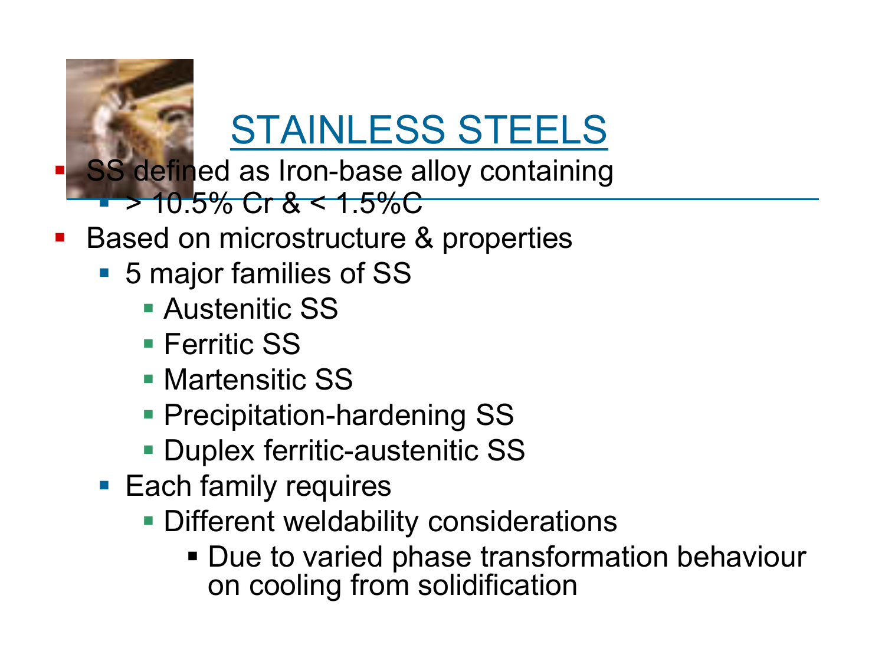# STAINLESS STEELS

- SS defined as Iron-base alloy containing
  - > 10.5% Cr & < 1.5%C
- Based on microstructure & properties
  - 5 major families of SS
    - Austenitic SS
    - Ferritic SS
    - Martensitic SS
    - Precipitation-hardening SS
    - Duplex ferritic-austenitic SS
  - Each family requires
    - Different weldability considerations
      - Due to varied phase transformation behaviour on cooling from solidification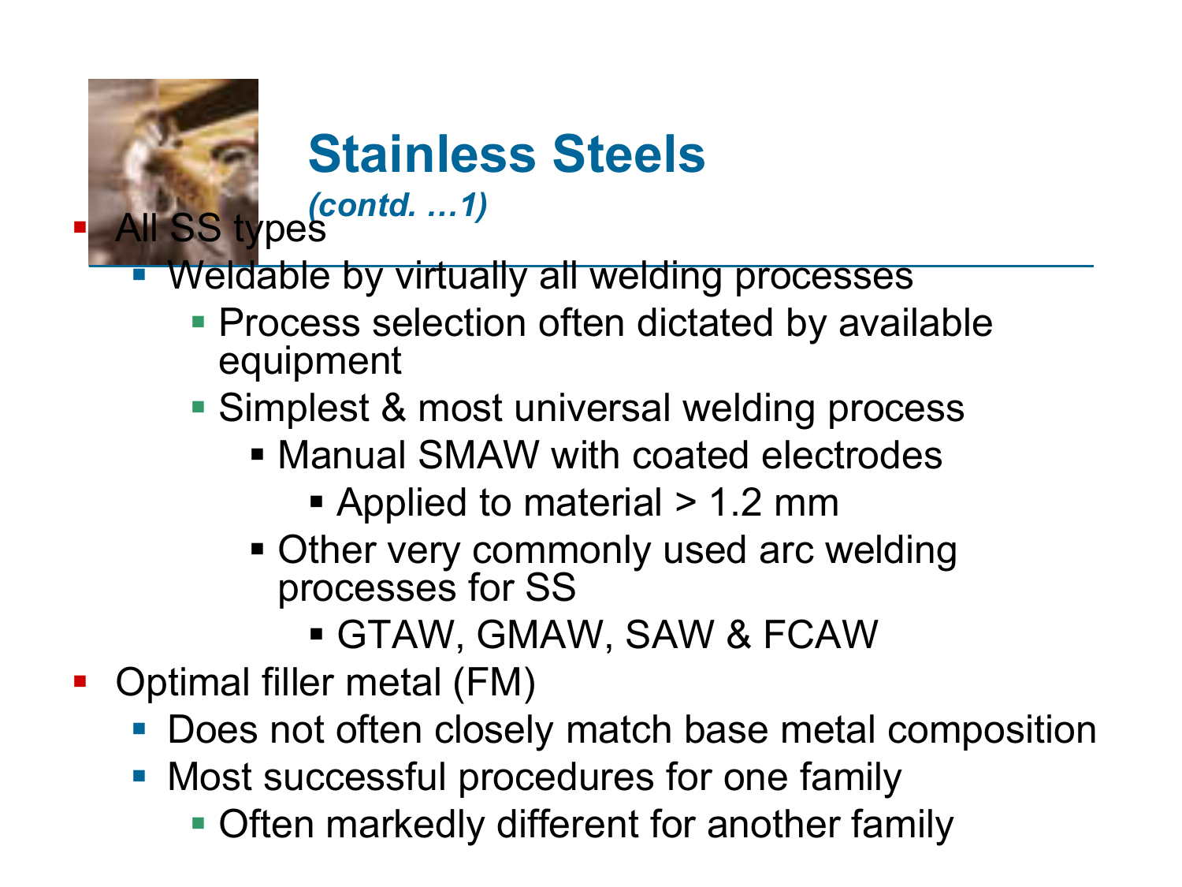## Stainless Steels

*(contd. …1)*

- All SS types
  - Weldable by virtually all welding processes
    - Process selection often dictated by available equipment
    - Simplest & most universal welding process
      - Manual SMAW with coated electrodes
        - Applied to material > 1.2 mm
      - Other very commonly used arc welding processes for SS
        - GTAW, GMAW, SAW & FCAW
- Optimal filler metal (FM)
  - Does not often closely match base metal composition
  - Most successful procedures for one family
    - Often markedly different for another family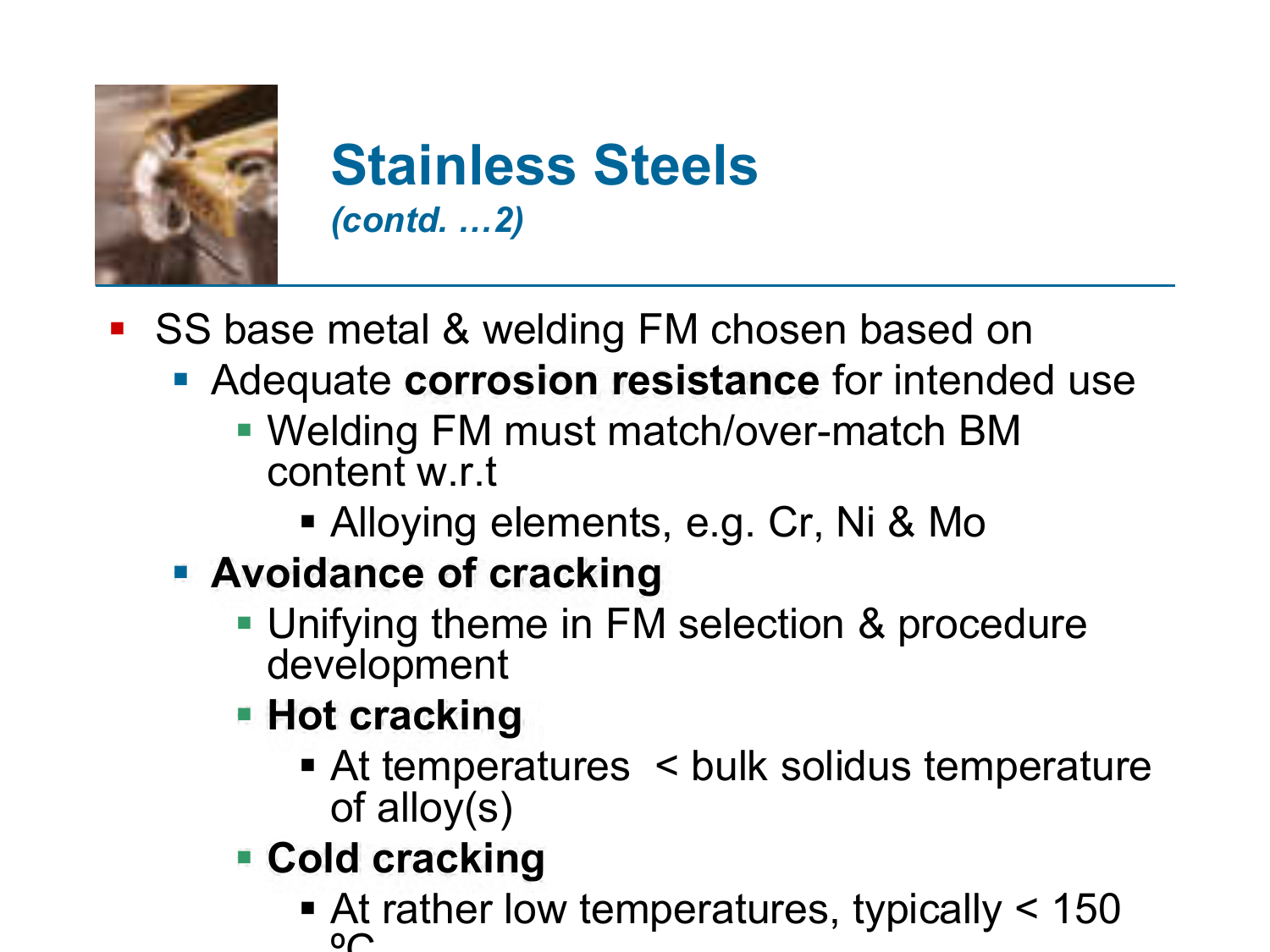# Stainless Steels

*(contd. …2)*

- SS base metal & welding FM chosen based on
  - Adequate **corrosion resistance** for intended use
    - Welding FM must match/over-match BM content w.r.t
      - Alloying elements, e.g. Cr, Ni & Mo
  - **Avoidance of cracking**
    - Unifying theme in FM selection & procedure development
    - **Hot cracking**
      - At temperatures < bulk solidus temperature of alloy(s)
    - **Cold cracking**
      - At rather low temperatures, typically < 150 ºC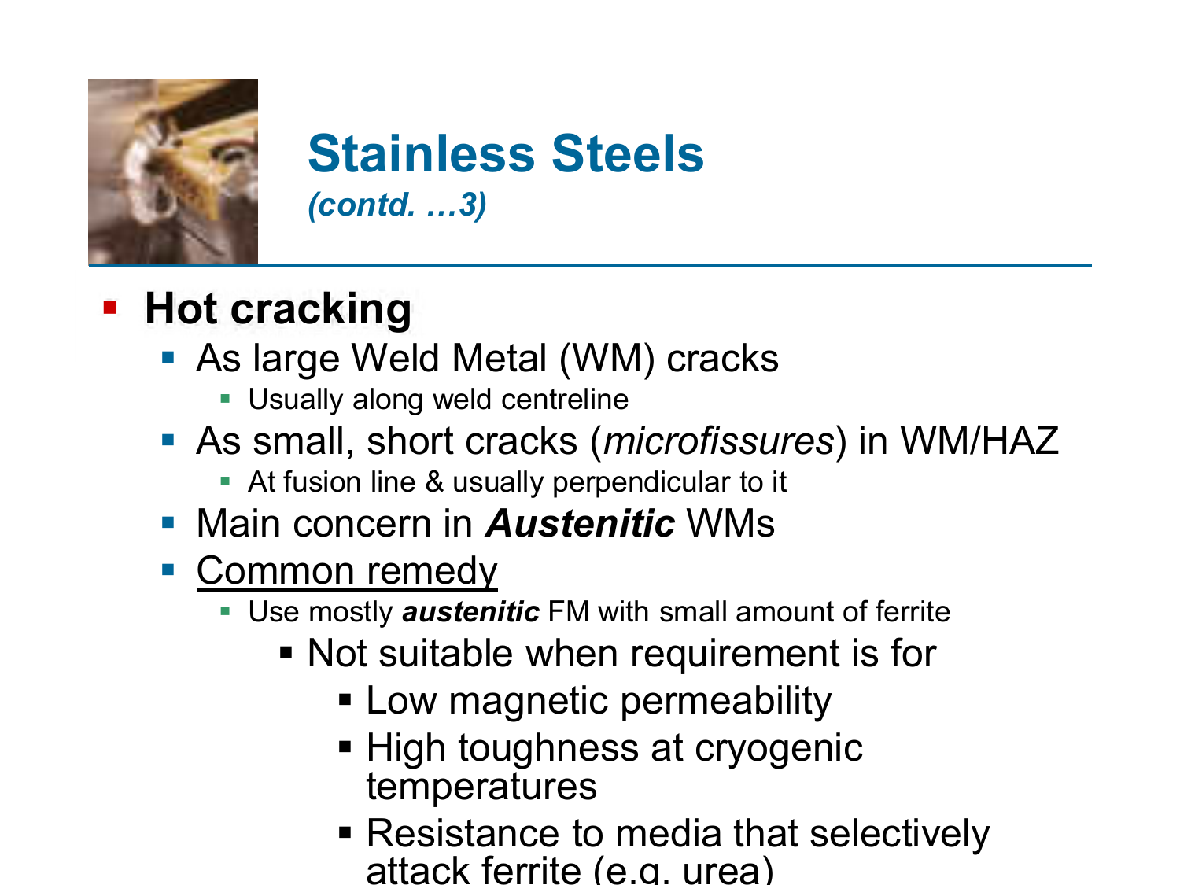## Stainless Steels

*(contd. …3)*

- **Hot cracking**
  - As large Weld Metal (WM) cracks
    - Usually along weld centreline
  - As small, short cracks (*microfissures*) in WM/HAZ
    - At fusion line & usually perpendicular to it
  - Main concern in ***Austenitic*** WMs
  - Common remedy
    - Use mostly ***austenitic*** FM with small amount of ferrite
      - Not suitable when requirement is for
        - Low magnetic permeability
        - High toughness at cryogenic temperatures
        - Resistance to media that selectively attack ferrite (e.g. urea)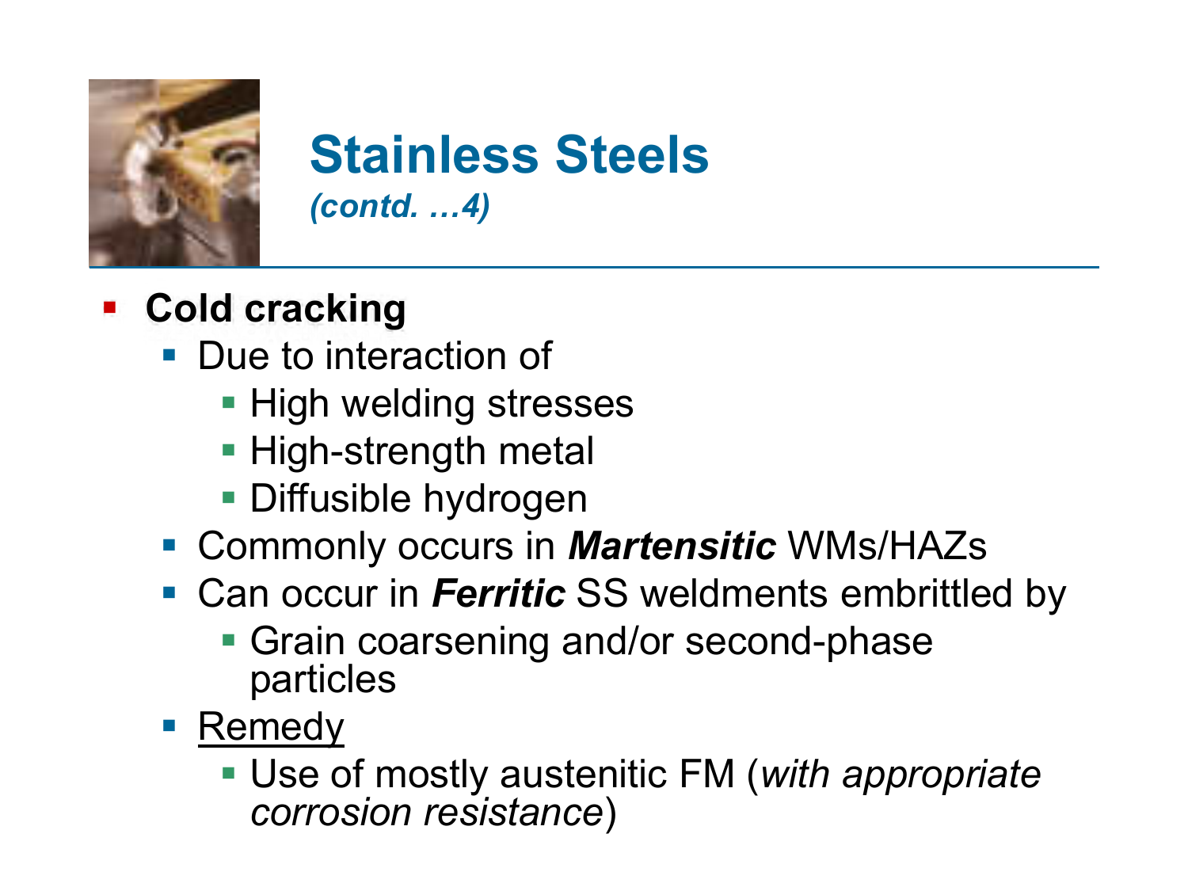# Stainless Steels

*(contd. …4)*

- **Cold cracking**
  - Due to interaction of
    - High welding stresses
    - High-strength metal
    - Diffusible hydrogen
  - Commonly occurs in ***Martensitic*** WMs/HAZs
  - Can occur in ***Ferritic*** SS weldments embrittled by
    - Grain coarsening and/or second-phase particles
  - <u>Remedy</u>
    - Use of mostly austenitic FM (*with appropriate corrosion resistance*)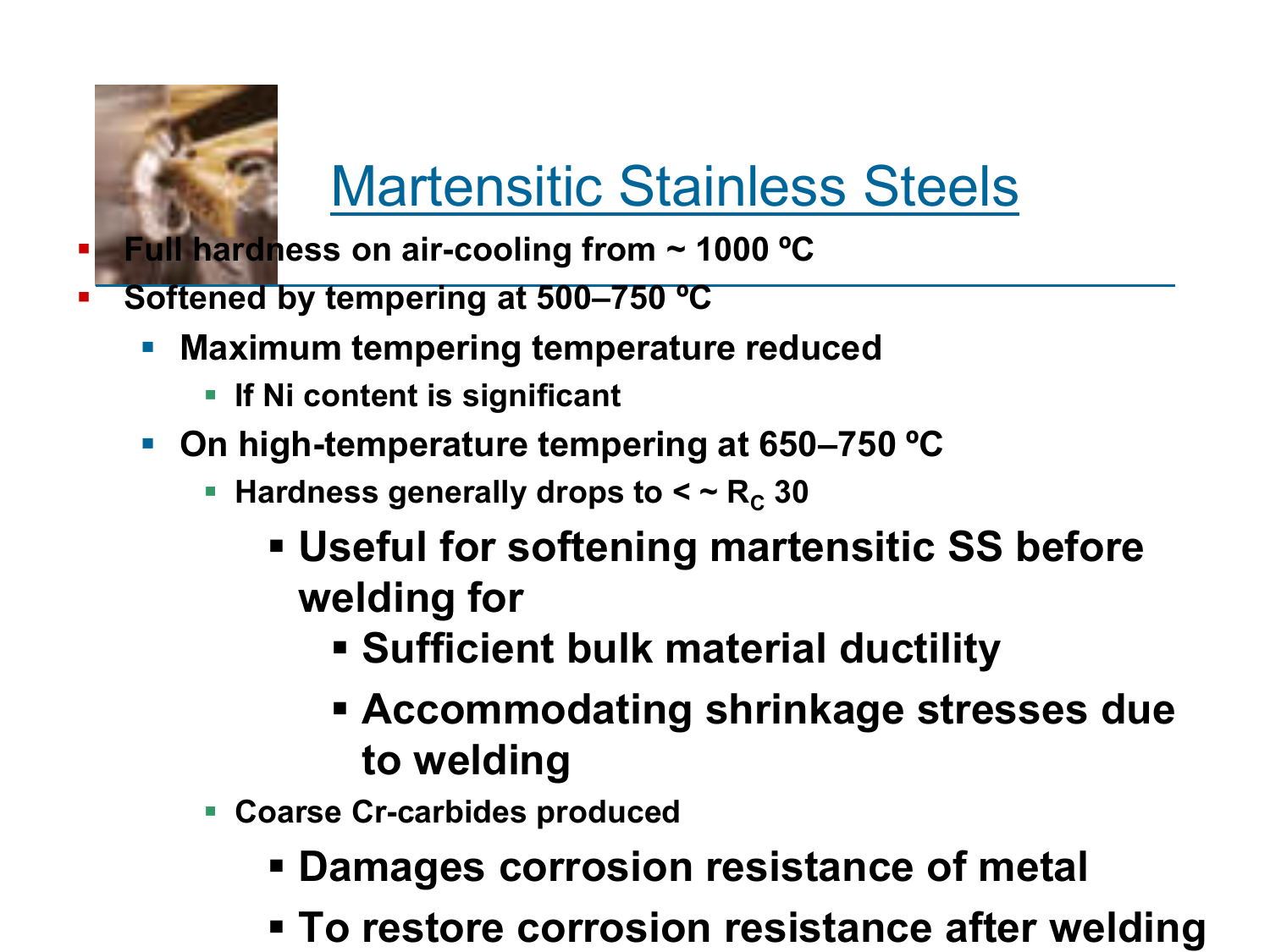# Martensitic Stainless Steels

- **Full hardness on air-cooling from ~ 1000 ºC**
- **Softened by tempering at 500–750 ºC**
  - **Maximum tempering temperature reduced**
    - **If Ni content is significant**
  - **On high-temperature tempering at 650–750 ºC**
    - **Hardness generally drops to < ~ $R_C$ 30**
      - **Useful for softening martensitic SS before welding for**
        - **Sufficient bulk material ductility**
        - **Accommodating shrinkage stresses due to welding**
    - **Coarse Cr-carbides produced**
      - **Damages corrosion resistance of metal**
      - **To restore corrosion resistance after welding**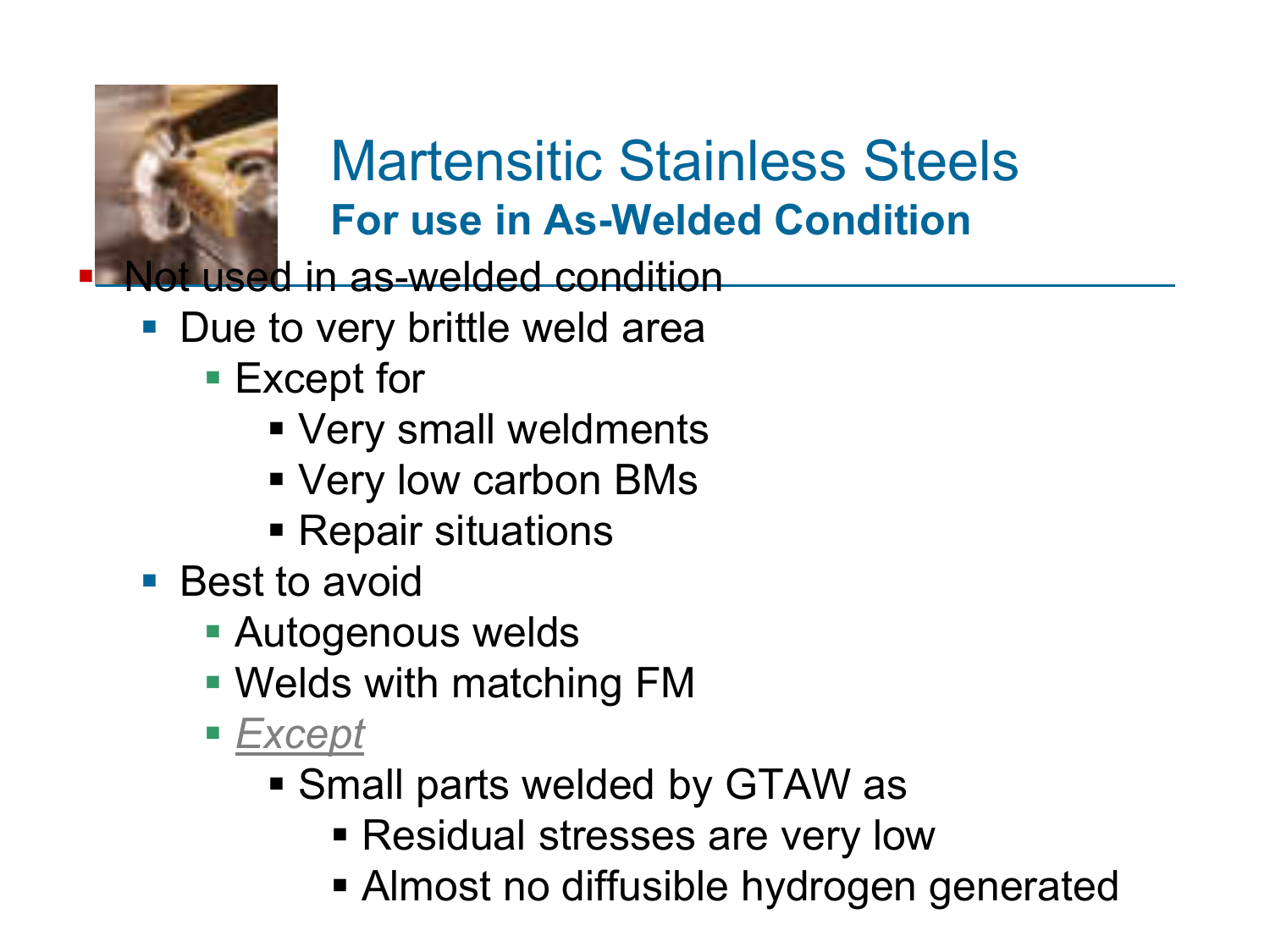# Martensitic Stainless Steels

## For use in As-Welded Condition

- Not used in as-welded condition
  - Due to very brittle weld area
    - Except for
      - Very small weldments
      - Very low carbon BMs
      - Repair situations
  - Best to avoid
    - Autogenous welds
    - Welds with matching FM
    - *Except*
      - Small parts welded by GTAW as
        - Residual stresses are very low
        - Almost no diffusible hydrogen generated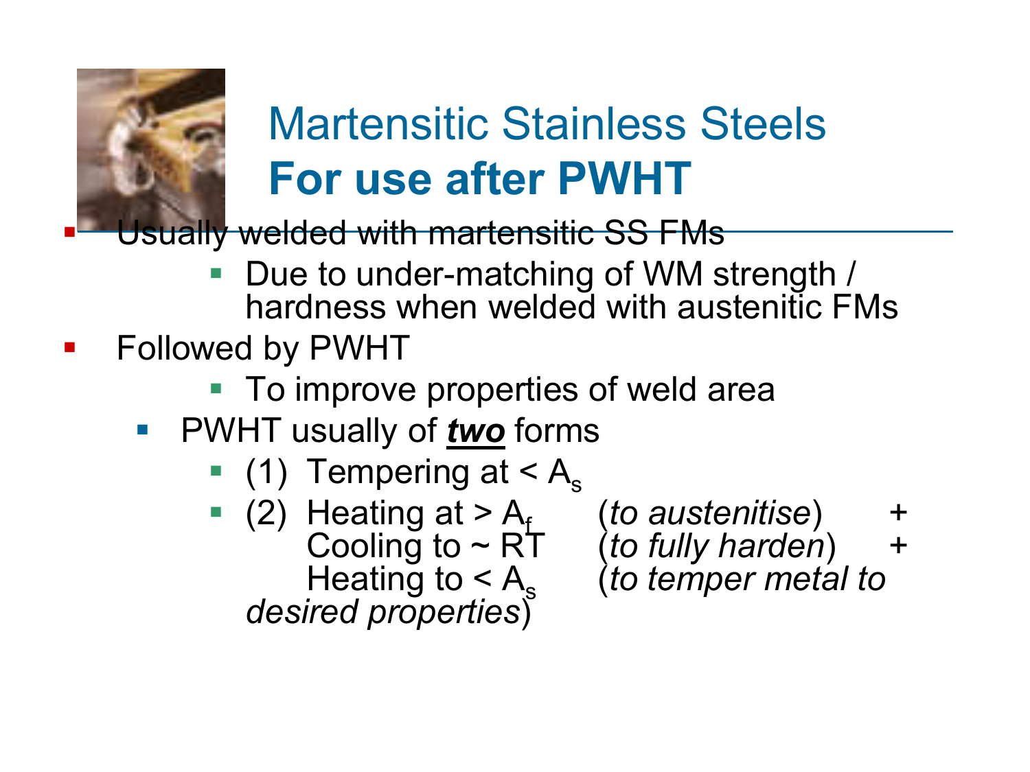# Martensitic Stainless Steels
## **For use after PWHT**

- Usually welded with martensitic SS FMs
  - Due to under-matching of WM strength / hardness when welded with austenitic FMs
- Followed by PWHT
  - To improve properties of weld area
  - PWHT usually of ***two*** forms
    - (1) Tempering at < $A_s$
    - (2) Heating at > $A_f$ (*to austenitise*) + Cooling to ~ RT (*to fully harden*) + Heating to < $A_s$ (*to temper metal to desired properties*)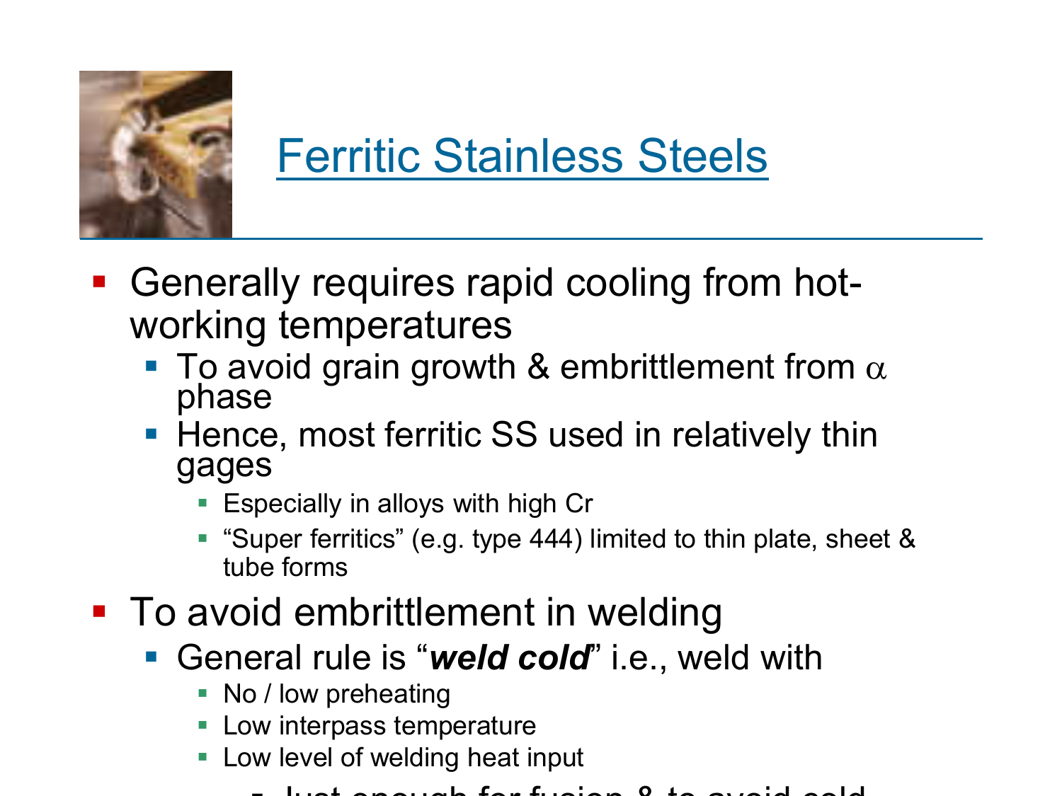# Ferritic Stainless Steels

- Generally requires rapid cooling from hot-working temperatures
  - To avoid grain growth & embrittlement from $\alpha$ phase
  - Hence, most ferritic SS used in relatively thin gages
    - Especially in alloys with high Cr
    - "Super ferritics" (e.g. type 444) limited to thin plate, sheet & tube forms
- To avoid embrittlement in welding
  - General rule is "***weld cold***" i.e., weld with
    - No / low preheating
    - Low interpass temperature
    - Low level of welding heat input
      - Just enough for fusion & to avoid cold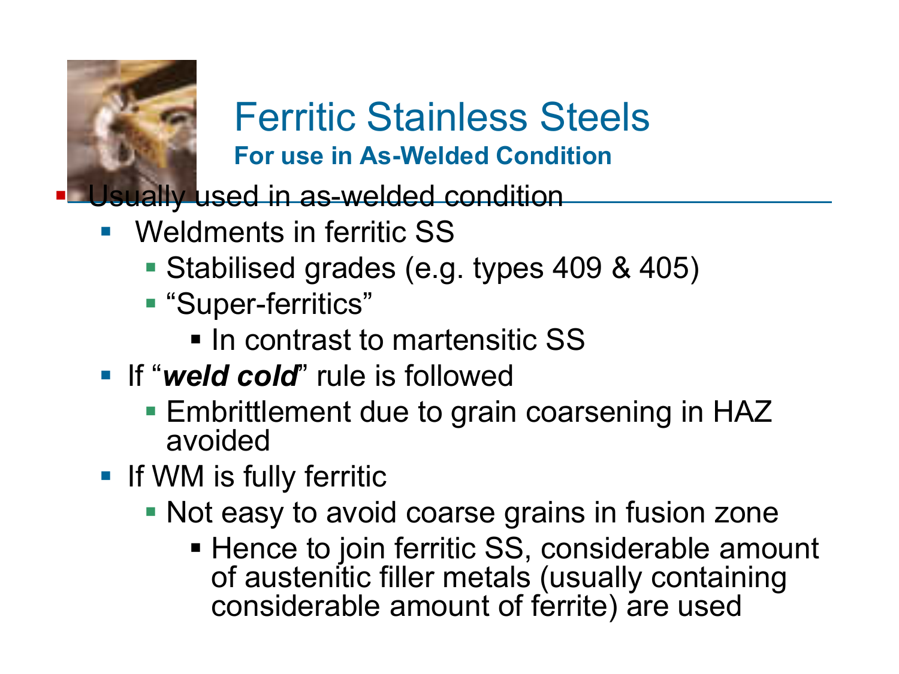# Ferritic Stainless Steels

## For use in As-Welded Condition

- Usually used in as-welded condition
  - Weldments in ferritic SS
    - Stabilised grades (e.g. types 409 & 405)
    - "Super-ferritics"
      - In contrast to martensitic SS
  - If "***weld cold***" rule is followed
    - Embrittlement due to grain coarsening in HAZ avoided
  - If WM is fully ferritic
    - Not easy to avoid coarse grains in fusion zone
      - Hence to join ferritic SS, considerable amount of austenitic filler metals (usually containing considerable amount of ferrite) are used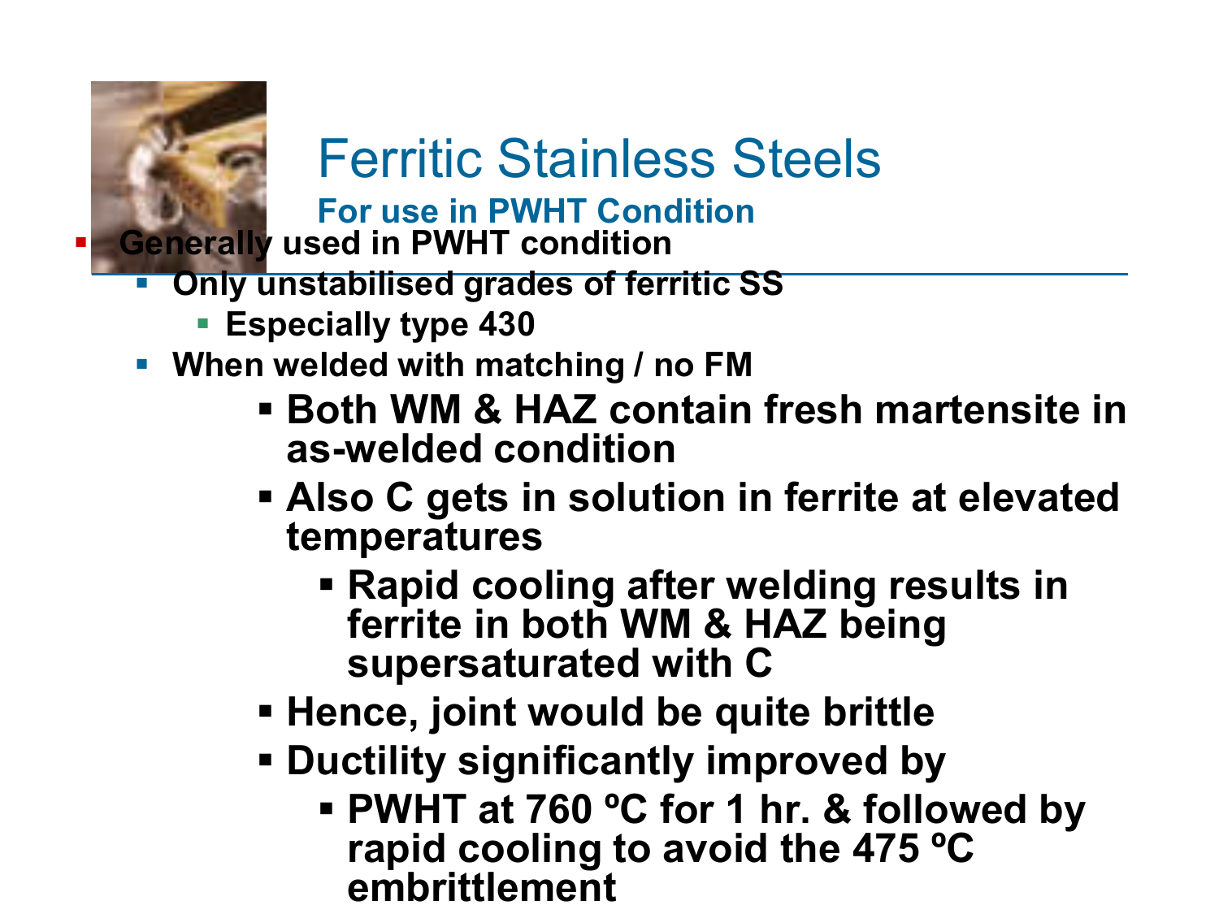# Ferritic Stainless Steels

## For use in PWHT Condition

- Generally used in PWHT condition
  - Only unstabilised grades of ferritic SS
    - Especially type 430
  - When welded with matching / no FM
    - Both WM & HAZ contain fresh martensite in as-welded condition
    - Also C gets in solution in ferrite at elevated temperatures
      - Rapid cooling after welding results in ferrite in both WM & HAZ being supersaturated with C
    - Hence, joint would be quite brittle
    - Ductility significantly improved by
      - PWHT at 760 ºC for 1 hr. & followed by rapid cooling to avoid the 475 ºC embrittlement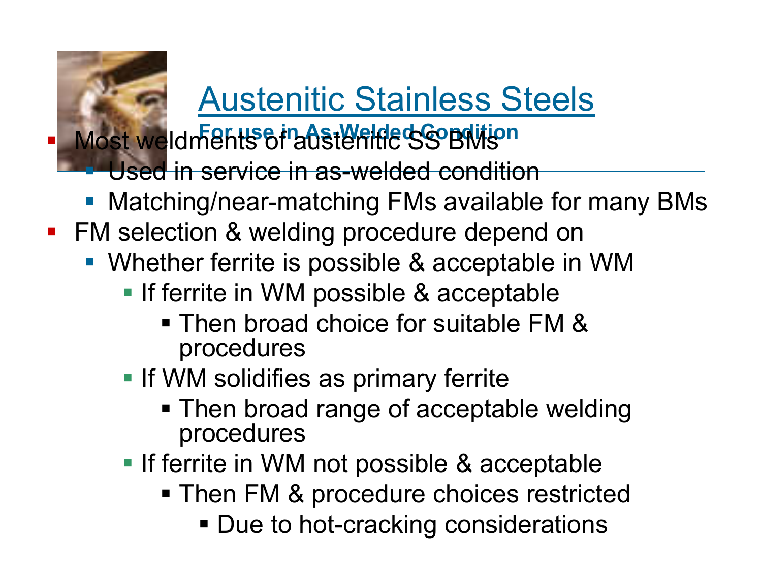# Austenitic Stainless Steels

## For use in As-Welded Condition

- Most weldments of austenitic SS BMs
  - Used in service in as-welded condition
  - Matching/near-matching FMs available for many BMs
- FM selection & welding procedure depend on
  - Whether ferrite is possible & acceptable in WM
    - If ferrite in WM possible & acceptable
      - Then broad choice for suitable FM & procedures
    - If WM solidifies as primary ferrite
      - Then broad range of acceptable welding procedures
    - If ferrite in WM not possible & acceptable
      - Then FM & procedure choices restricted
        - Due to hot-cracking considerations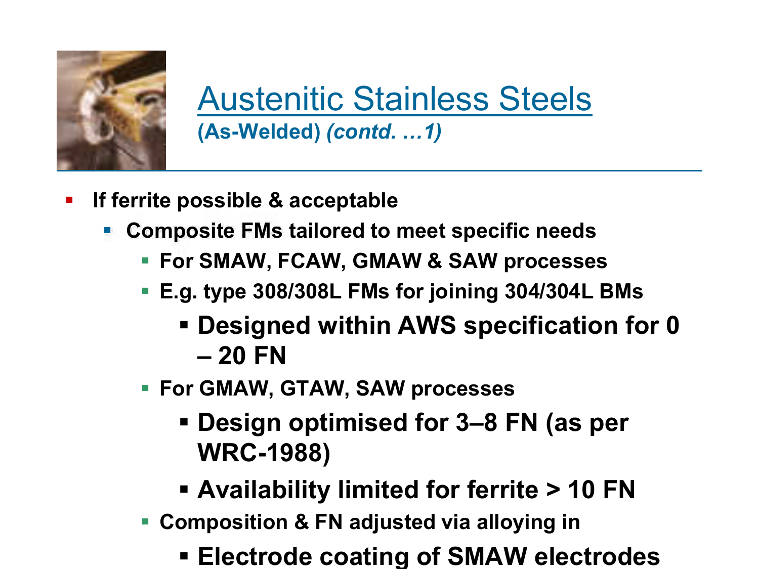# Austenitic Stainless Steels

**(As-Welded)** ***(contd. …1)***

- **If ferrite possible & acceptable**
  - **Composite FMs tailored to meet specific needs**
    - **For SMAW, FCAW, GMAW & SAW processes**
    - **E.g. type 308/308L FMs for joining 304/304L BMs**
      - **Designed within AWS specification for 0 – 20 FN**
    - **For GMAW, GTAW, SAW processes**
      - **Design optimised for 3–8 FN (as per WRC-1988)**
      - **Availability limited for ferrite > 10 FN**
    - **Composition & FN adjusted via alloying in**
      - **Electrode coating of SMAW electrodes**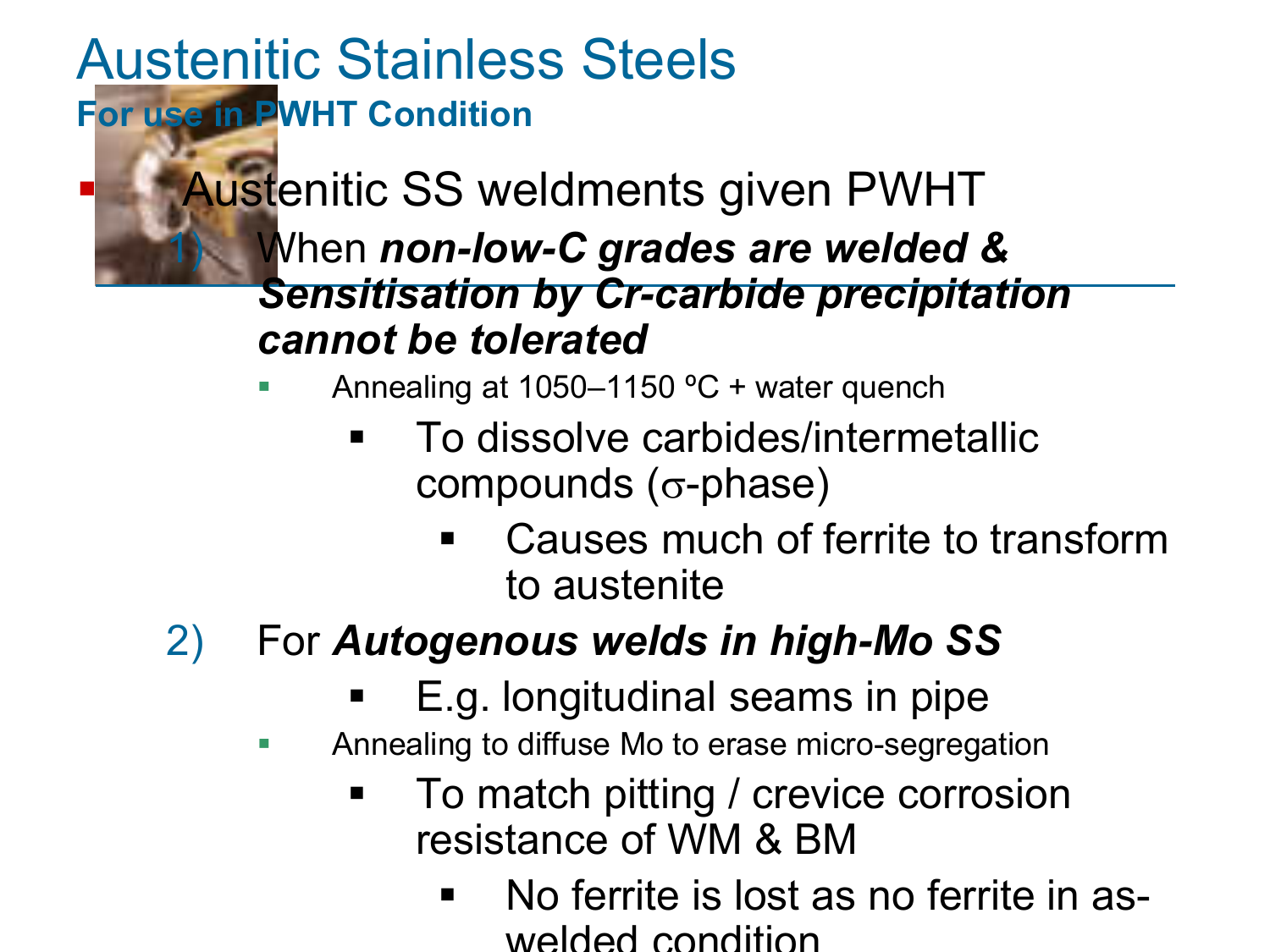# Austenitic Stainless Steels

## For use in PWHT Condition

- Austenitic SS weldments given PWHT
  1) When ***non-low-C grades are welded & Sensitisation by Cr-carbide precipitation cannot be tolerated***
     - Annealing at 1050–1150 ºC + water quench
       - To dissolve carbides/intermetallic compounds ($\sigma$-phase)
         - Causes much of ferrite to transform to austenite
  2) For ***Autogenous welds in high-Mo SS***
     - E.g. longitudinal seams in pipe
     - Annealing to diffuse Mo to erase micro-segregation
       - To match pitting / crevice corrosion resistance of WM & BM
         - No ferrite is lost as no ferrite in as-welded condition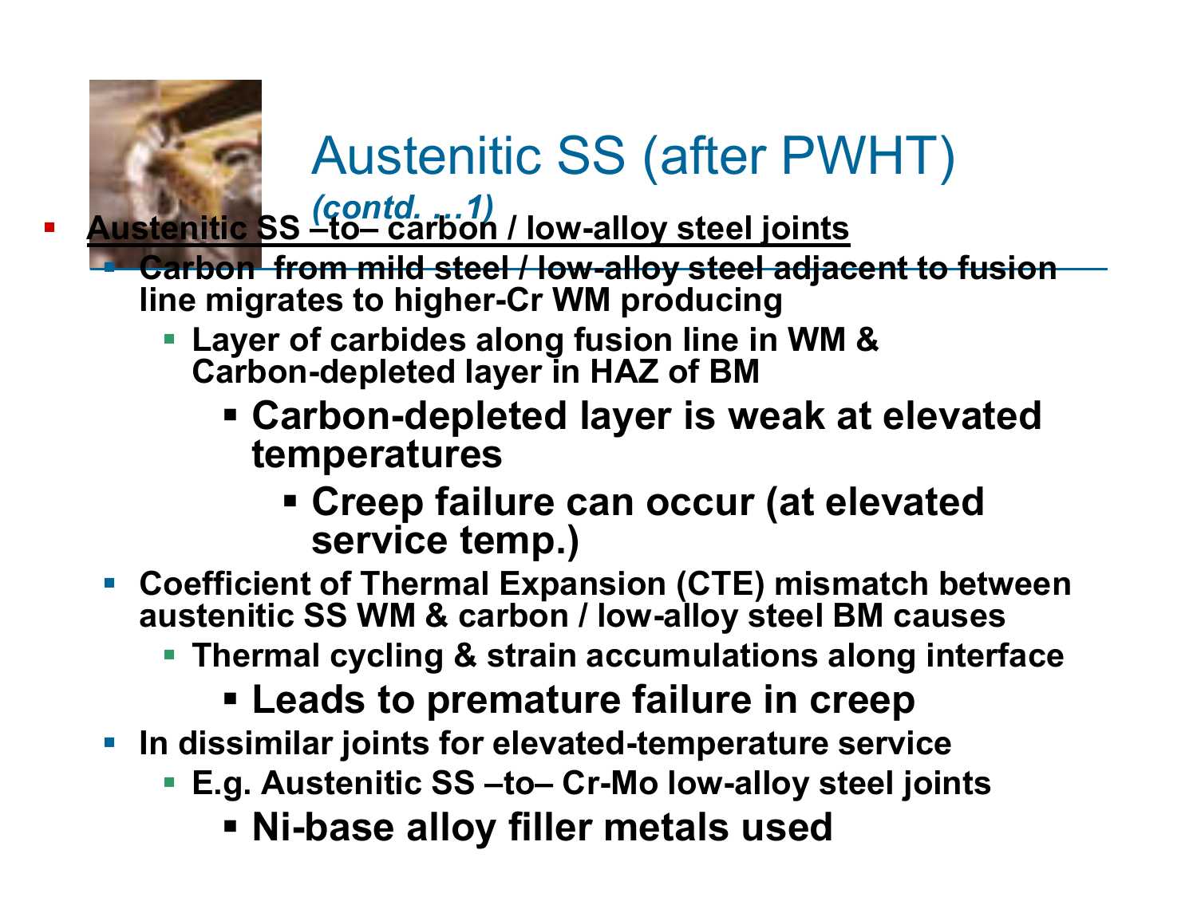# Austenitic SS (after PWHT) *(contd. ...1)*

- **Austenitic SS –to– carbon / low-alloy steel joints**
  - **Carbon from mild steel / low-alloy steel adjacent to fusion line migrates to higher-Cr WM producing**
    - **Layer of carbides along fusion line in WM & Carbon-depleted layer in HAZ of BM**
      - **Carbon-depleted layer is weak at elevated temperatures**
        - **Creep failure can occur (at elevated service temp.)**
  - **Coefficient of Thermal Expansion (CTE) mismatch between austenitic SS WM & carbon / low-alloy steel BM causes**
    - **Thermal cycling & strain accumulations along interface**
      - **Leads to premature failure in creep**
  - **In dissimilar joints for elevated-temperature service**
    - **E.g. Austenitic SS –to– Cr-Mo low-alloy steel joints**
      - **Ni-base alloy filler metals used**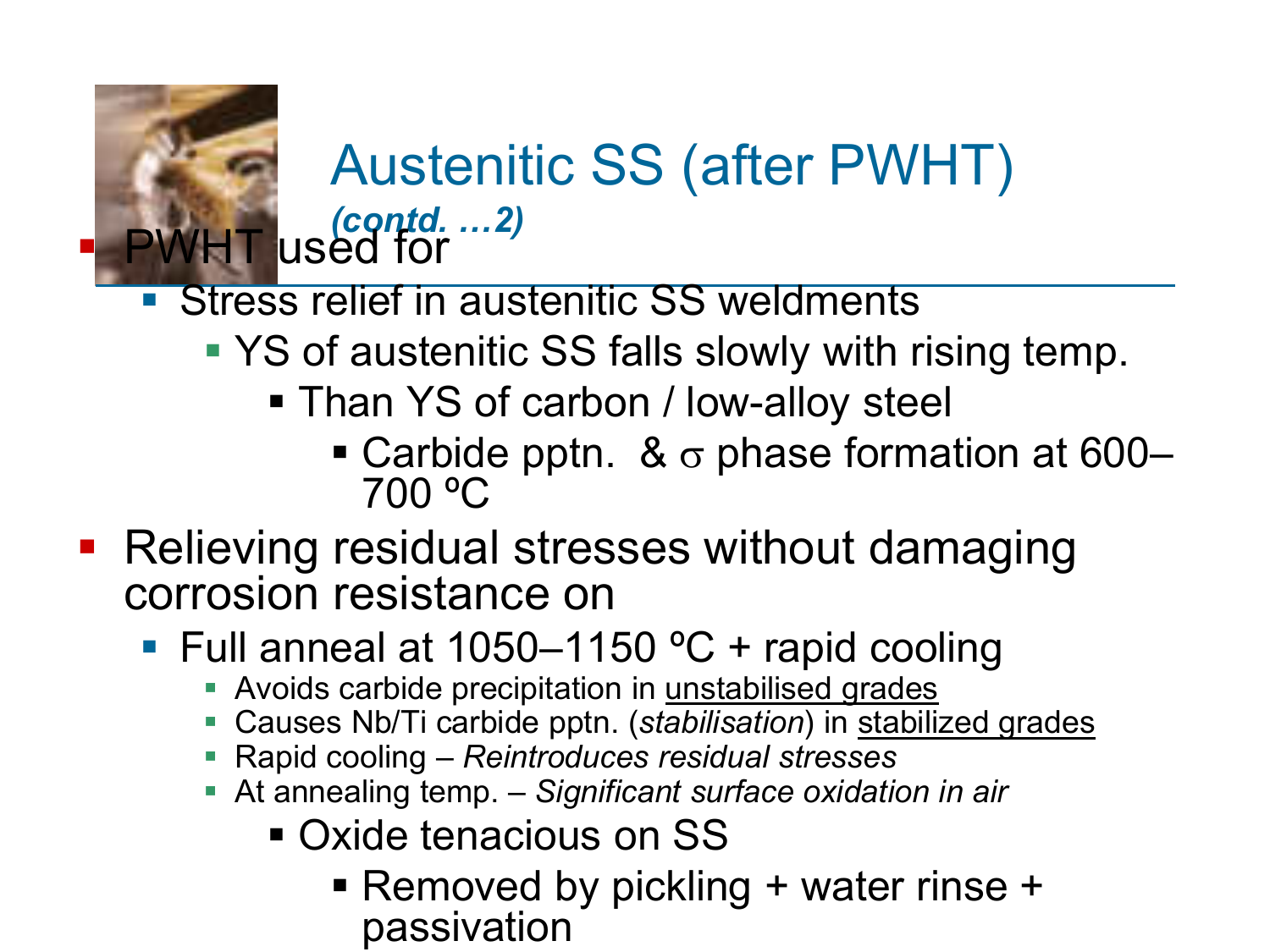# Austenitic SS (after PWHT)

*(contd. …2)*

- PWHT used for
  - Stress relief in austenitic SS weldments
    - YS of austenitic SS falls slowly with rising temp.
      - Than YS of carbon / low-alloy steel
        - Carbide pptn. & $\sigma$ phase formation at 600–700 ºC
- Relieving residual stresses without damaging corrosion resistance on
  - Full anneal at 1050–1150 ºC + rapid cooling
    - Avoids carbide precipitation in unstabilised grades
    - Causes Nb/Ti carbide pptn. (*stabilisation*) in stabilized grades
    - Rapid cooling – *Reintroduces residual stresses*
    - At annealing temp. – *Significant surface oxidation in air*
      - Oxide tenacious on SS
        - Removed by pickling + water rinse + passivation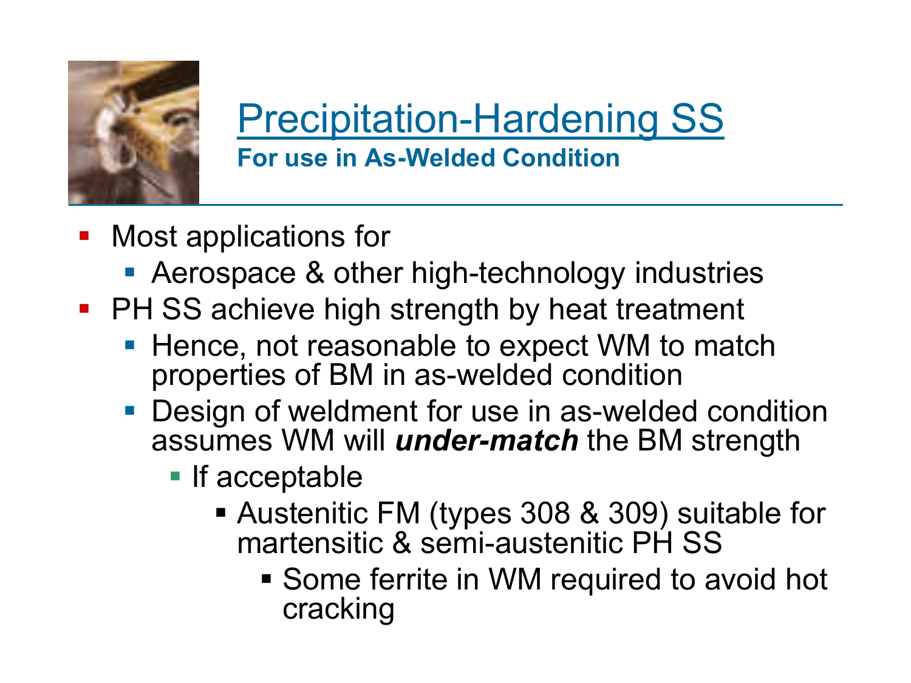# Precipitation-Hardening SS

**For use in As-Welded Condition**

- Most applications for
  - Aerospace & other high-technology industries
- PH SS achieve high strength by heat treatment
  - Hence, not reasonable to expect WM to match properties of BM in as-welded condition
  - Design of weldment for use in as-welded condition assumes WM will ***under-match*** the BM strength
    - If acceptable
      - Austenitic FM (types 308 & 309) suitable for martensitic & semi-austenitic PH SS
        - Some ferrite in WM required to avoid hot cracking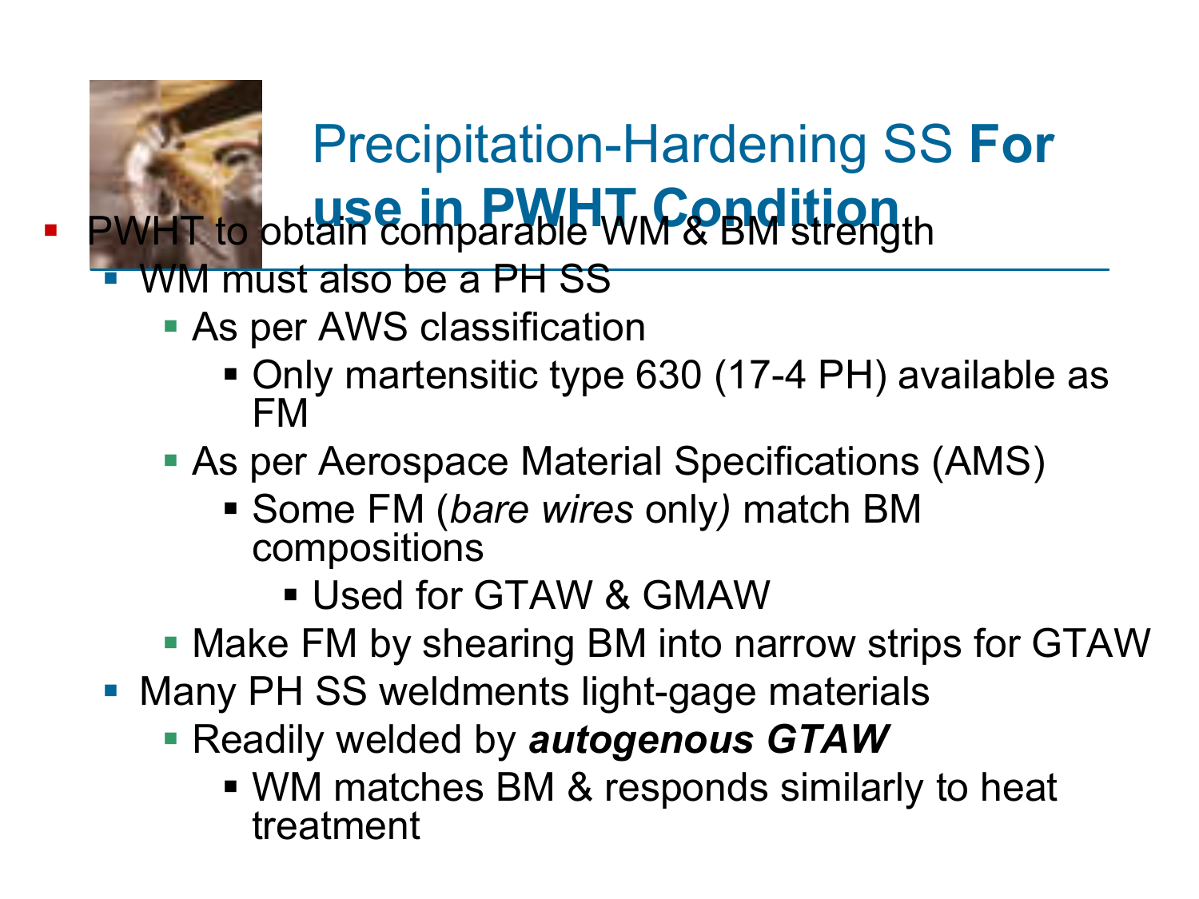# Precipitation-Hardening SS **For use in PWHT Condition**

- PWHT to obtain comparable WM & BM strength
  - WM must also be a PH SS
    - As per AWS classification
      - Only martensitic type 630 (17-4 PH) available as FM
    - As per Aerospace Material Specifications (AMS)
      - Some FM (*bare wires* only) match BM compositions
        - Used for GTAW & GMAW
    - Make FM by shearing BM into narrow strips for GTAW
  - Many PH SS weldments light-gage materials
    - Readily welded by ***autogenous GTAW***
      - WM matches BM & responds similarly to heat treatment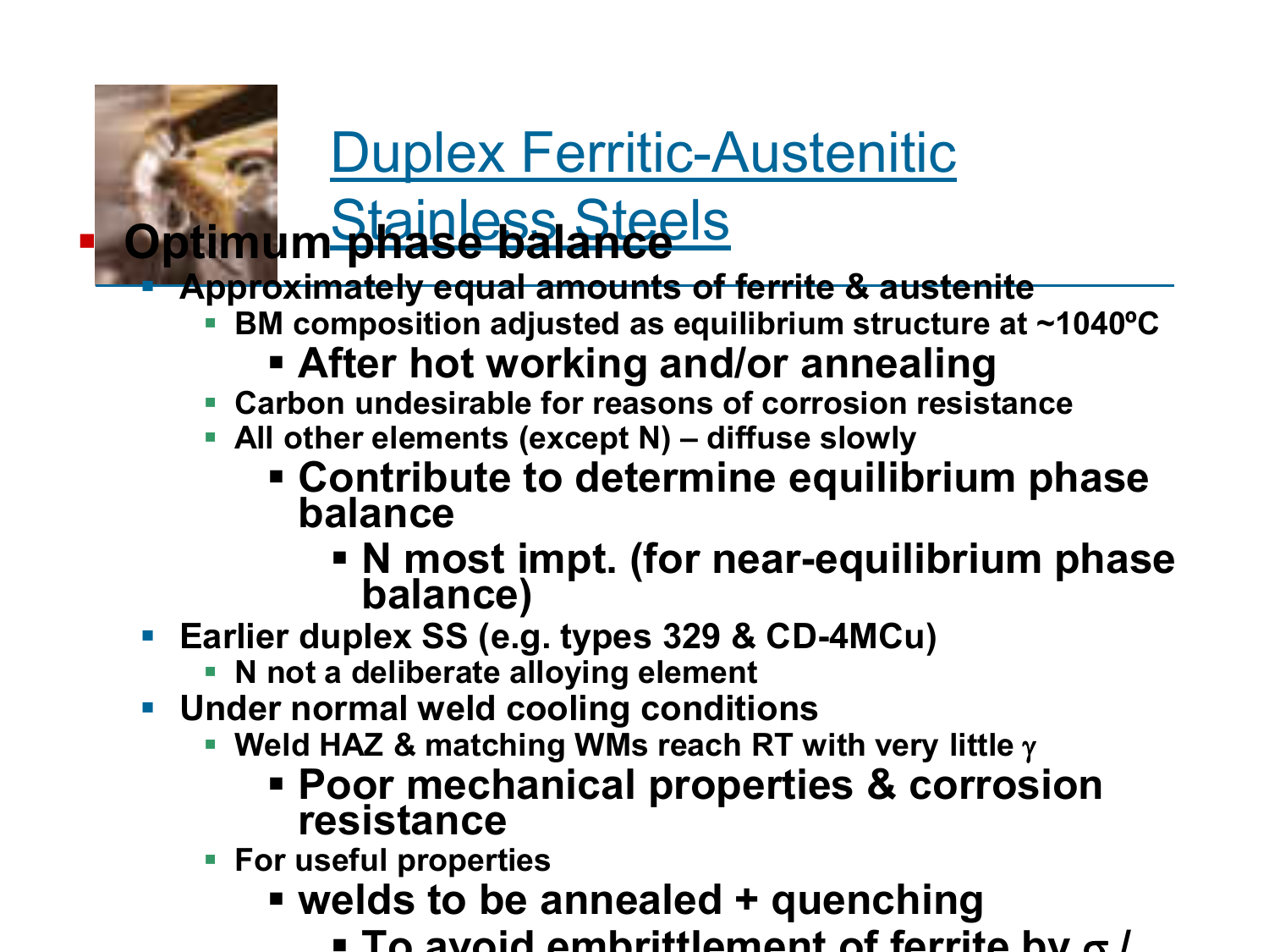# Duplex Ferritic-Austenitic Stainless Steels

- **Optimum phase balance**
  - **Approximately equal amounts of ferrite & austenite**
    - **BM composition adjusted as equilibrium structure at ~1040ºC**
      - **After hot working and/or annealing**
    - **Carbon undesirable for reasons of corrosion resistance**
    - **All other elements (except N) – diffuse slowly**
      - **Contribute to determine equilibrium phase balance**
        - **N most impt. (for near-equilibrium phase balance)**
  - **Earlier duplex SS (e.g. types 329 & CD-4MCu)**
    - **N not a deliberate alloying element**
  - **Under normal weld cooling conditions**
    - **Weld HAZ & matching WMs reach RT with very little $\gamma$**
      - **Poor mechanical properties & corrosion resistance**
    - **For useful properties**
      - **welds to be annealed + quenching**
        - **To avoid embrittlement of ferrite by $\sigma$ /**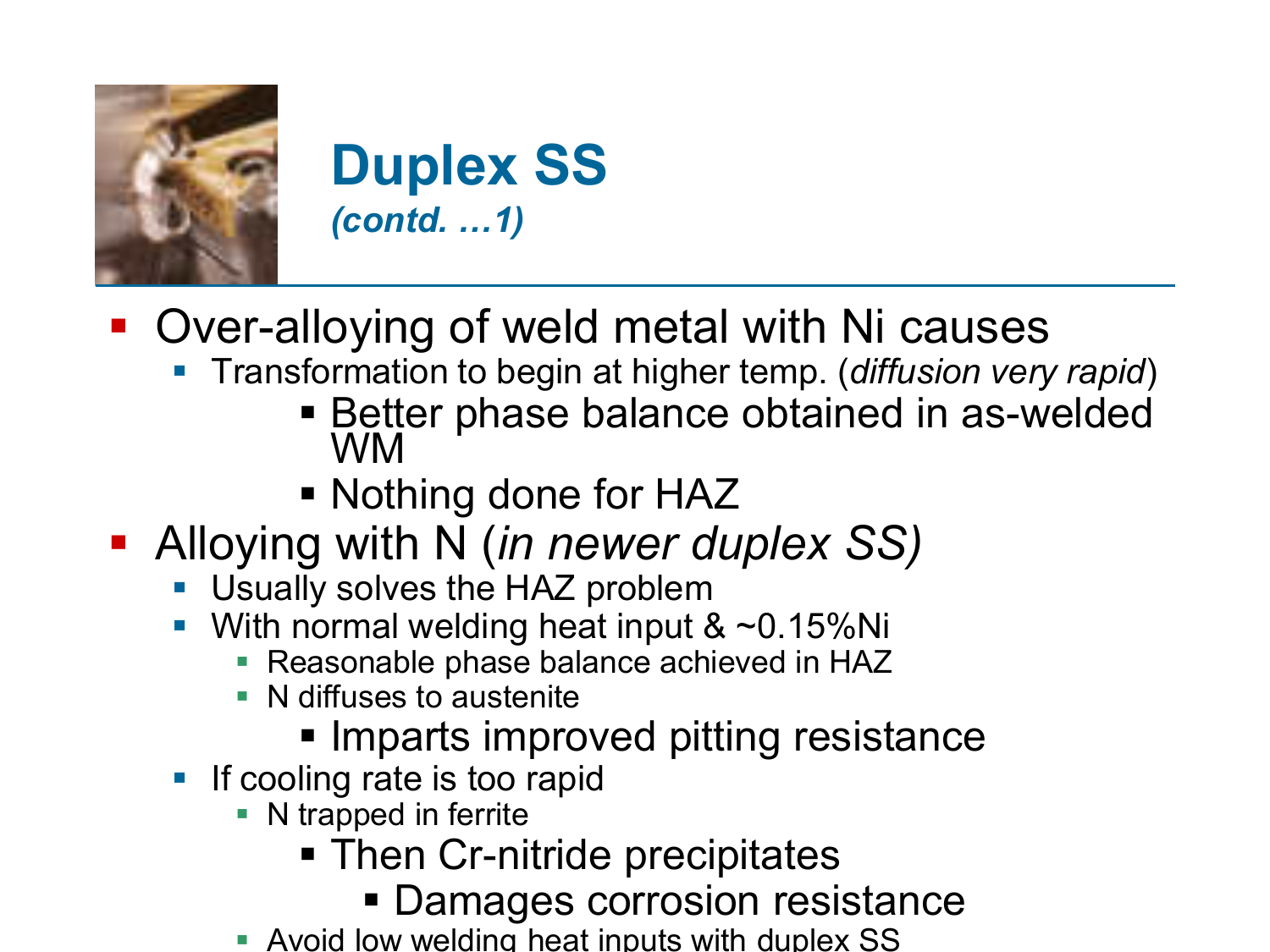# Duplex SS

*(contd. …1)*

- Over-alloying of weld metal with Ni causes
  - Transformation to begin at higher temp. (*diffusion very rapid*)
    - Better phase balance obtained in as-welded WM
    - Nothing done for HAZ
- Alloying with N (*in newer duplex SS)*
  - Usually solves the HAZ problem
  - With normal welding heat input & ~0.15%Ni
    - Reasonable phase balance achieved in HAZ
    - N diffuses to austenite
      - Imparts improved pitting resistance
  - If cooling rate is too rapid
    - N trapped in ferrite
      - Then Cr-nitride precipitates
        - Damages corrosion resistance
    - Avoid low welding heat inputs with duplex SS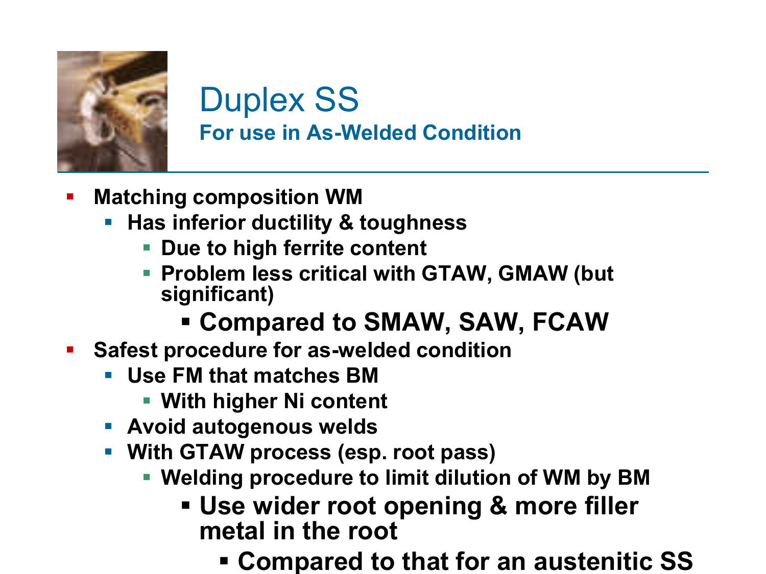# Duplex SS

## For use in As-Welded Condition

- Matching composition WM
  - Has inferior ductility & toughness
    - Due to high ferrite content
    - Problem less critical with GTAW, GMAW (but significant)
      - Compared to SMAW, SAW, FCAW
- Safest procedure for as-welded condition
  - Use FM that matches BM
    - With higher Ni content
  - Avoid autogenous welds
  - With GTAW process (esp. root pass)
    - Welding procedure to limit dilution of WM by BM
      - Use wider root opening & more filler metal in the root
        - Compared to that for an austenitic SS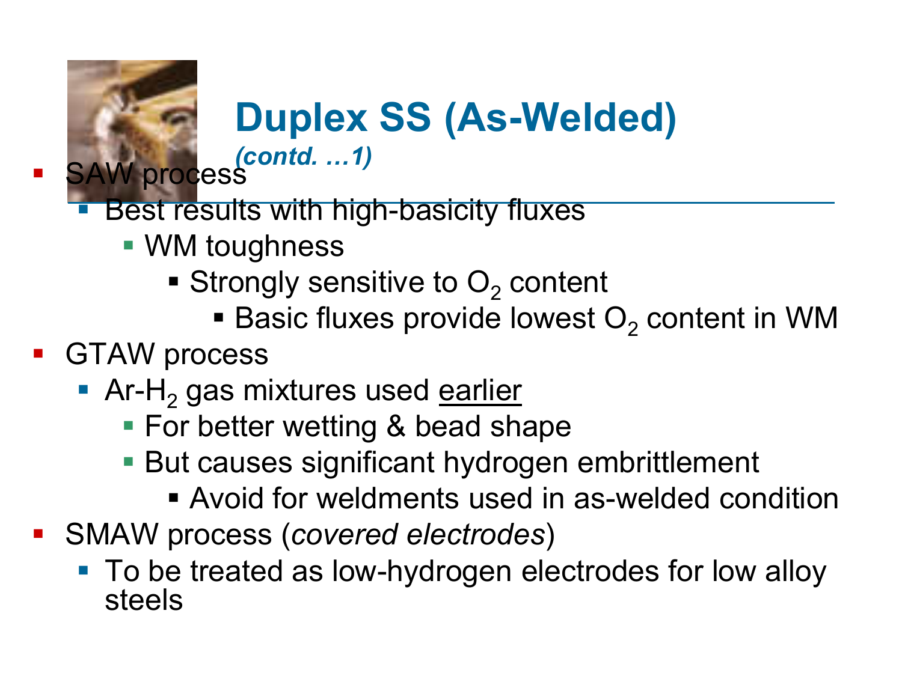# Duplex SS (As-Welded)

*(contd. …1)*

- SAW process
  - Best results with high-basicity fluxes
    - WM toughness
      - Strongly sensitive to $O_2$ content
        - Basic fluxes provide lowest $O_2$ content in WM
- GTAW process
  - Ar-$H_2$ gas mixtures used <u>earlier</u>
    - For better wetting & bead shape
    - But causes significant hydrogen embrittlement
      - Avoid for weldments used in as-welded condition
- SMAW process (*covered electrodes*)
  - To be treated as low-hydrogen electrodes for low alloy steels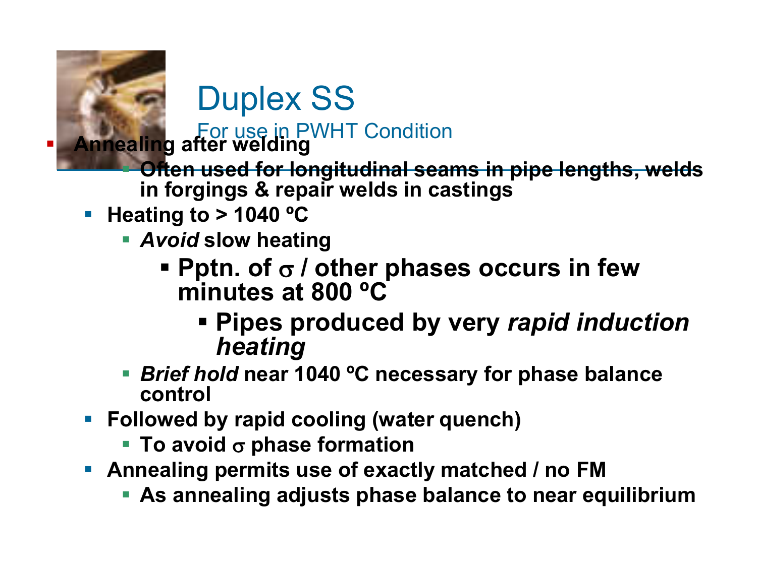# Duplex SS

## For use in PWHT Condition

- **Annealing after welding**
  - **Often used for longitudinal seams in pipe lengths, welds in forgings & repair welds in castings**
  - **Heating to > 1040 ºC**
    - ***Avoid* slow heating**
      - **Pptn. of $\sigma$ / other phases occurs in few minutes at 800 ºC**
        - **Pipes produced by very *rapid induction heating***
    - ***Brief hold* near 1040 ºC necessary for phase balance control**
  - **Followed by rapid cooling (water quench)**
    - **To avoid $\sigma$ phase formation**
  - **Annealing permits use of exactly matched / no FM**
    - **As annealing adjusts phase balance to near equilibrium**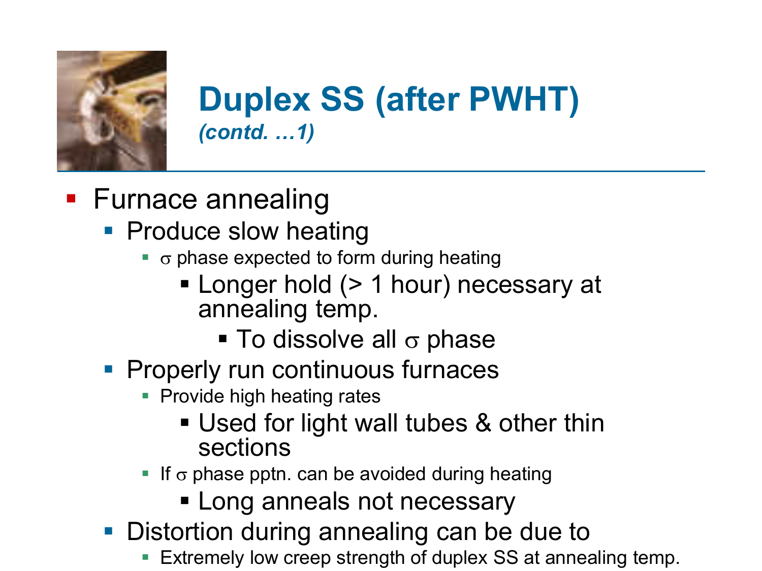# Duplex SS (after PWHT)

*(contd. …1)*

- Furnace annealing
  - Produce slow heating
    - $\sigma$ phase expected to form during heating
      - Longer hold (> 1 hour) necessary at annealing temp.
        - To dissolve all $\sigma$ phase
  - Properly run continuous furnaces
    - Provide high heating rates
      - Used for light wall tubes & other thin sections
    - If $\sigma$ phase pptn. can be avoided during heating
      - Long anneals not necessary
  - Distortion during annealing can be due to
    - Extremely low creep strength of duplex SS at annealing temp.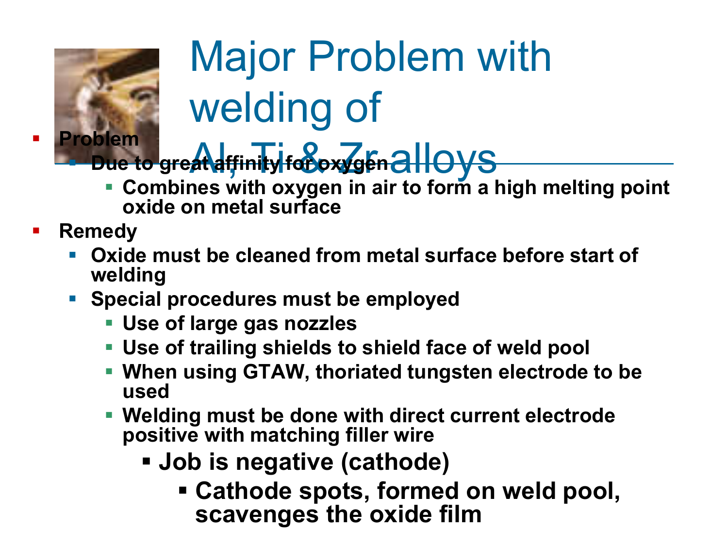# Major Problem with welding of Al, Ti & Zr alloys

- **Problem**
  - **Due to great affinity for oxygen**
    - **Combines with oxygen in air to form a high melting point oxide on metal surface**
- **Remedy**
  - **Oxide must be cleaned from metal surface before start of welding**
  - **Special procedures must be employed**
    - **Use of large gas nozzles**
    - **Use of trailing shields to shield face of weld pool**
    - **When using GTAW, thoriated tungsten electrode to be used**
    - **Welding must be done with direct current electrode positive with matching filler wire**
      - **Job is negative (cathode)**
        - **Cathode spots, formed on weld pool, scavenges the oxide film**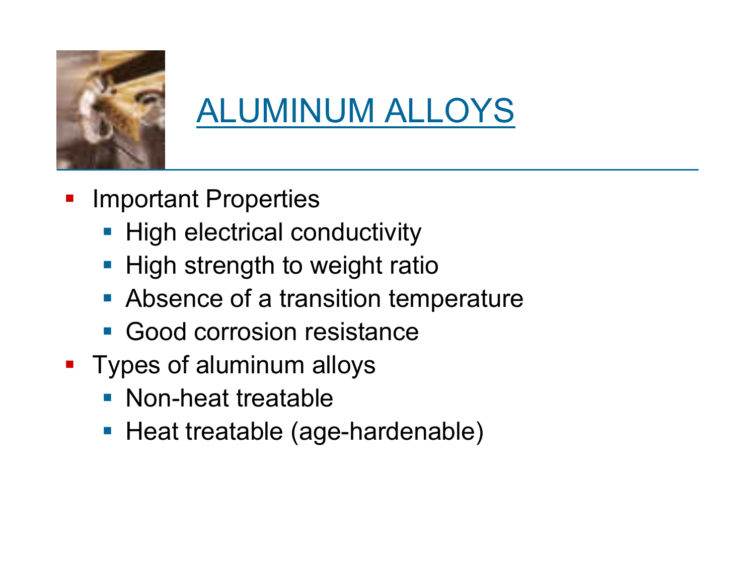# ALUMINUM ALLOYS

- Important Properties
  - High electrical conductivity
  - High strength to weight ratio
  - Absence of a transition temperature
  - Good corrosion resistance
- Types of aluminum alloys
  - Non-heat treatable
  - Heat treatable (age-hardenable)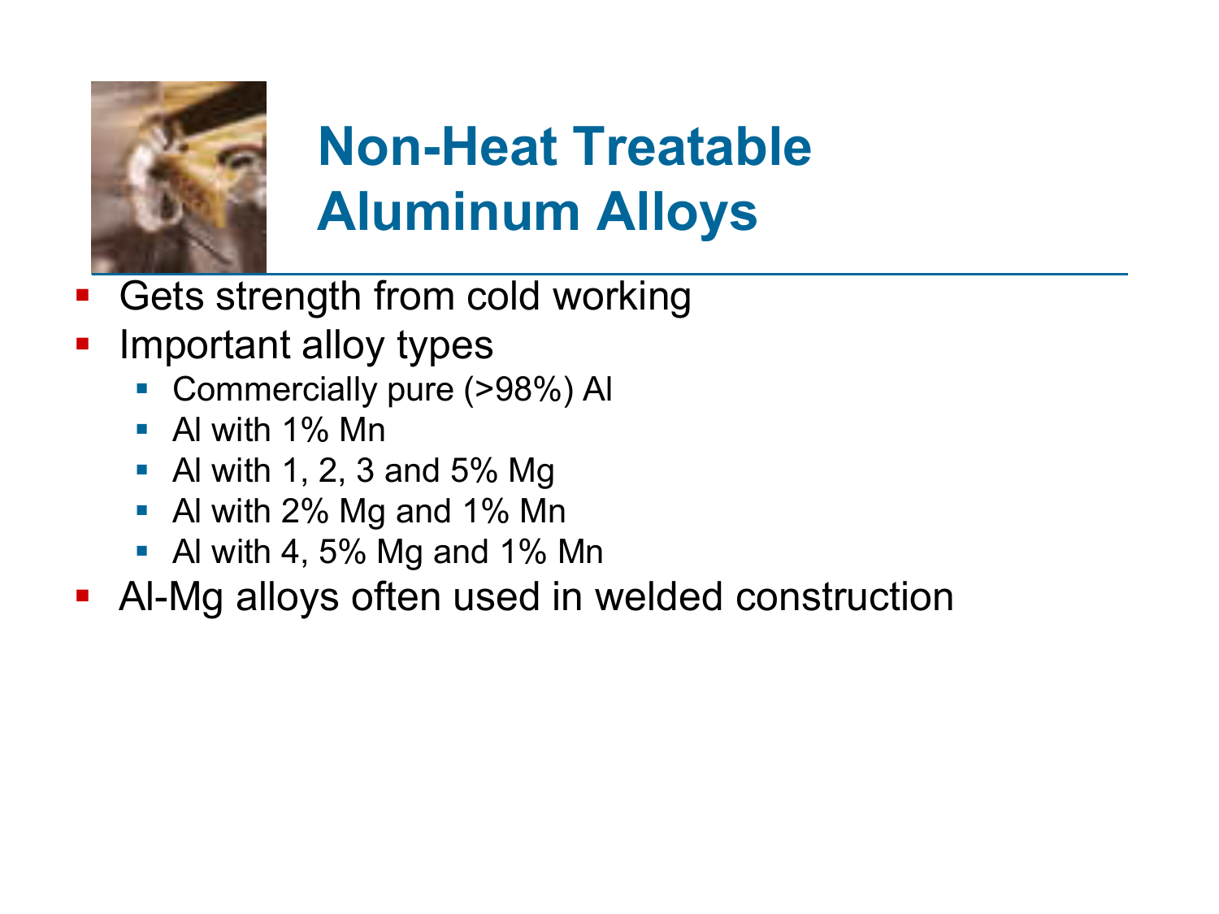# Non-Heat Treatable Aluminum Alloys

- Gets strength from cold working
- Important alloy types
  - Commercially pure (>98%) Al
  - Al with 1% Mn
  - Al with 1, 2, 3 and 5% Mg
  - Al with 2% Mg and 1% Mn
  - Al with 4, 5% Mg and 1% Mn
- Al-Mg alloys often used in welded construction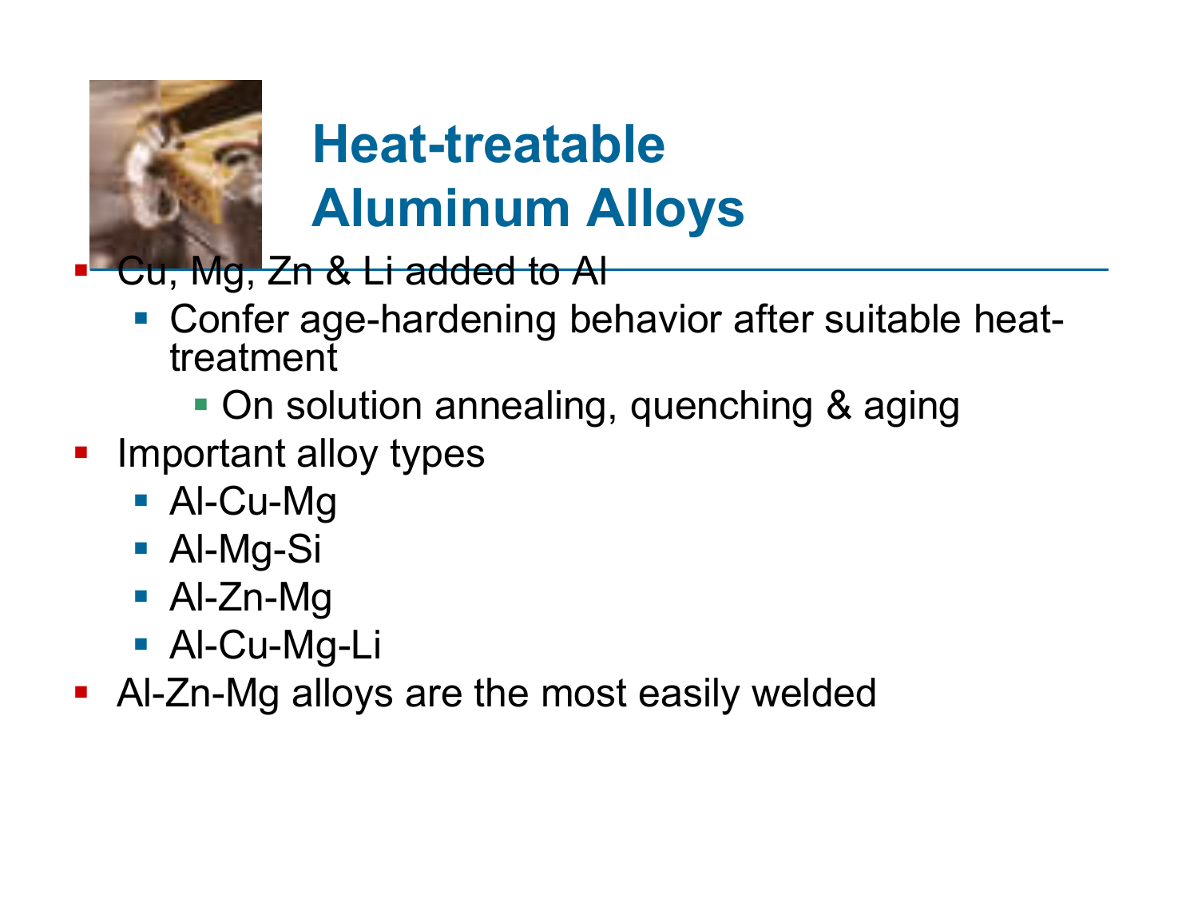# Heat-treatable Aluminum Alloys

- Cu, Mg, Zn & Li added to Al
  - Confer age-hardening behavior after suitable heat-treatment
    - On solution annealing, quenching & aging
- Important alloy types
  - Al-Cu-Mg
  - Al-Mg-Si
  - Al-Zn-Mg
  - Al-Cu-Mg-Li
- Al-Zn-Mg alloys are the most easily welded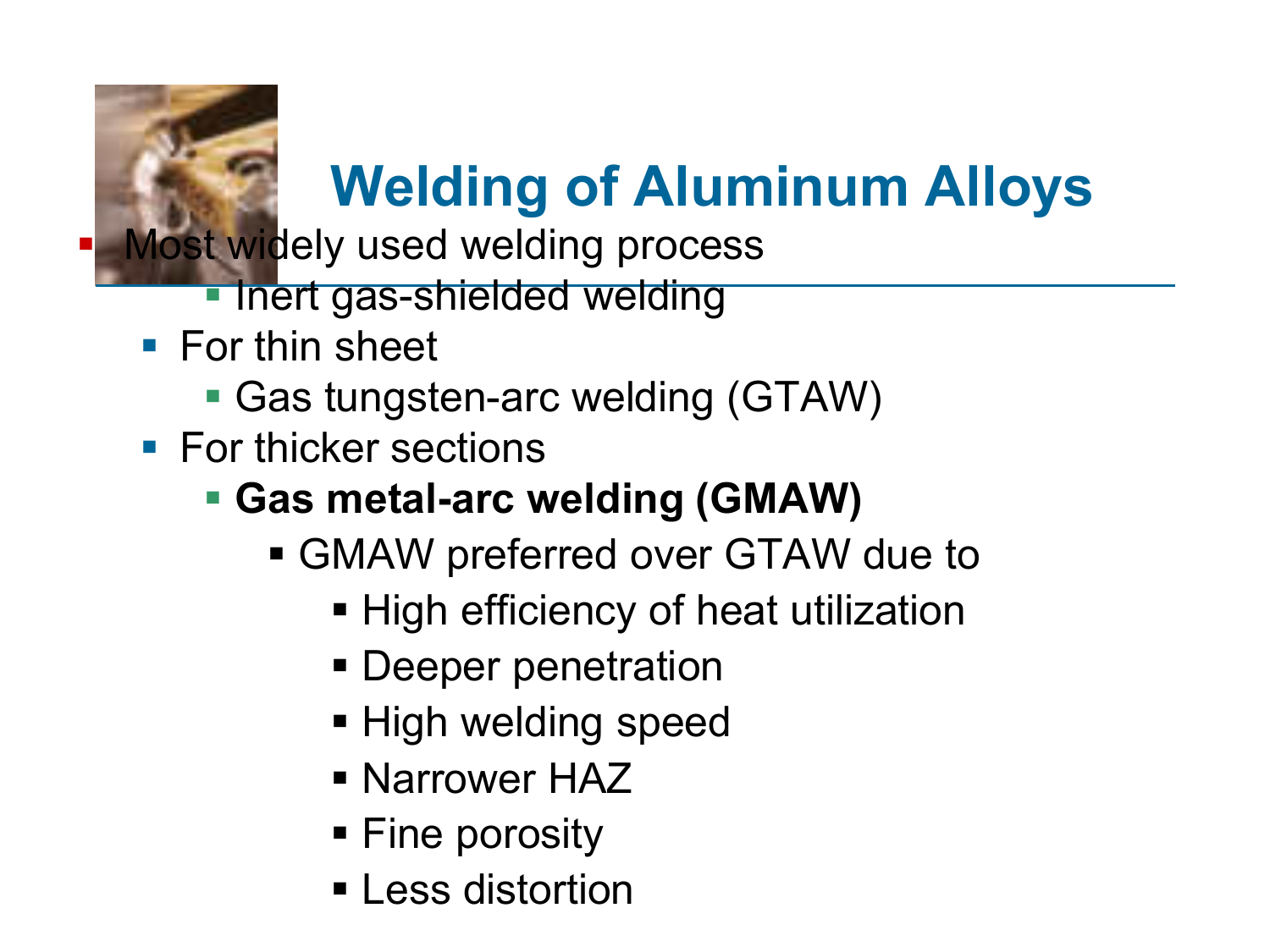# Welding of Aluminum Alloys

- Most widely used welding process
    - Inert gas-shielded welding
- For thin sheet
    - Gas tungsten-arc welding (GTAW)
- For thicker sections
    - **Gas metal-arc welding (GMAW)**
        - GMAW preferred over GTAW due to
            - High efficiency of heat utilization
            - Deeper penetration
            - High welding speed
            - Narrower HAZ
            - Fine porosity
            - Less distortion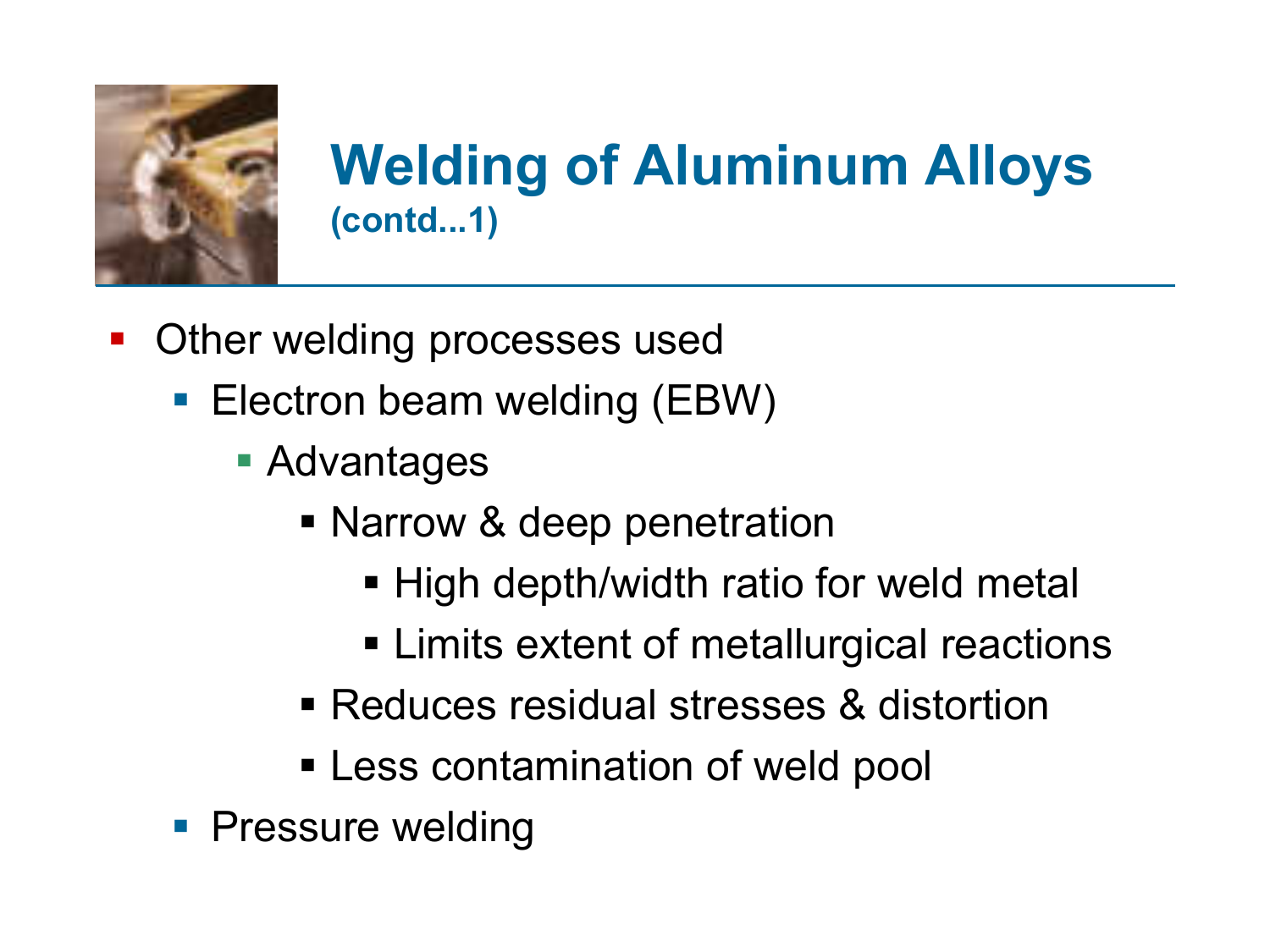# Welding of Aluminum Alloys
### (contd...1)

- Other welding processes used
  - Electron beam welding (EBW)
    - Advantages
      - Narrow & deep penetration
        - High depth/width ratio for weld metal
        - Limits extent of metallurgical reactions
      - Reduces residual stresses & distortion
      - Less contamination of weld pool
  - Pressure welding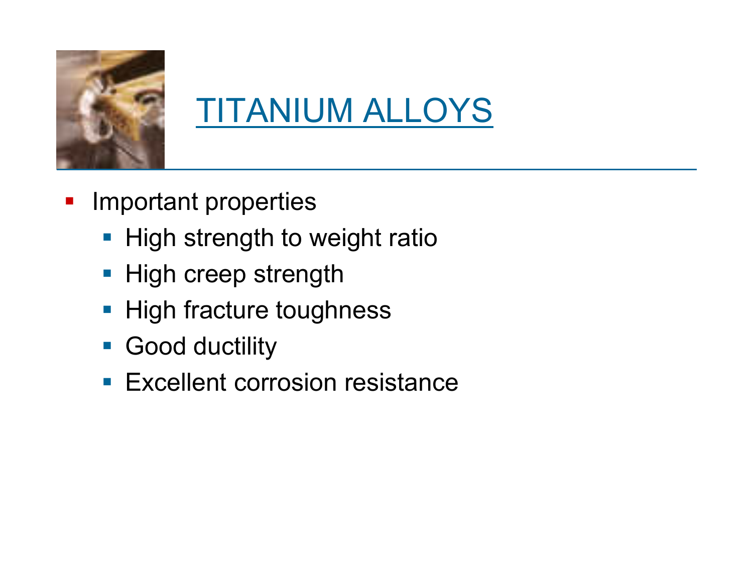# TITANIUM ALLOYS

- Important properties
  - High strength to weight ratio
  - High creep strength
  - High fracture toughness
  - Good ductility
  - Excellent corrosion resistance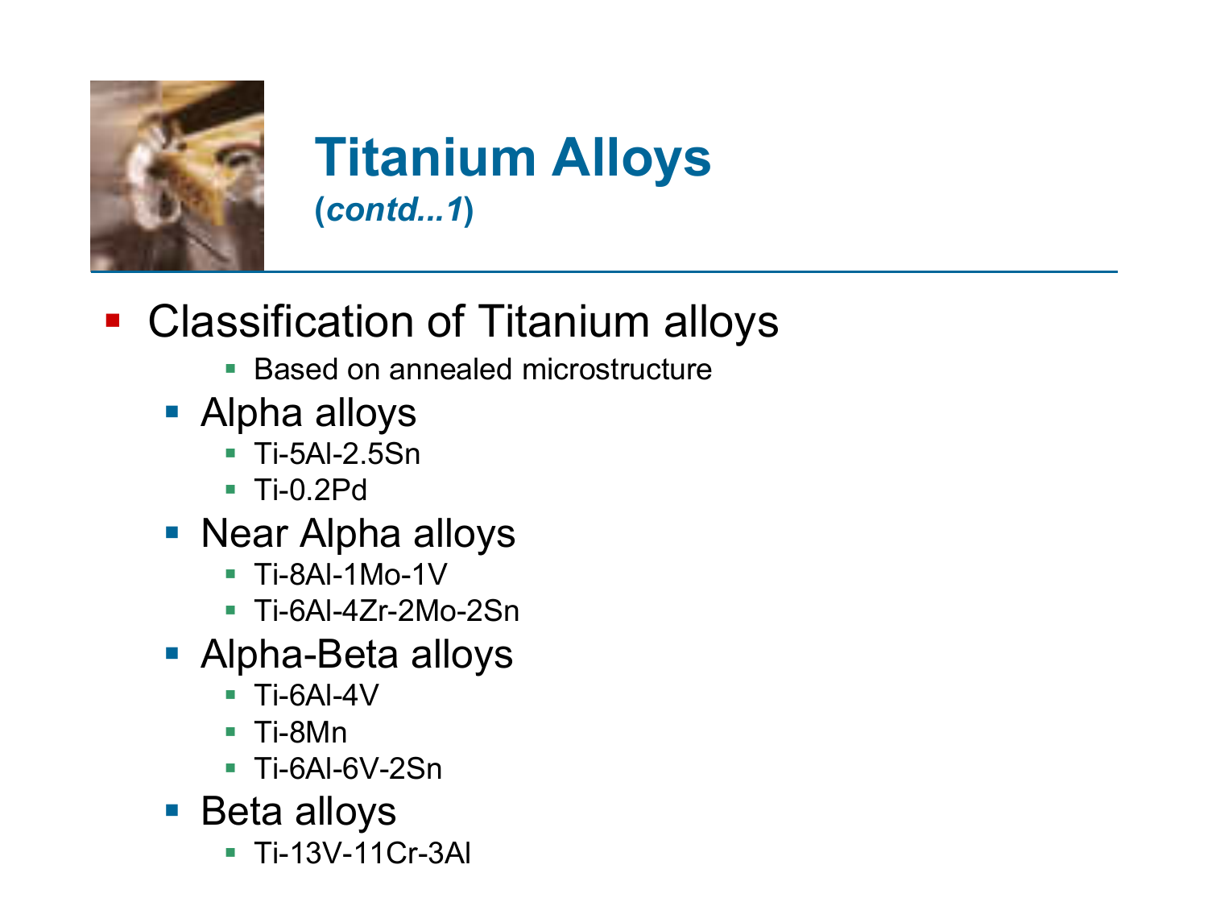# Titanium Alloys
## (*contd...1*)

- Classification of Titanium alloys
  - Based on annealed microstructure
  - Alpha alloys
    - Ti-5Al-2.5Sn
    - Ti-0.2Pd
  - Near Alpha alloys
    - Ti-8Al-1Mo-1V
    - Ti-6Al-4Zr-2Mo-2Sn
  - Alpha-Beta alloys
    - Ti-6Al-4V
    - Ti-8Mn
    - Ti-6Al-6V-2Sn
  - Beta alloys
    - Ti-13V-11Cr-3Al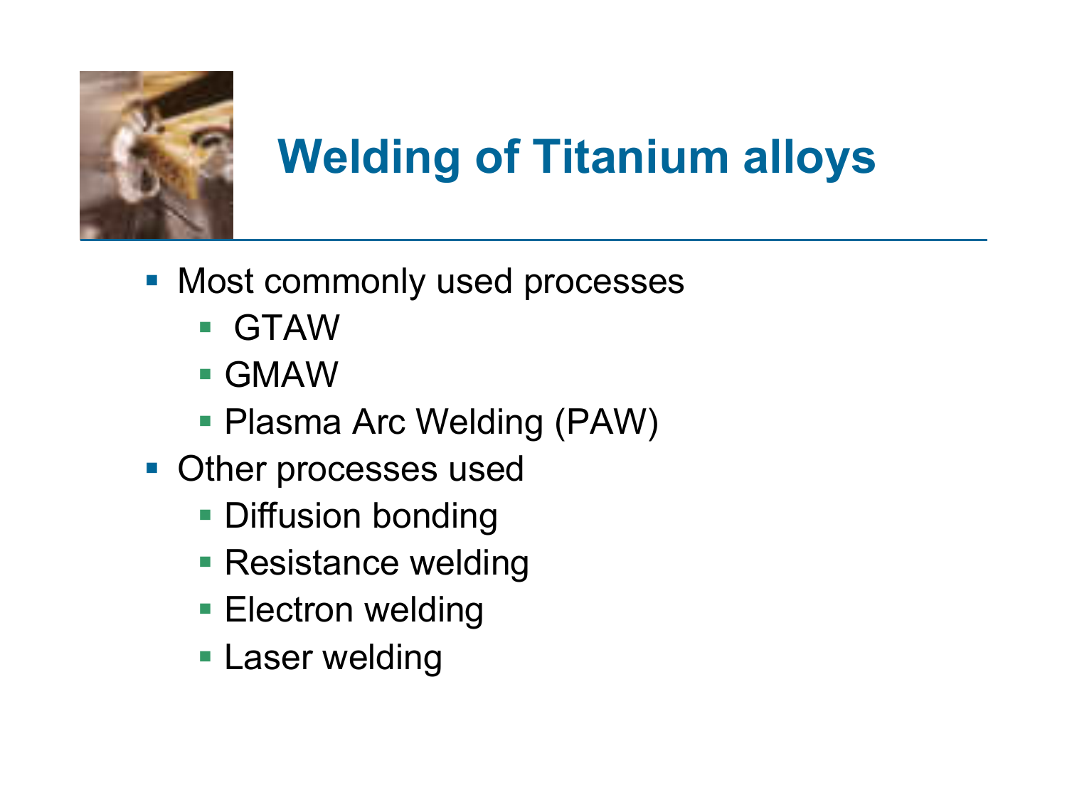# Welding of Titanium alloys

- Most commonly used processes
  - GTAW
  - GMAW
  - Plasma Arc Welding (PAW)
- Other processes used
  - Diffusion bonding
  - Resistance welding
  - Electron welding
  - Laser welding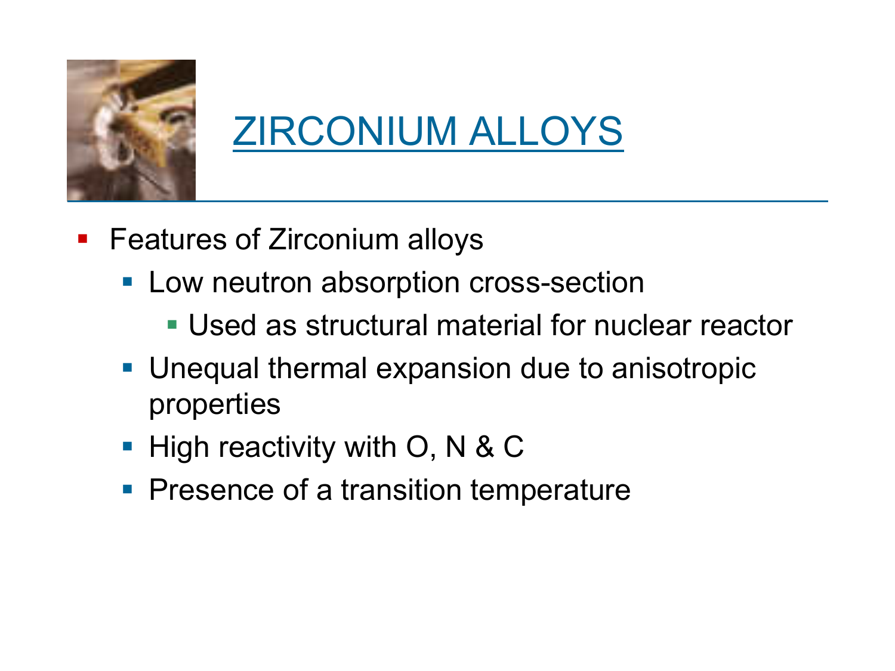# ZIRCONIUM ALLOYS

- Features of Zirconium alloys
  - Low neutron absorption cross-section
    - Used as structural material for nuclear reactor
  - Unequal thermal expansion due to anisotropic properties
  - High reactivity with O, N & C
  - Presence of a transition temperature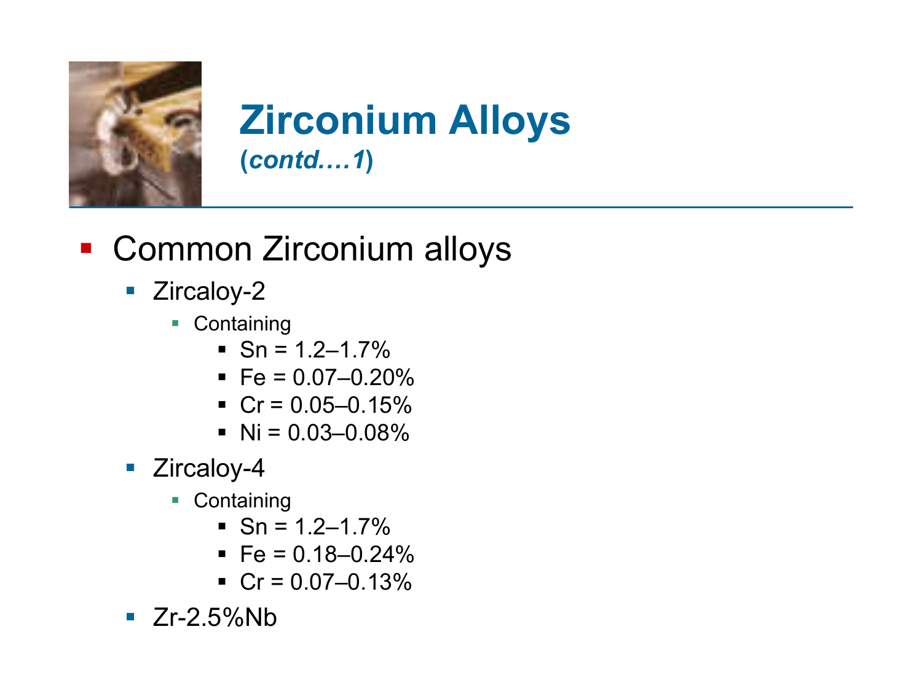# Zirconium Alloys

**(*contd.…1*)**

- Common Zirconium alloys
  - Zircaloy-2
    - Containing
      - Sn = 1.2–1.7%
      - Fe = 0.07–0.20%
      - Cr = 0.05–0.15%
      - Ni = 0.03–0.08%
  - Zircaloy-4
    - Containing
      - Sn = 1.2–1.7%
      - Fe = 0.18–0.24%
      - Cr = 0.07–0.13%
  - Zr-2.5%Nb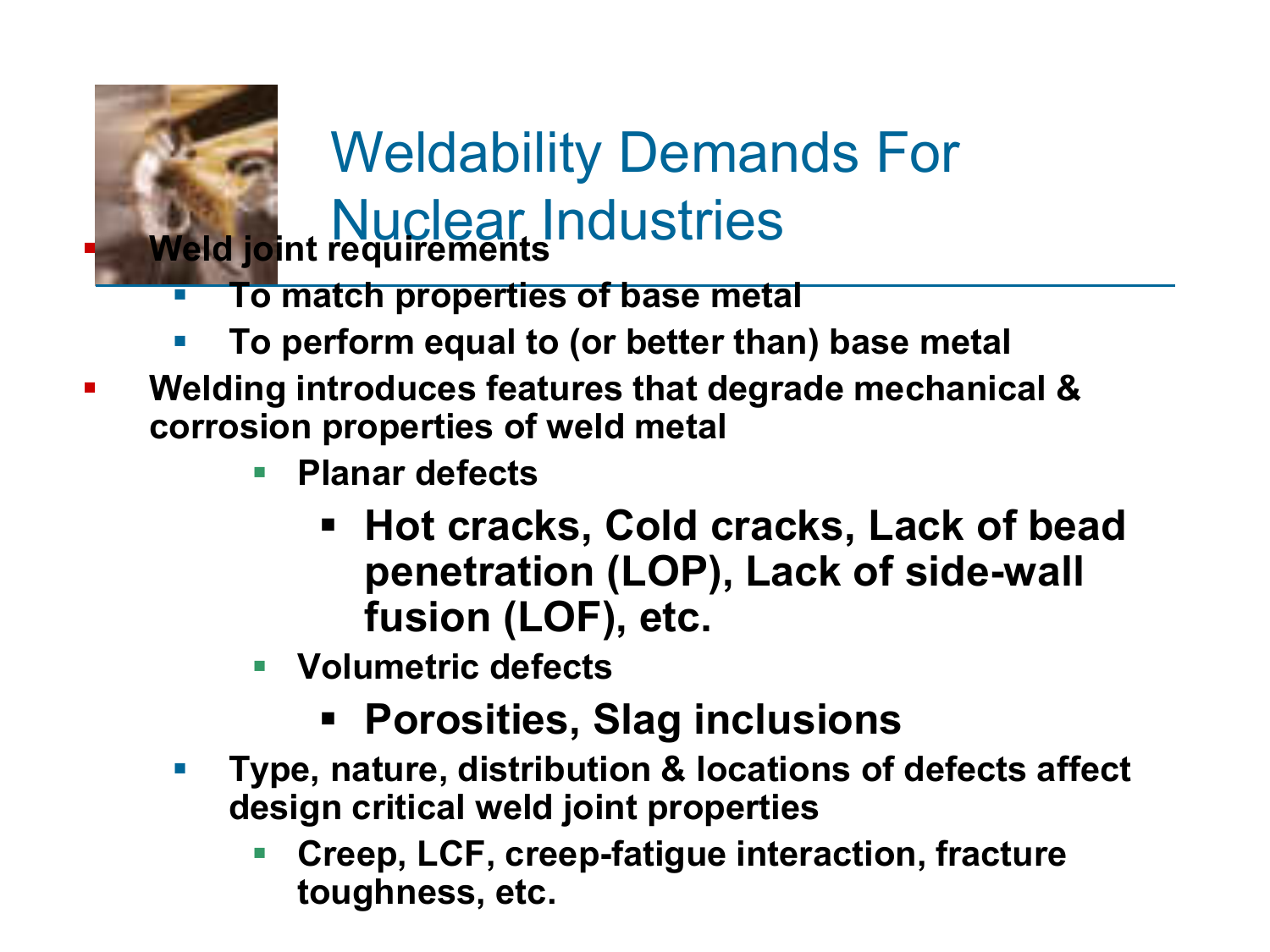# Weldability Demands For Nuclear Industries

- **Weld joint requirements**
  - **To match properties of base metal**
  - **To perform equal to (or better than) base metal**
- **Welding introduces features that degrade mechanical & corrosion properties of weld metal**
    - **Planar defects**
      - **Hot cracks, Cold cracks, Lack of bead penetration (LOP), Lack of side-wall fusion (LOF), etc.**
    - **Volumetric defects**
      - **Porosities, Slag inclusions**
  - **Type, nature, distribution & locations of defects affect design critical weld joint properties**
    - **Creep, LCF, creep-fatigue interaction, fracture toughness, etc.**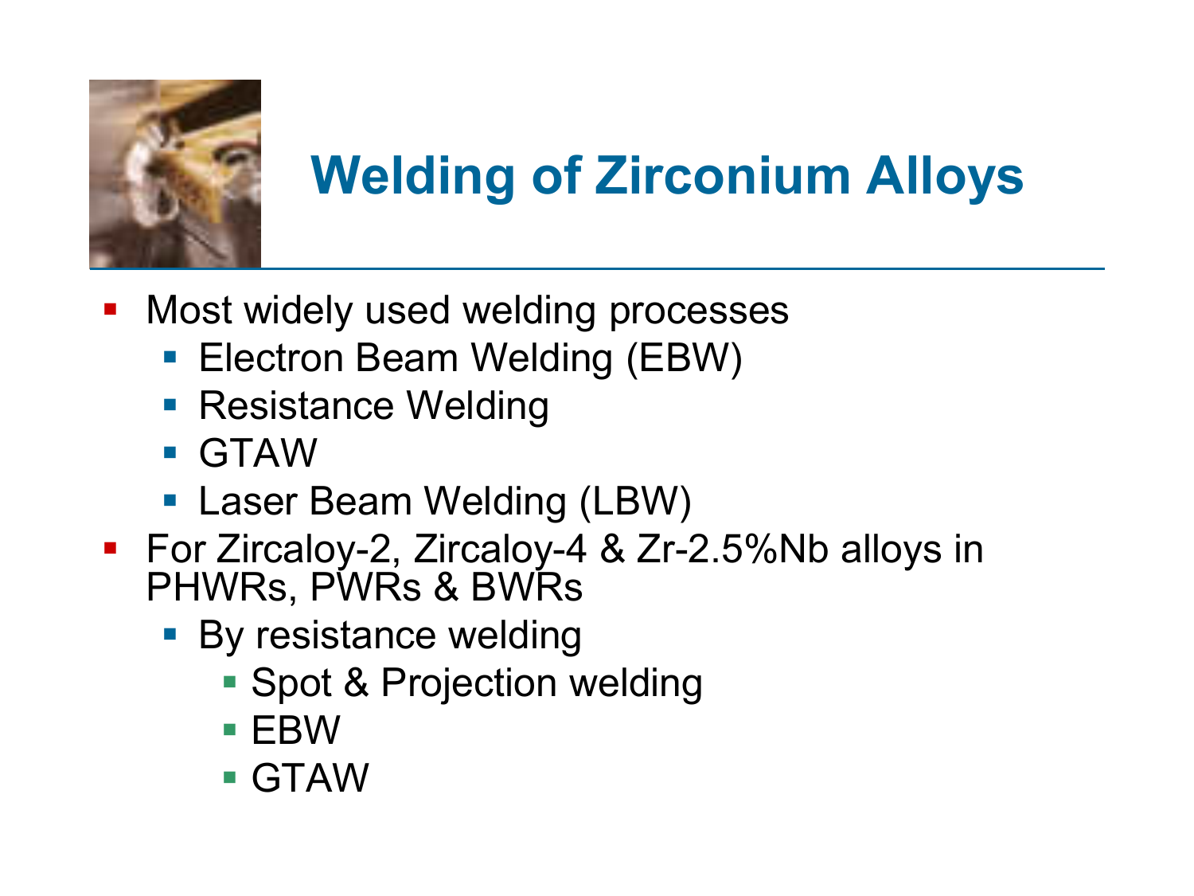# Welding of Zirconium Alloys

- Most widely used welding processes
  - Electron Beam Welding (EBW)
  - Resistance Welding
  - GTAW
  - Laser Beam Welding (LBW)
- For Zircaloy-2, Zircaloy-4 & Zr-2.5%Nb alloys in PHWRs, PWRs & BWRs
  - By resistance welding
    - Spot & Projection welding
    - EBW
    - GTAW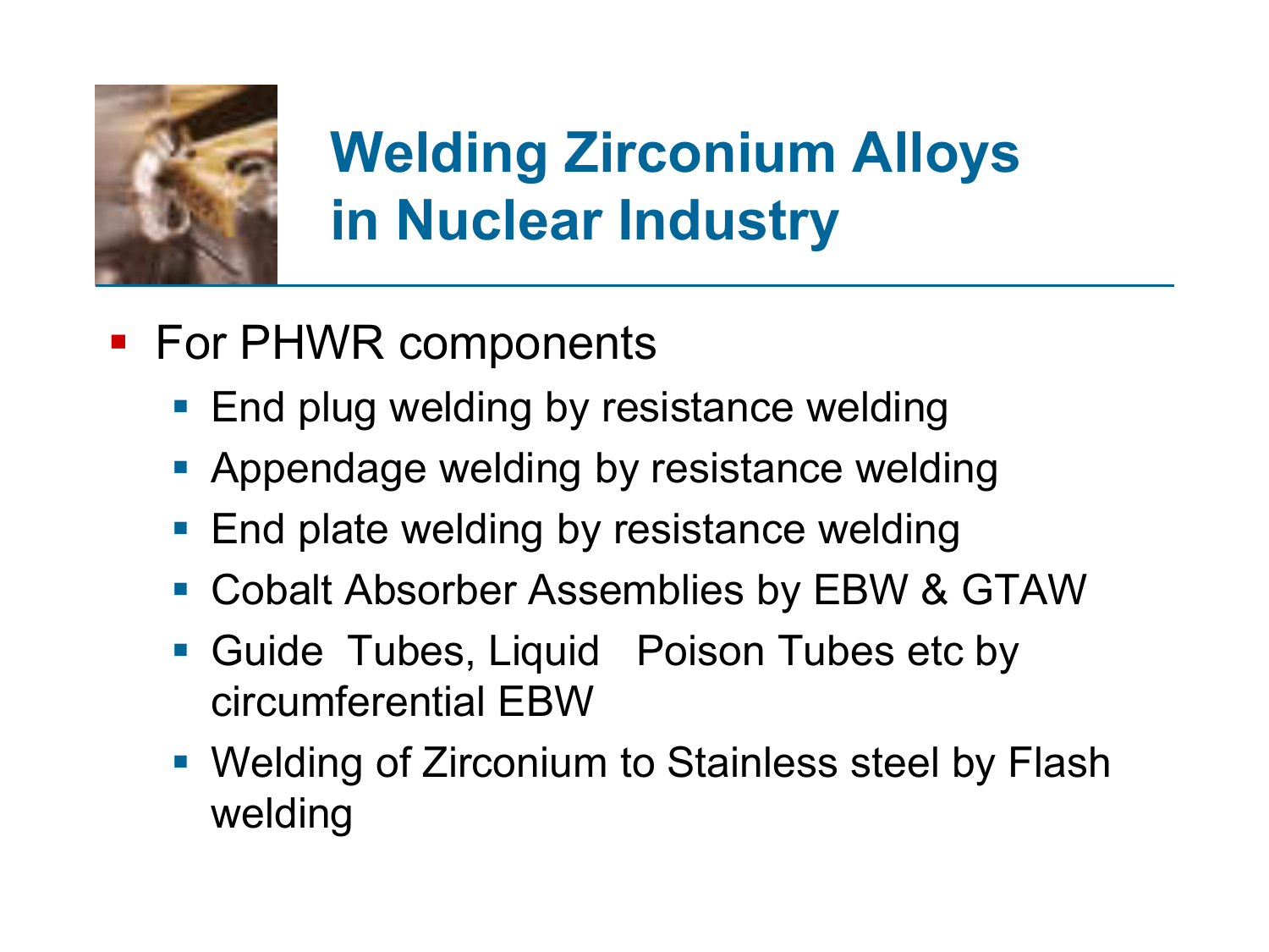# Welding Zirconium Alloys in Nuclear Industry

- For PHWR components
  - End plug welding by resistance welding
  - Appendage welding by resistance welding
  - End plate welding by resistance welding
  - Cobalt Absorber Assemblies by EBW & GTAW
  - Guide Tubes, Liquid Poison Tubes etc by circumferential EBW
  - Welding of Zirconium to Stainless steel by Flash welding